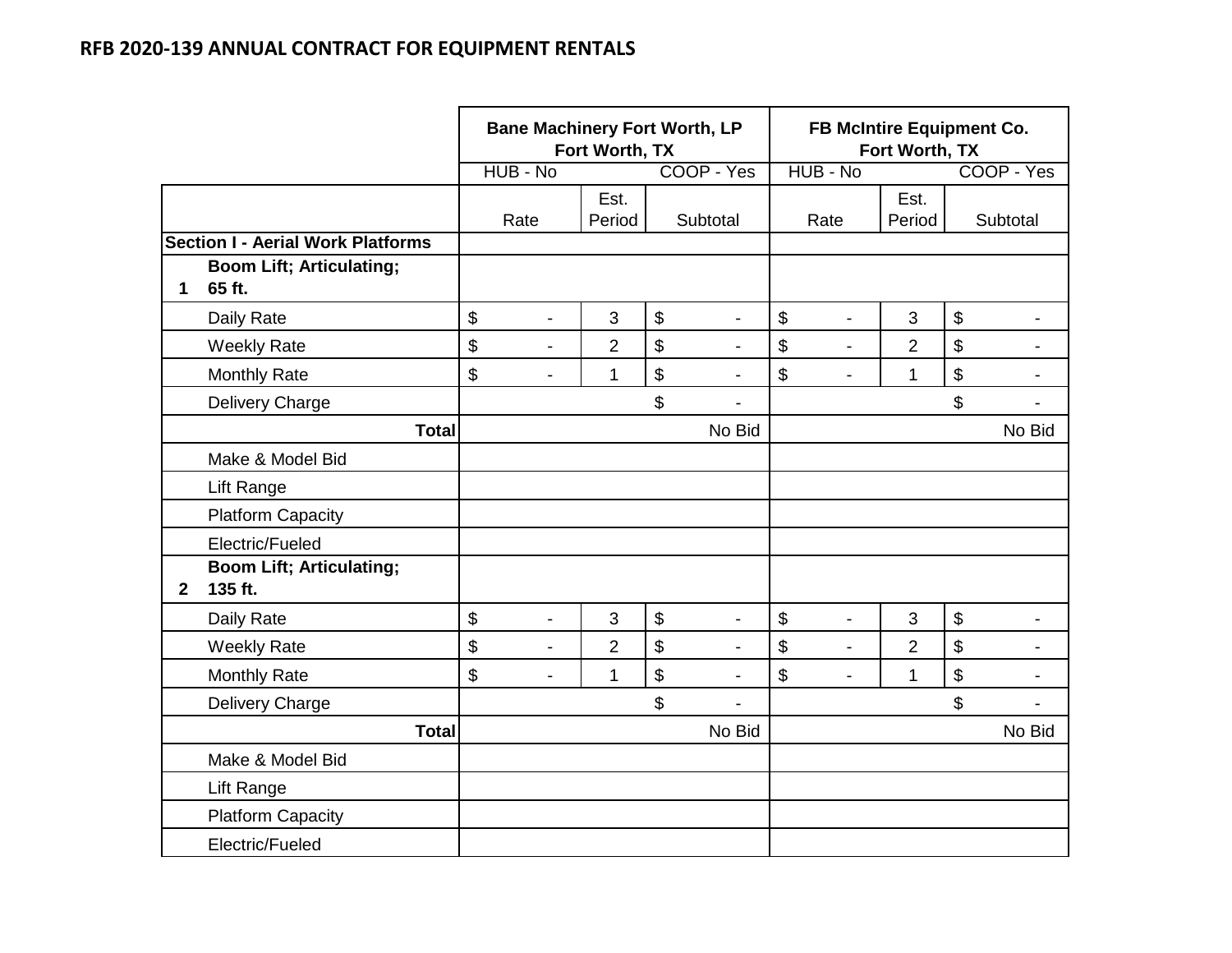## RFB 2020-139 ANNUAL CONTRACT FOR EQUIPMENT RENTALS

| | | **Bane Machinery Fort Worth, LP**<br>**Fort Worth, TX** | | | **FB McIntire Equipment Co.**<br>**Fort Worth, TX** | | |
|---|---|---|---|---|---|---|---|
| | | HUB - No | | COOP - Yes | HUB - No | | COOP - Yes |
| | | Rate | Est. Period | Subtotal | Rate | Est. Period | Subtotal |
| **Section I - Aerial Work Platforms** | | | | | | | |
| **1** | **Boom Lift; Articulating; 65 ft.** | | | | | | |
| | Daily Rate | $ - | 3 | $ - | $ - | 3 | $ - |
| | Weekly Rate | $ - | 2 | $ - | $ - | 2 | $ - |
| | Monthly Rate | $ - | 1 | $ - | $ - | 1 | $ - |
| | Delivery Charge | | | $ - | | | $ - |
| | **Total** | | | No Bid | | | No Bid |
| | Make & Model Bid | | | | | | |
| | Lift Range | | | | | | |
| | Platform Capacity | | | | | | |
| | Electric/Fueled | | | | | | |
| **2** | **Boom Lift; Articulating; 135 ft.** | | | | | | |
| | Daily Rate | $ - | 3 | $ - | $ - | 3 | $ - |
| | Weekly Rate | $ - | 2 | $ - | $ - | 2 | $ - |
| | Monthly Rate | $ - | 1 | $ - | $ - | 1 | $ - |
| | Delivery Charge | | | $ - | | | $ - |
| | **Total** | | | No Bid | | | No Bid |
| | Make & Model Bid | | | | | | |
| | Lift Range | | | | | | |
| | Platform Capacity | | | | | | |
| | Electric/Fueled | | | | | | |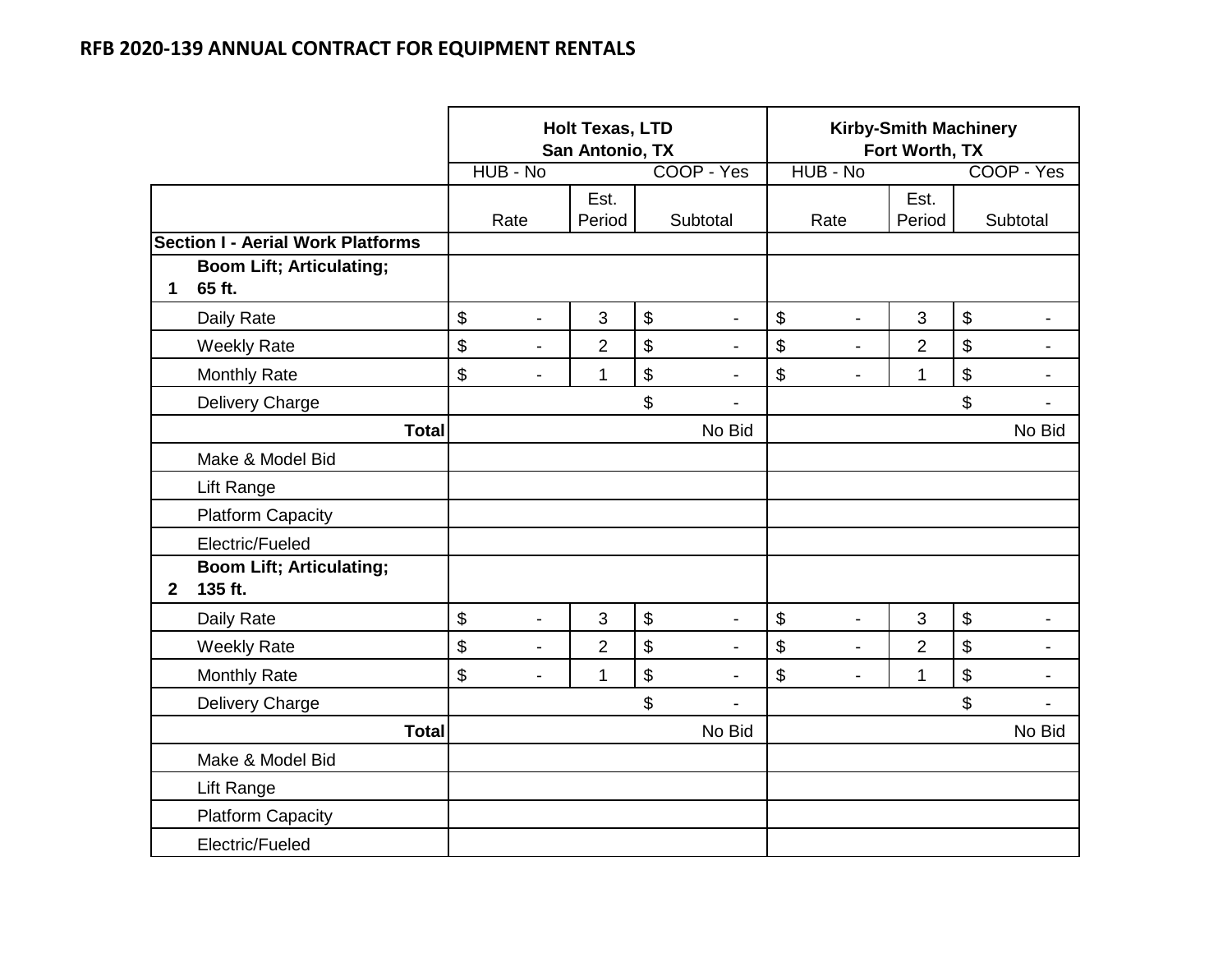## RFB 2020-139 ANNUAL CONTRACT FOR EQUIPMENT RENTALS

| | | Holt Texas, LTD San Antonio, TX | | | Kirby-Smith Machinery Fort Worth, TX | | |
|---|---|---|---|---|---|---|---|
| | | HUB - No | | COOP - Yes | HUB - No | | COOP - Yes |
| | | Rate | Est. Period | Subtotal | Rate | Est. Period | Subtotal |
| **Section I - Aerial Work Platforms** | | | | | | | |
| **1** | **Boom Lift; Articulating; 65 ft.** | | | | | | |
| | Daily Rate | $ - | 3 | $ - | $ - | 3 | $ - |
| | Weekly Rate | $ - | 2 | $ - | $ - | 2 | $ - |
| | Monthly Rate | $ - | 1 | $ - | $ - | 1 | $ - |
| | Delivery Charge | | | $ - | | | $ - |
| | **Total** | | | No Bid | | | No Bid |
| | Make & Model Bid | | | | | | |
| | Lift Range | | | | | | |
| | Platform Capacity | | | | | | |
| | Electric/Fueled | | | | | | |
| **2** | **Boom Lift; Articulating; 135 ft.** | | | | | | |
| | Daily Rate | $ - | 3 | $ - | $ - | 3 | $ - |
| | Weekly Rate | $ - | 2 | $ - | $ - | 2 | $ - |
| | Monthly Rate | $ - | 1 | $ - | $ - | 1 | $ - |
| | Delivery Charge | | | $ - | | | $ - |
| | **Total** | | | No Bid | | | No Bid |
| | Make & Model Bid | | | | | | |
| | Lift Range | | | | | | |
| | Platform Capacity | | | | | | |
| | Electric/Fueled | | | | | | |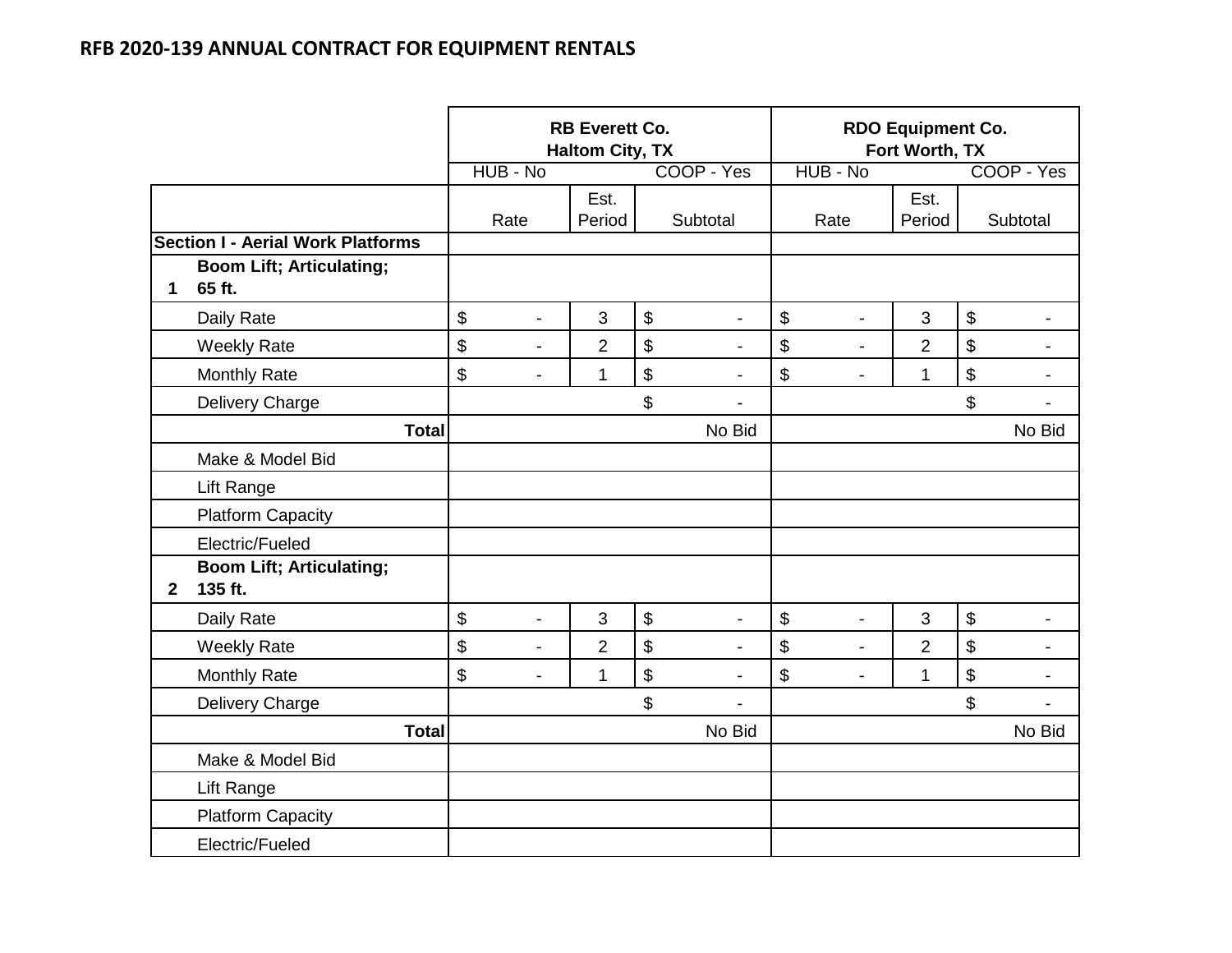## RFB 2020-139 ANNUAL CONTRACT FOR EQUIPMENT RENTALS

| | | RB Everett Co. Haltom City, TX | | | RDO Equipment Co. Fort Worth, TX | | |
|---|---|---|---|---|---|---|---|
| | | HUB - No | | COOP - Yes | HUB - No | | COOP - Yes |
| | | Rate | Est. Period | Subtotal | Rate | Est. Period | Subtotal |
| **Section I - Aerial Work Platforms** | | | | | | | |
| **1** | **Boom Lift; Articulating; 65 ft.** | | | | | | |
| | Daily Rate | $ - | 3 | $ - | $ - | 3 | $ - |
| | Weekly Rate | $ - | 2 | $ - | $ - | 2 | $ - |
| | Monthly Rate | $ - | 1 | $ - | $ - | 1 | $ - |
| | Delivery Charge | | | $ - | | | $ - |
| | **Total** | | | No Bid | | | No Bid |
| | Make & Model Bid | | | | | | |
| | Lift Range | | | | | | |
| | Platform Capacity | | | | | | |
| | Electric/Fueled | | | | | | |
| **2** | **Boom Lift; Articulating; 135 ft.** | | | | | | |
| | Daily Rate | $ - | 3 | $ - | $ - | 3 | $ - |
| | Weekly Rate | $ - | 2 | $ - | $ - | 2 | $ - |
| | Monthly Rate | $ - | 1 | $ - | $ - | 1 | $ - |
| | Delivery Charge | | | $ - | | | $ - |
| | **Total** | | | No Bid | | | No Bid |
| | Make & Model Bid | | | | | | |
| | Lift Range | | | | | | |
| | Platform Capacity | | | | | | |
| | Electric/Fueled | | | | | | |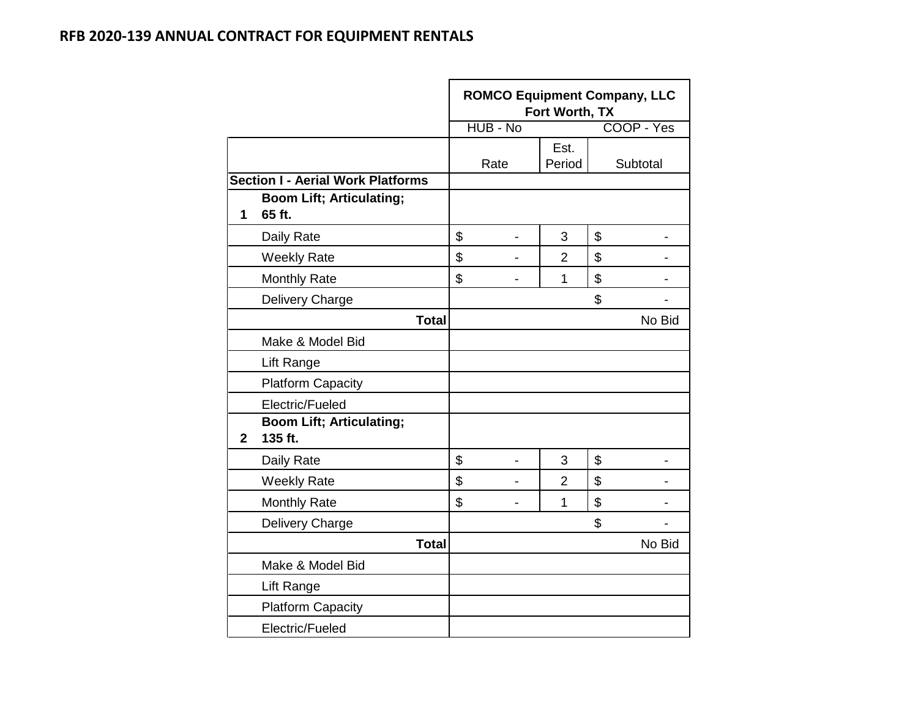## RFB 2020-139 ANNUAL CONTRACT FOR EQUIPMENT RENTALS

| | | ROMCO Equipment Company, LLC Fort Worth, TX | | |
|---|---|---|---|---|
| | | HUB - No | | COOP - Yes |
| | | Rate | Est. Period | Subtotal |
| **Section I - Aerial Work Platforms** | | | | |
| **1** | **Boom Lift; Articulating; 65 ft.** | | | |
| | Daily Rate | $ - | 3 | $ - |
| | Weekly Rate | $ - | 2 | $ - |
| | Monthly Rate | $ - | 1 | $ - |
| | Delivery Charge | | | $ - |
| | **Total** | | | No Bid |
| | Make & Model Bid | | | |
| | Lift Range | | | |
| | Platform Capacity | | | |
| | Electric/Fueled | | | |
| **2** | **Boom Lift; Articulating; 135 ft.** | | | |
| | Daily Rate | $ - | 3 | $ - |
| | Weekly Rate | $ - | 2 | $ - |
| | Monthly Rate | $ - | 1 | $ - |
| | Delivery Charge | | | $ - |
| | **Total** | | | No Bid |
| | Make & Model Bid | | | |
| | Lift Range | | | |
| | Platform Capacity | | | |
| | Electric/Fueled | | | |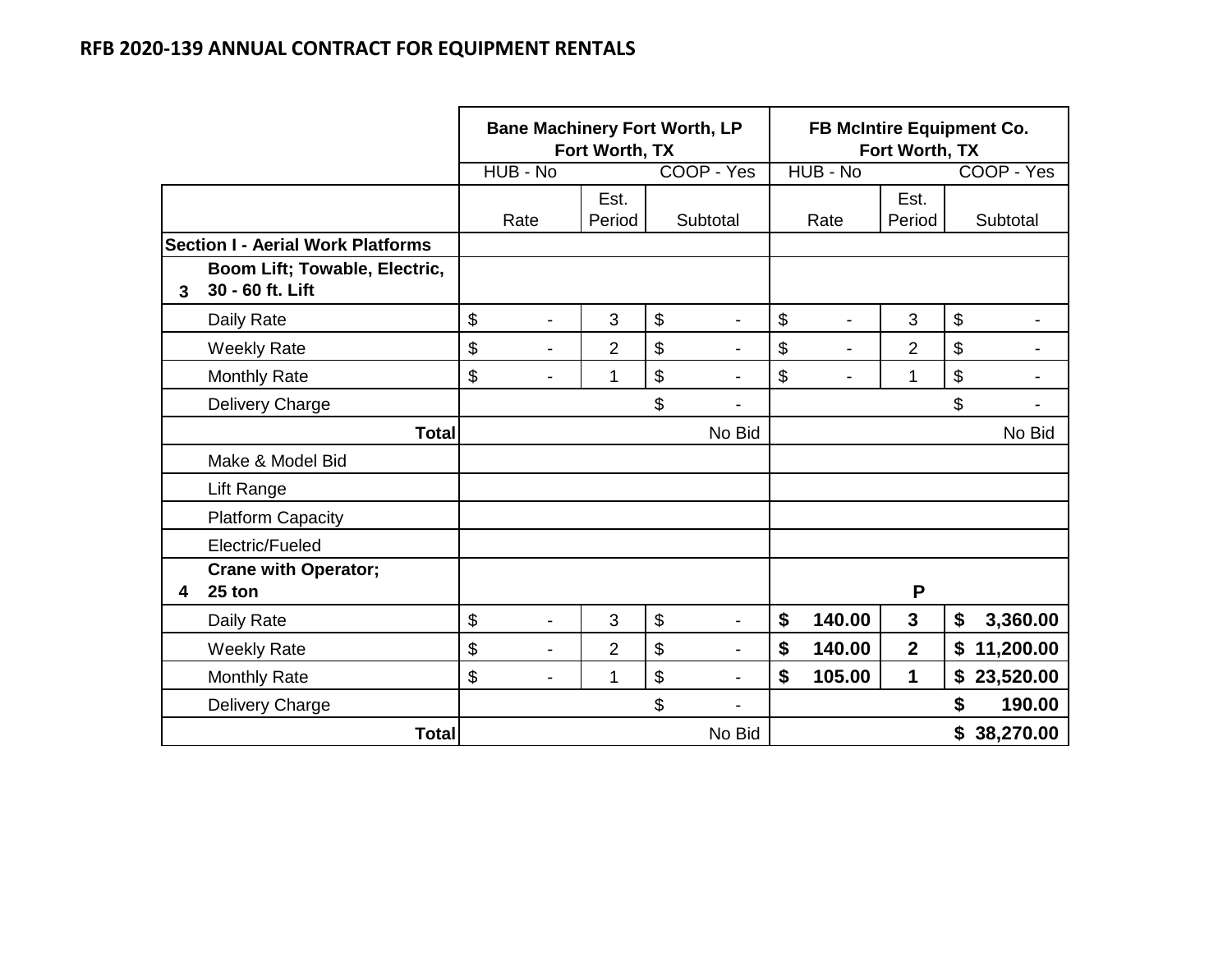## RFB 2020-139 ANNUAL CONTRACT FOR EQUIPMENT RENTALS

| | | Bane Machinery Fort Worth, LP Fort Worth, TX | | | FB McIntire Equipment Co. Fort Worth, TX | | |
|---|---|---|---|---|---|---|---|
| | | HUB - No | | COOP - Yes | HUB - No | | COOP - Yes |
| | | Rate | Est. Period | Subtotal | Rate | Est. Period | Subtotal |
| **Section I - Aerial Work Platforms** | | | | | | | |
| **3** | **Boom Lift; Towable, Electric, 30 - 60 ft. Lift** | | | | | | |
| | Daily Rate | $ - | 3 | $ - | $ - | 3 | $ - |
| | Weekly Rate | $ - | 2 | $ - | $ - | 2 | $ - |
| | Monthly Rate | $ - | 1 | $ - | $ - | 1 | $ - |
| | Delivery Charge | | | $ - | | | $ - |
| | **Total** | | | No Bid | | | No Bid |
| | Make & Model Bid | | | | | | |
| | Lift Range | | | | | | |
| | Platform Capacity | | | | | | |
| | Electric/Fueled | | | | | | |
| **4** | **Crane with Operator; 25 ton** | | | | | **P** | |
| | Daily Rate | $ - | 3 | $ - | **$ 140.00** | **3** | **$ 3,360.00** |
| | Weekly Rate | $ - | 2 | $ - | **$ 140.00** | **2** | **$ 11,200.00** |
| | Monthly Rate | $ - | 1 | $ - | **$ 105.00** | **1** | **$ 23,520.00** |
| | Delivery Charge | | | $ - | | | **$ 190.00** |
| | **Total** | | | No Bid | | | **$ 38,270.00** |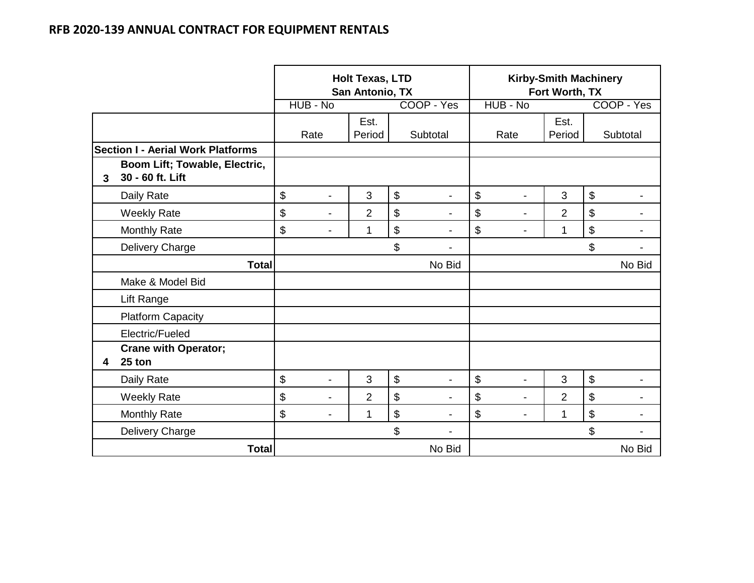## RFB 2020-139 ANNUAL CONTRACT FOR EQUIPMENT RENTALS

| | | Holt Texas, LTD San Antonio, TX | | | Kirby-Smith Machinery Fort Worth, TX | | |
|---|---|---|---|---|---|---|---|
| | | HUB - No | | COOP - Yes | HUB - No | | COOP - Yes |
| | | Rate | Est. Period | Subtotal | Rate | Est. Period | Subtotal |
| **Section I - Aerial Work Platforms** | | | | | | | |
| **3** | **Boom Lift; Towable, Electric, 30 - 60 ft. Lift** | | | | | | |
| | Daily Rate | $ - | 3 | $ - | $ - | 3 | $ - |
| | Weekly Rate | $ - | 2 | $ - | $ - | 2 | $ - |
| | Monthly Rate | $ - | 1 | $ - | $ - | 1 | $ - |
| | Delivery Charge | | | $ - | | | $ - |
| | **Total** | | | No Bid | | | No Bid |
| | Make & Model Bid | | | | | | |
| | Lift Range | | | | | | |
| | Platform Capacity | | | | | | |
| | Electric/Fueled | | | | | | |
| **4** | **Crane with Operator; 25 ton** | | | | | | |
| | Daily Rate | $ - | 3 | $ - | $ - | 3 | $ - |
| | Weekly Rate | $ - | 2 | $ - | $ - | 2 | $ - |
| | Monthly Rate | $ - | 1 | $ - | $ - | 1 | $ - |
| | Delivery Charge | | | $ - | | | $ - |
| | **Total** | | | No Bid | | | No Bid |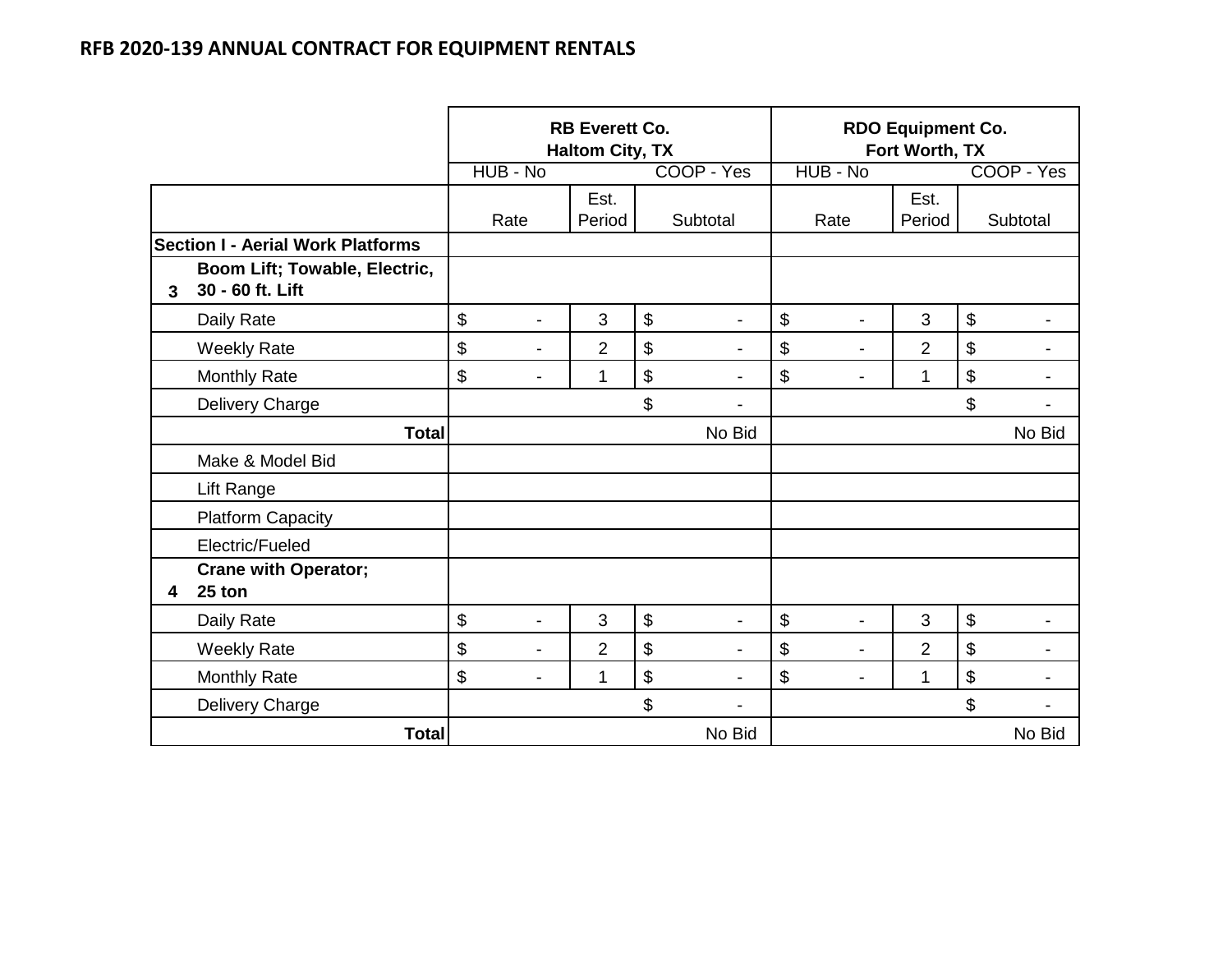## RFB 2020-139 ANNUAL CONTRACT FOR EQUIPMENT RENTALS

| | | RB Everett Co. Haltom City, TX | | | RDO Equipment Co. Fort Worth, TX | | |
|---|---|---|---|---|---|---|---|
| | | HUB - No | | COOP - Yes | HUB - No | | COOP - Yes |
| | | Rate | Est. Period | Subtotal | Rate | Est. Period | Subtotal |
| **Section I - Aerial Work Platforms** | | | | | | | |
| **3** | **Boom Lift; Towable, Electric, 30 - 60 ft. Lift** | | | | | | |
| | Daily Rate | $ - | 3 | $ - | $ - | 3 | $ - |
| | Weekly Rate | $ - | 2 | $ - | $ - | 2 | $ - |
| | Monthly Rate | $ - | 1 | $ - | $ - | 1 | $ - |
| | Delivery Charge | | | $ - | | | $ - |
| | **Total** | | | No Bid | | | No Bid |
| | Make & Model Bid | | | | | | |
| | Lift Range | | | | | | |
| | Platform Capacity | | | | | | |
| | Electric/Fueled | | | | | | |
| **4** | **Crane with Operator; 25 ton** | | | | | | |
| | Daily Rate | $ - | 3 | $ - | $ - | 3 | $ - |
| | Weekly Rate | $ - | 2 | $ - | $ - | 2 | $ - |
| | Monthly Rate | $ - | 1 | $ - | $ - | 1 | $ - |
| | Delivery Charge | | | $ - | | | $ - |
| | **Total** | | | No Bid | | | No Bid |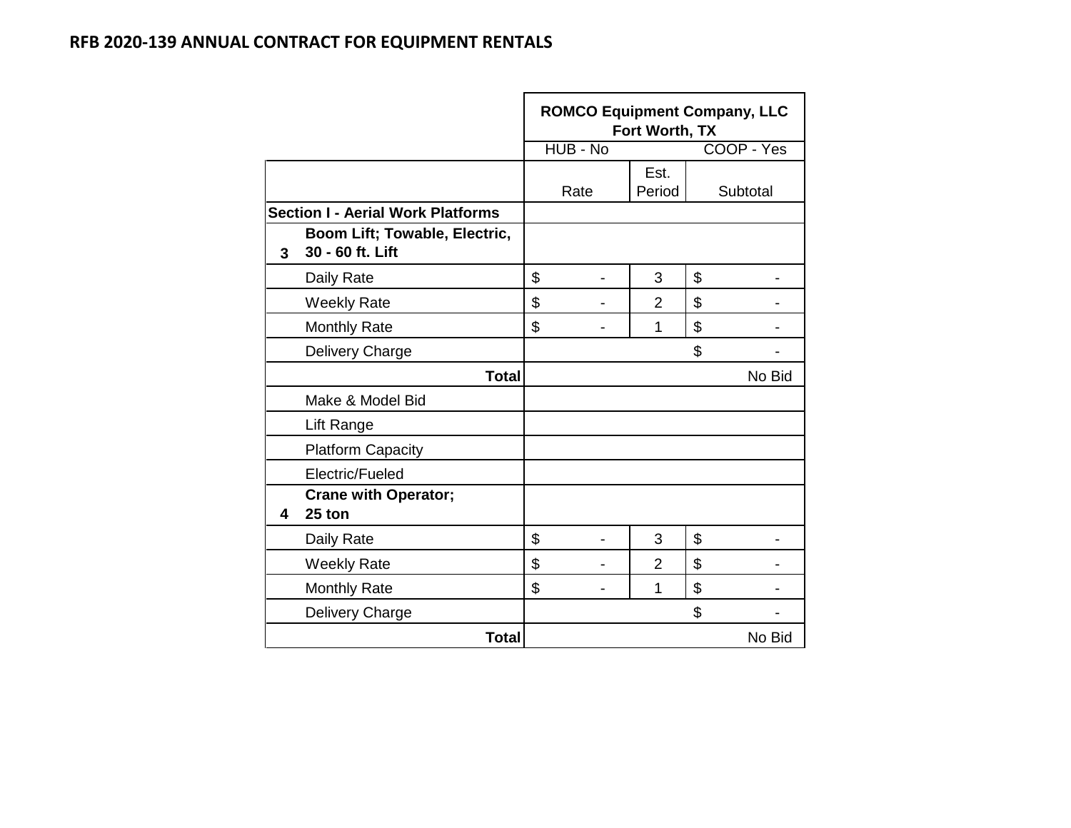# RFB 2020-139 ANNUAL CONTRACT FOR EQUIPMENT RENTALS

| | | ROMCO Equipment Company, LLC Fort Worth, TX | | |
|---|---|---|---|---|
| | | HUB - No | | COOP - Yes |
| | | Rate | Est. Period | Subtotal |
| **Section I - Aerial Work Platforms** | | | | |
| **3** | **Boom Lift; Towable, Electric, 30 - 60 ft. Lift** | | | |
| | Daily Rate | $ - | 3 | $ - |
| | Weekly Rate | $ - | 2 | $ - |
| | Monthly Rate | $ - | 1 | $ - |
| | Delivery Charge | | | $ - |
| | **Total** | | | No Bid |
| | Make & Model Bid | | | |
| | Lift Range | | | |
| | Platform Capacity | | | |
| | Electric/Fueled | | | |
| **4** | **Crane with Operator; 25 ton** | | | |
| | Daily Rate | $ - | 3 | $ - |
| | Weekly Rate | $ - | 2 | $ - |
| | Monthly Rate | $ - | 1 | $ - |
| | Delivery Charge | | | $ - |
| | **Total** | | | No Bid |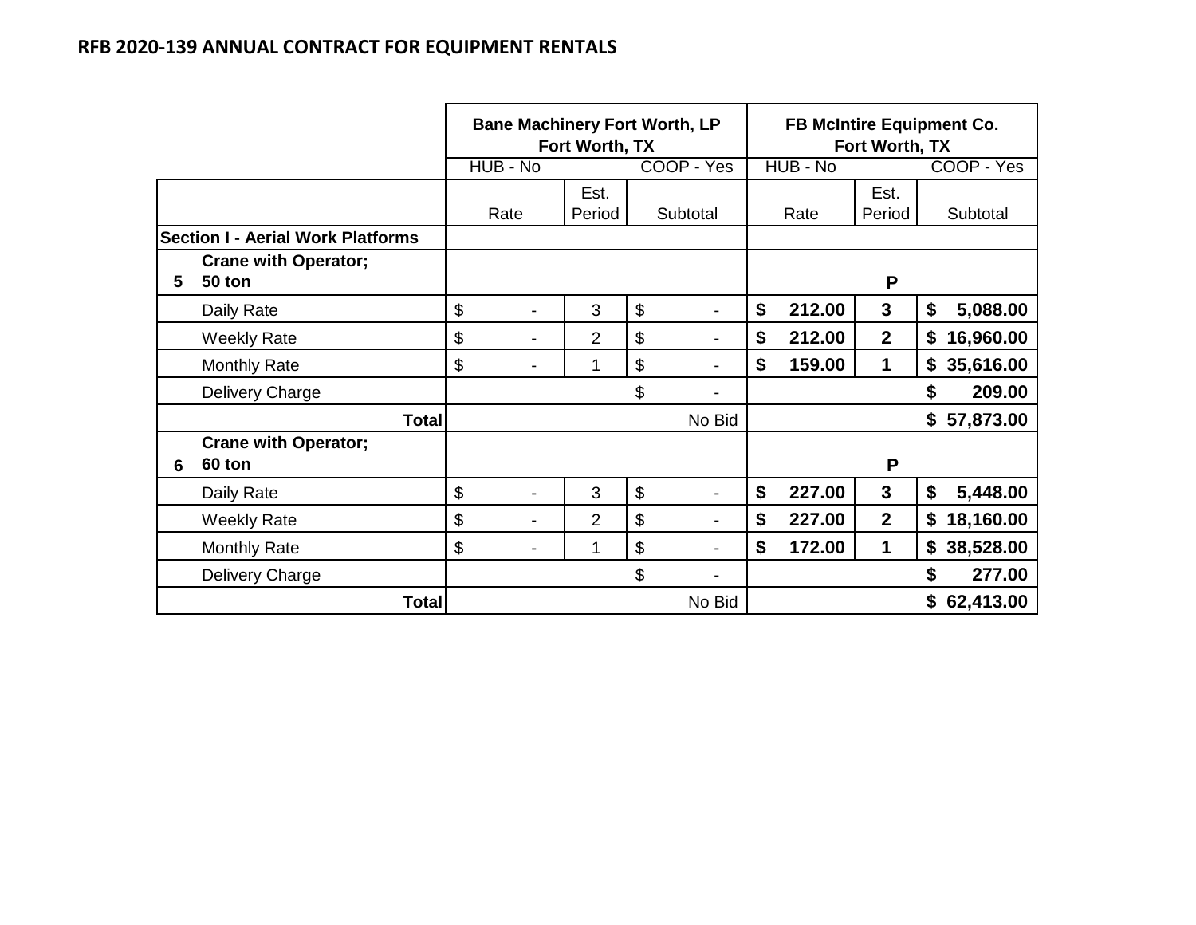## RFB 2020-139 ANNUAL CONTRACT FOR EQUIPMENT RENTALS

| | | Bane Machinery Fort Worth, LP Fort Worth, TX | | | FB McIntire Equipment Co. Fort Worth, TX | | |
|---|---|---|---|---|---|---|---|
| | | HUB - No | | COOP - Yes | HUB - No | | COOP - Yes |
| | | Rate | Est. Period | Subtotal | Rate | Est. Period | Subtotal |
| **Section I - Aerial Work Platforms** | | | | | | | |
| **5** | **Crane with Operator; 50 ton** | | | | | **P** | |
| | Daily Rate | $ - | 3 | $ - | **$ 212.00** | **3** | **$ 5,088.00** |
| | Weekly Rate | $ - | 2 | $ - | **$ 212.00** | **2** | **$ 16,960.00** |
| | Monthly Rate | $ - | 1 | $ - | **$ 159.00** | **1** | **$ 35,616.00** |
| | Delivery Charge | | | $ - | | | **$ 209.00** |
| | **Total** | | | No Bid | | | **$ 57,873.00** |
| **6** | **Crane with Operator; 60 ton** | | | | | **P** | |
| | Daily Rate | $ - | 3 | $ - | **$ 227.00** | **3** | **$ 5,448.00** |
| | Weekly Rate | $ - | 2 | $ - | **$ 227.00** | **2** | **$ 18,160.00** |
| | Monthly Rate | $ - | 1 | $ - | **$ 172.00** | **1** | **$ 38,528.00** |
| | Delivery Charge | | | $ - | | | **$ 277.00** |
| | **Total** | | | No Bid | | | **$ 62,413.00** |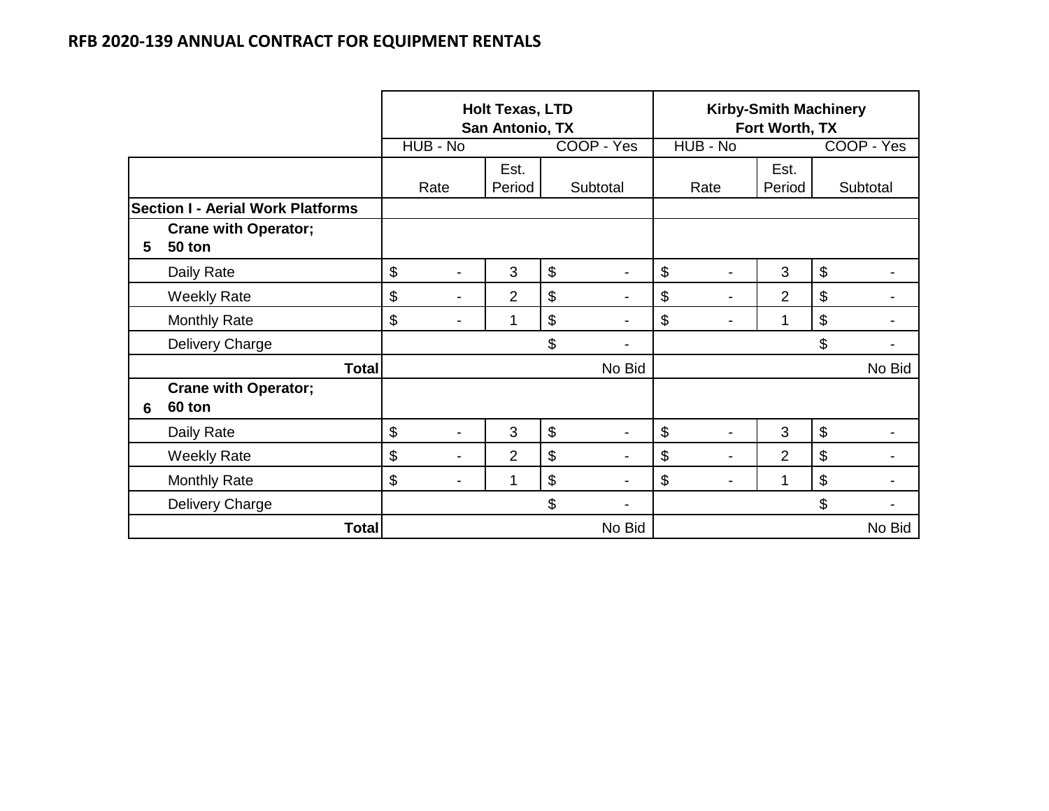## RFB 2020-139 ANNUAL CONTRACT FOR EQUIPMENT RENTALS

| | | Holt Texas, LTD San Antonio, TX | | | Kirby-Smith Machinery Fort Worth, TX | | |
|---|---|---|---|---|---|---|---|
| | | HUB - No | | COOP - Yes | HUB - No | | COOP - Yes |
| | | Rate | Est. Period | Subtotal | Rate | Est. Period | Subtotal |
| **Section I - Aerial Work Platforms** | | | | | | | |
| **5** | **Crane with Operator; 50 ton** | | | | | | |
| | Daily Rate | $ - | 3 | $ - | $ - | 3 | $ - |
| | Weekly Rate | $ - | 2 | $ - | $ - | 2 | $ - |
| | Monthly Rate | $ - | 1 | $ - | $ - | 1 | $ - |
| | Delivery Charge | | | $ - | | | $ - |
| | **Total** | | | No Bid | | | No Bid |
| **6** | **Crane with Operator; 60 ton** | | | | | | |
| | Daily Rate | $ - | 3 | $ - | $ - | 3 | $ - |
| | Weekly Rate | $ - | 2 | $ - | $ - | 2 | $ - |
| | Monthly Rate | $ - | 1 | $ - | $ - | 1 | $ - |
| | Delivery Charge | | | $ - | | | $ - |
| | **Total** | | | No Bid | | | No Bid |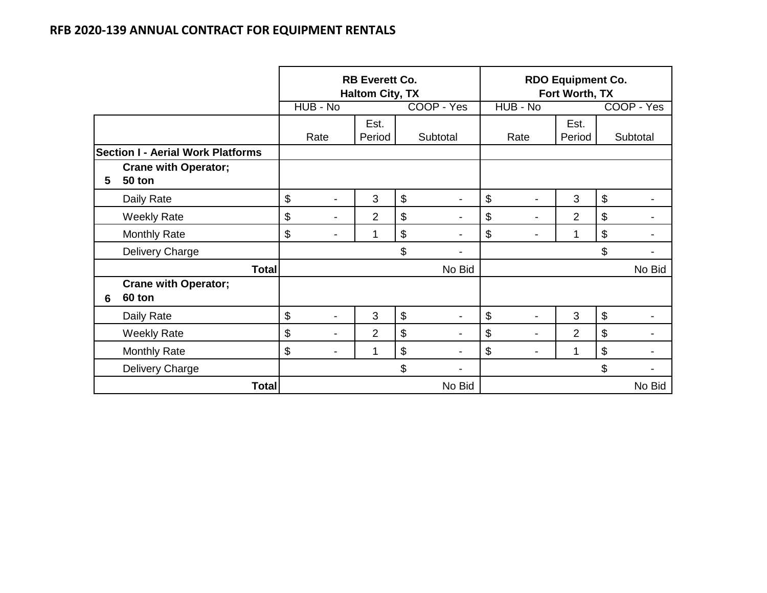**RFB 2020-139 ANNUAL CONTRACT FOR EQUIPMENT RENTALS**

| | | RB Everett Co. Haltom City, TX | | | RDO Equipment Co. Fort Worth, TX | | |
|---|---|---|---|---|---|---|---|
| | | HUB - No | | COOP - Yes | HUB - No | | COOP - Yes |
| | | Rate | Est. Period | Subtotal | Rate | Est. Period | Subtotal |
| **Section I - Aerial Work Platforms** | | | | | | | |
| **5** | **Crane with Operator; 50 ton** | | | | | | |
| | Daily Rate | $ - | 3 | $ - | $ - | 3 | $ - |
| | Weekly Rate | $ - | 2 | $ - | $ - | 2 | $ - |
| | Monthly Rate | $ - | 1 | $ - | $ - | 1 | $ - |
| | Delivery Charge | | | $ - | | | $ - |
| | **Total** | | | No Bid | | | No Bid |
| **6** | **Crane with Operator; 60 ton** | | | | | | |
| | Daily Rate | $ - | 3 | $ - | $ - | 3 | $ - |
| | Weekly Rate | $ - | 2 | $ - | $ - | 2 | $ - |
| | Monthly Rate | $ - | 1 | $ - | $ - | 1 | $ - |
| | Delivery Charge | | | $ - | | | $ - |
| | **Total** | | | No Bid | | | No Bid |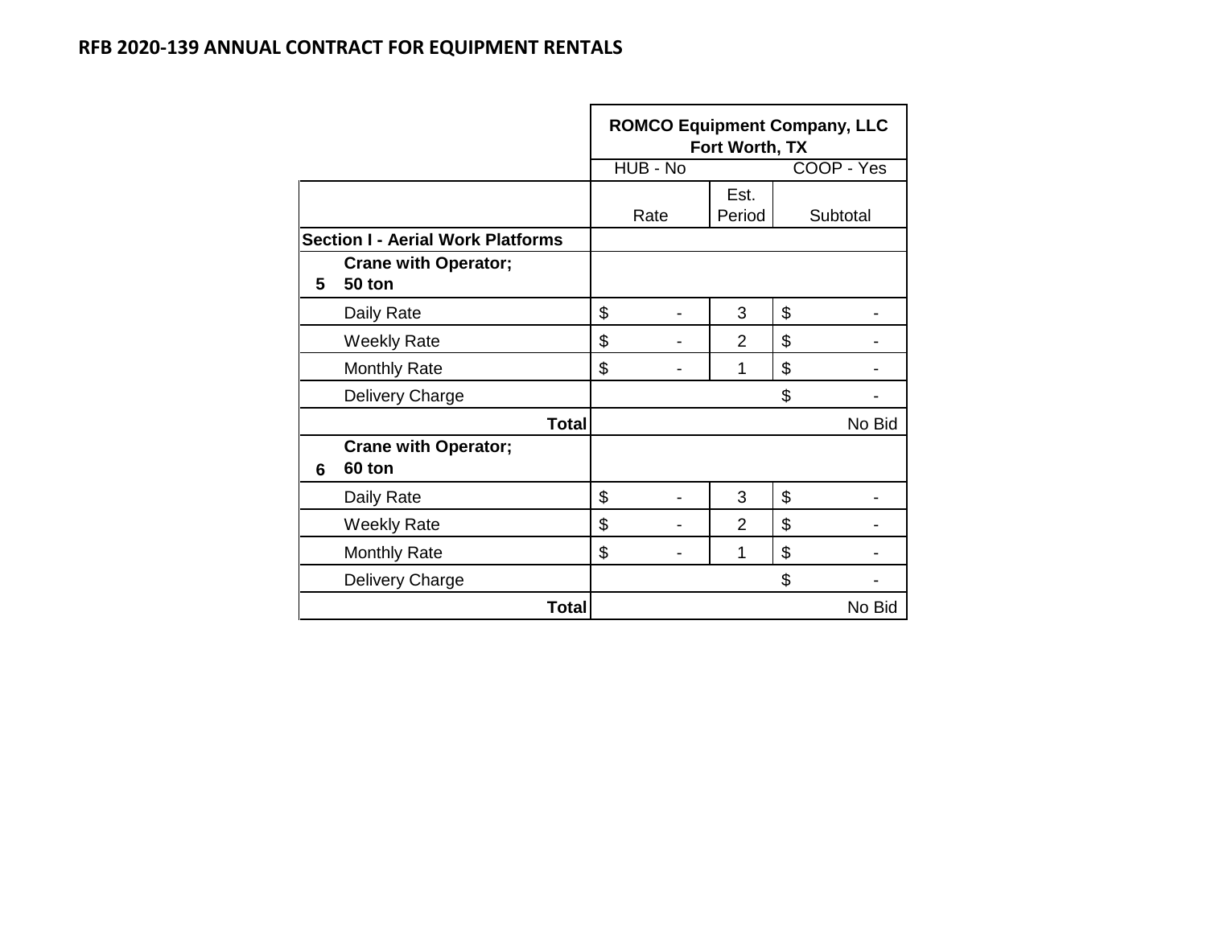## RFB 2020-139 ANNUAL CONTRACT FOR EQUIPMENT RENTALS

| | | ROMCO Equipment Company, LLC Fort Worth, TX | | |
|---|---|---|---|---|
| | | HUB - No | | COOP - Yes |
| | | Rate | Est. Period | Subtotal |
| **Section I - Aerial Work Platforms** | | | | |
| **5** | **Crane with Operator; 50 ton** | | | |
| | Daily Rate | $ - | 3 | $ - |
| | Weekly Rate | $ - | 2 | $ - |
| | Monthly Rate | $ - | 1 | $ - |
| | Delivery Charge | | | $ - |
| | **Total** | | | No Bid |
| **6** | **Crane with Operator; 60 ton** | | | |
| | Daily Rate | $ - | 3 | $ - |
| | Weekly Rate | $ - | 2 | $ - |
| | Monthly Rate | $ - | 1 | $ - |
| | Delivery Charge | | | $ - |
| | **Total** | | | No Bid |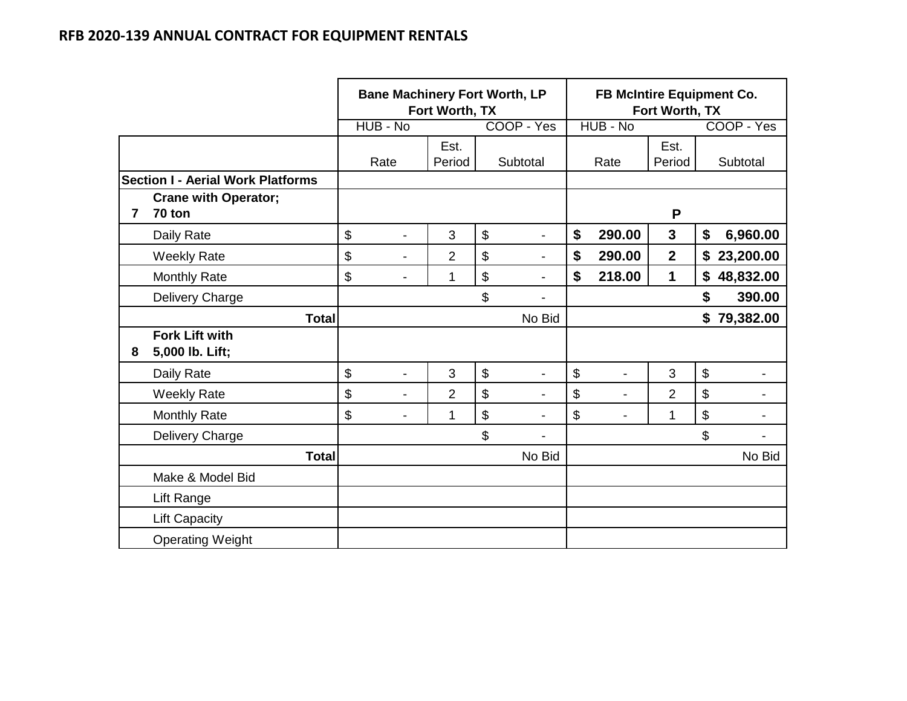## RFB 2020-139 ANNUAL CONTRACT FOR EQUIPMENT RENTALS

| | | Bane Machinery Fort Worth, LP Fort Worth, TX | | | FB McIntire Equipment Co. Fort Worth, TX | | |
|---|---|---|---|---|---|---|---|
| | | HUB - No | | COOP - Yes | HUB - No | | COOP - Yes |
| | | Rate | Est. Period | Subtotal | Rate | Est. Period | Subtotal |
| **Section I - Aerial Work Platforms** | | | | | | | |
| **7** | **Crane with Operator; 70 ton** | | | | | **P** | |
| | Daily Rate | $ - | 3 | $ - | **$ 290.00** | **3** | **$ 6,960.00** |
| | Weekly Rate | $ - | 2 | $ - | **$ 290.00** | **2** | **$ 23,200.00** |
| | Monthly Rate | $ - | 1 | $ - | **$ 218.00** | **1** | **$ 48,832.00** |
| | Delivery Charge | | | $ - | | | **$ 390.00** |
| | **Total** | | | No Bid | | | **$ 79,382.00** |
| **8** | **Fork Lift with 5,000 lb. Lift;** | | | | | | |
| | Daily Rate | $ - | 3 | $ - | $ - | 3 | $ - |
| | Weekly Rate | $ - | 2 | $ - | $ - | 2 | $ - |
| | Monthly Rate | $ - | 1 | $ - | $ - | 1 | $ - |
| | Delivery Charge | | | $ - | | | $ - |
| | **Total** | | | No Bid | | | No Bid |
| | Make & Model Bid | | | | | | |
| | Lift Range | | | | | | |
| | Lift Capacity | | | | | | |
| | Operating Weight | | | | | | |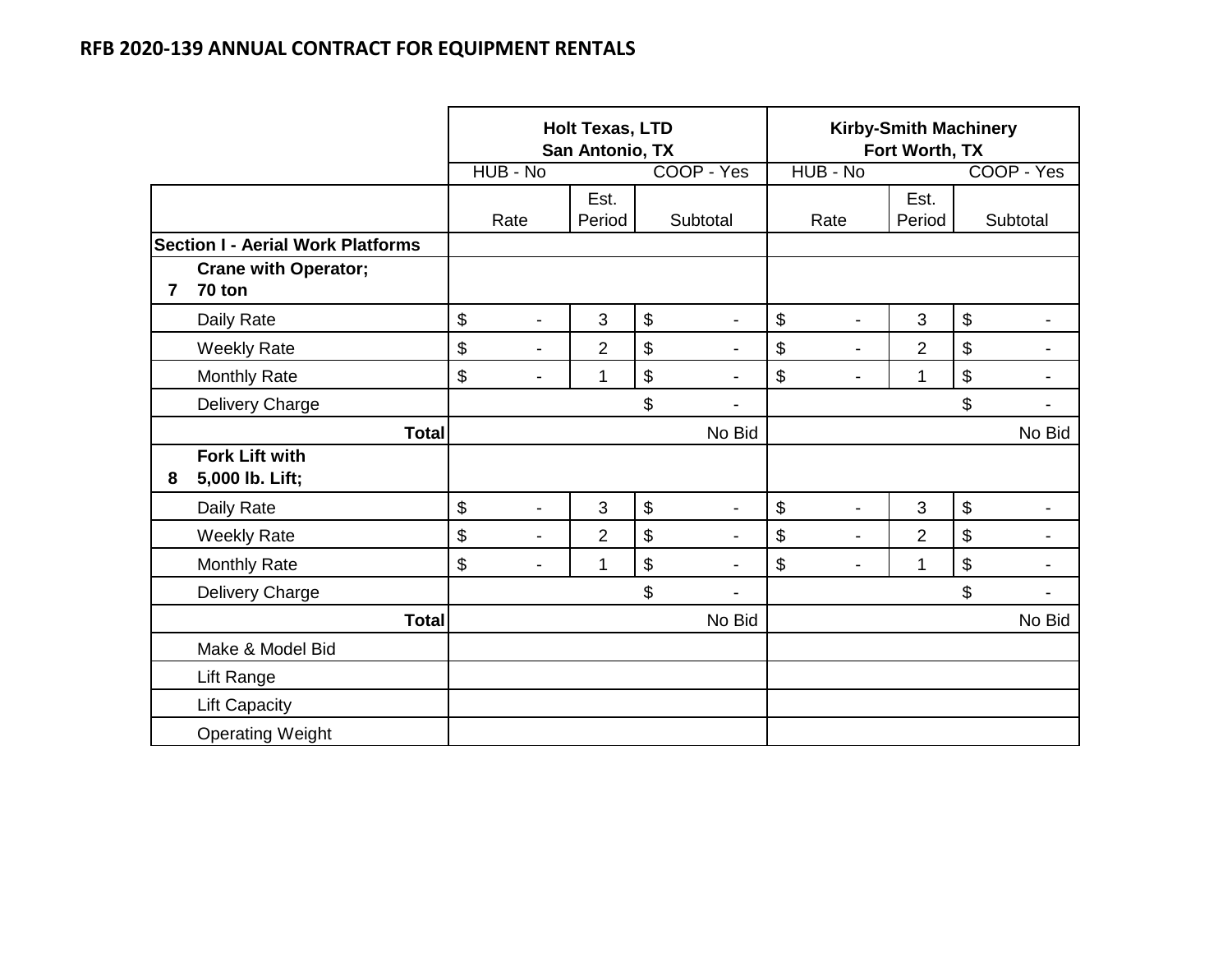## RFB 2020-139 ANNUAL CONTRACT FOR EQUIPMENT RENTALS

| | | Holt Texas, LTD San Antonio, TX | | | Kirby-Smith Machinery Fort Worth, TX | | |
|---|---|---|---|---|---|---|---|
| | | HUB - No | | COOP - Yes | HUB - No | | COOP - Yes |
| | | Rate | Est. Period | Subtotal | Rate | Est. Period | Subtotal |
| **Section I - Aerial Work Platforms** | | | | | | | |
| **7** | **Crane with Operator; 70 ton** | | | | | | |
| | Daily Rate | $ - | 3 | $ - | $ - | 3 | $ - |
| | Weekly Rate | $ - | 2 | $ - | $ - | 2 | $ - |
| | Monthly Rate | $ - | 1 | $ - | $ - | 1 | $ - |
| | Delivery Charge | | | $ - | | | $ - |
| | **Total** | | | No Bid | | | No Bid |
| **8** | **Fork Lift with 5,000 lb. Lift;** | | | | | | |
| | Daily Rate | $ - | 3 | $ - | $ - | 3 | $ - |
| | Weekly Rate | $ - | 2 | $ - | $ - | 2 | $ - |
| | Monthly Rate | $ - | 1 | $ - | $ - | 1 | $ - |
| | Delivery Charge | | | $ - | | | $ - |
| | **Total** | | | No Bid | | | No Bid |
| | Make & Model Bid | | | | | | |
| | Lift Range | | | | | | |
| | Lift Capacity | | | | | | |
| | Operating Weight | | | | | | |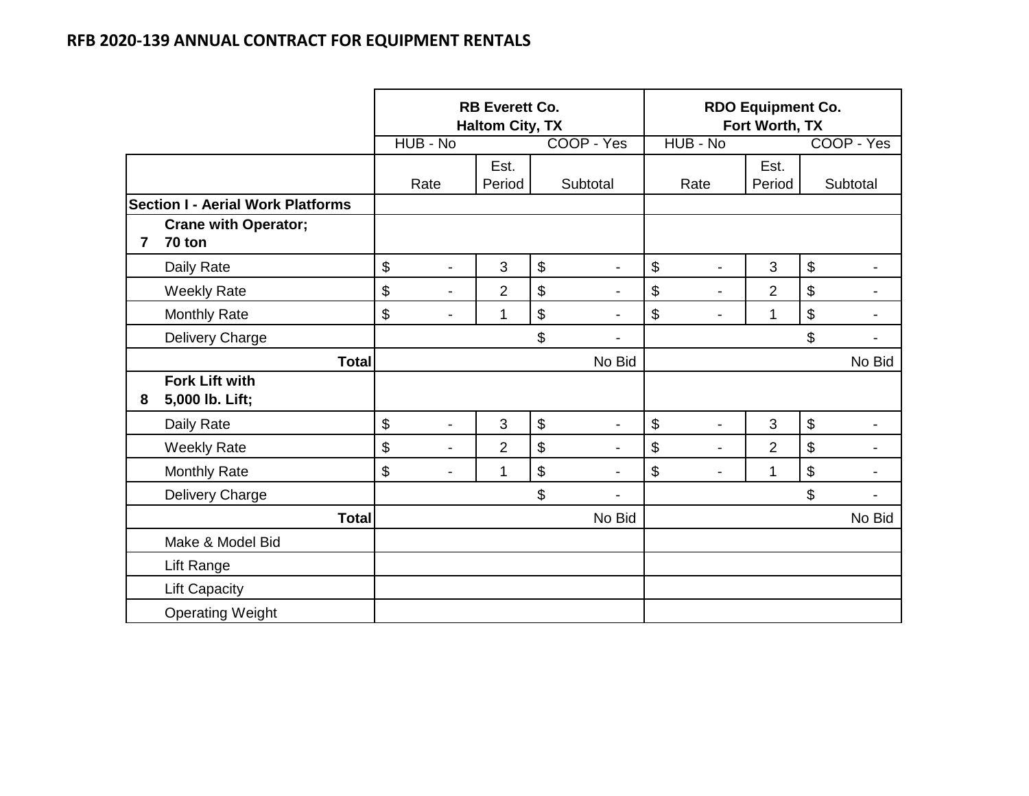# RFB 2020-139 ANNUAL CONTRACT FOR EQUIPMENT RENTALS

| | | RB Everett Co. Haltom City, TX | | | RDO Equipment Co. Fort Worth, TX | | |
|---|---|---|---|---|---|---|---|
| | | HUB - No | | COOP - Yes | HUB - No | | COOP - Yes |
| | | Rate | Est. Period | Subtotal | Rate | Est. Period | Subtotal |
| **Section I - Aerial Work Platforms** | | | | | | | |
| **7** | **Crane with Operator; 70 ton** | | | | | | |
| | Daily Rate | $ - | 3 | $ - | $ - | 3 | $ - |
| | Weekly Rate | $ - | 2 | $ - | $ - | 2 | $ - |
| | Monthly Rate | $ - | 1 | $ - | $ - | 1 | $ - |
| | Delivery Charge | | | $ - | | | $ - |
| | **Total** | | | No Bid | | | No Bid |
| **8** | **Fork Lift with 5,000 lb. Lift;** | | | | | | |
| | Daily Rate | $ - | 3 | $ - | $ - | 3 | $ - |
| | Weekly Rate | $ - | 2 | $ - | $ - | 2 | $ - |
| | Monthly Rate | $ - | 1 | $ - | $ - | 1 | $ - |
| | Delivery Charge | | | $ - | | | $ - |
| | **Total** | | | No Bid | | | No Bid |
| | Make & Model Bid | | | | | | |
| | Lift Range | | | | | | |
| | Lift Capacity | | | | | | |
| | Operating Weight | | | | | | |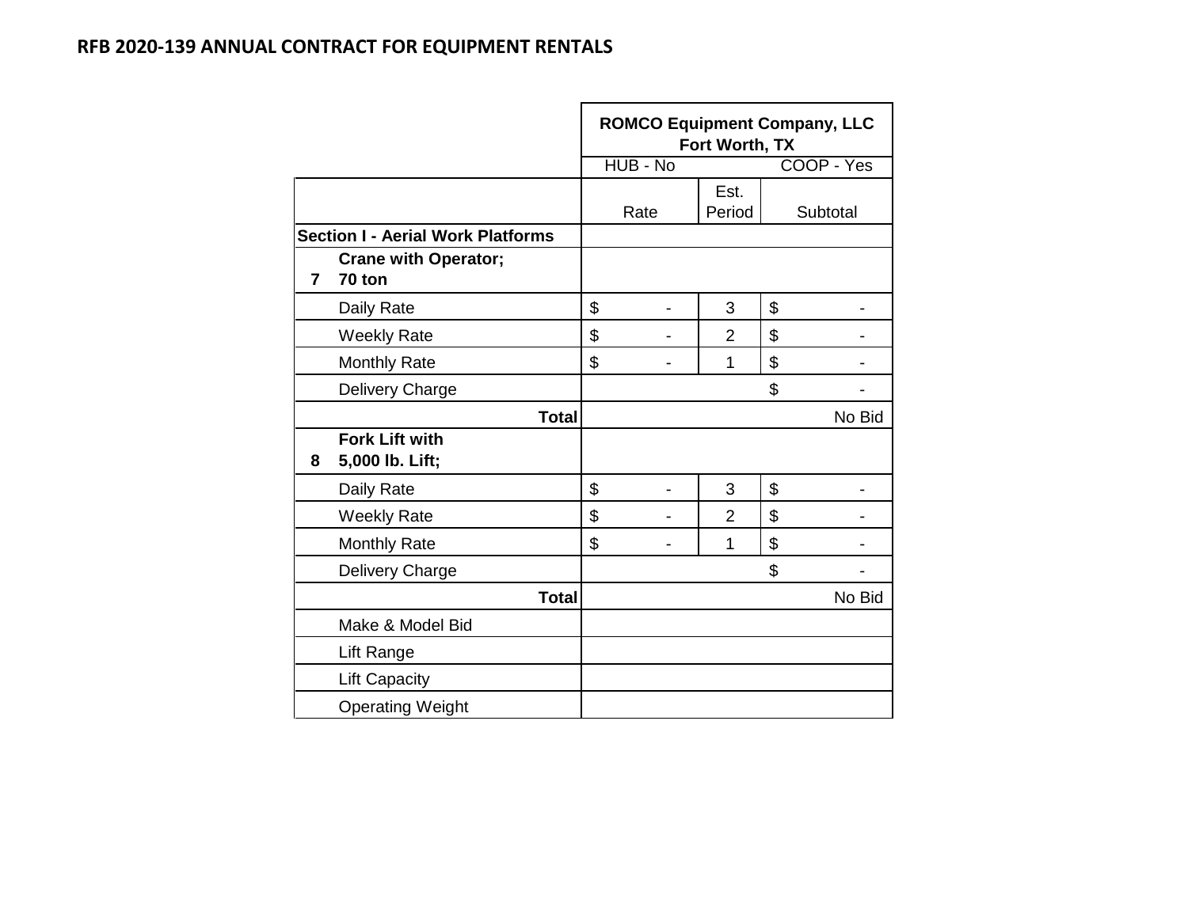## RFB 2020-139 ANNUAL CONTRACT FOR EQUIPMENT RENTALS

| | | ROMCO Equipment Company, LLC Fort Worth, TX | | |
|---|---|---|---|---|
| | | HUB - No | | COOP - Yes |
| | | Rate | Est. Period | Subtotal |
| **Section I - Aerial Work Platforms** | | | | |
| **7** | **Crane with Operator; 70 ton** | | | |
| | Daily Rate | $ - | 3 | $ - |
| | Weekly Rate | $ - | 2 | $ - |
| | Monthly Rate | $ - | 1 | $ - |
| | Delivery Charge | | | $ - |
| | **Total** | | | No Bid |
| **8** | **Fork Lift with 5,000 lb. Lift;** | | | |
| | Daily Rate | $ - | 3 | $ - |
| | Weekly Rate | $ - | 2 | $ - |
| | Monthly Rate | $ - | 1 | $ - |
| | Delivery Charge | | | $ - |
| | **Total** | | | No Bid |
| | Make & Model Bid | | | |
| | Lift Range | | | |
| | Lift Capacity | | | |
| | Operating Weight | | | |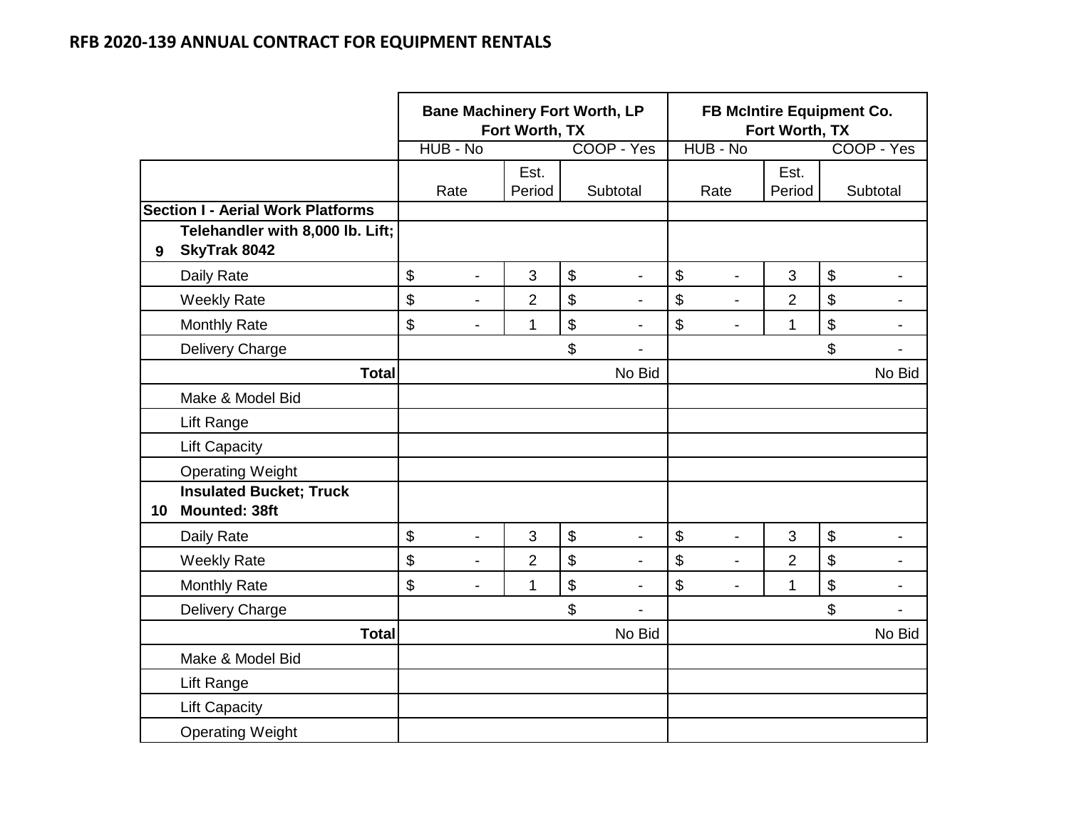## RFB 2020-139 ANNUAL CONTRACT FOR EQUIPMENT RENTALS

| | | Bane Machinery Fort Worth, LP Fort Worth, TX | | | FB McIntire Equipment Co. Fort Worth, TX | | |
|---|---|---|---|---|---|---|---|
| | | HUB - No | | COOP - Yes | HUB - No | | COOP - Yes |
| | | Rate | Est. Period | Subtotal | Rate | Est. Period | Subtotal |
| **Section I - Aerial Work Platforms** | | | | | | | |
| **9** | **Telehandler with 8,000 lb. Lift; SkyTrak 8042** | | | | | | |
| | Daily Rate | $ - | 3 | $ - | $ - | 3 | $ - |
| | Weekly Rate | $ - | 2 | $ - | $ - | 2 | $ - |
| | Monthly Rate | $ - | 1 | $ - | $ - | 1 | $ - |
| | Delivery Charge | | | $ - | | | $ - |
| | **Total** | | | No Bid | | | No Bid |
| | Make & Model Bid | | | | | | |
| | Lift Range | | | | | | |
| | Lift Capacity | | | | | | |
| | Operating Weight | | | | | | |
| **10** | **Insulated Bucket; Truck Mounted: 38ft** | | | | | | |
| | Daily Rate | $ - | 3 | $ - | $ - | 3 | $ - |
| | Weekly Rate | $ - | 2 | $ - | $ - | 2 | $ - |
| | Monthly Rate | $ - | 1 | $ - | $ - | 1 | $ - |
| | Delivery Charge | | | $ - | | | $ - |
| | **Total** | | | No Bid | | | No Bid |
| | Make & Model Bid | | | | | | |
| | Lift Range | | | | | | |
| | Lift Capacity | | | | | | |
| | Operating Weight | | | | | | |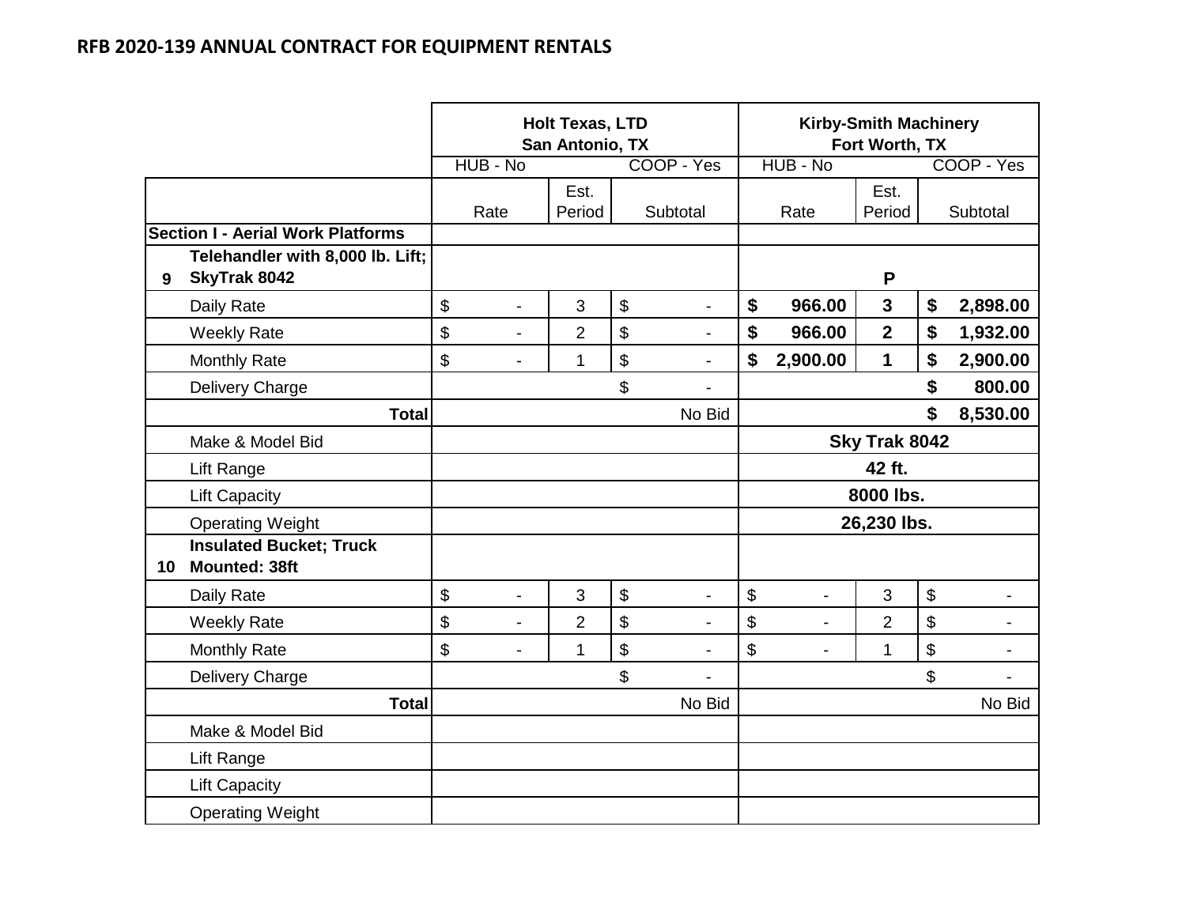## RFB 2020-139 ANNUAL CONTRACT FOR EQUIPMENT RENTALS

| | | Holt Texas, LTD San Antonio, TX | | | Kirby-Smith Machinery Fort Worth, TX | | |
|---|---|---|---|---|---|---|---|
| | | HUB - No | | COOP - Yes | HUB - No | | COOP - Yes |
| | | Rate | Est. Period | Subtotal | Rate | Est. Period | Subtotal |
| **Section I - Aerial Work Platforms** | | | | | | | |
| **9** | **Telehandler with 8,000 lb. Lift; SkyTrak 8042** | | | | | **P** | |
| | Daily Rate | $ - | 3 | $ - | **$ 966.00** | **3** | **$ 2,898.00** |
| | Weekly Rate | $ - | 2 | $ - | **$ 966.00** | **2** | **$ 1,932.00** |
| | Monthly Rate | $ - | 1 | $ - | **$ 2,900.00** | **1** | **$ 2,900.00** |
| | Delivery Charge | | | $ - | | | **$ 800.00** |
| | **Total** | | | No Bid | | | **$ 8,530.00** |
| | Make & Model Bid | | | | | **Sky Trak 8042** | |
| | Lift Range | | | | | **42 ft.** | |
| | Lift Capacity | | | | | **8000 lbs.** | |
| | Operating Weight | | | | | **26,230 lbs.** | |
| **10** | **Insulated Bucket; Truck Mounted: 38ft** | | | | | | |
| | Daily Rate | $ - | 3 | $ - | $ - | 3 | $ - |
| | Weekly Rate | $ - | 2 | $ - | $ - | 2 | $ - |
| | Monthly Rate | $ - | 1 | $ - | $ - | 1 | $ - |
| | Delivery Charge | | | $ - | | | $ - |
| | **Total** | | | No Bid | | | No Bid |
| | Make & Model Bid | | | | | | |
| | Lift Range | | | | | | |
| | Lift Capacity | | | | | | |
| | Operating Weight | | | | | | |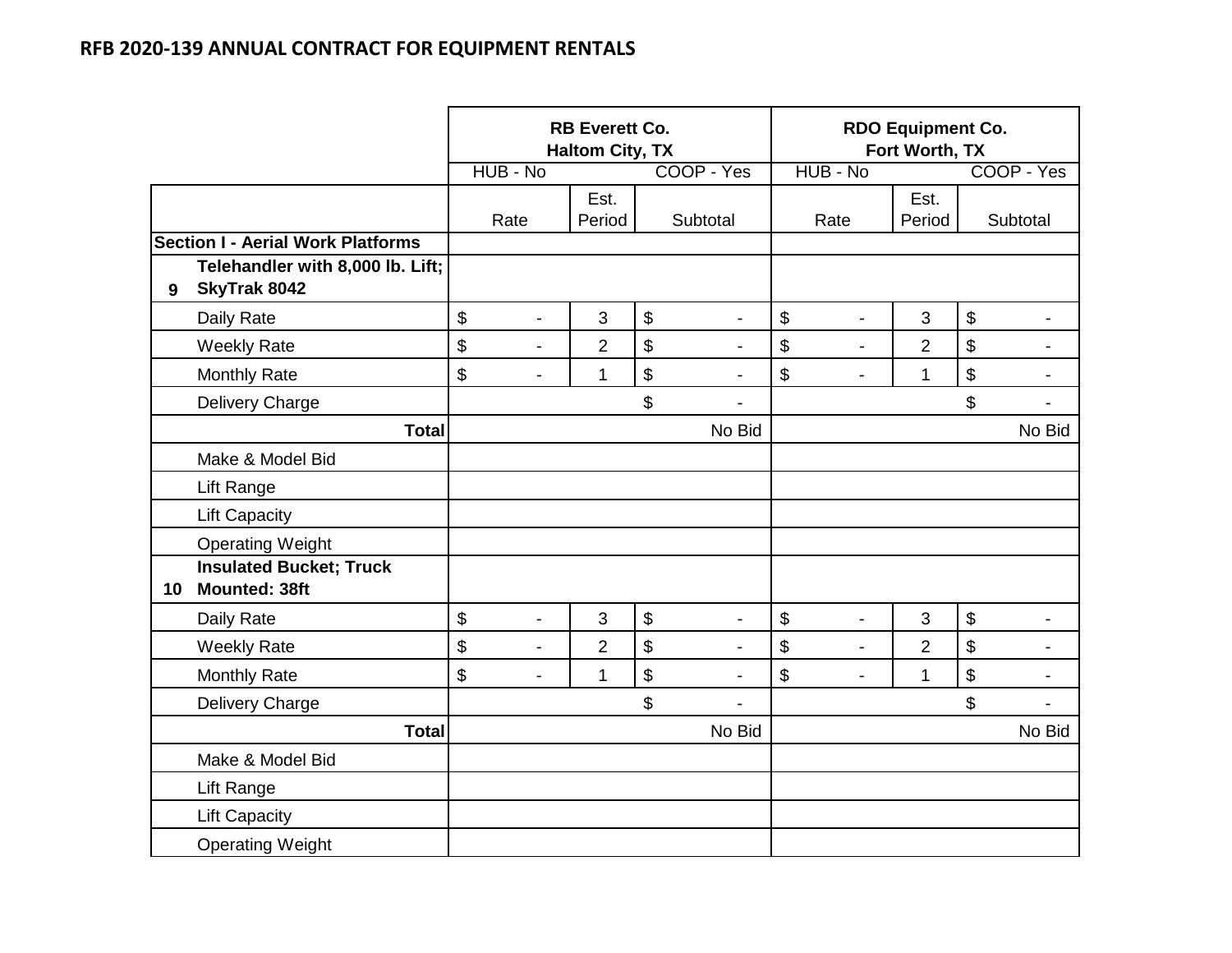## RFB 2020-139 ANNUAL CONTRACT FOR EQUIPMENT RENTALS

| | | RB Everett Co. Haltom City, TX | | | RDO Equipment Co. Fort Worth, TX | | |
|---|---|---|---|---|---|---|---|
| | | HUB - No | | COOP - Yes | HUB - No | | COOP - Yes |
| | | Rate | Est. Period | Subtotal | Rate | Est. Period | Subtotal |
| **Section I - Aerial Work Platforms** | | | | | | | |
| **9** | **Telehandler with 8,000 lb. Lift; SkyTrak 8042** | | | | | | |
| | Daily Rate | $ - | 3 | $ - | $ - | 3 | $ - |
| | Weekly Rate | $ - | 2 | $ - | $ - | 2 | $ - |
| | Monthly Rate | $ - | 1 | $ - | $ - | 1 | $ - |
| | Delivery Charge | | | $ - | | | $ - |
| | **Total** | | | No Bid | | | No Bid |
| | Make & Model Bid | | | | | | |
| | Lift Range | | | | | | |
| | Lift Capacity | | | | | | |
| | Operating Weight | | | | | | |
| **10** | **Insulated Bucket; Truck Mounted: 38ft** | | | | | | |
| | Daily Rate | $ - | 3 | $ - | $ - | 3 | $ - |
| | Weekly Rate | $ - | 2 | $ - | $ - | 2 | $ - |
| | Monthly Rate | $ - | 1 | $ - | $ - | 1 | $ - |
| | Delivery Charge | | | $ - | | | $ - |
| | **Total** | | | No Bid | | | No Bid |
| | Make & Model Bid | | | | | | |
| | Lift Range | | | | | | |
| | Lift Capacity | | | | | | |
| | Operating Weight | | | | | | |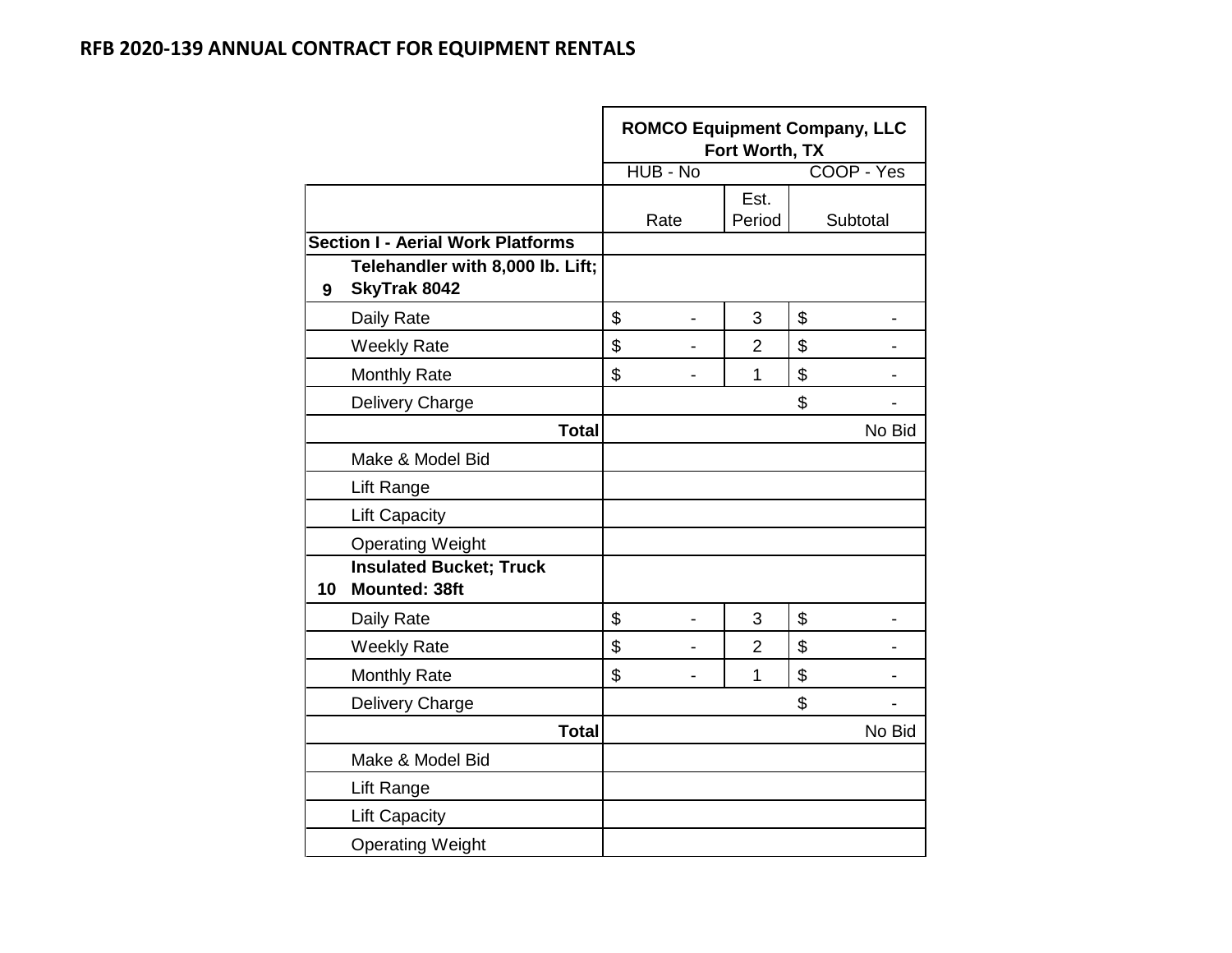## RFB 2020-139 ANNUAL CONTRACT FOR EQUIPMENT RENTALS

| | | ROMCO Equipment Company, LLC Fort Worth, TX | | |
|---|---|---|---|---|
| | | HUB - No | | COOP - Yes |
| | | Rate | Est. Period | Subtotal |
| **Section I - Aerial Work Platforms** | | | | |
| **9** | **Telehandler with 8,000 lb. Lift; SkyTrak 8042** | | | |
| | Daily Rate | $ - | 3 | $ - |
| | Weekly Rate | $ - | 2 | $ - |
| | Monthly Rate | $ - | 1 | $ - |
| | Delivery Charge | | | $ - |
| | **Total** | | | No Bid |
| | Make & Model Bid | | | |
| | Lift Range | | | |
| | Lift Capacity | | | |
| | Operating Weight | | | |
| **10** | **Insulated Bucket; Truck Mounted: 38ft** | | | |
| | Daily Rate | $ - | 3 | $ - |
| | Weekly Rate | $ - | 2 | $ - |
| | Monthly Rate | $ - | 1 | $ - |
| | Delivery Charge | | | $ - |
| | **Total** | | | No Bid |
| | Make & Model Bid | | | |
| | Lift Range | | | |
| | Lift Capacity | | | |
| | Operating Weight | | | |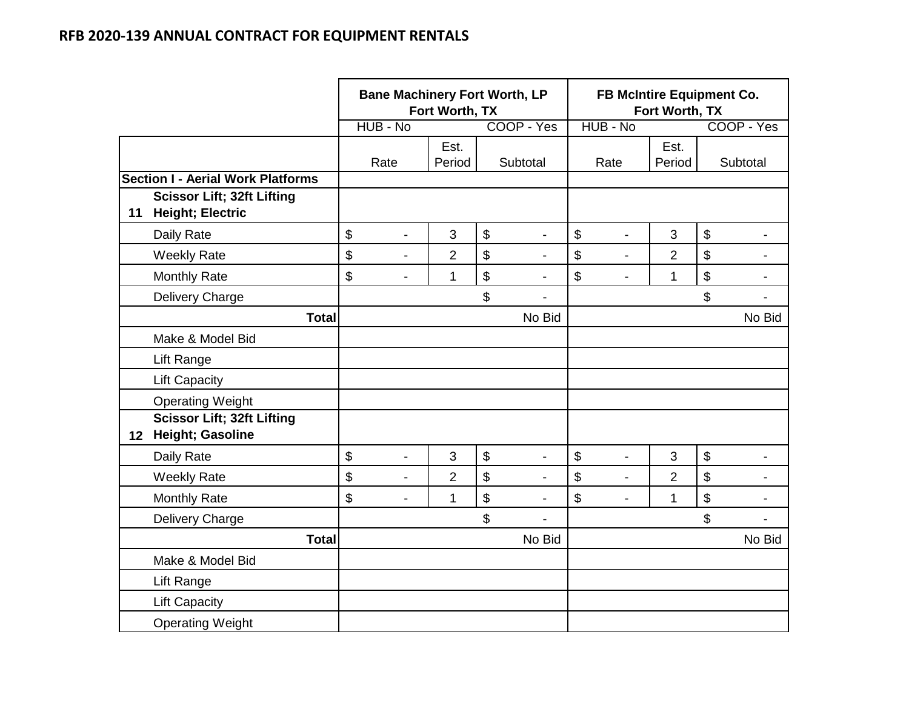## RFB 2020-139 ANNUAL CONTRACT FOR EQUIPMENT RENTALS

| | | Bane Machinery Fort Worth, LP Fort Worth, TX | | | FB McIntire Equipment Co. Fort Worth, TX | | |
|---|---|---|---|---|---|---|---|
| | | HUB - No | | COOP - Yes | HUB - No | | COOP - Yes |
| | | Rate | Est. Period | Subtotal | Rate | Est. Period | Subtotal |
| **Section I - Aerial Work Platforms** | | | | | | | |
| **11** | **Scissor Lift; 32ft Lifting Height; Electric** | | | | | | |
| | Daily Rate | $ - | 3 | $ - | $ - | 3 | $ - |
| | Weekly Rate | $ - | 2 | $ - | $ - | 2 | $ - |
| | Monthly Rate | $ - | 1 | $ - | $ - | 1 | $ - |
| | Delivery Charge | | | $ - | | | $ - |
| | **Total** | | | No Bid | | | No Bid |
| | Make & Model Bid | | | | | | |
| | Lift Range | | | | | | |
| | Lift Capacity | | | | | | |
| | Operating Weight | | | | | | |
| **12** | **Scissor Lift; 32ft Lifting Height; Gasoline** | | | | | | |
| | Daily Rate | $ - | 3 | $ - | $ - | 3 | $ - |
| | Weekly Rate | $ - | 2 | $ - | $ - | 2 | $ - |
| | Monthly Rate | $ - | 1 | $ - | $ - | 1 | $ - |
| | Delivery Charge | | | $ - | | | $ - |
| | **Total** | | | No Bid | | | No Bid |
| | Make & Model Bid | | | | | | |
| | Lift Range | | | | | | |
| | Lift Capacity | | | | | | |
| | Operating Weight | | | | | | |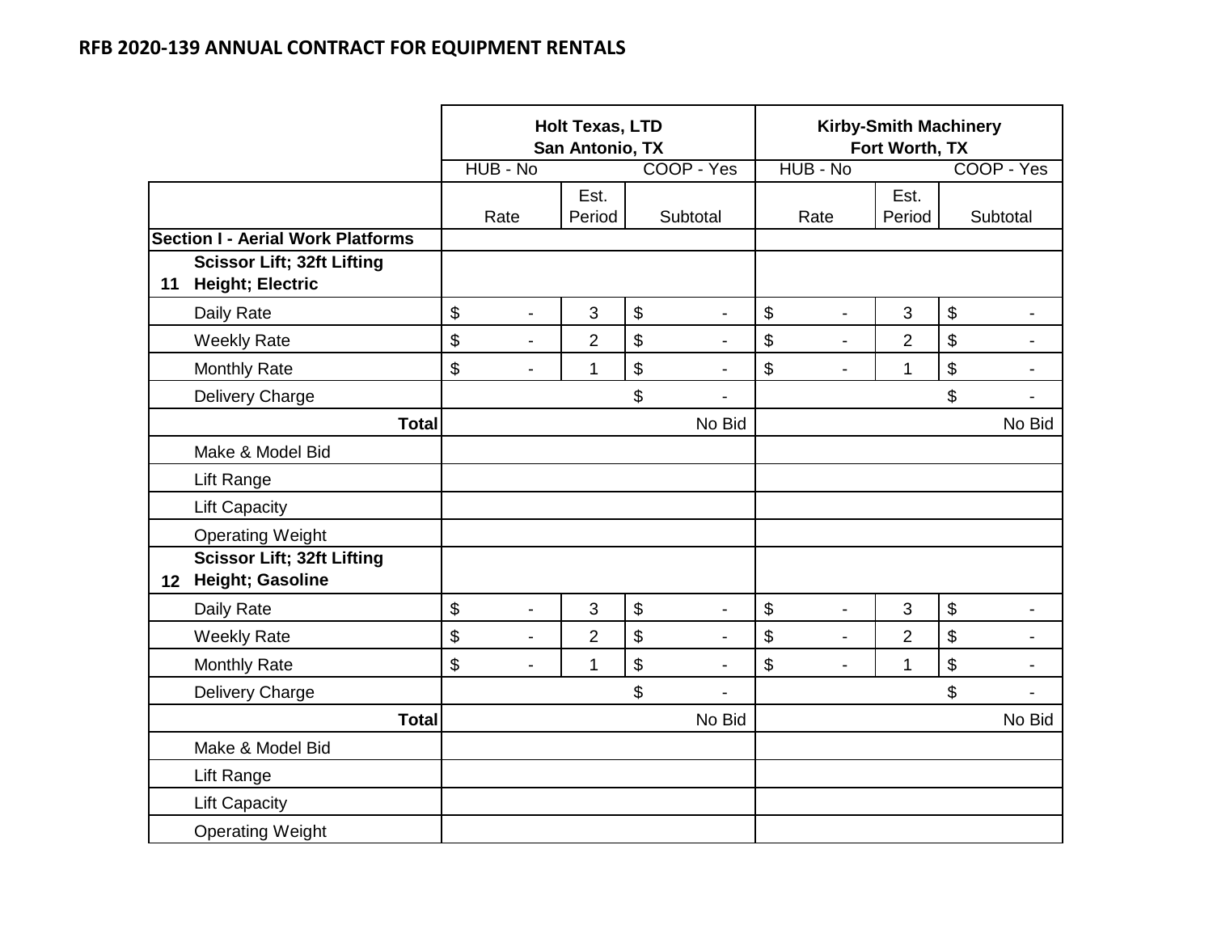## RFB 2020-139 ANNUAL CONTRACT FOR EQUIPMENT RENTALS

| | | Holt Texas, LTD<br>San Antonio, TX | | | Kirby-Smith Machinery<br>Fort Worth, TX | | |
|---|---|---|---|---|---|---|---|
| | | HUB - No | | COOP - Yes | HUB - No | | COOP - Yes |
| | | Rate | Est. Period | Subtotal | Rate | Est. Period | Subtotal |
| **Section I - Aerial Work Platforms** | | | | | | | |
| **11** | **Scissor Lift; 32ft Lifting Height; Electric** | | | | | | |
| | Daily Rate | $ - | 3 | $ - | $ - | 3 | $ - |
| | Weekly Rate | $ - | 2 | $ - | $ - | 2 | $ - |
| | Monthly Rate | $ - | 1 | $ - | $ - | 1 | $ - |
| | Delivery Charge | | | $ - | | | $ - |
| | **Total** | | | No Bid | | | No Bid |
| | Make & Model Bid | | | | | | |
| | Lift Range | | | | | | |
| | Lift Capacity | | | | | | |
| | Operating Weight | | | | | | |
| **12** | **Scissor Lift; 32ft Lifting Height; Gasoline** | | | | | | |
| | Daily Rate | $ - | 3 | $ - | $ - | 3 | $ - |
| | Weekly Rate | $ - | 2 | $ - | $ - | 2 | $ - |
| | Monthly Rate | $ - | 1 | $ - | $ - | 1 | $ - |
| | Delivery Charge | | | $ - | | | $ - |
| | **Total** | | | No Bid | | | No Bid |
| | Make & Model Bid | | | | | | |
| | Lift Range | | | | | | |
| | Lift Capacity | | | | | | |
| | Operating Weight | | | | | | |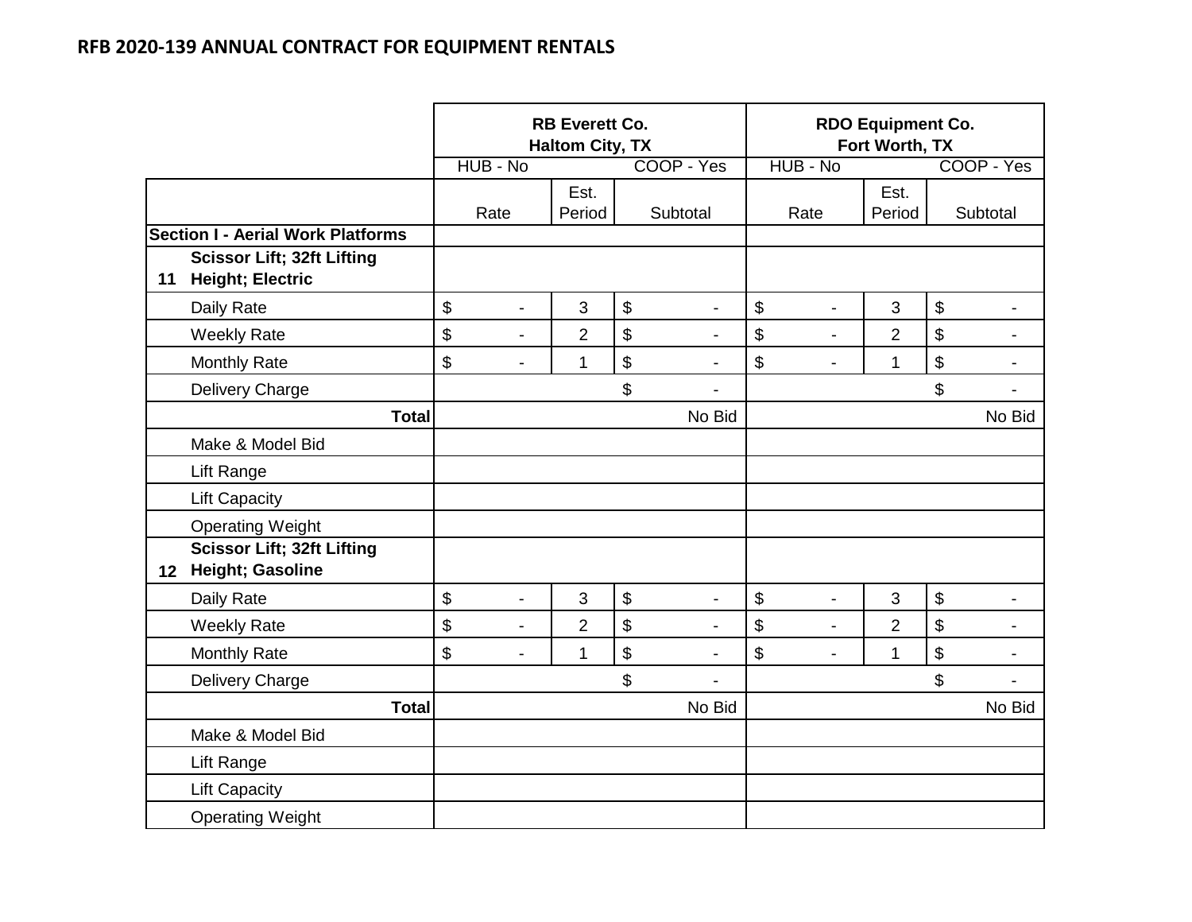## RFB 2020-139 ANNUAL CONTRACT FOR EQUIPMENT RENTALS

| | | RB Everett Co. Haltom City, TX | | | RDO Equipment Co. Fort Worth, TX | | |
|---|---|---|---|---|---|---|---|
| | | HUB - No | | COOP - Yes | HUB - No | | COOP - Yes |
| | | Rate | Est. Period | Subtotal | Rate | Est. Period | Subtotal |
| **Section I - Aerial Work Platforms** | | | | | | | |
| **11** | **Scissor Lift; 32ft Lifting Height; Electric** | | | | | | |
| | Daily Rate | $ - | 3 | $ - | $ - | 3 | $ - |
| | Weekly Rate | $ - | 2 | $ - | $ - | 2 | $ - |
| | Monthly Rate | $ - | 1 | $ - | $ - | 1 | $ - |
| | Delivery Charge | | | $ - | | | $ - |
| | **Total** | | | No Bid | | | No Bid |
| | Make & Model Bid | | | | | | |
| | Lift Range | | | | | | |
| | Lift Capacity | | | | | | |
| | Operating Weight | | | | | | |
| **12** | **Scissor Lift; 32ft Lifting Height; Gasoline** | | | | | | |
| | Daily Rate | $ - | 3 | $ - | $ - | 3 | $ - |
| | Weekly Rate | $ - | 2 | $ - | $ - | 2 | $ - |
| | Monthly Rate | $ - | 1 | $ - | $ - | 1 | $ - |
| | Delivery Charge | | | $ - | | | $ - |
| | **Total** | | | No Bid | | | No Bid |
| | Make & Model Bid | | | | | | |
| | Lift Range | | | | | | |
| | Lift Capacity | | | | | | |
| | Operating Weight | | | | | | |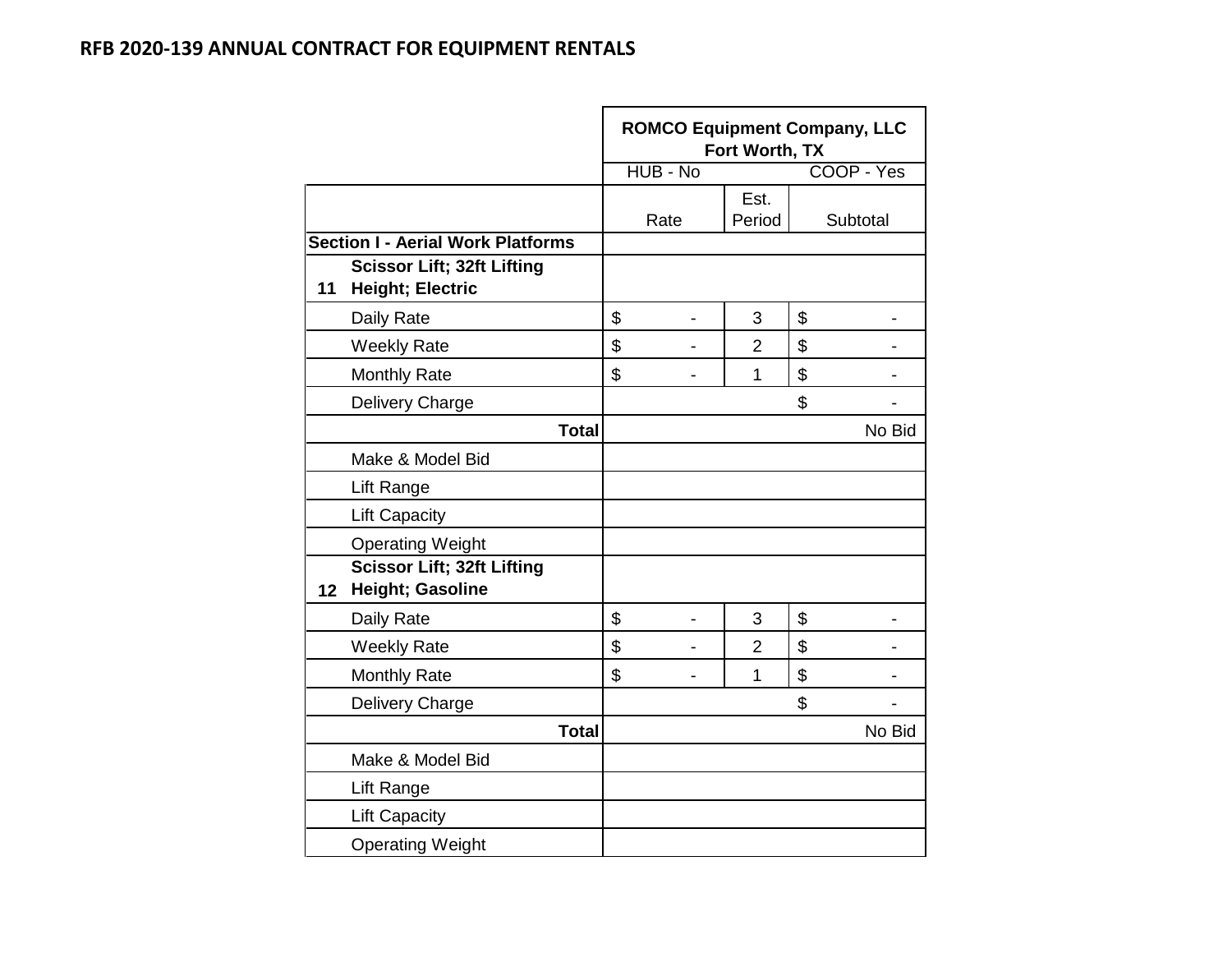## RFB 2020-139 ANNUAL CONTRACT FOR EQUIPMENT RENTALS

| | | ROMCO Equipment Company, LLC Fort Worth, TX | | |
|---|---|---|---|---|
| | | HUB - No | | COOP - Yes |
| | | Rate | Est. Period | Subtotal |
| **Section I - Aerial Work Platforms** | | | | |
| **11** | **Scissor Lift; 32ft Lifting Height; Electric** | | | |
| | Daily Rate | $ - | 3 | $ - |
| | Weekly Rate | $ - | 2 | $ - |
| | Monthly Rate | $ - | 1 | $ - |
| | Delivery Charge | | | $ - |
| | **Total** | | | No Bid |
| | Make & Model Bid | | | |
| | Lift Range | | | |
| | Lift Capacity | | | |
| | Operating Weight | | | |
| **12** | **Scissor Lift; 32ft Lifting Height; Gasoline** | | | |
| | Daily Rate | $ - | 3 | $ - |
| | Weekly Rate | $ - | 2 | $ - |
| | Monthly Rate | $ - | 1 | $ - |
| | Delivery Charge | | | $ - |
| | **Total** | | | No Bid |
| | Make & Model Bid | | | |
| | Lift Range | | | |
| | Lift Capacity | | | |
| | Operating Weight | | | |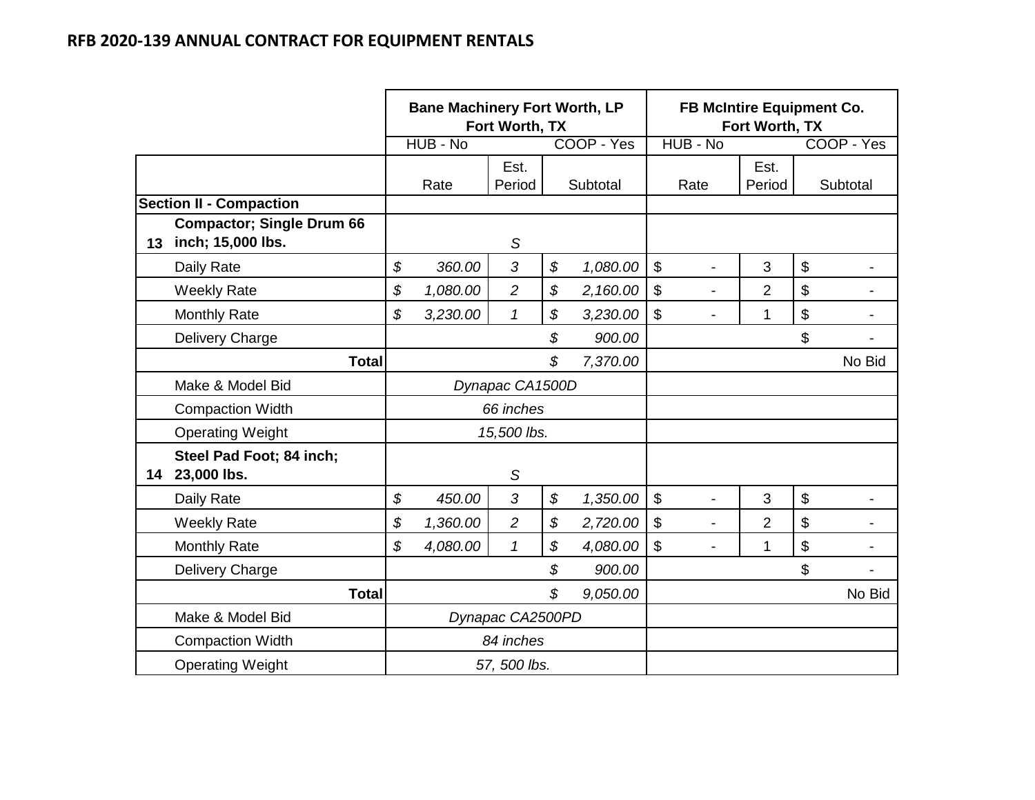## RFB 2020-139 ANNUAL CONTRACT FOR EQUIPMENT RENTALS

| | | Bane Machinery Fort Worth, LP Fort Worth, TX | | | FB McIntire Equipment Co. Fort Worth, TX | | |
|---|---|---|---|---|---|---|---|
| | | HUB - No | | COOP - Yes | HUB - No | | COOP - Yes |
| | | Rate | Est. Period | Subtotal | Rate | Est. Period | Subtotal |
| | **Section II - Compaction** | | | | | | |
| **13** | **Compactor; Single Drum 66 inch; 15,000 lbs.** | | S | | | | |
| | Daily Rate | $ 360.00 | 3 | $ 1,080.00 | $ - | 3 | $ - |
| | Weekly Rate | $ 1,080.00 | 2 | $ 2,160.00 | $ - | 2 | $ - |
| | Monthly Rate | $ 3,230.00 | 1 | $ 3,230.00 | $ - | 1 | $ - |
| | Delivery Charge | | | $ 900.00 | | | $ - |
| | **Total** | | | $ 7,370.00 | | | No Bid |
| | Make & Model Bid | Dynapac CA1500D | | | | | |
| | Compaction Width | 66 inches | | | | | |
| | Operating Weight | 15,500 lbs. | | | | | |
| **14** | **Steel Pad Foot; 84 inch; 23,000 lbs.** | | S | | | | |
| | Daily Rate | $ 450.00 | 3 | $ 1,350.00 | $ - | 3 | $ - |
| | Weekly Rate | $ 1,360.00 | 2 | $ 2,720.00 | $ - | 2 | $ - |
| | Monthly Rate | $ 4,080.00 | 1 | $ 4,080.00 | $ - | 1 | $ - |
| | Delivery Charge | | | $ 900.00 | | | $ - |
| | **Total** | | | $ 9,050.00 | | | No Bid |
| | Make & Model Bid | Dynapac CA2500PD | | | | | |
| | Compaction Width | 84 inches | | | | | |
| | Operating Weight | 57, 500 lbs. | | | | | |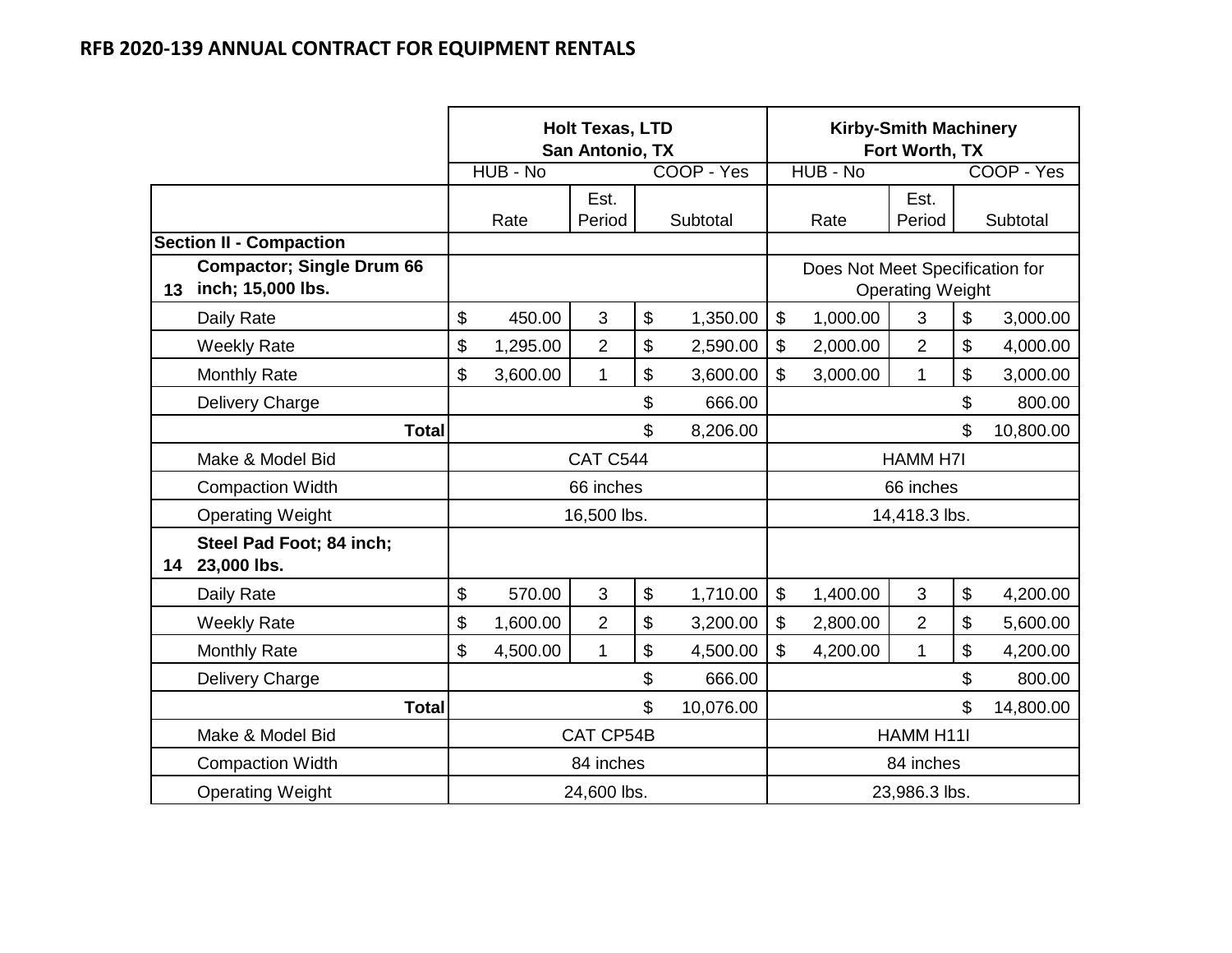## RFB 2020-139 ANNUAL CONTRACT FOR EQUIPMENT RENTALS

| | | Holt Texas, LTD San Antonio, TX | | | Kirby-Smith Machinery Fort Worth, TX | | |
|---|---|---|---|---|---|---|---|
| | | HUB - No | | COOP - Yes | HUB - No | | COOP - Yes |
| | | Rate | Est. Period | Subtotal | Rate | Est. Period | Subtotal |
| | **Section II - Compaction** | | | | | | |
| **13** | **Compactor; Single Drum 66 inch; 15,000 lbs.** | | | | Does Not Meet Specification for Operating Weight | | |
| | Daily Rate | $ 450.00 | 3 | $ 1,350.00 | $ 1,000.00 | 3 | $ 3,000.00 |
| | Weekly Rate | $ 1,295.00 | 2 | $ 2,590.00 | $ 2,000.00 | 2 | $ 4,000.00 |
| | Monthly Rate | $ 3,600.00 | 1 | $ 3,600.00 | $ 3,000.00 | 1 | $ 3,000.00 |
| | Delivery Charge | | | $ 666.00 | | | $ 800.00 |
| | **Total** | | | $ 8,206.00 | | | $ 10,800.00 |
| | Make & Model Bid | CAT C544 | | | HAMM H7I | | |
| | Compaction Width | 66 inches | | | 66 inches | | |
| | Operating Weight | 16,500 lbs. | | | 14,418.3 lbs. | | |
| **14** | **Steel Pad Foot; 84 inch; 23,000 lbs.** | | | | | | |
| | Daily Rate | $ 570.00 | 3 | $ 1,710.00 | $ 1,400.00 | 3 | $ 4,200.00 |
| | Weekly Rate | $ 1,600.00 | 2 | $ 3,200.00 | $ 2,800.00 | 2 | $ 5,600.00 |
| | Monthly Rate | $ 4,500.00 | 1 | $ 4,500.00 | $ 4,200.00 | 1 | $ 4,200.00 |
| | Delivery Charge | | | $ 666.00 | | | $ 800.00 |
| | **Total** | | | $ 10,076.00 | | | $ 14,800.00 |
| | Make & Model Bid | CAT CP54B | | | HAMM H11I | | |
| | Compaction Width | 84 inches | | | 84 inches | | |
| | Operating Weight | 24,600 lbs. | | | 23,986.3 lbs. | | |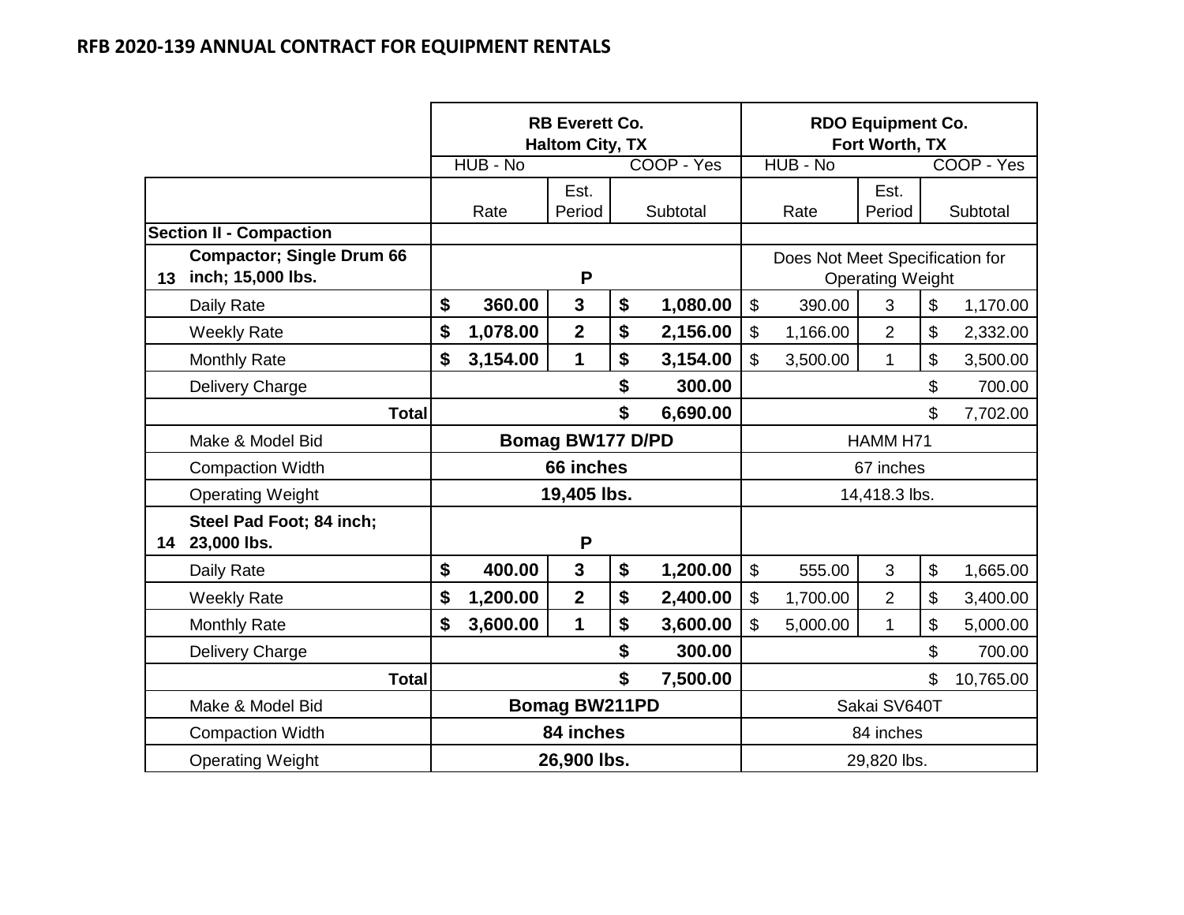## RFB 2020-139 ANNUAL CONTRACT FOR EQUIPMENT RENTALS

| | | RB Everett Co. Haltom City, TX | | | RDO Equipment Co. Fort Worth, TX | | |
|---|---|---|---|---|---|---|---|
| | | HUB - No | | COOP - Yes | HUB - No | | COOP - Yes |
| | | Rate | Est. Period | Subtotal | Rate | Est. Period | Subtotal |
| **Section II - Compaction** | | | | | | | |
| **13** | **Compactor; Single Drum 66 inch; 15,000 lbs.** | | **P** | | Does Not Meet Specification for Operating Weight | | |
| | Daily Rate | **$ 360.00** | **3** | **$ 1,080.00** | $ 390.00 | 3 | $ 1,170.00 |
| | Weekly Rate | **$ 1,078.00** | **2** | **$ 2,156.00** | $ 1,166.00 | 2 | $ 2,332.00 |
| | Monthly Rate | **$ 3,154.00** | **1** | **$ 3,154.00** | $ 3,500.00 | 1 | $ 3,500.00 |
| | Delivery Charge | | | **$ 300.00** | | | $ 700.00 |
| | **Total** | | | **$ 6,690.00** | | | $ 7,702.00 |
| | Make & Model Bid | **Bomag BW177 D/PD** | | | HAMM H71 | | |
| | Compaction Width | **66 inches** | | | 67 inches | | |
| | Operating Weight | **19,405 lbs.** | | | 14,418.3 lbs. | | |
| **14** | **Steel Pad Foot; 84 inch; 23,000 lbs.** | | **P** | | | | |
| | Daily Rate | **$ 400.00** | **3** | **$ 1,200.00** | $ 555.00 | 3 | $ 1,665.00 |
| | Weekly Rate | **$ 1,200.00** | **2** | **$ 2,400.00** | $ 1,700.00 | 2 | $ 3,400.00 |
| | Monthly Rate | **$ 3,600.00** | **1** | **$ 3,600.00** | $ 5,000.00 | 1 | $ 5,000.00 |
| | Delivery Charge | | | **$ 300.00** | | | $ 700.00 |
| | **Total** | | | **$ 7,500.00** | | | $ 10,765.00 |
| | Make & Model Bid | **Bomag BW211PD** | | | Sakai SV640T | | |
| | Compaction Width | **84 inches** | | | 84 inches | | |
| | Operating Weight | **26,900 lbs.** | | | 29,820 lbs. | | |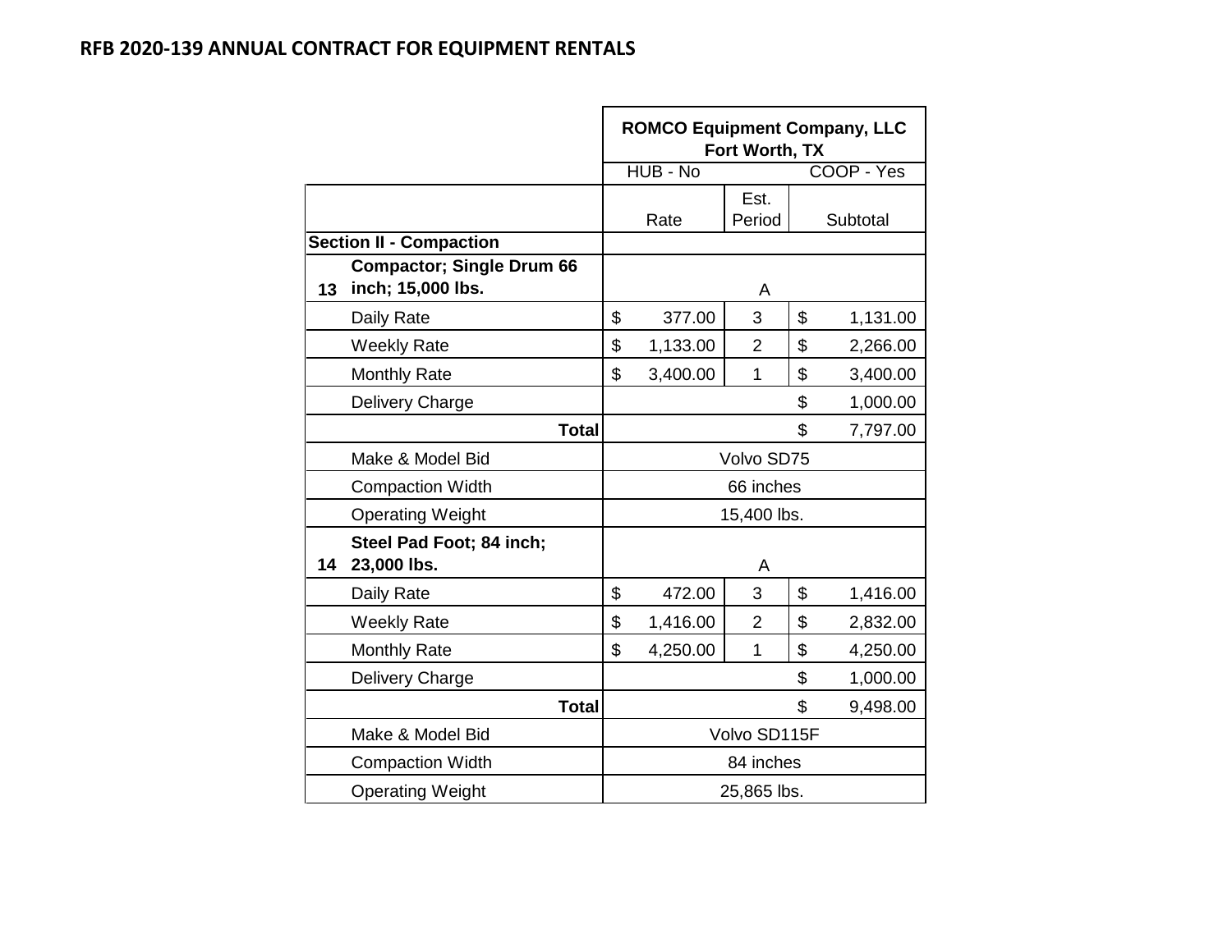# RFB 2020-139 ANNUAL CONTRACT FOR EQUIPMENT RENTALS

| | | ROMCO Equipment Company, LLC Fort Worth, TX | | |
|---|---|---|---|---|
| | | HUB - No | | COOP - Yes |
| | | Rate | Est. Period | Subtotal |
| **Section II - Compaction** | | | | |
| **13** | **Compactor; Single Drum 66 inch; 15,000 lbs.** | | A | |
| | Daily Rate | $ 377.00 | 3 | $ 1,131.00 |
| | Weekly Rate | $ 1,133.00 | 2 | $ 2,266.00 |
| | Monthly Rate | $ 3,400.00 | 1 | $ 3,400.00 |
| | Delivery Charge | | | $ 1,000.00 |
| | **Total** | | | $ 7,797.00 |
| | Make & Model Bid | | Volvo SD75 | |
| | Compaction Width | | 66 inches | |
| | Operating Weight | | 15,400 lbs. | |
| **14** | **Steel Pad Foot; 84 inch; 23,000 lbs.** | | A | |
| | Daily Rate | $ 472.00 | 3 | $ 1,416.00 |
| | Weekly Rate | $ 1,416.00 | 2 | $ 2,832.00 |
| | Monthly Rate | $ 4,250.00 | 1 | $ 4,250.00 |
| | Delivery Charge | | | $ 1,000.00 |
| | **Total** | | | $ 9,498.00 |
| | Make & Model Bid | | Volvo SD115F | |
| | Compaction Width | | 84 inches | |
| | Operating Weight | | 25,865 lbs. | |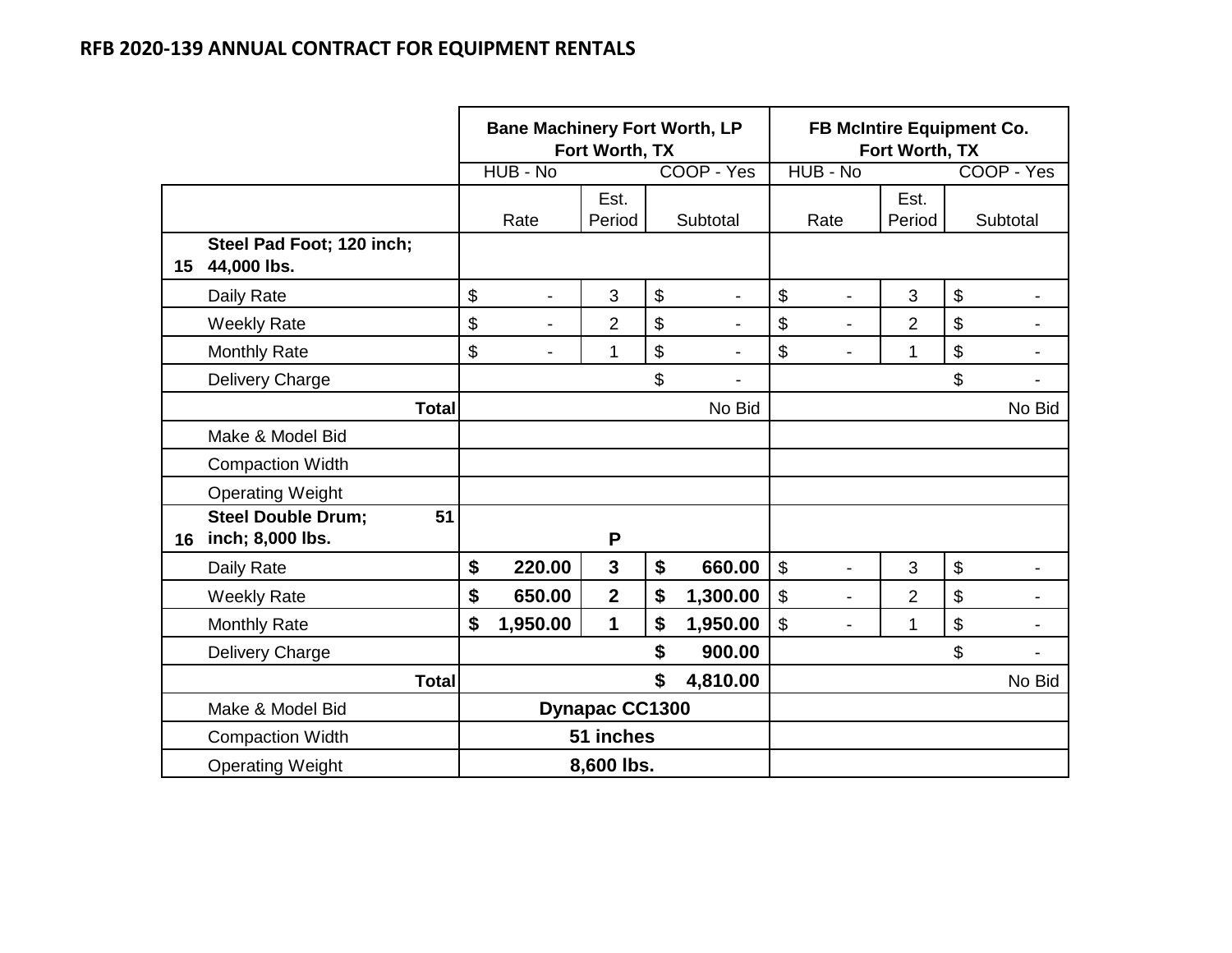## RFB 2020-139 ANNUAL CONTRACT FOR EQUIPMENT RENTALS

| | | Bane Machinery Fort Worth, LP Fort Worth, TX | | | FB McIntire Equipment Co. Fort Worth, TX | | |
|---|---|---|---|---|---|---|---|
| | | HUB - No | | COOP - Yes | HUB - No | | COOP - Yes |
| | | Rate | Est. Period | Subtotal | Rate | Est. Period | Subtotal |
| 15 | Steel Pad Foot; 120 inch; 44,000 lbs. | | | | | | |
| | Daily Rate | $ - | 3 | $ - | $ - | 3 | $ - |
| | Weekly Rate | $ - | 2 | $ - | $ - | 2 | $ - |
| | Monthly Rate | $ - | 1 | $ - | $ - | 1 | $ - |
| | Delivery Charge | | | $ - | | | $ - |
| | **Total** | | | No Bid | | | No Bid |
| | Make & Model Bid | | | | | | |
| | Compaction Width | | | | | | |
| | Operating Weight | | | | | | |
| 16 | Steel Double Drum; 51 inch; 8,000 lbs. | | **P** | | | | |
| | Daily Rate | **$ 220.00** | **3** | **$ 660.00** | $ - | 3 | $ - |
| | Weekly Rate | **$ 650.00** | **2** | **$ 1,300.00** | $ - | 2 | $ - |
| | Monthly Rate | **$ 1,950.00** | **1** | **$ 1,950.00** | $ - | 1 | $ - |
| | Delivery Charge | | | **$ 900.00** | | | $ - |
| | **Total** | | | **$ 4,810.00** | | | No Bid |
| | Make & Model Bid | | **Dynapac CC1300** | | | | |
| | Compaction Width | | **51 inches** | | | | |
| | Operating Weight | | **8,600 lbs.** | | | | |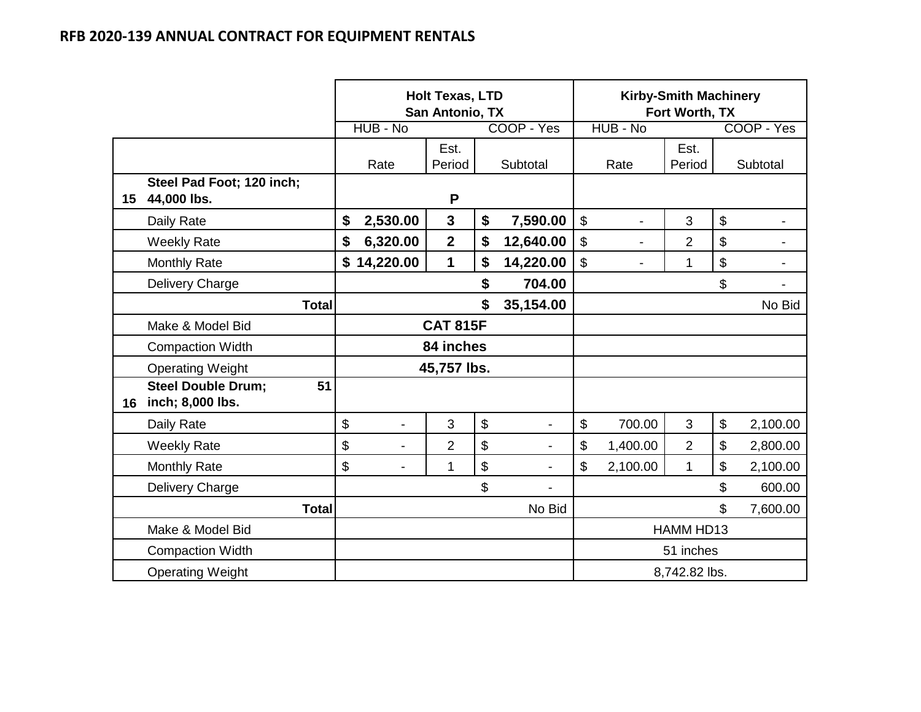# RFB 2020-139 ANNUAL CONTRACT FOR EQUIPMENT RENTALS

| | | Holt Texas, LTD San Antonio, TX | | | Kirby-Smith Machinery Fort Worth, TX | | |
|---|---|---|---|---|---|---|---|
| | | HUB - No | | COOP - Yes | HUB - No | | COOP - Yes |
| | | Rate | Est. Period | Subtotal | Rate | Est. Period | Subtotal |
| **15** | **Steel Pad Foot; 120 inch; 44,000 lbs.** | | **P** | | | | |
| | Daily Rate | **$ 2,530.00** | **3** | **$ 7,590.00** | $ - | 3 | $ - |
| | Weekly Rate | **$ 6,320.00** | **2** | **$ 12,640.00** | $ - | 2 | $ - |
| | Monthly Rate | **$ 14,220.00** | **1** | **$ 14,220.00** | $ - | 1 | $ - |
| | Delivery Charge | | | **$ 704.00** | | | $ - |
| | **Total** | | | **$ 35,154.00** | | | No Bid |
| | Make & Model Bid | | **CAT 815F** | | | | |
| | Compaction Width | | **84 inches** | | | | |
| | Operating Weight | | **45,757 lbs.** | | | | |
| **16** | **Steel Double Drum; 51 inch; 8,000 lbs.** | | | | | | |
| | Daily Rate | $ - | 3 | $ - | $ 700.00 | 3 | $ 2,100.00 |
| | Weekly Rate | $ - | 2 | $ - | $ 1,400.00 | 2 | $ 2,800.00 |
| | Monthly Rate | $ - | 1 | $ - | $ 2,100.00 | 1 | $ 2,100.00 |
| | Delivery Charge | | | $ - | | | $ 600.00 |
| | **Total** | | | No Bid | | | $ 7,600.00 |
| | Make & Model Bid | | | | | HAMM HD13 | |
| | Compaction Width | | | | | 51 inches | |
| | Operating Weight | | | | | 8,742.82 lbs. | |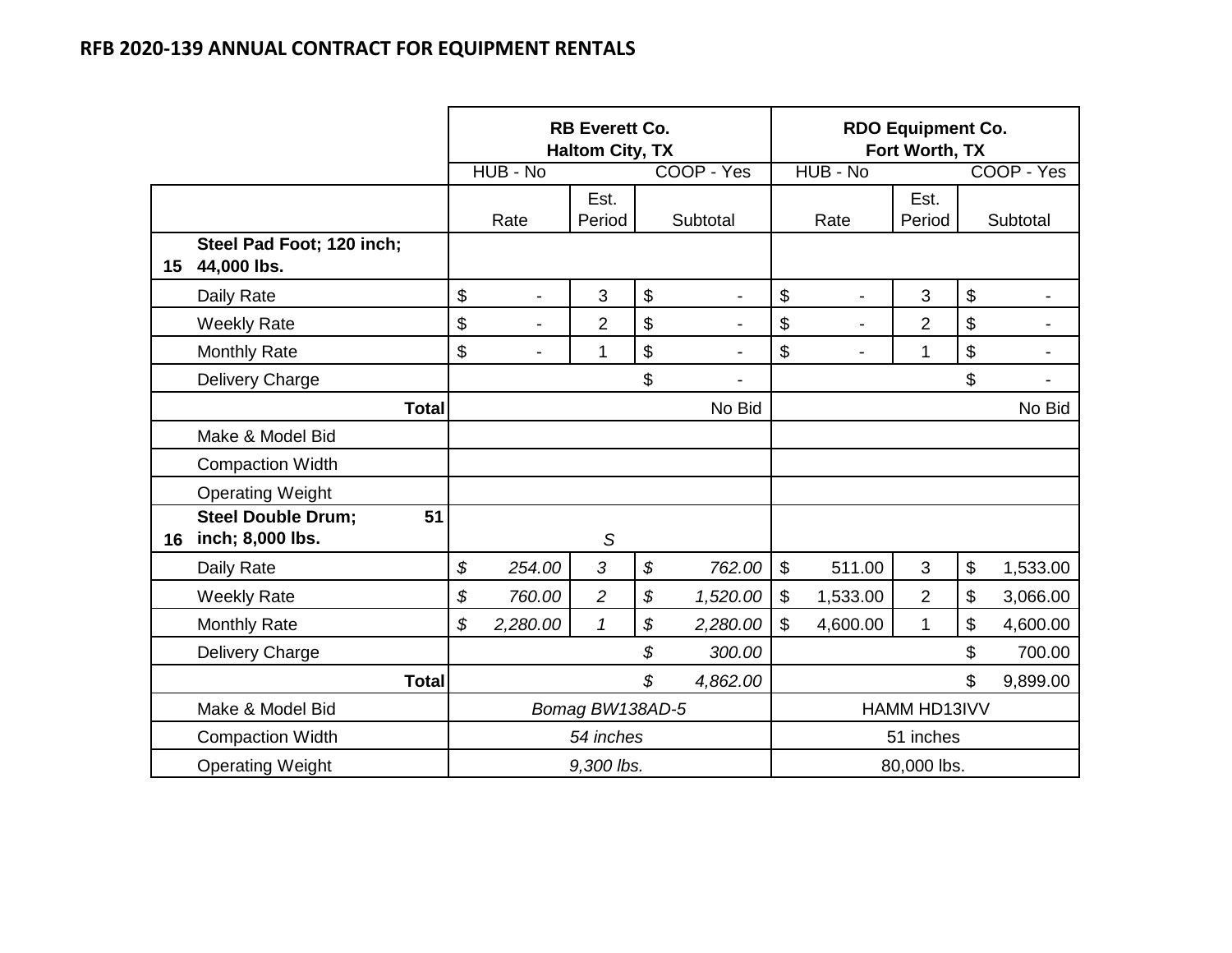## RFB 2020-139 ANNUAL CONTRACT FOR EQUIPMENT RENTALS

| | | RB Everett Co. Haltom City, TX | | | RDO Equipment Co. Fort Worth, TX | | |
|---|---|---|---|---|---|---|---|
| | | HUB - No | | COOP - Yes | HUB - No | | COOP - Yes |
| | | Rate | Est. Period | Subtotal | Rate | Est. Period | Subtotal |
| 15 | **Steel Pad Foot; 120 inch; 44,000 lbs.** | | | | | | |
| | Daily Rate | $ - | 3 | $ - | $ - | 3 | $ - |
| | Weekly Rate | $ - | 2 | $ - | $ - | 2 | $ - |
| | Monthly Rate | $ - | 1 | $ - | $ - | 1 | $ - |
| | Delivery Charge | | | $ - | | | $ - |
| | **Total** | | | No Bid | | | No Bid |
| | Make & Model Bid | | | | | | |
| | Compaction Width | | | | | | |
| | Operating Weight | | | | | | |
| 16 | **Steel Double Drum; 51 inch; 8,000 lbs.** | | *S* | | | | |
| | Daily Rate | *$ 254.00* | *3* | *$ 762.00* | $ 511.00 | 3 | $ 1,533.00 |
| | Weekly Rate | *$ 760.00* | *2* | *$ 1,520.00* | $ 1,533.00 | 2 | $ 3,066.00 |
| | Monthly Rate | *$ 2,280.00* | *1* | *$ 2,280.00* | $ 4,600.00 | 1 | $ 4,600.00 |
| | Delivery Charge | | | *$ 300.00* | | | $ 700.00 |
| | **Total** | | | *$ 4,862.00* | | | $ 9,899.00 |
| | Make & Model Bid | | *Bomag BW138AD-5* | | | HAMM HD13IVV | |
| | Compaction Width | | *54 inches* | | | 51 inches | |
| | Operating Weight | | *9,300 lbs.* | | | 80,000 lbs. | |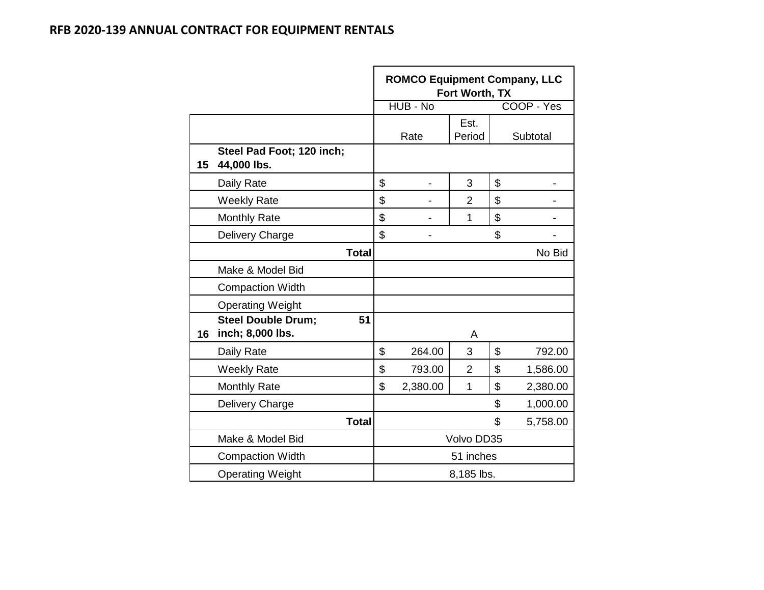**RFB 2020-139 ANNUAL CONTRACT FOR EQUIPMENT RENTALS**

| | | ROMCO Equipment Company, LLC Fort Worth, TX | | |
|---|---|---|---|---|
| | | HUB - No | | COOP - Yes |
| | | Rate | Est. Period | Subtotal |
| 15 | **Steel Pad Foot; 120 inch; 44,000 lbs.** | | | |
| | Daily Rate | $ - | 3 | $ - |
| | Weekly Rate | $ - | 2 | $ - |
| | Monthly Rate | $ - | 1 | $ - |
| | Delivery Charge | $ - | | $ - |
| | **Total** | | | No Bid |
| | Make & Model Bid | | | |
| | Compaction Width | | | |
| | Operating Weight | | | |
| 16 | **Steel Double Drum; 51 inch; 8,000 lbs.** | | A | |
| | Daily Rate | $ 264.00 | 3 | $ 792.00 |
| | Weekly Rate | $ 793.00 | 2 | $ 1,586.00 |
| | Monthly Rate | $ 2,380.00 | 1 | $ 2,380.00 |
| | Delivery Charge | | | $ 1,000.00 |
| | **Total** | | | $ 5,758.00 |
| | Make & Model Bid | | Volvo DD35 | |
| | Compaction Width | | 51 inches | |
| | Operating Weight | | 8,185 lbs. | |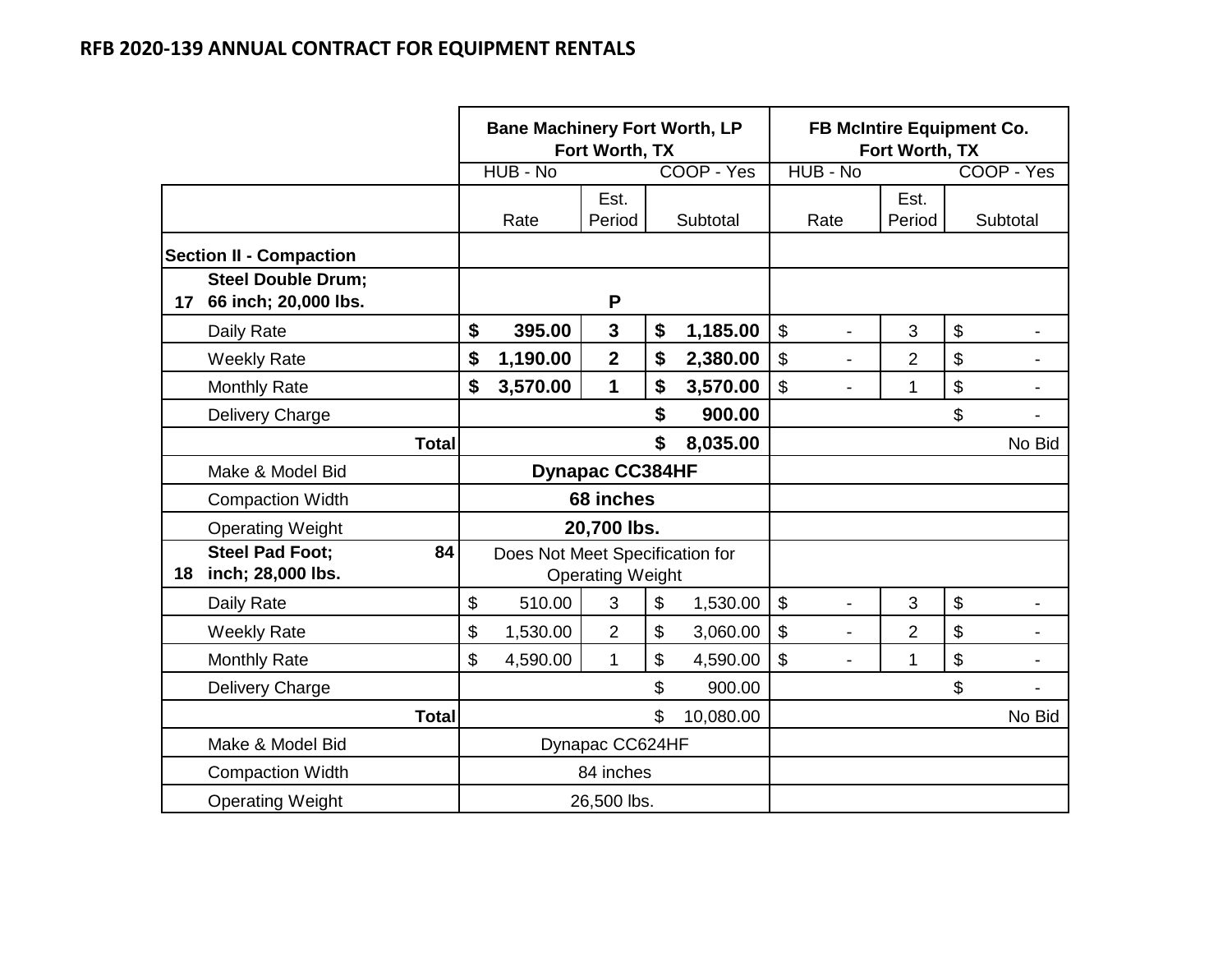## RFB 2020-139 ANNUAL CONTRACT FOR EQUIPMENT RENTALS

| | | Bane Machinery Fort Worth, LP Fort Worth, TX | | | FB McIntire Equipment Co. Fort Worth, TX | | |
|---|---|---|---|---|---|---|---|
| | | HUB - No | | COOP - Yes | HUB - No | | COOP - Yes |
| | | Rate | Est. Period | Subtotal | Rate | Est. Period | Subtotal |
| | **Section II - Compaction** | | | | | | |
| **17** | **Steel Double Drum; 66 inch; 20,000 lbs.** | | **P** | | | | |
| | Daily Rate | **$ 395.00** | **3** | **$ 1,185.00** | $ - | 3 | $ - |
| | Weekly Rate | **$ 1,190.00** | **2** | **$ 2,380.00** | $ - | 2 | $ - |
| | Monthly Rate | **$ 3,570.00** | **1** | **$ 3,570.00** | $ - | 1 | $ - |
| | Delivery Charge | | | **$ 900.00** | | | $ - |
| | **Total** | | | **$ 8,035.00** | | | No Bid |
| | Make & Model Bid | **Dynapac CC384HF** | | | | | |
| | Compaction Width | **68 inches** | | | | | |
| | Operating Weight | **20,700 lbs.** | | | | | |
| **18** | **Steel Pad Foot; 84 inch; 28,000 lbs.** | Does Not Meet Specification for Operating Weight | | | | | |
| | Daily Rate | $ 510.00 | 3 | $ 1,530.00 | $ - | 3 | $ - |
| | Weekly Rate | $ 1,530.00 | 2 | $ 3,060.00 | $ - | 2 | $ - |
| | Monthly Rate | $ 4,590.00 | 1 | $ 4,590.00 | $ - | 1 | $ - |
| | Delivery Charge | | | $ 900.00 | | | $ - |
| | **Total** | | | $ 10,080.00 | | | No Bid |
| | Make & Model Bid | Dynapac CC624HF | | | | | |
| | Compaction Width | 84 inches | | | | | |
| | Operating Weight | 26,500 lbs. | | | | | |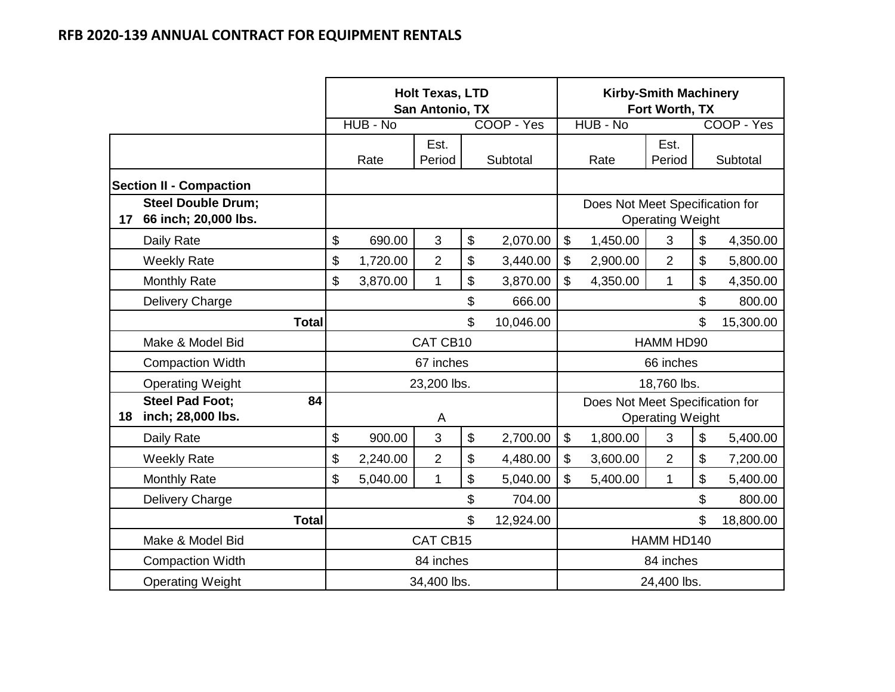## RFB 2020-139 ANNUAL CONTRACT FOR EQUIPMENT RENTALS

| | | Holt Texas, LTD San Antonio, TX | | | Kirby-Smith Machinery Fort Worth, TX | | |
|---|---|---|---|---|---|---|---|
| | | HUB - No | | COOP - Yes | HUB - No | | COOP - Yes |
| | | Rate | Est. Period | Subtotal | Rate | Est. Period | Subtotal |
| | **Section II - Compaction** | | | | | | |
| 17 | **Steel Double Drum; 66 inch; 20,000 lbs.** | | | | Does Not Meet Specification for Operating Weight | | |
| | Daily Rate | $ 690.00 | 3 | $ 2,070.00 | $ 1,450.00 | 3 | $ 4,350.00 |
| | Weekly Rate | $ 1,720.00 | 2 | $ 3,440.00 | $ 2,900.00 | 2 | $ 5,800.00 |
| | Monthly Rate | $ 3,870.00 | 1 | $ 3,870.00 | $ 4,350.00 | 1 | $ 4,350.00 |
| | Delivery Charge | | | $ 666.00 | | | $ 800.00 |
| | **Total** | | | $ 10,046.00 | | | $ 15,300.00 |
| | Make & Model Bid | CAT CB10 | | | HAMM HD90 | | |
| | Compaction Width | 67 inches | | | 66 inches | | |
| | Operating Weight | 23,200 lbs. | | | 18,760 lbs. | | |
| 18 | **Steel Pad Foot; 84 inch; 28,000 lbs.** | A | | | Does Not Meet Specification for Operating Weight | | |
| | Daily Rate | $ 900.00 | 3 | $ 2,700.00 | $ 1,800.00 | 3 | $ 5,400.00 |
| | Weekly Rate | $ 2,240.00 | 2 | $ 4,480.00 | $ 3,600.00 | 2 | $ 7,200.00 |
| | Monthly Rate | $ 5,040.00 | 1 | $ 5,040.00 | $ 5,400.00 | 1 | $ 5,400.00 |
| | Delivery Charge | | | $ 704.00 | | | $ 800.00 |
| | **Total** | | | $ 12,924.00 | | | $ 18,800.00 |
| | Make & Model Bid | CAT CB15 | | | HAMM HD140 | | |
| | Compaction Width | 84 inches | | | 84 inches | | |
| | Operating Weight | 34,400 lbs. | | | 24,400 lbs. | | |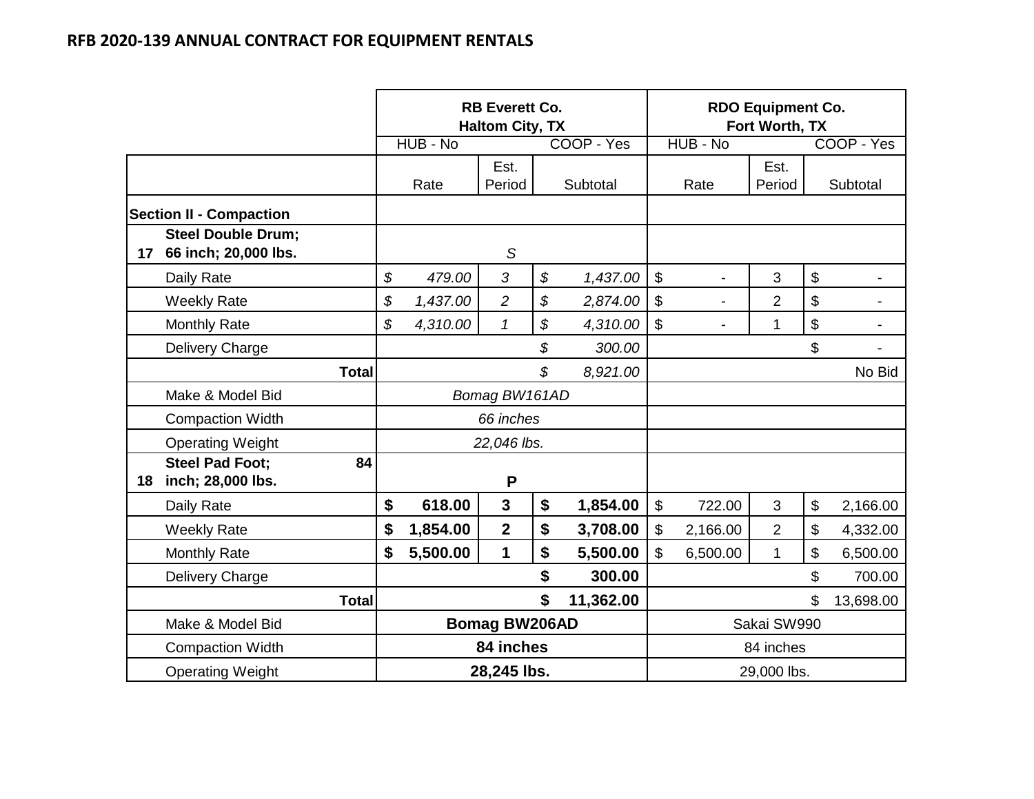**RFB 2020-139 ANNUAL CONTRACT FOR EQUIPMENT RENTALS**

| | | RB Everett Co. Haltom City, TX | | | RDO Equipment Co. Fort Worth, TX | | |
|---|---|---|---|---|---|---|---|
| | | HUB - No | | COOP - Yes | HUB - No | | COOP - Yes |
| | | Rate | Est. Period | Subtotal | Rate | Est. Period | Subtotal |
| | **Section II - Compaction** | | | | | | |
| 17 | **Steel Double Drum; 66 inch; 20,000 lbs.** | | *S* | | | | |
| | Daily Rate | *$ 479.00* | *3* | *$ 1,437.00* | $ - | 3 | $ - |
| | Weekly Rate | *$ 1,437.00* | *2* | *$ 2,874.00* | $ - | 2 | $ - |
| | Monthly Rate | *$ 4,310.00* | *1* | *$ 4,310.00* | $ - | 1 | $ - |
| | Delivery Charge | | | *$ 300.00* | | | $ - |
| | **Total** | | | *$ 8,921.00* | | | No Bid |
| | Make & Model Bid | *Bomag BW161AD* | | | | | |
| | Compaction Width | *66 inches* | | | | | |
| | Operating Weight | *22,046 lbs.* | | | | | |
| 18 | **Steel Pad Foot; 84 inch; 28,000 lbs.** | | **P** | | | | |
| | Daily Rate | **$ 618.00** | **3** | **$ 1,854.00** | $ 722.00 | 3 | $ 2,166.00 |
| | Weekly Rate | **$ 1,854.00** | **2** | **$ 3,708.00** | $ 2,166.00 | 2 | $ 4,332.00 |
| | Monthly Rate | **$ 5,500.00** | **1** | **$ 5,500.00** | $ 6,500.00 | 1 | $ 6,500.00 |
| | Delivery Charge | | | **$ 300.00** | | | $ 700.00 |
| | **Total** | | | **$ 11,362.00** | | | $ 13,698.00 |
| | Make & Model Bid | **Bomag BW206AD** | | | Sakai SW990 | | |
| | Compaction Width | **84 inches** | | | 84 inches | | |
| | Operating Weight | **28,245 lbs.** | | | 29,000 lbs. | | |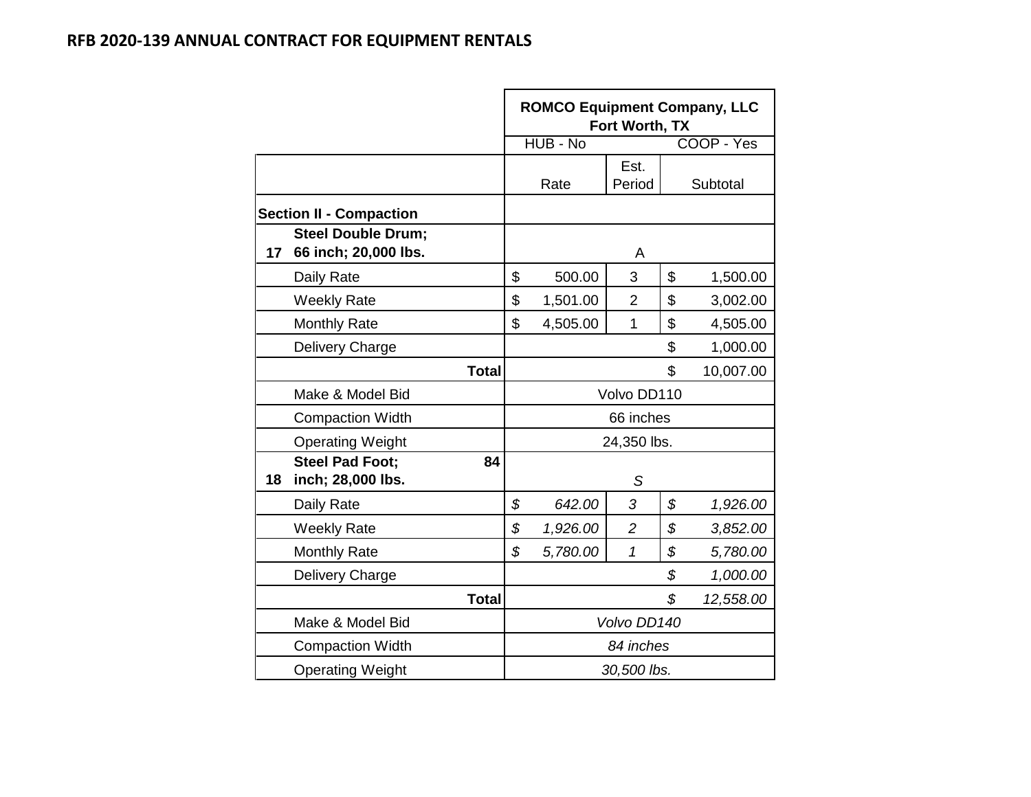**RFB 2020-139 ANNUAL CONTRACT FOR EQUIPMENT RENTALS**

| | | ROMCO Equipment Company, LLC Fort Worth, TX | | |
|---|---|---|---|---|
| | | HUB - No | | COOP - Yes |
| | | Rate | Est. Period | Subtotal |
| | **Section II - Compaction** | | | |
| **17** | **Steel Double Drum; 66 inch; 20,000 lbs.** | | A | |
| | Daily Rate | $ 500.00 | 3 | $ 1,500.00 |
| | Weekly Rate | $ 1,501.00 | 2 | $ 3,002.00 |
| | Monthly Rate | $ 4,505.00 | 1 | $ 4,505.00 |
| | Delivery Charge | | | $ 1,000.00 |
| | **Total** | | | $ 10,007.00 |
| | Make & Model Bid | Volvo DD110 | | |
| | Compaction Width | 66 inches | | |
| | Operating Weight | 24,350 lbs. | | |
| **18** | **Steel Pad Foot; 84 inch; 28,000 lbs.** | | *S* | |
| | Daily Rate | *$ 642.00* | *3* | *$ 1,926.00* |
| | Weekly Rate | *$ 1,926.00* | *2* | *$ 3,852.00* |
| | Monthly Rate | *$ 5,780.00* | *1* | *$ 5,780.00* |
| | Delivery Charge | | | *$ 1,000.00* |
| | **Total** | | | *$ 12,558.00* |
| | Make & Model Bid | *Volvo DD140* | | |
| | Compaction Width | *84 inches* | | |
| | Operating Weight | *30,500 lbs.* | | |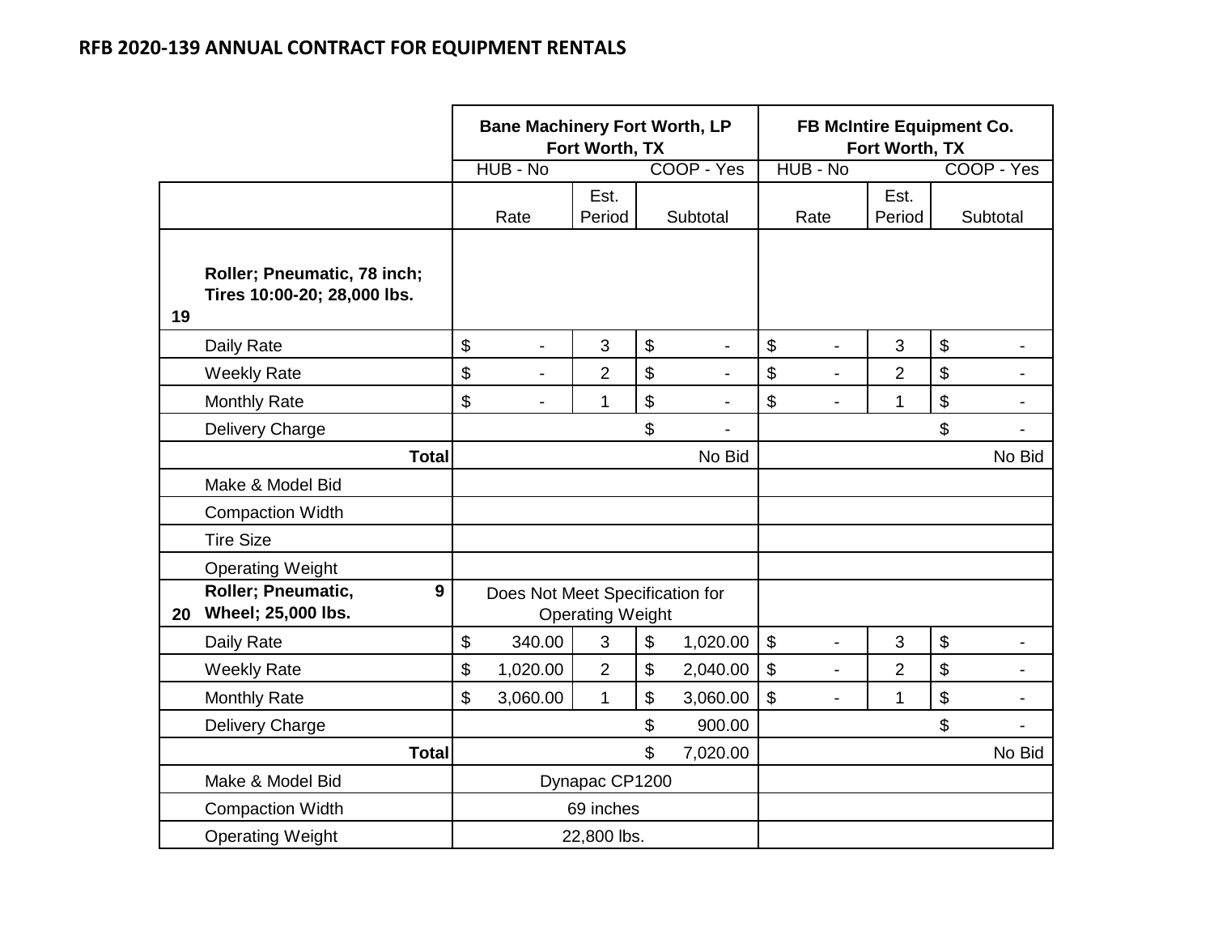## RFB 2020-139 ANNUAL CONTRACT FOR EQUIPMENT RENTALS

| | | Bane Machinery Fort Worth, LP Fort Worth, TX | | | FB McIntire Equipment Co. Fort Worth, TX | | |
|---|---|---|---|---|---|---|---|
| | | HUB - No | | COOP - Yes | HUB - No | | COOP - Yes |
| | | Rate | Est. Period | Subtotal | Rate | Est. Period | Subtotal |
| 19 | Roller; Pneumatic, 78 inch; Tires 10:00-20; 28,000 lbs. | | | | | | |
| | Daily Rate | $ - | 3 | $ - | $ - | 3 | $ - |
| | Weekly Rate | $ - | 2 | $ - | $ - | 2 | $ - |
| | Monthly Rate | $ - | 1 | $ - | $ - | 1 | $ - |
| | Delivery Charge | | | $ - | | | $ - |
| | **Total** | | | No Bid | | | No Bid |
| | Make & Model Bid | | | | | | |
| | Compaction Width | | | | | | |
| | Tire Size | | | | | | |
| | Operating Weight | | | | | | |
| 20 | Roller; Pneumatic, 9 Wheel; 25,000 lbs. | Does Not Meet Specification for Operating Weight | | | | | |
| | Daily Rate | $ 340.00 | 3 | $ 1,020.00 | $ - | 3 | $ - |
| | Weekly Rate | $ 1,020.00 | 2 | $ 2,040.00 | $ - | 2 | $ - |
| | Monthly Rate | $ 3,060.00 | 1 | $ 3,060.00 | $ - | 1 | $ - |
| | Delivery Charge | | | $ 900.00 | | | $ - |
| | **Total** | | | $ 7,020.00 | | | No Bid |
| | Make & Model Bid | Dynapac CP1200 | | | | | |
| | Compaction Width | 69 inches | | | | | |
| | Operating Weight | 22,800 lbs. | | | | | |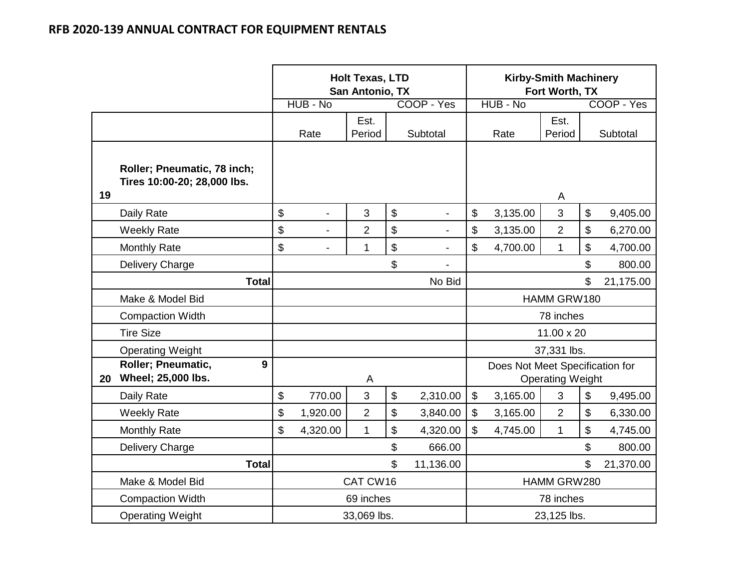**RFB 2020-139 ANNUAL CONTRACT FOR EQUIPMENT RENTALS**

| | | Holt Texas, LTD San Antonio, TX | | | Kirby-Smith Machinery Fort Worth, TX | | |
|---|---|---|---|---|---|---|---|
| | | HUB - No | | COOP - Yes | HUB - No | | COOP - Yes |
| | | Rate | Est. Period | Subtotal | Rate | Est. Period | Subtotal |
| **19** | **Roller; Pneumatic, 78 inch; Tires 10:00-20; 28,000 lbs.** | | | | | A | |
| | Daily Rate | $ - | 3 | $ - | $ 3,135.00 | 3 | $ 9,405.00 |
| | Weekly Rate | $ - | 2 | $ - | $ 3,135.00 | 2 | $ 6,270.00 |
| | Monthly Rate | $ - | 1 | $ - | $ 4,700.00 | 1 | $ 4,700.00 |
| | Delivery Charge | | | $ - | | | $ 800.00 |
| | **Total** | | | No Bid | | | $ 21,175.00 |
| | Make & Model Bid | | | | HAMM GRW180 | | |
| | Compaction Width | | | | 78 inches | | |
| | Tire Size | | | | 11.00 x 20 | | |
| | Operating Weight | | | | 37,331 lbs. | | |
| **20** | **Roller; Pneumatic, 9 Wheel; 25,000 lbs.** | | A | | Does Not Meet Specification for Operating Weight | | |
| | Daily Rate | $ 770.00 | 3 | $ 2,310.00 | $ 3,165.00 | 3 | $ 9,495.00 |
| | Weekly Rate | $ 1,920.00 | 2 | $ 3,840.00 | $ 3,165.00 | 2 | $ 6,330.00 |
| | Monthly Rate | $ 4,320.00 | 1 | $ 4,320.00 | $ 4,745.00 | 1 | $ 4,745.00 |
| | Delivery Charge | | | $ 666.00 | | | $ 800.00 |
| | **Total** | | | $ 11,136.00 | | | $ 21,370.00 |
| | Make & Model Bid | CAT CW16 | | | HAMM GRW280 | | |
| | Compaction Width | 69 inches | | | 78 inches | | |
| | Operating Weight | 33,069 lbs. | | | 23,125 lbs. | | |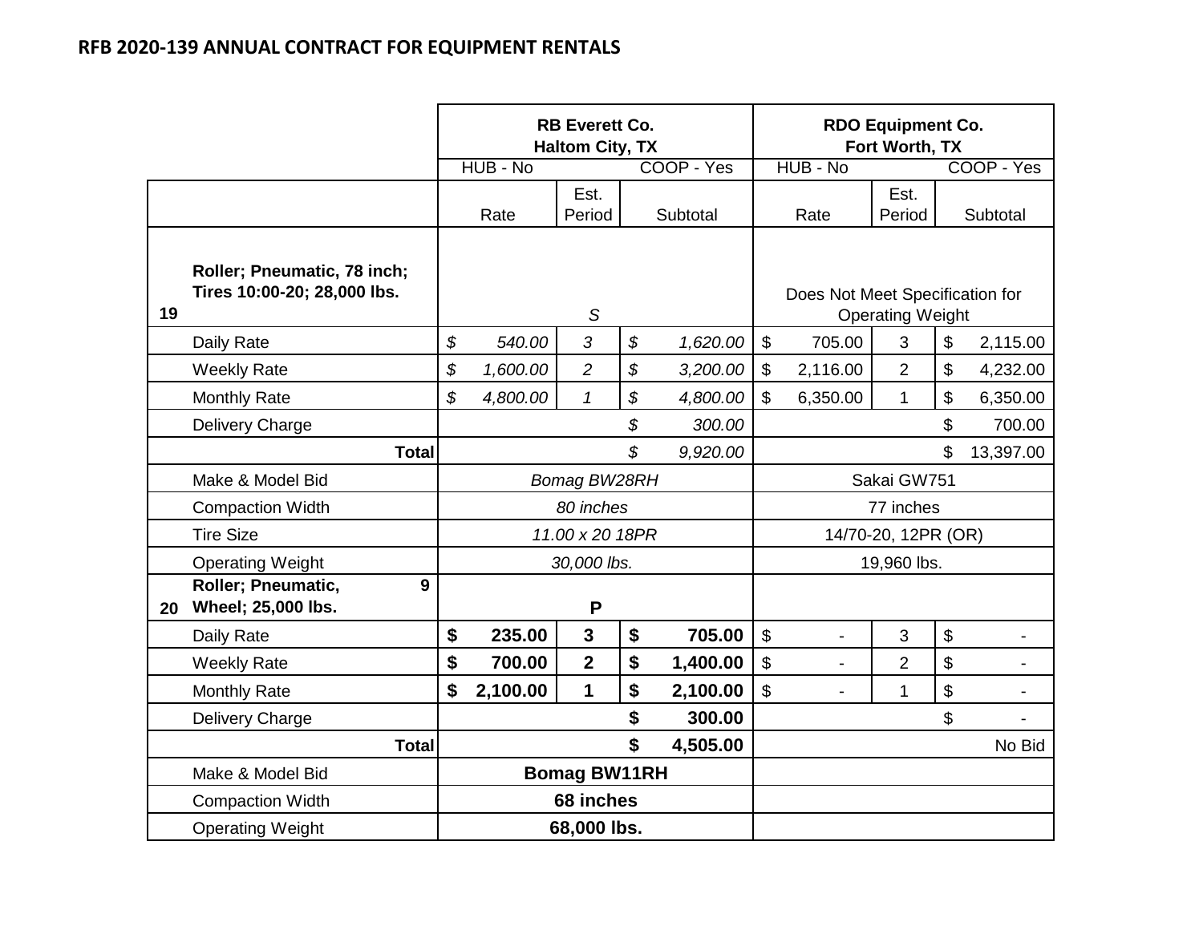## RFB 2020-139 ANNUAL CONTRACT FOR EQUIPMENT RENTALS

| | | RB Everett Co. Haltom City, TX | | | RDO Equipment Co. Fort Worth, TX | | |
|---|---|---|---|---|---|---|---|
| | | HUB - No | | COOP - Yes | HUB - No | | COOP - Yes |
| | | Rate | Est. Period | Subtotal | Rate | Est. Period | Subtotal |
| **19** | **Roller; Pneumatic, 78 inch; Tires 10:00-20; 28,000 lbs.** | | *S* | | Does Not Meet Specification for Operating Weight | | |
| | Daily Rate | *$ 540.00* | *3* | *$ 1,620.00* | $ 705.00 | 3 | $ 2,115.00 |
| | Weekly Rate | *$ 1,600.00* | *2* | *$ 3,200.00* | $ 2,116.00 | 2 | $ 4,232.00 |
| | Monthly Rate | *$ 4,800.00* | *1* | *$ 4,800.00* | $ 6,350.00 | 1 | $ 6,350.00 |
| | Delivery Charge | | | *$ 300.00* | | | $ 700.00 |
| | **Total** | | | *$ 9,920.00* | | | $ 13,397.00 |
| | Make & Model Bid | *Bomag BW28RH* | | | Sakai GW751 | | |
| | Compaction Width | *80 inches* | | | 77 inches | | |
| | Tire Size | *11.00 x 20 18PR* | | | 14/70-20, 12PR (OR) | | |
| | Operating Weight | *30,000 lbs.* | | | 19,960 lbs. | | |
| **20** | **Roller; Pneumatic, 9 Wheel; 25,000 lbs.** | | **P** | | | | |
| | Daily Rate | **$ 235.00** | **3** | **$ 705.00** | $ - | 3 | $ - |
| | Weekly Rate | **$ 700.00** | **2** | **$ 1,400.00** | $ - | 2 | $ - |
| | Monthly Rate | **$ 2,100.00** | **1** | **$ 2,100.00** | $ - | 1 | $ - |
| | Delivery Charge | | | **$ 300.00** | | | $ - |
| | **Total** | | | **$ 4,505.00** | | | No Bid |
| | Make & Model Bid | **Bomag BW11RH** | | | | | |
| | Compaction Width | **68 inches** | | | | | |
| | Operating Weight | **68,000 lbs.** | | | | | |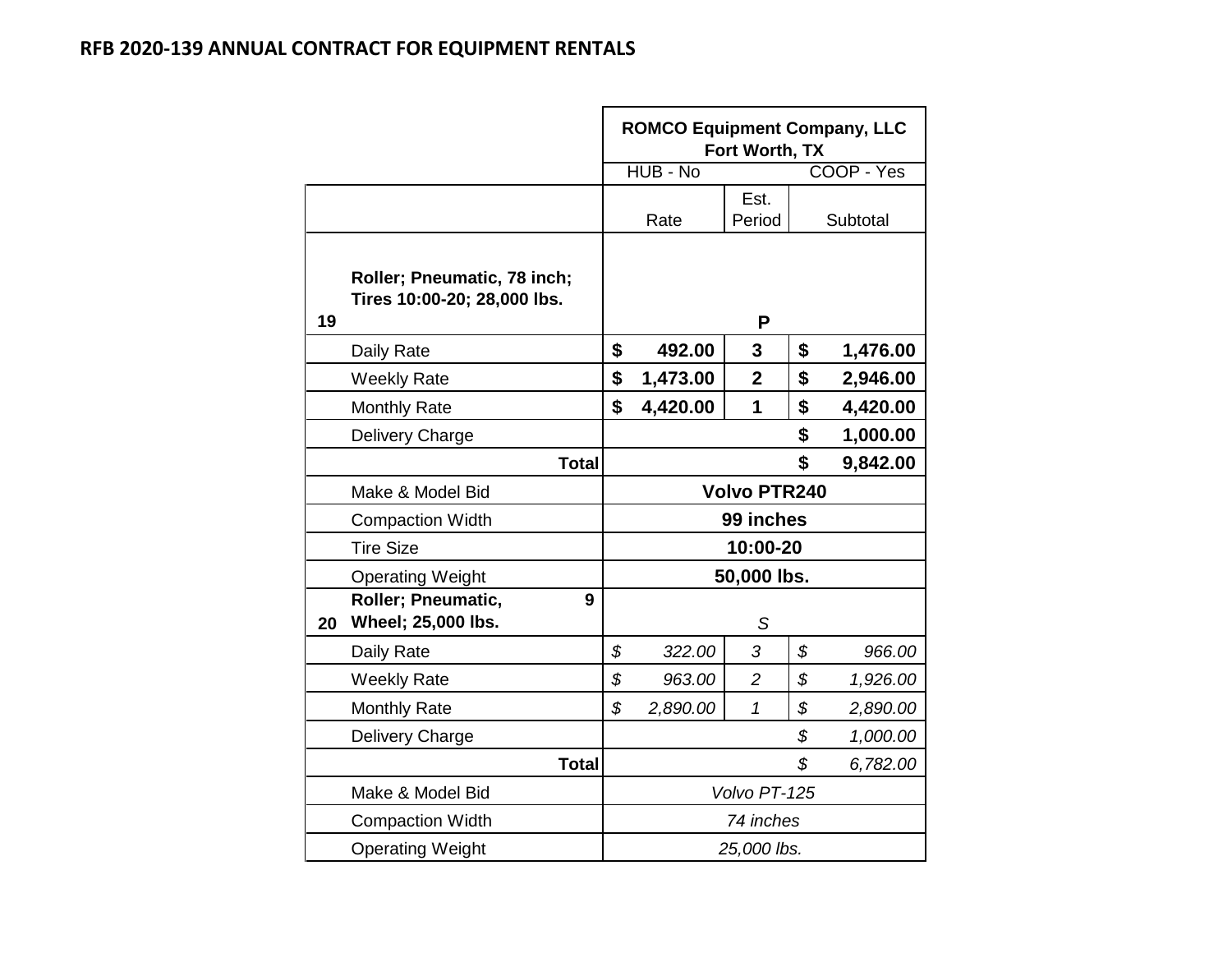**RFB 2020-139 ANNUAL CONTRACT FOR EQUIPMENT RENTALS**

| | | ROMCO Equipment Company, LLC Fort Worth, TX | | |
|---|---|---|---|---|
| | | HUB - No | | COOP - Yes |
| | | Rate | Est. Period | Subtotal |
| **19** | **Roller; Pneumatic, 78 inch; Tires 10:00-20; 28,000 lbs.** | | **P** | |
| | Daily Rate | **$ 492.00** | **3** | **$ 1,476.00** |
| | Weekly Rate | **$ 1,473.00** | **2** | **$ 2,946.00** |
| | Monthly Rate | **$ 4,420.00** | **1** | **$ 4,420.00** |
| | Delivery Charge | | | **$ 1,000.00** |
| | **Total** | | | **$ 9,842.00** |
| | Make & Model Bid | **Volvo PTR240** | | |
| | Compaction Width | **99 inches** | | |
| | Tire Size | **10:00-20** | | |
| | Operating Weight | **50,000 lbs.** | | |
| **20** | **Roller; Pneumatic, 9 Wheel; 25,000 lbs.** | | *S* | |
| | Daily Rate | *$ 322.00* | *3* | *$ 966.00* |
| | Weekly Rate | *$ 963.00* | *2* | *$ 1,926.00* |
| | Monthly Rate | *$ 2,890.00* | *1* | *$ 2,890.00* |
| | Delivery Charge | | | *$ 1,000.00* |
| | **Total** | | | *$ 6,782.00* |
| | Make & Model Bid | *Volvo PT-125* | | |
| | Compaction Width | *74 inches* | | |
| | Operating Weight | *25,000 lbs.* | | |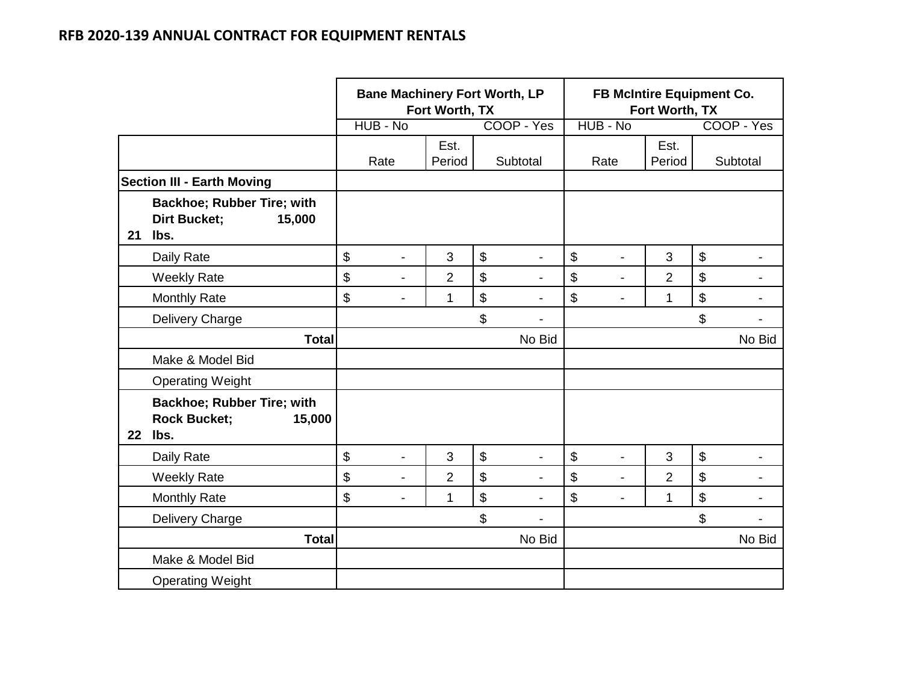## RFB 2020-139 ANNUAL CONTRACT FOR EQUIPMENT RENTALS

| | | Bane Machinery Fort Worth, LP Fort Worth, TX | | | FB McIntire Equipment Co. Fort Worth, TX | | |
|---|---|---|---|---|---|---|---|
| | | HUB - No | | COOP - Yes | HUB - No | | COOP - Yes |
| | | Rate | Est. Period | Subtotal | Rate | Est. Period | Subtotal |
| | **Section III - Earth Moving** | | | | | | |
| **21** | **Backhoe; Rubber Tire; with Dirt Bucket; 15,000 lbs.** | | | | | | |
| | Daily Rate | $ - | 3 | $ - | $ - | 3 | $ - |
| | Weekly Rate | $ - | 2 | $ - | $ - | 2 | $ - |
| | Monthly Rate | $ - | 1 | $ - | $ - | 1 | $ - |
| | Delivery Charge | | | $ - | | | $ - |
| | **Total** | | | No Bid | | | No Bid |
| | Make & Model Bid | | | | | | |
| | Operating Weight | | | | | | |
| **22** | **Backhoe; Rubber Tire; with Rock Bucket; 15,000 lbs.** | | | | | | |
| | Daily Rate | $ - | 3 | $ - | $ - | 3 | $ - |
| | Weekly Rate | $ - | 2 | $ - | $ - | 2 | $ - |
| | Monthly Rate | $ - | 1 | $ - | $ - | 1 | $ - |
| | Delivery Charge | | | $ - | | | $ - |
| | **Total** | | | No Bid | | | No Bid |
| | Make & Model Bid | | | | | | |
| | Operating Weight | | | | | | |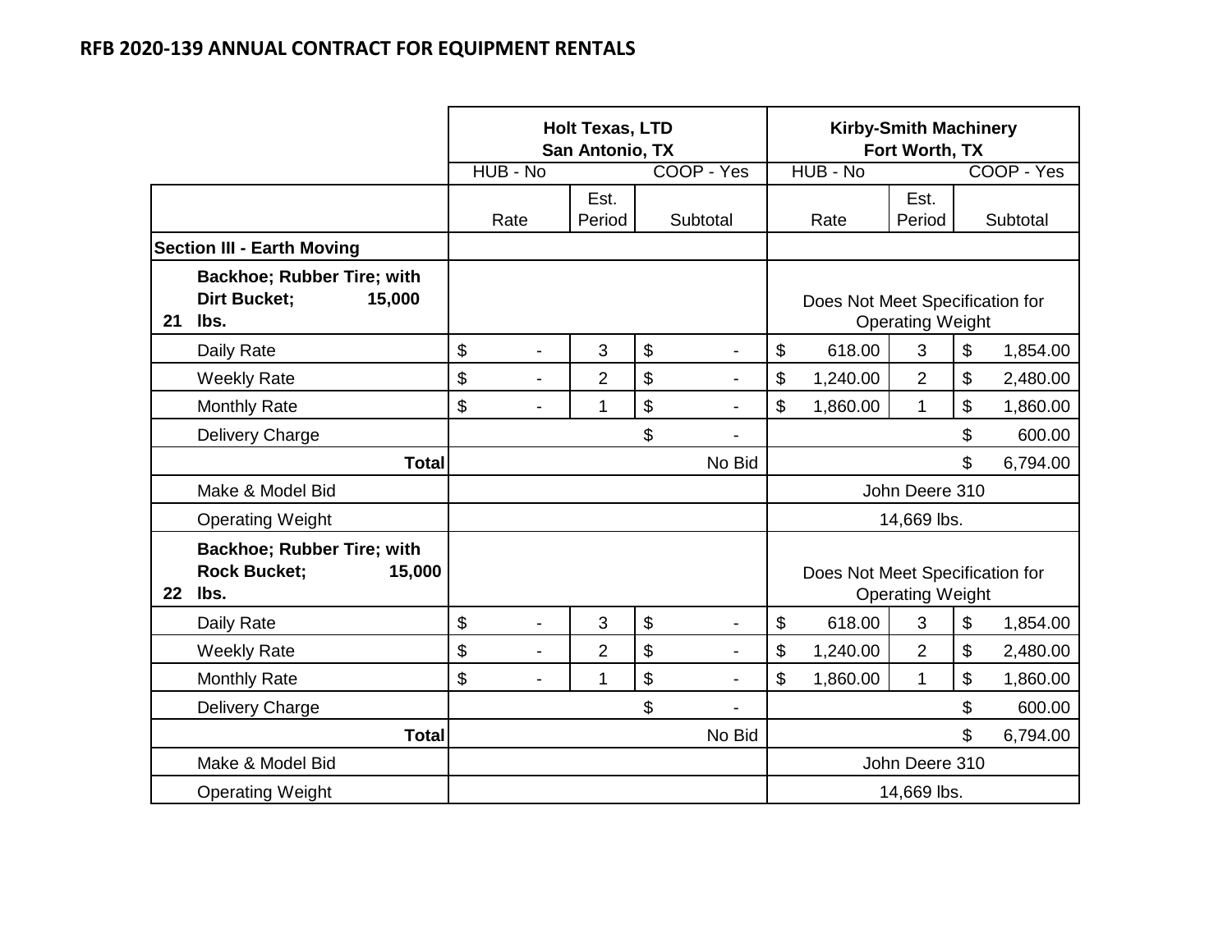## RFB 2020-139 ANNUAL CONTRACT FOR EQUIPMENT RENTALS

| | | Holt Texas, LTD San Antonio, TX | | | Kirby-Smith Machinery Fort Worth, TX | | |
|---|---|---|---|---|---|---|---|
| | | HUB - No | | COOP - Yes | HUB - No | | COOP - Yes |
| | | Rate | Est. Period | Subtotal | Rate | Est. Period | Subtotal |
| | **Section III - Earth Moving** | | | | | | |
| 21 | **Backhoe; Rubber Tire; with Dirt Bucket; 15,000 lbs.** | | | | Does Not Meet Specification for Operating Weight | | |
| | Daily Rate | $ - | 3 | $ - | $ 618.00 | 3 | $ 1,854.00 |
| | Weekly Rate | $ - | 2 | $ - | $ 1,240.00 | 2 | $ 2,480.00 |
| | Monthly Rate | $ - | 1 | $ - | $ 1,860.00 | 1 | $ 1,860.00 |
| | Delivery Charge | | | $ - | | | $ 600.00 |
| | **Total** | | | No Bid | | | $ 6,794.00 |
| | Make & Model Bid | | | | John Deere 310 | | |
| | Operating Weight | | | | 14,669 lbs. | | |
| 22 | **Backhoe; Rubber Tire; with Rock Bucket; 15,000 lbs.** | | | | Does Not Meet Specification for Operating Weight | | |
| | Daily Rate | $ - | 3 | $ - | $ 618.00 | 3 | $ 1,854.00 |
| | Weekly Rate | $ - | 2 | $ - | $ 1,240.00 | 2 | $ 2,480.00 |
| | Monthly Rate | $ - | 1 | $ - | $ 1,860.00 | 1 | $ 1,860.00 |
| | Delivery Charge | | | $ - | | | $ 600.00 |
| | **Total** | | | No Bid | | | $ 6,794.00 |
| | Make & Model Bid | | | | John Deere 310 | | |
| | Operating Weight | | | | 14,669 lbs. | | |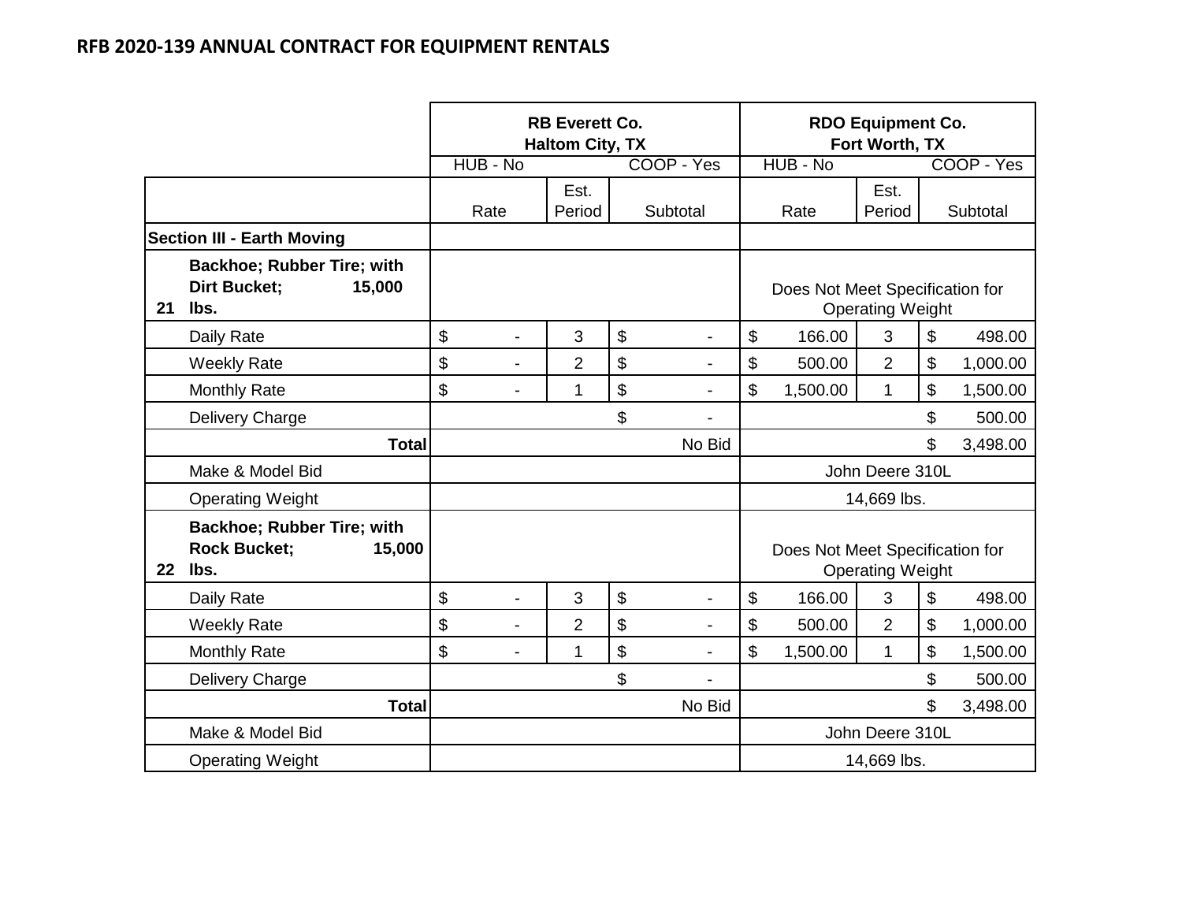## RFB 2020-139 ANNUAL CONTRACT FOR EQUIPMENT RENTALS

| | | RB Everett Co. Haltom City, TX | | | RDO Equipment Co. Fort Worth, TX | | |
|---|---|---|---|---|---|---|---|
| | | HUB - No | | COOP - Yes | HUB - No | | COOP - Yes |
| | | Rate | Est. Period | Subtotal | Rate | Est. Period | Subtotal |
| **Section III - Earth Moving** | | | | | | | |
| **21** | **Backhoe; Rubber Tire; with Dirt Bucket; 15,000 lbs.** | | | | Does Not Meet Specification for Operating Weight | | |
| | Daily Rate | $ - | 3 | $ - | $ 166.00 | 3 | $ 498.00 |
| | Weekly Rate | $ - | 2 | $ - | $ 500.00 | 2 | $ 1,000.00 |
| | Monthly Rate | $ - | 1 | $ - | $ 1,500.00 | 1 | $ 1,500.00 |
| | Delivery Charge | | | $ - | | | $ 500.00 |
| | **Total** | | | No Bid | | | $ 3,498.00 |
| | Make & Model Bid | | | | John Deere 310L | | |
| | Operating Weight | | | | 14,669 lbs. | | |
| **22** | **Backhoe; Rubber Tire; with Rock Bucket; 15,000 lbs.** | | | | Does Not Meet Specification for Operating Weight | | |
| | Daily Rate | $ - | 3 | $ - | $ 166.00 | 3 | $ 498.00 |
| | Weekly Rate | $ - | 2 | $ - | $ 500.00 | 2 | $ 1,000.00 |
| | Monthly Rate | $ - | 1 | $ - | $ 1,500.00 | 1 | $ 1,500.00 |
| | Delivery Charge | | | $ - | | | $ 500.00 |
| | **Total** | | | No Bid | | | $ 3,498.00 |
| | Make & Model Bid | | | | John Deere 310L | | |
| | Operating Weight | | | | 14,669 lbs. | | |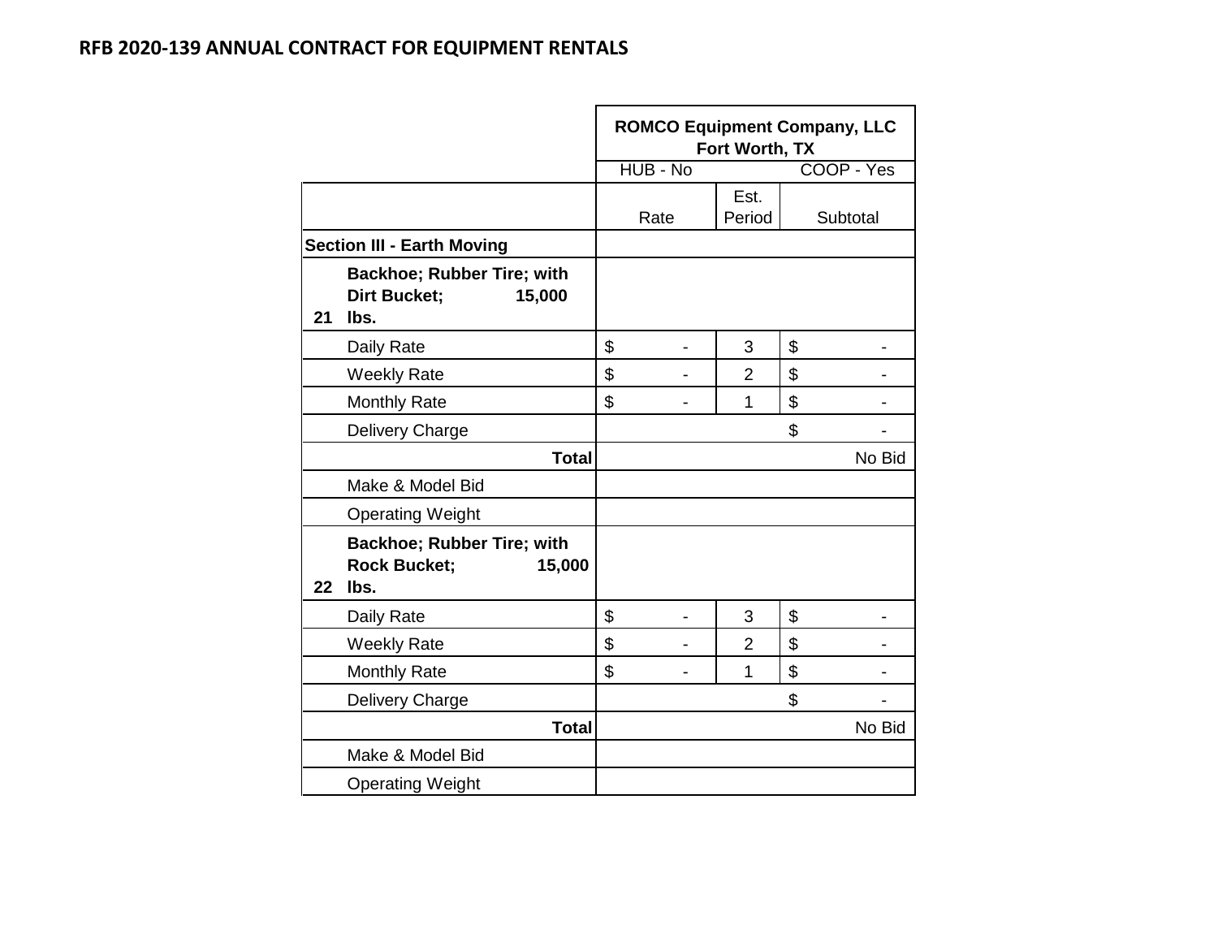## RFB 2020-139 ANNUAL CONTRACT FOR EQUIPMENT RENTALS

| | | ROMCO Equipment Company, LLC Fort Worth, TX | | |
|---|---|---|---|---|
| | | HUB - No | | COOP - Yes |
| | | Rate | Est. Period | Subtotal |
| **Section III - Earth Moving** | | | | |
| **21** | **Backhoe; Rubber Tire; with Dirt Bucket; 15,000 lbs.** | | | |
| | Daily Rate | $ - | 3 | $ - |
| | Weekly Rate | $ - | 2 | $ - |
| | Monthly Rate | $ - | 1 | $ - |
| | Delivery Charge | | | $ - |
| | **Total** | | | No Bid |
| | Make & Model Bid | | | |
| | Operating Weight | | | |
| **22** | **Backhoe; Rubber Tire; with Rock Bucket; 15,000 lbs.** | | | |
| | Daily Rate | $ - | 3 | $ - |
| | Weekly Rate | $ - | 2 | $ - |
| | Monthly Rate | $ - | 1 | $ - |
| | Delivery Charge | | | $ - |
| | **Total** | | | No Bid |
| | Make & Model Bid | | | |
| | Operating Weight | | | |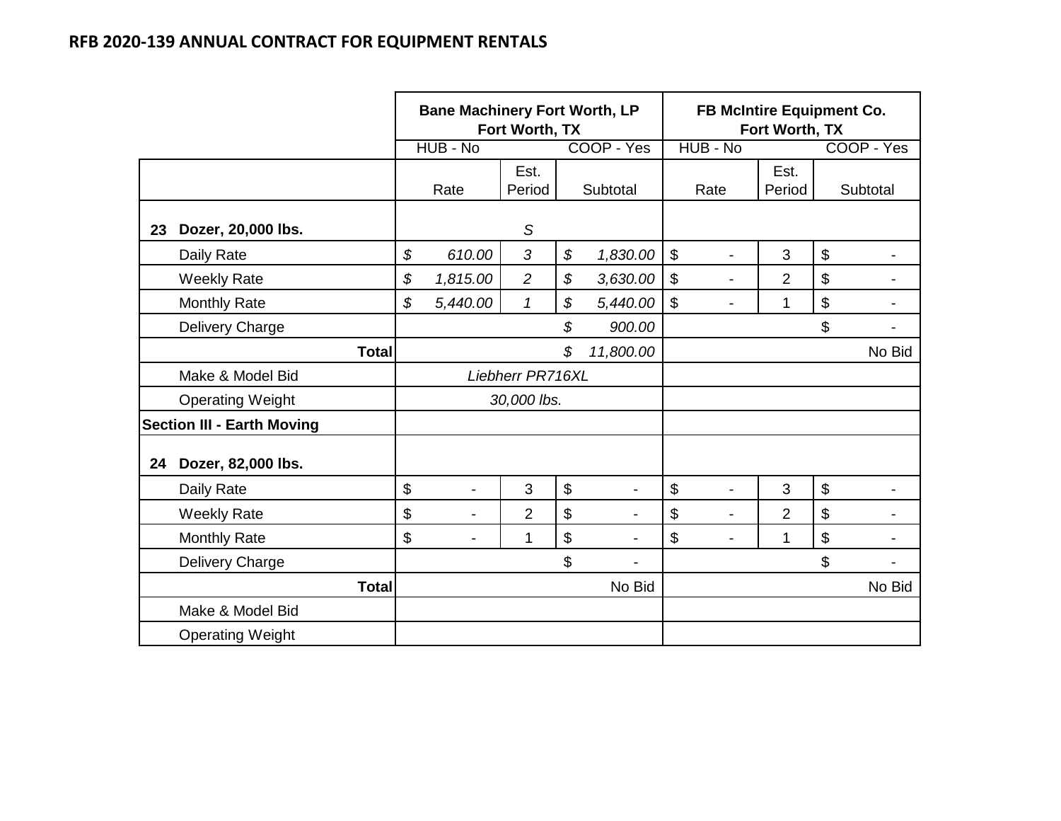## RFB 2020-139 ANNUAL CONTRACT FOR EQUIPMENT RENTALS

| | | Bane Machinery Fort Worth, LP<br>Fort Worth, TX | | | FB McIntire Equipment Co.<br>Fort Worth, TX | | |
|---|---|---|---|---|---|---|---|
| | | HUB - No | | COOP - Yes | HUB - No | | COOP - Yes |
| | | Rate | Est. Period | Subtotal | Rate | Est. Period | Subtotal |
| 23 | **Dozer, 20,000 lbs.** | | *S* | | | | |
| | Daily Rate | *$ 610.00* | *3* | *$ 1,830.00* | $ - | 3 | $ - |
| | Weekly Rate | *$ 1,815.00* | *2* | *$ 3,630.00* | $ - | 2 | $ - |
| | Monthly Rate | *$ 5,440.00* | *1* | *$ 5,440.00* | $ - | 1 | $ - |
| | Delivery Charge | | | *$ 900.00* | | | $ - |
| | **Total** | | | *$ 11,800.00* | | | No Bid |
| | Make & Model Bid | *Liebherr PR716XL* | | | | | |
| | Operating Weight | *30,000 lbs.* | | | | | |
| **Section III - Earth Moving** | | | | | | | |
| 24 | **Dozer, 82,000 lbs.** | | | | | | |
| | Daily Rate | $ - | 3 | $ - | $ - | 3 | $ - |
| | Weekly Rate | $ - | 2 | $ - | $ - | 2 | $ - |
| | Monthly Rate | $ - | 1 | $ - | $ - | 1 | $ - |
| | Delivery Charge | | | $ - | | | $ - |
| | **Total** | | | No Bid | | | No Bid |
| | Make & Model Bid | | | | | | |
| | Operating Weight | | | | | | |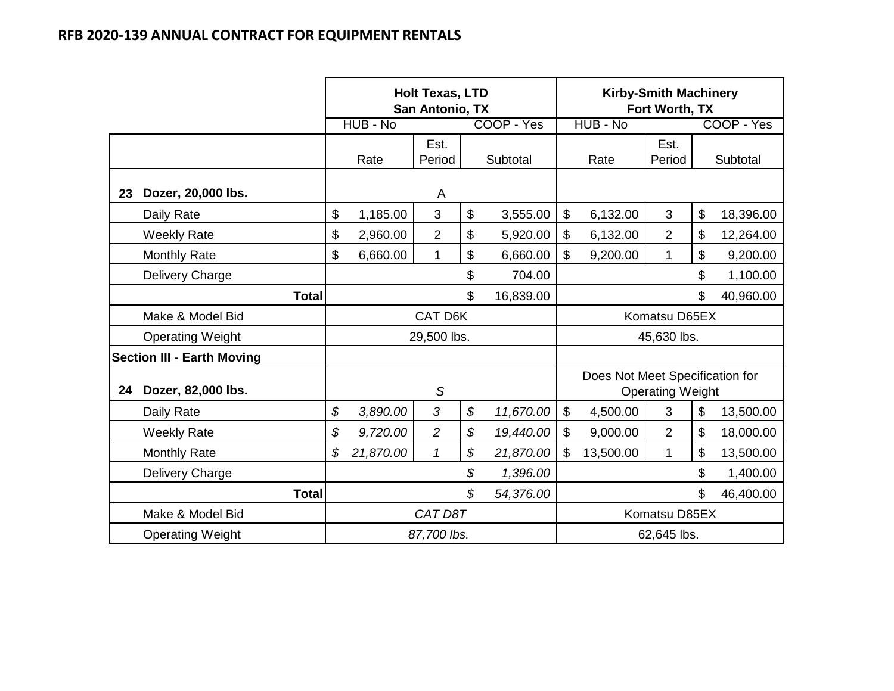# RFB 2020-139 ANNUAL CONTRACT FOR EQUIPMENT RENTALS

| | Holt Texas, LTD San Antonio, TX | | | Kirby-Smith Machinery Fort Worth, TX | | |
|---|---|---|---|---|---|---|
| | HUB - No | | COOP - Yes | HUB - No | | COOP - Yes |
| | Rate | Est. Period | Subtotal | Rate | Est. Period | Subtotal |
| **23 Dozer, 20,000 lbs.** | | A | | | | |
| Daily Rate | $ 1,185.00 | 3 | $ 3,555.00 | $ 6,132.00 | 3 | $ 18,396.00 |
| Weekly Rate | $ 2,960.00 | 2 | $ 5,920.00 | $ 6,132.00 | 2 | $ 12,264.00 |
| Monthly Rate | $ 6,660.00 | 1 | $ 6,660.00 | $ 9,200.00 | 1 | $ 9,200.00 |
| Delivery Charge | | | $ 704.00 | | | $ 1,100.00 |
| **Total** | | | $ 16,839.00 | | | $ 40,960.00 |
| Make & Model Bid | CAT D6K | | | Komatsu D65EX | | |
| Operating Weight | 29,500 lbs. | | | 45,630 lbs. | | |
| **Section III - Earth Moving** | | | | | | |
| **24 Dozer, 82,000 lbs.** | | *S* | | Does Not Meet Specification for Operating Weight | | |
| Daily Rate | *$ 3,890.00* | *3* | *$ 11,670.00* | $ 4,500.00 | 3 | $ 13,500.00 |
| Weekly Rate | *$ 9,720.00* | *2* | *$ 19,440.00* | $ 9,000.00 | 2 | $ 18,000.00 |
| Monthly Rate | *$ 21,870.00* | *1* | *$ 21,870.00* | $ 13,500.00 | 1 | $ 13,500.00 |
| Delivery Charge | | | *$ 1,396.00* | | | $ 1,400.00 |
| **Total** | | | *$ 54,376.00* | | | $ 46,400.00 |
| Make & Model Bid | *CAT D8T* | | | Komatsu D85EX | | |
| Operating Weight | *87,700 lbs.* | | | 62,645 lbs. | | |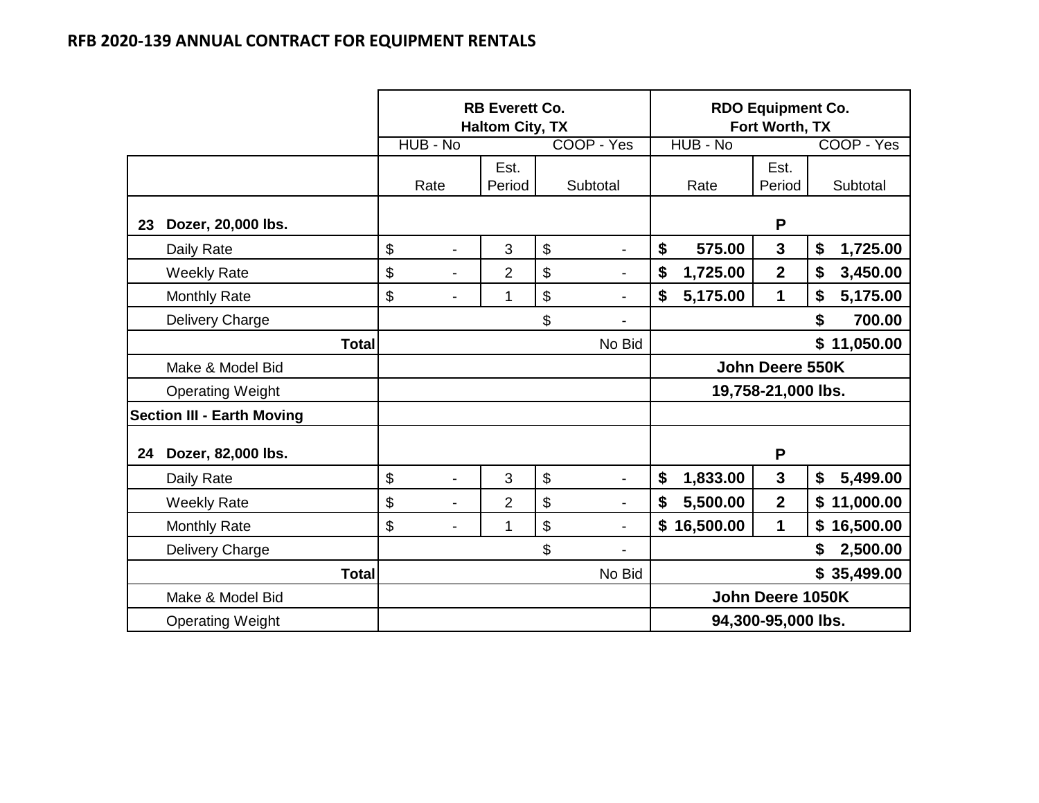# RFB 2020-139 ANNUAL CONTRACT FOR EQUIPMENT RENTALS

| | | RB Everett Co. Haltom City, TX | | | RDO Equipment Co. Fort Worth, TX | | |
|---|---|---|---|---|---|---|---|
| | | HUB - No | | COOP - Yes | HUB - No | | COOP - Yes |
| | | Rate | Est. Period | Subtotal | Rate | Est. Period | Subtotal |
| **23** | **Dozer, 20,000 lbs.** | | | | | **P** | |
| | Daily Rate | $ - | 3 | $ - | **$ 575.00** | **3** | **$ 1,725.00** |
| | Weekly Rate | $ - | 2 | $ - | **$ 1,725.00** | **2** | **$ 3,450.00** |
| | Monthly Rate | $ - | 1 | $ - | **$ 5,175.00** | **1** | **$ 5,175.00** |
| | Delivery Charge | | | $ - | | | **$ 700.00** |
| | **Total** | | | No Bid | | | **$ 11,050.00** |
| | Make & Model Bid | | | | **John Deere 550K** | | |
| | Operating Weight | | | | **19,758-21,000 lbs.** | | |
| **Section III - Earth Moving** | | | | | | | |
| **24** | **Dozer, 82,000 lbs.** | | | | | **P** | |
| | Daily Rate | $ - | 3 | $ - | **$ 1,833.00** | **3** | **$ 5,499.00** |
| | Weekly Rate | $ - | 2 | $ - | **$ 5,500.00** | **2** | **$ 11,000.00** |
| | Monthly Rate | $ - | 1 | $ - | **$ 16,500.00** | **1** | **$ 16,500.00** |
| | Delivery Charge | | | $ - | | | **$ 2,500.00** |
| | **Total** | | | No Bid | | | **$ 35,499.00** |
| | Make & Model Bid | | | | **John Deere 1050K** | | |
| | Operating Weight | | | | **94,300-95,000 lbs.** | | |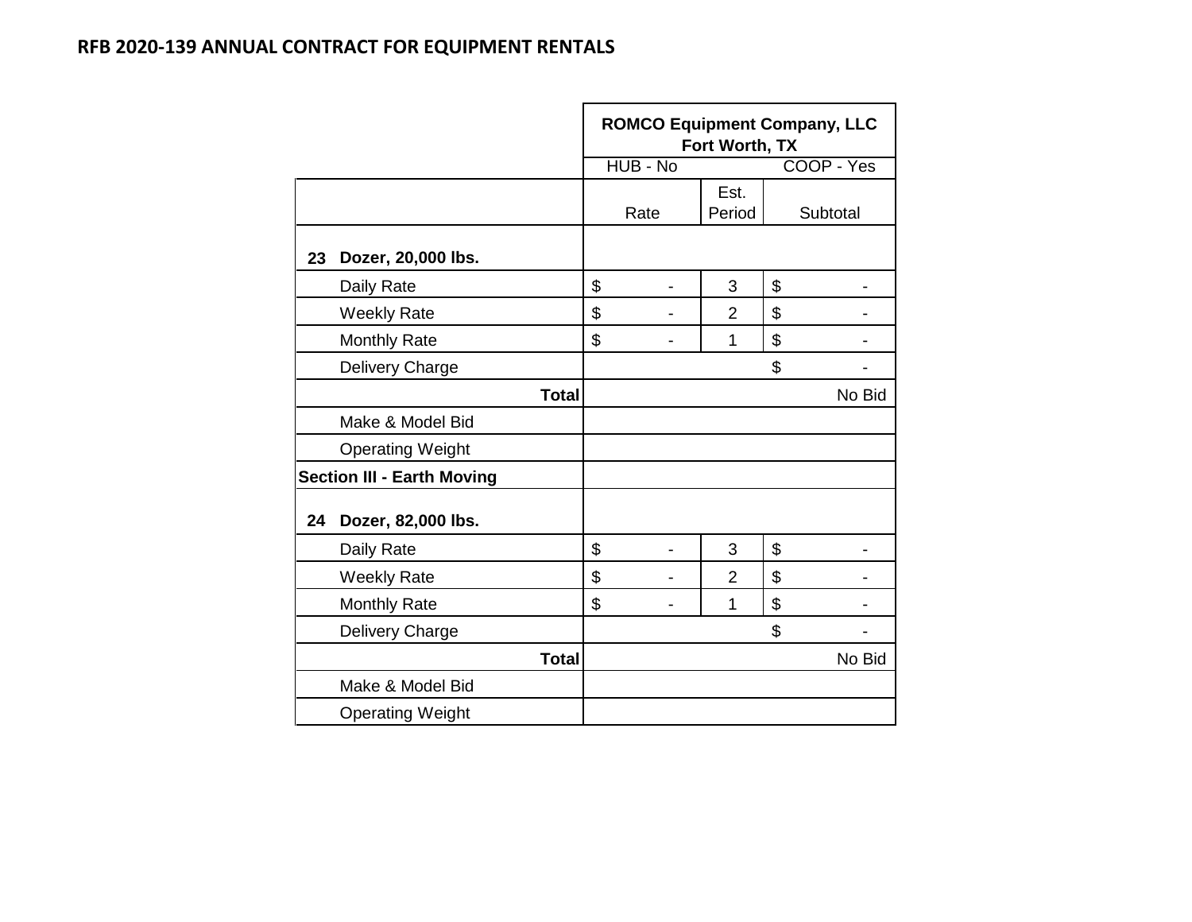## RFB 2020-139 ANNUAL CONTRACT FOR EQUIPMENT RENTALS

| | ROMCO Equipment Company, LLC Fort Worth, TX | | |
|---|---|---|---|
| | HUB - No | | COOP - Yes |
| | Rate | Est. Period | Subtotal |
| **23 Dozer, 20,000 lbs.** | | | |
| Daily Rate | $ - | 3 | $ - |
| Weekly Rate | $ - | 2 | $ - |
| Monthly Rate | $ - | 1 | $ - |
| Delivery Charge | | | $ - |
| **Total** | | | No Bid |
| Make & Model Bid | | | |
| Operating Weight | | | |
| **Section III - Earth Moving** | | | |
| **24 Dozer, 82,000 lbs.** | | | |
| Daily Rate | $ - | 3 | $ - |
| Weekly Rate | $ - | 2 | $ - |
| Monthly Rate | $ - | 1 | $ - |
| Delivery Charge | | | $ - |
| **Total** | | | No Bid |
| Make & Model Bid | | | |
| Operating Weight | | | |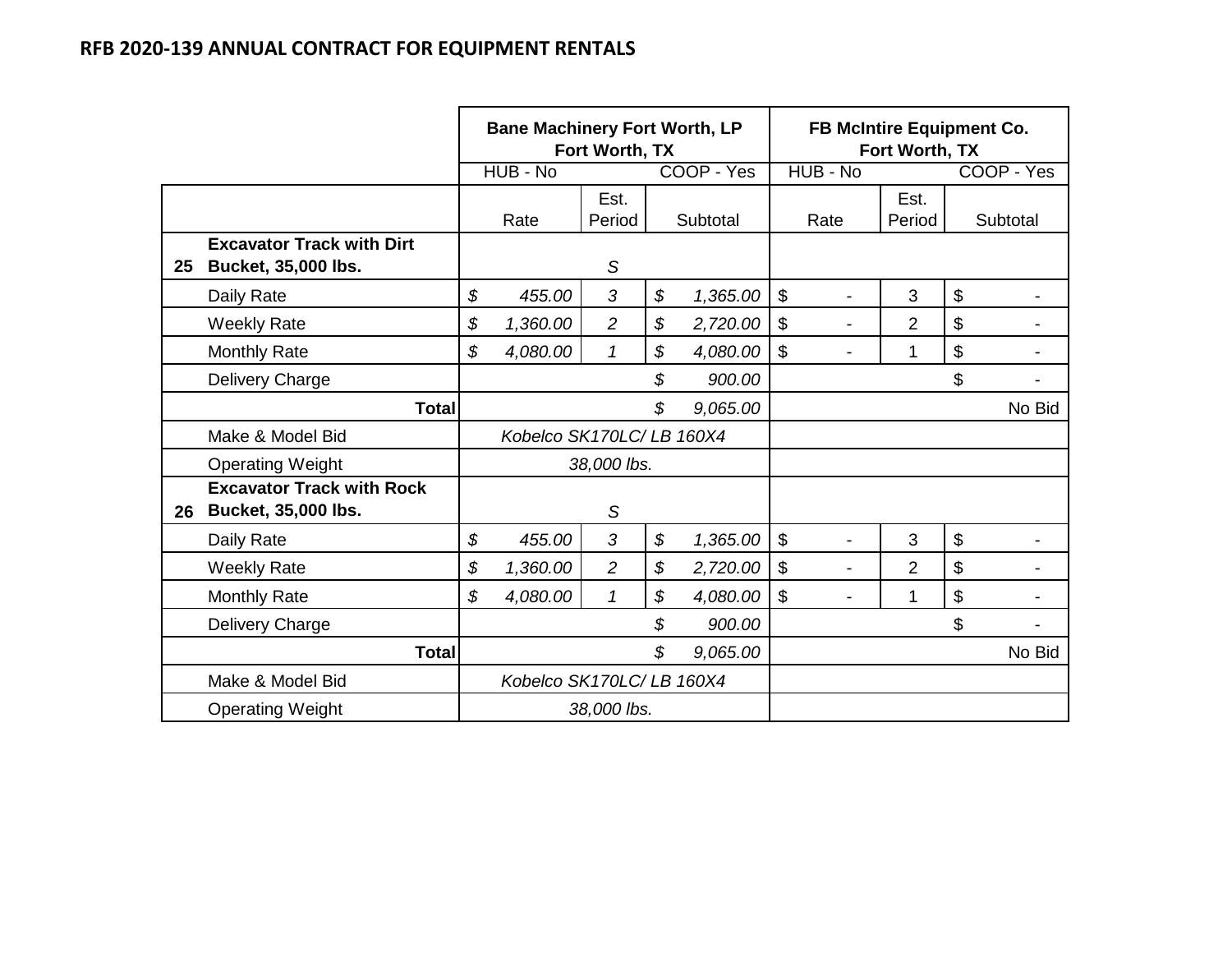## RFB 2020-139 ANNUAL CONTRACT FOR EQUIPMENT RENTALS

| | | Bane Machinery Fort Worth, LP Fort Worth, TX | | | FB McIntire Equipment Co. Fort Worth, TX | | |
|---|---|---|---|---|---|---|---|
| | | HUB - No | | COOP - Yes | HUB - No | | COOP - Yes |
| | | Rate | Est. Period | Subtotal | Rate | Est. Period | Subtotal |
| 25 | **Excavator Track with Dirt Bucket, 35,000 lbs.** | | *S* | | | | |
| | Daily Rate | *$ 455.00* | *3* | *$ 1,365.00* | $ - | 3 | $ - |
| | Weekly Rate | *$ 1,360.00* | *2* | *$ 2,720.00* | $ - | 2 | $ - |
| | Monthly Rate | *$ 4,080.00* | *1* | *$ 4,080.00* | $ - | 1 | $ - |
| | Delivery Charge | | | *$ 900.00* | | | $ - |
| | **Total** | | | *$ 9,065.00* | | | No Bid |
| | Make & Model Bid | *Kobelco SK170LC/ LB 160X4* | | | | | |
| | Operating Weight | *38,000 lbs.* | | | | | |
| 26 | **Excavator Track with Rock Bucket, 35,000 lbs.** | | *S* | | | | |
| | Daily Rate | *$ 455.00* | *3* | *$ 1,365.00* | $ - | 3 | $ - |
| | Weekly Rate | *$ 1,360.00* | *2* | *$ 2,720.00* | $ - | 2 | $ - |
| | Monthly Rate | *$ 4,080.00* | *1* | *$ 4,080.00* | $ - | 1 | $ - |
| | Delivery Charge | | | *$ 900.00* | | | $ - |
| | **Total** | | | *$ 9,065.00* | | | No Bid |
| | Make & Model Bid | *Kobelco SK170LC/ LB 160X4* | | | | | |
| | Operating Weight | *38,000 lbs.* | | | | | |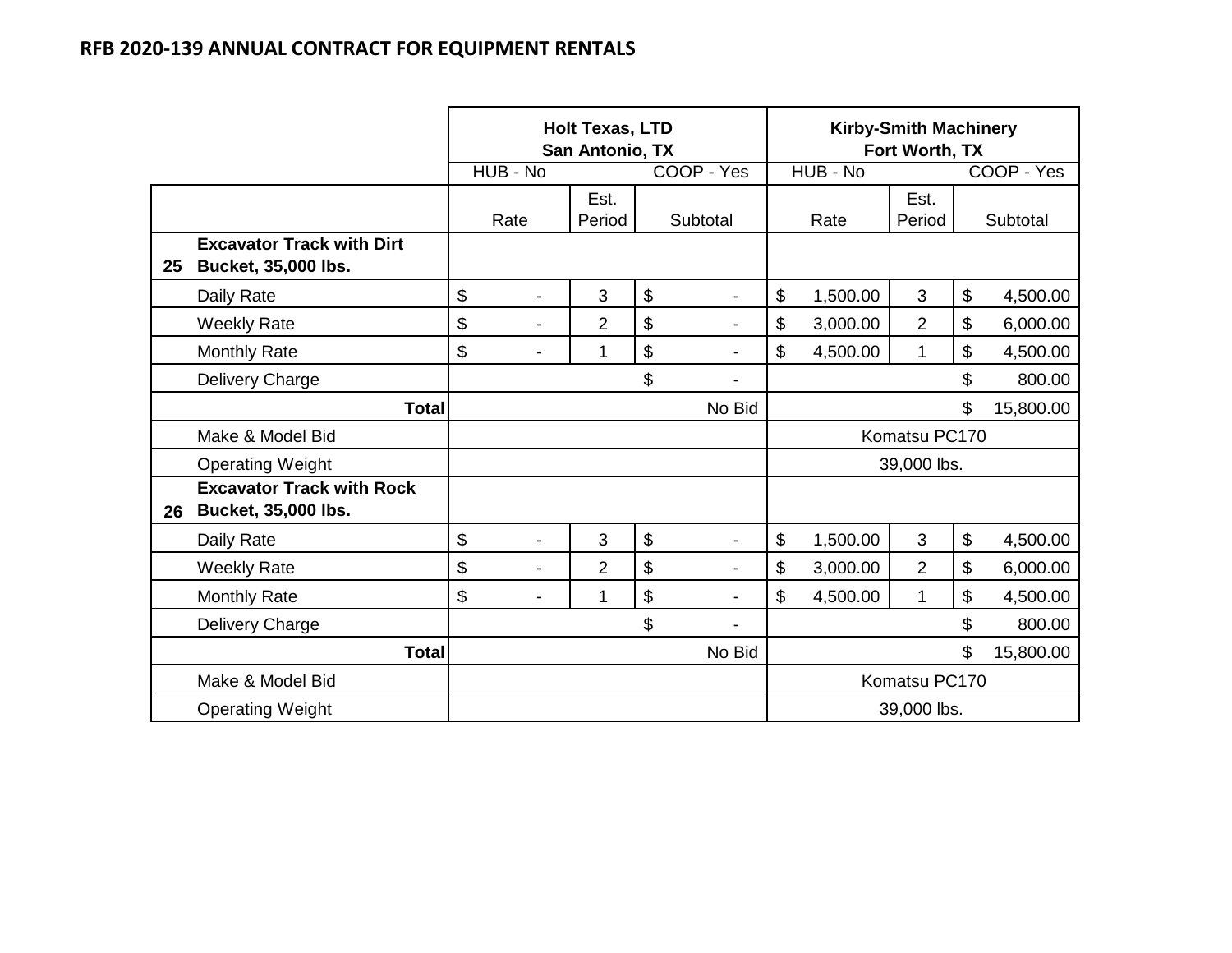## RFB 2020-139 ANNUAL CONTRACT FOR EQUIPMENT RENTALS

| | | Holt Texas, LTD San Antonio, TX | | | Kirby-Smith Machinery Fort Worth, TX | | |
|---|---|---|---|---|---|---|---|
| | | HUB - No | | COOP - Yes | HUB - No | | COOP - Yes |
| | | Rate | Est. Period | Subtotal | Rate | Est. Period | Subtotal |
| 25 | **Excavator Track with Dirt Bucket, 35,000 lbs.** | | | | | | |
| | Daily Rate | $ - | 3 | $ - | $ 1,500.00 | 3 | $ 4,500.00 |
| | Weekly Rate | $ - | 2 | $ - | $ 3,000.00 | 2 | $ 6,000.00 |
| | Monthly Rate | $ - | 1 | $ - | $ 4,500.00 | 1 | $ 4,500.00 |
| | Delivery Charge | | | $ - | | | $ 800.00 |
| | **Total** | | | No Bid | | | $ 15,800.00 |
| | Make & Model Bid | | | | Komatsu PC170 | | |
| | Operating Weight | | | | 39,000 lbs. | | |
| 26 | **Excavator Track with Rock Bucket, 35,000 lbs.** | | | | | | |
| | Daily Rate | $ - | 3 | $ - | $ 1,500.00 | 3 | $ 4,500.00 |
| | Weekly Rate | $ - | 2 | $ - | $ 3,000.00 | 2 | $ 6,000.00 |
| | Monthly Rate | $ - | 1 | $ - | $ 4,500.00 | 1 | $ 4,500.00 |
| | Delivery Charge | | | $ - | | | $ 800.00 |
| | **Total** | | | No Bid | | | $ 15,800.00 |
| | Make & Model Bid | | | | Komatsu PC170 | | |
| | Operating Weight | | | | 39,000 lbs. | | |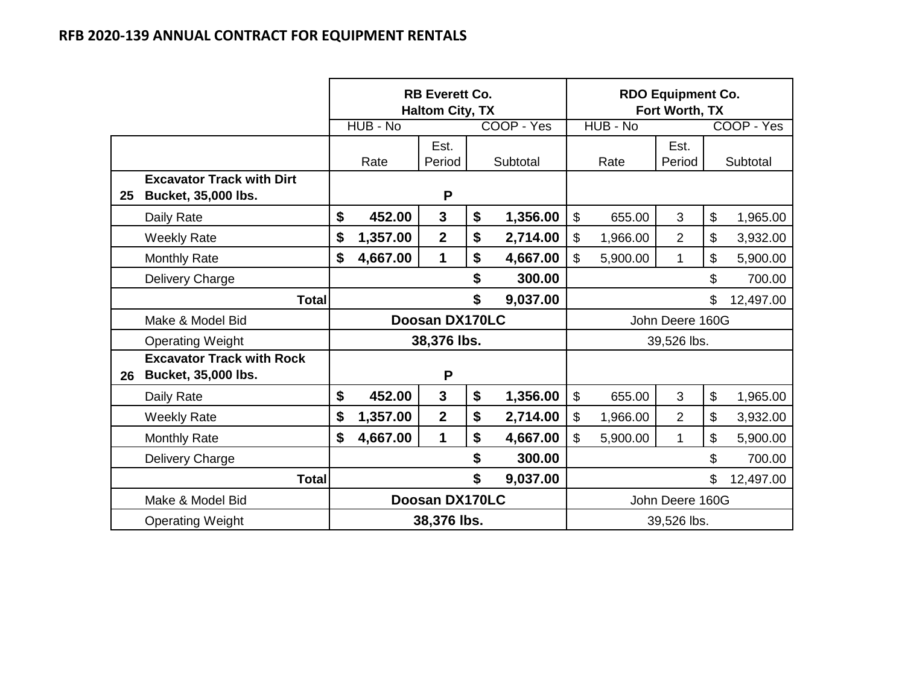# RFB 2020-139 ANNUAL CONTRACT FOR EQUIPMENT RENTALS

| | | RB Everett Co. Haltom City, TX | | | RDO Equipment Co. Fort Worth, TX | | |
|---|---|---|---|---|---|---|---|
| | | HUB - No | | COOP - Yes | HUB - No | | COOP - Yes |
| | | Rate | Est. Period | Subtotal | Rate | Est. Period | Subtotal |
| **25** | **Excavator Track with Dirt Bucket, 35,000 lbs.** | | **P** | | | | |
| | Daily Rate | **$ 452.00** | **3** | **$ 1,356.00** | $ 655.00 | 3 | $ 1,965.00 |
| | Weekly Rate | **$ 1,357.00** | **2** | **$ 2,714.00** | $ 1,966.00 | 2 | $ 3,932.00 |
| | Monthly Rate | **$ 4,667.00** | **1** | **$ 4,667.00** | $ 5,900.00 | 1 | $ 5,900.00 |
| | Delivery Charge | | | **$ 300.00** | | | $ 700.00 |
| | **Total** | | | **$ 9,037.00** | | | $ 12,497.00 |
| | Make & Model Bid | **Doosan DX170LC** | | | John Deere 160G | | |
| | Operating Weight | **38,376 lbs.** | | | 39,526 lbs. | | |
| **26** | **Excavator Track with Rock Bucket, 35,000 lbs.** | | **P** | | | | |
| | Daily Rate | **$ 452.00** | **3** | **$ 1,356.00** | $ 655.00 | 3 | $ 1,965.00 |
| | Weekly Rate | **$ 1,357.00** | **2** | **$ 2,714.00** | $ 1,966.00 | 2 | $ 3,932.00 |
| | Monthly Rate | **$ 4,667.00** | **1** | **$ 4,667.00** | $ 5,900.00 | 1 | $ 5,900.00 |
| | Delivery Charge | | | **$ 300.00** | | | $ 700.00 |
| | **Total** | | | **$ 9,037.00** | | | $ 12,497.00 |
| | Make & Model Bid | **Doosan DX170LC** | | | John Deere 160G | | |
| | Operating Weight | **38,376 lbs.** | | | 39,526 lbs. | | |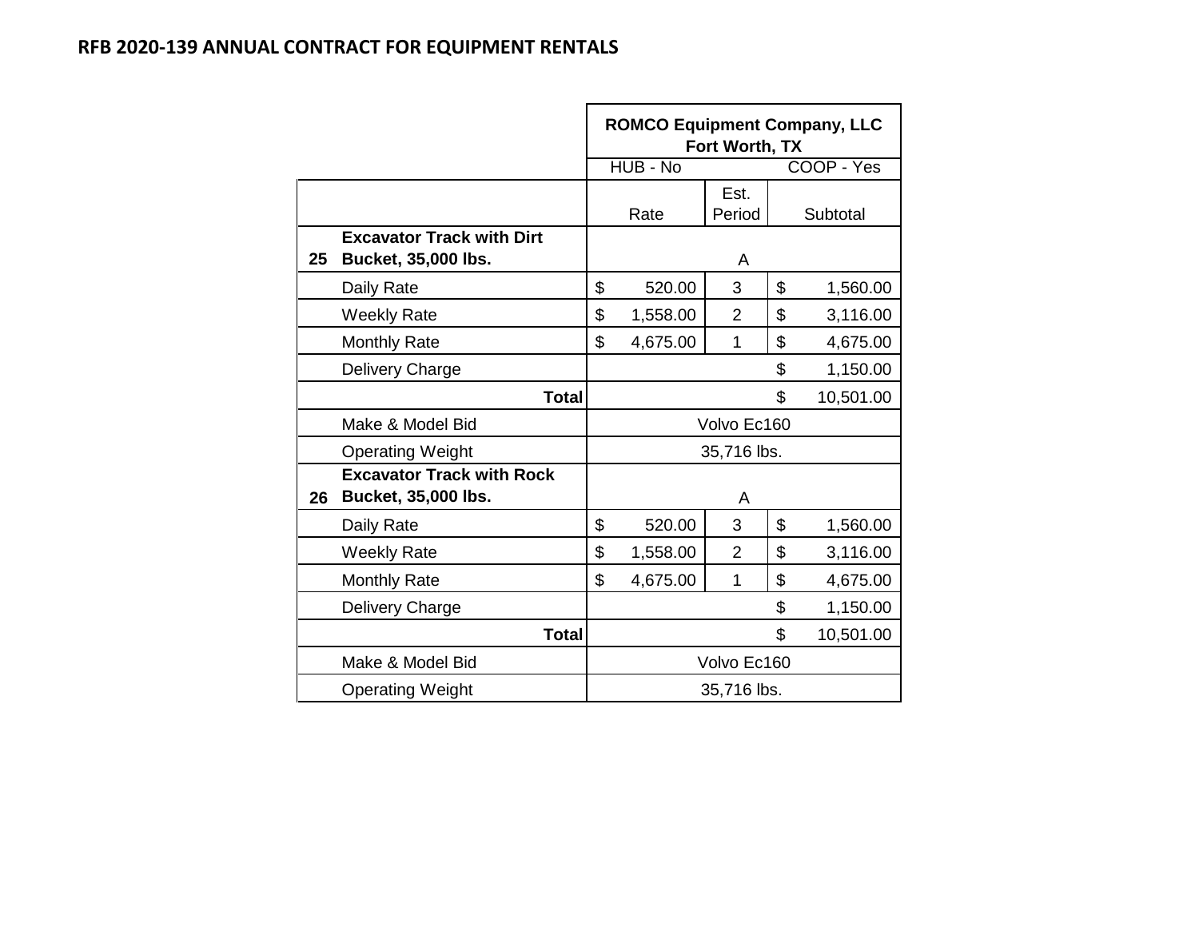## RFB 2020-139 ANNUAL CONTRACT FOR EQUIPMENT RENTALS

| | | ROMCO Equipment Company, LLC Fort Worth, TX | | |
|---|---|---|---|---|
| | | HUB - No | | COOP - Yes |
| | | Rate | Est. Period | Subtotal |
| **25** | **Excavator Track with Dirt Bucket, 35,000 lbs.** | | A | |
| | Daily Rate | $ 520.00 | 3 | $ 1,560.00 |
| | Weekly Rate | $ 1,558.00 | 2 | $ 3,116.00 |
| | Monthly Rate | $ 4,675.00 | 1 | $ 4,675.00 |
| | Delivery Charge | | | $ 1,150.00 |
| | **Total** | | | $ 10,501.00 |
| | Make & Model Bid | Volvo Ec160 | | |
| | Operating Weight | 35,716 lbs. | | |
| **26** | **Excavator Track with Rock Bucket, 35,000 lbs.** | | A | |
| | Daily Rate | $ 520.00 | 3 | $ 1,560.00 |
| | Weekly Rate | $ 1,558.00 | 2 | $ 3,116.00 |
| | Monthly Rate | $ 4,675.00 | 1 | $ 4,675.00 |
| | Delivery Charge | | | $ 1,150.00 |
| | **Total** | | | $ 10,501.00 |
| | Make & Model Bid | Volvo Ec160 | | |
| | Operating Weight | 35,716 lbs. | | |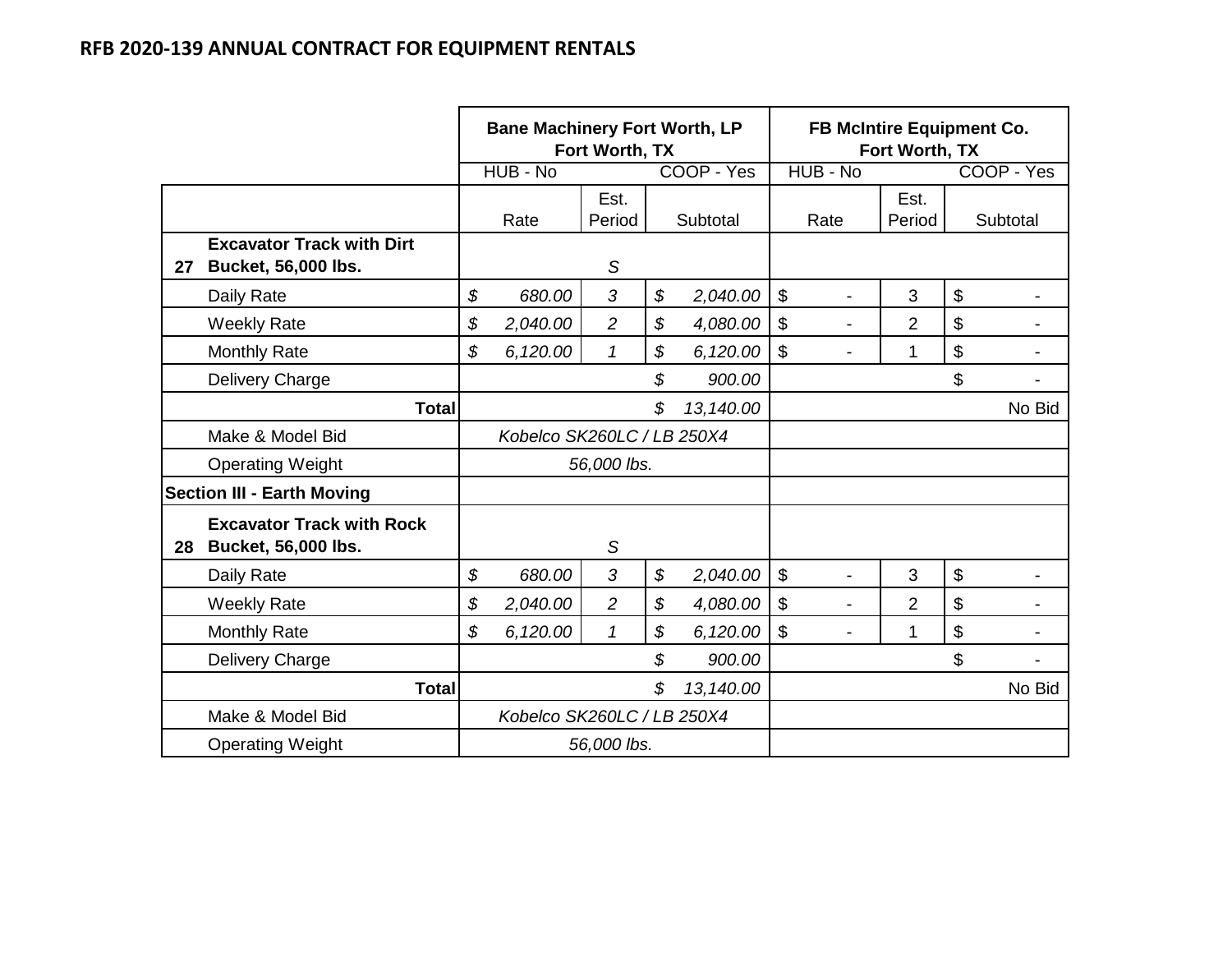## RFB 2020-139 ANNUAL CONTRACT FOR EQUIPMENT RENTALS

| | | Bane Machinery Fort Worth, LP Fort Worth, TX | | | FB McIntire Equipment Co. Fort Worth, TX | | |
|---|---|---|---|---|---|---|---|
| | | HUB - No | | COOP - Yes | HUB - No | | COOP - Yes |
| | | Rate | Est. Period | Subtotal | Rate | Est. Period | Subtotal |
| 27 | **Excavator Track with Dirt Bucket, 56,000 lbs.** | | S | | | | |
| | Daily Rate | $ 680.00 | 3 | $ 2,040.00 | $ - | 3 | $ - |
| | Weekly Rate | $ 2,040.00 | 2 | $ 4,080.00 | $ - | 2 | $ - |
| | Monthly Rate | $ 6,120.00 | 1 | $ 6,120.00 | $ - | 1 | $ - |
| | Delivery Charge | | | $ 900.00 | | | $ - |
| | **Total** | | | $ 13,140.00 | | | No Bid |
| | Make & Model Bid | Kobelco SK260LC / LB 250X4 | | | | | |
| | Operating Weight | 56,000 lbs. | | | | | |
| **Section III - Earth Moving** | | | | | | | |
| 28 | **Excavator Track with Rock Bucket, 56,000 lbs.** | | S | | | | |
| | Daily Rate | $ 680.00 | 3 | $ 2,040.00 | $ - | 3 | $ - |
| | Weekly Rate | $ 2,040.00 | 2 | $ 4,080.00 | $ - | 2 | $ - |
| | Monthly Rate | $ 6,120.00 | 1 | $ 6,120.00 | $ - | 1 | $ - |
| | Delivery Charge | | | $ 900.00 | | | $ - |
| | **Total** | | | $ 13,140.00 | | | No Bid |
| | Make & Model Bid | Kobelco SK260LC / LB 250X4 | | | | | |
| | Operating Weight | 56,000 lbs. | | | | | |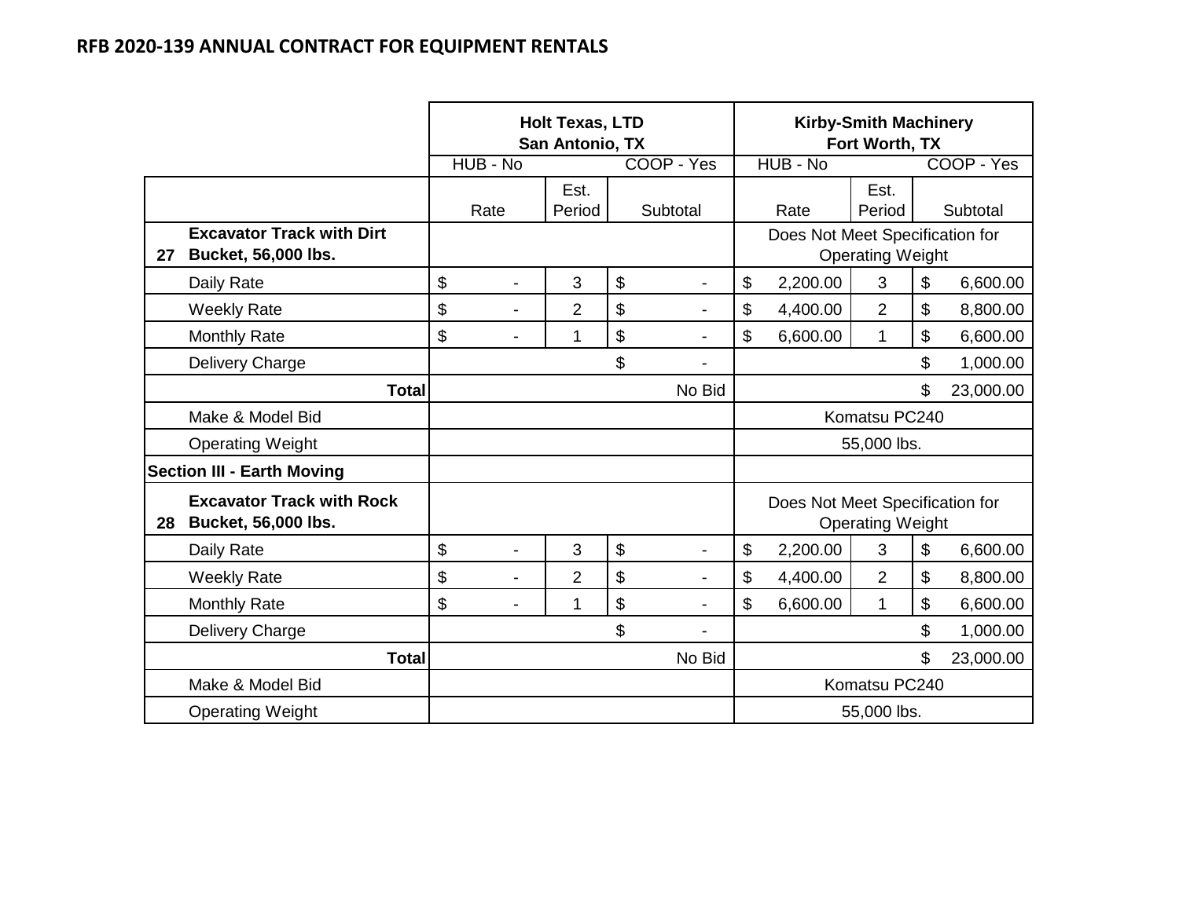## RFB 2020-139 ANNUAL CONTRACT FOR EQUIPMENT RENTALS

| | | Holt Texas, LTD San Antonio, TX | | | Kirby-Smith Machinery Fort Worth, TX | | |
|---|---|---|---|---|---|---|---|
| | | HUB - No | | COOP - Yes | HUB - No | | COOP - Yes |
| | | Rate | Est. Period | Subtotal | Rate | Est. Period | Subtotal |
| 27 | **Excavator Track with Dirt Bucket, 56,000 lbs.** | | | | Does Not Meet Specification for Operating Weight | | |
| | Daily Rate | $ - | 3 | $ - | $ 2,200.00 | 3 | $ 6,600.00 |
| | Weekly Rate | $ - | 2 | $ - | $ 4,400.00 | 2 | $ 8,800.00 |
| | Monthly Rate | $ - | 1 | $ - | $ 6,600.00 | 1 | $ 6,600.00 |
| | Delivery Charge | | | $ - | | | $ 1,000.00 |
| | **Total** | | | No Bid | | | $ 23,000.00 |
| | Make & Model Bid | | | | Komatsu PC240 | | |
| | Operating Weight | | | | 55,000 lbs. | | |
| **Section III - Earth Moving** | | | | | | | |
| 28 | **Excavator Track with Rock Bucket, 56,000 lbs.** | | | | Does Not Meet Specification for Operating Weight | | |
| | Daily Rate | $ - | 3 | $ - | $ 2,200.00 | 3 | $ 6,600.00 |
| | Weekly Rate | $ - | 2 | $ - | $ 4,400.00 | 2 | $ 8,800.00 |
| | Monthly Rate | $ - | 1 | $ - | $ 6,600.00 | 1 | $ 6,600.00 |
| | Delivery Charge | | | $ - | | | $ 1,000.00 |
| | **Total** | | | No Bid | | | $ 23,000.00 |
| | Make & Model Bid | | | | Komatsu PC240 | | |
| | Operating Weight | | | | 55,000 lbs. | | |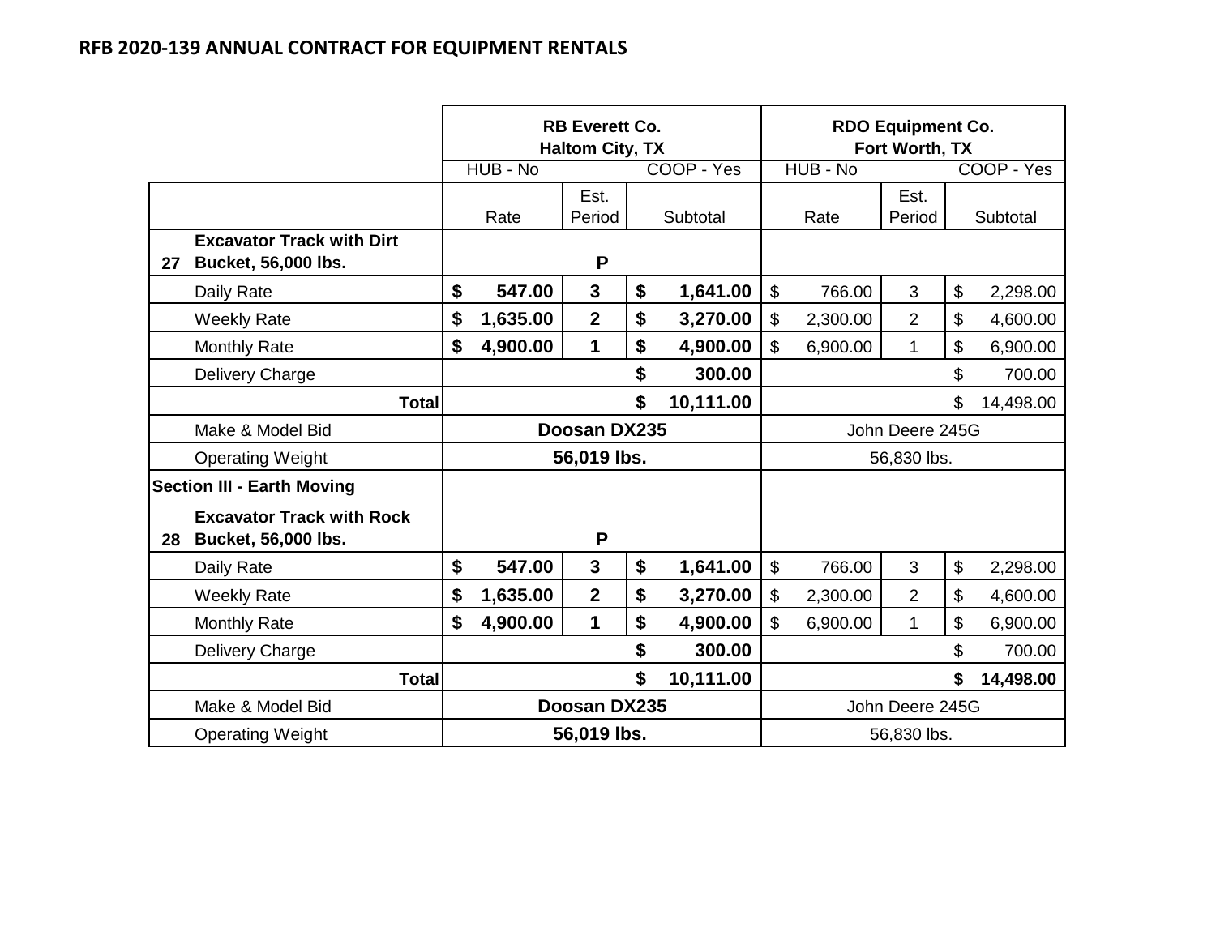## RFB 2020-139 ANNUAL CONTRACT FOR EQUIPMENT RENTALS

| | | RB Everett Co. Haltom City, TX | | | RDO Equipment Co. Fort Worth, TX | | |
|---|---|---|---|---|---|---|---|
| | | HUB - No | | COOP - Yes | HUB - No | | COOP - Yes |
| | | Rate | Est. Period | Subtotal | Rate | Est. Period | Subtotal |
| 27 | **Excavator Track with Dirt Bucket, 56,000 lbs.** | | **P** | | | | |
| | Daily Rate | **$ 547.00** | **3** | **$ 1,641.00** | $ 766.00 | 3 | $ 2,298.00 |
| | Weekly Rate | **$ 1,635.00** | **2** | **$ 3,270.00** | $ 2,300.00 | 2 | $ 4,600.00 |
| | Monthly Rate | **$ 4,900.00** | **1** | **$ 4,900.00** | $ 6,900.00 | 1 | $ 6,900.00 |
| | Delivery Charge | | | **$ 300.00** | | | $ 700.00 |
| | **Total** | | | **$ 10,111.00** | | | $ 14,498.00 |
| | Make & Model Bid | **Doosan DX235** | | | John Deere 245G | | |
| | Operating Weight | **56,019 lbs.** | | | 56,830 lbs. | | |
| **Section III - Earth Moving** | | | | | | | |
| 28 | **Excavator Track with Rock Bucket, 56,000 lbs.** | | **P** | | | | |
| | Daily Rate | **$ 547.00** | **3** | **$ 1,641.00** | $ 766.00 | 3 | $ 2,298.00 |
| | Weekly Rate | **$ 1,635.00** | **2** | **$ 3,270.00** | $ 2,300.00 | 2 | $ 4,600.00 |
| | Monthly Rate | **$ 4,900.00** | **1** | **$ 4,900.00** | $ 6,900.00 | 1 | $ 6,900.00 |
| | Delivery Charge | | | **$ 300.00** | | | $ 700.00 |
| | **Total** | | | **$ 10,111.00** | | | **$ 14,498.00** |
| | Make & Model Bid | **Doosan DX235** | | | John Deere 245G | | |
| | Operating Weight | **56,019 lbs.** | | | 56,830 lbs. | | |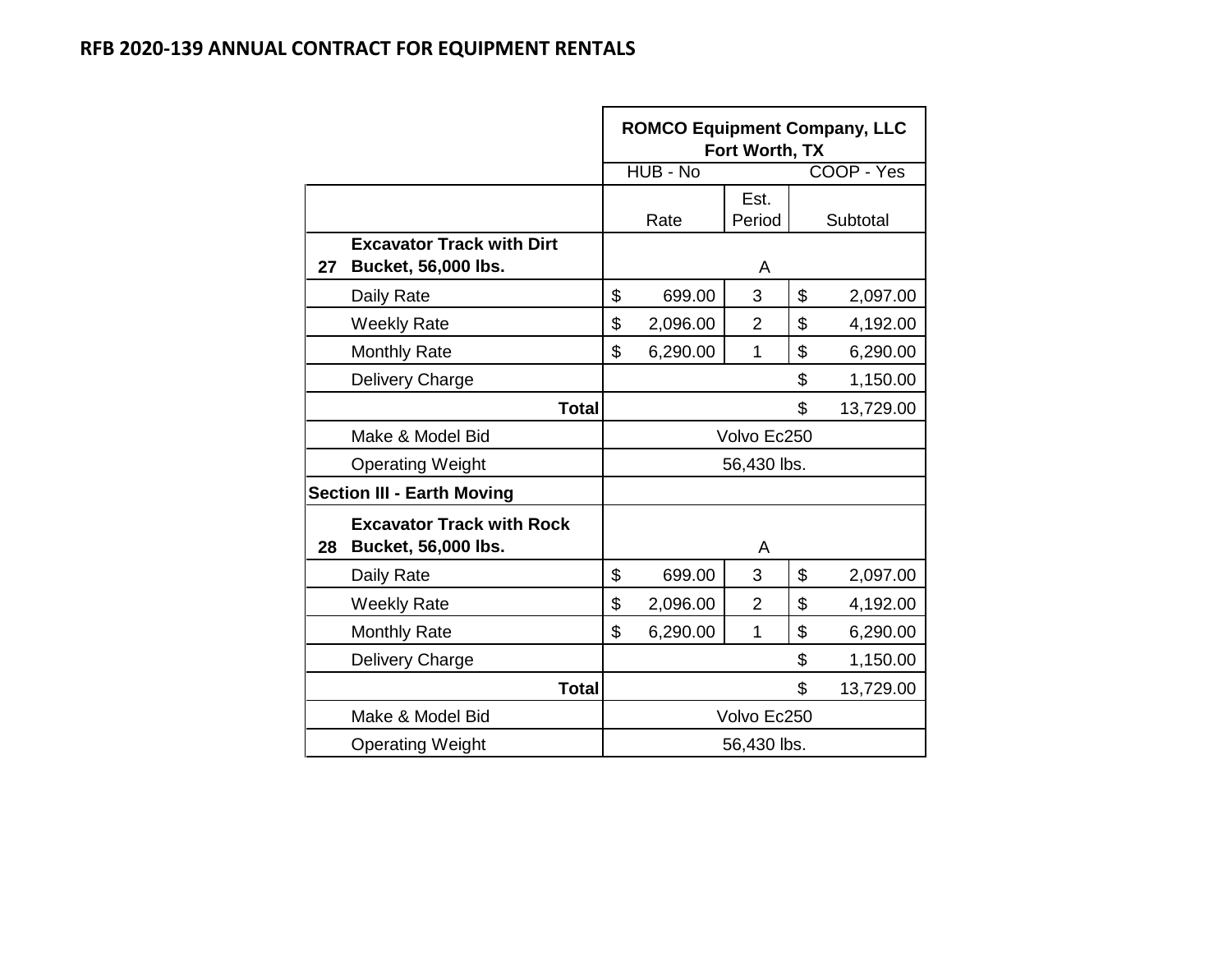## RFB 2020-139 ANNUAL CONTRACT FOR EQUIPMENT RENTALS

| | | ROMCO Equipment Company, LLC Fort Worth, TX | | |
|---|---|---|---|---|
| | | HUB - No | | COOP - Yes |
| | | Rate | Est. Period | Subtotal |
| **27** | **Excavator Track with Dirt Bucket, 56,000 lbs.** | | A | |
| | Daily Rate | $ 699.00 | 3 | $ 2,097.00 |
| | Weekly Rate | $ 2,096.00 | 2 | $ 4,192.00 |
| | Monthly Rate | $ 6,290.00 | 1 | $ 6,290.00 |
| | Delivery Charge | | | $ 1,150.00 |
| | **Total** | | | $ 13,729.00 |
| | Make & Model Bid | Volvo Ec250 | | |
| | Operating Weight | 56,430 lbs. | | |
| **Section III - Earth Moving** | | | | |
| **28** | **Excavator Track with Rock Bucket, 56,000 lbs.** | | A | |
| | Daily Rate | $ 699.00 | 3 | $ 2,097.00 |
| | Weekly Rate | $ 2,096.00 | 2 | $ 4,192.00 |
| | Monthly Rate | $ 6,290.00 | 1 | $ 6,290.00 |
| | Delivery Charge | | | $ 1,150.00 |
| | **Total** | | | $ 13,729.00 |
| | Make & Model Bid | Volvo Ec250 | | |
| | Operating Weight | 56,430 lbs. | | |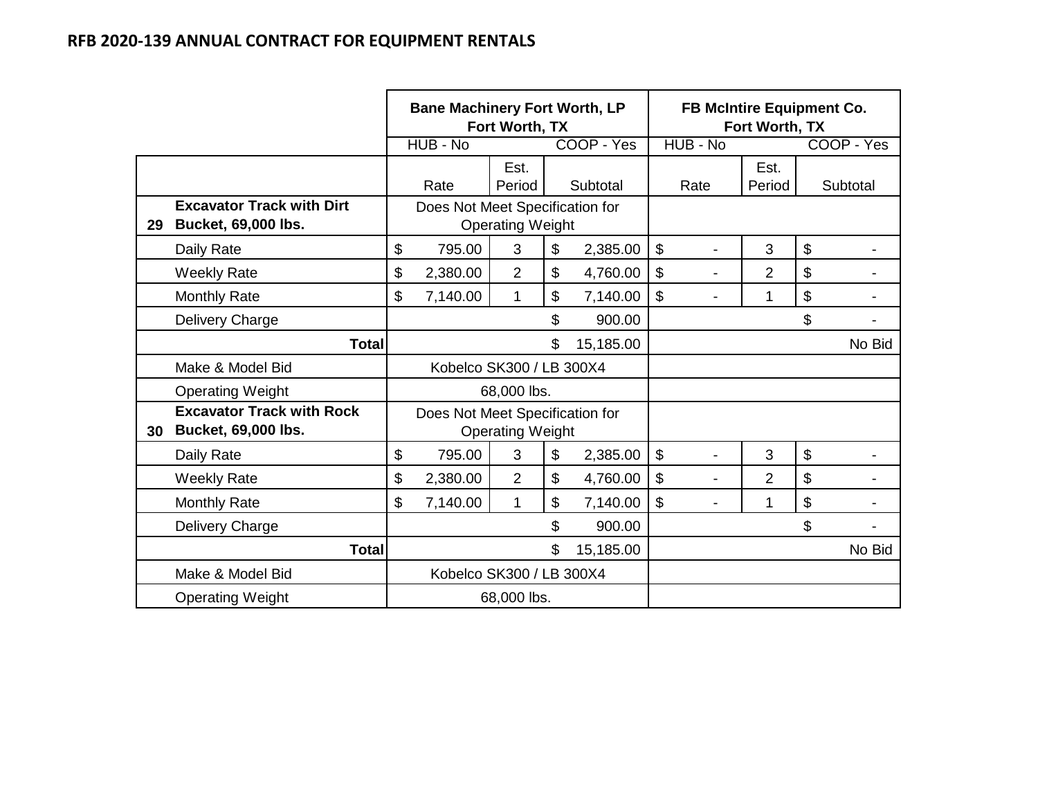## RFB 2020-139 ANNUAL CONTRACT FOR EQUIPMENT RENTALS

| | | Bane Machinery Fort Worth, LP<br>Fort Worth, TX | | | FB McIntire Equipment Co.<br>Fort Worth, TX | | |
|---|---|---|---|---|---|---|---|
| | | HUB - No | | COOP - Yes | HUB - No | | COOP - Yes |
| | | Rate | Est. Period | Subtotal | Rate | Est. Period | Subtotal |
| 29 | **Excavator Track with Dirt Bucket, 69,000 lbs.** | Does Not Meet Specification for Operating Weight | | | | | |
| | Daily Rate | $ 795.00 | 3 | $ 2,385.00 | $ - | 3 | $ - |
| | Weekly Rate | $ 2,380.00 | 2 | $ 4,760.00 | $ - | 2 | $ - |
| | Monthly Rate | $ 7,140.00 | 1 | $ 7,140.00 | $ - | 1 | $ - |
| | Delivery Charge | | | $ 900.00 | | | $ - |
| | **Total** | | | $ 15,185.00 | | | No Bid |
| | Make & Model Bid | Kobelco SK300 / LB 300X4 | | | | | |
| | Operating Weight | 68,000 lbs. | | | | | |
| 30 | **Excavator Track with Rock Bucket, 69,000 lbs.** | Does Not Meet Specification for Operating Weight | | | | | |
| | Daily Rate | $ 795.00 | 3 | $ 2,385.00 | $ - | 3 | $ - |
| | Weekly Rate | $ 2,380.00 | 2 | $ 4,760.00 | $ - | 2 | $ - |
| | Monthly Rate | $ 7,140.00 | 1 | $ 7,140.00 | $ - | 1 | $ - |
| | Delivery Charge | | | $ 900.00 | | | $ - |
| | **Total** | | | $ 15,185.00 | | | No Bid |
| | Make & Model Bid | Kobelco SK300 / LB 300X4 | | | | | |
| | Operating Weight | 68,000 lbs. | | | | | |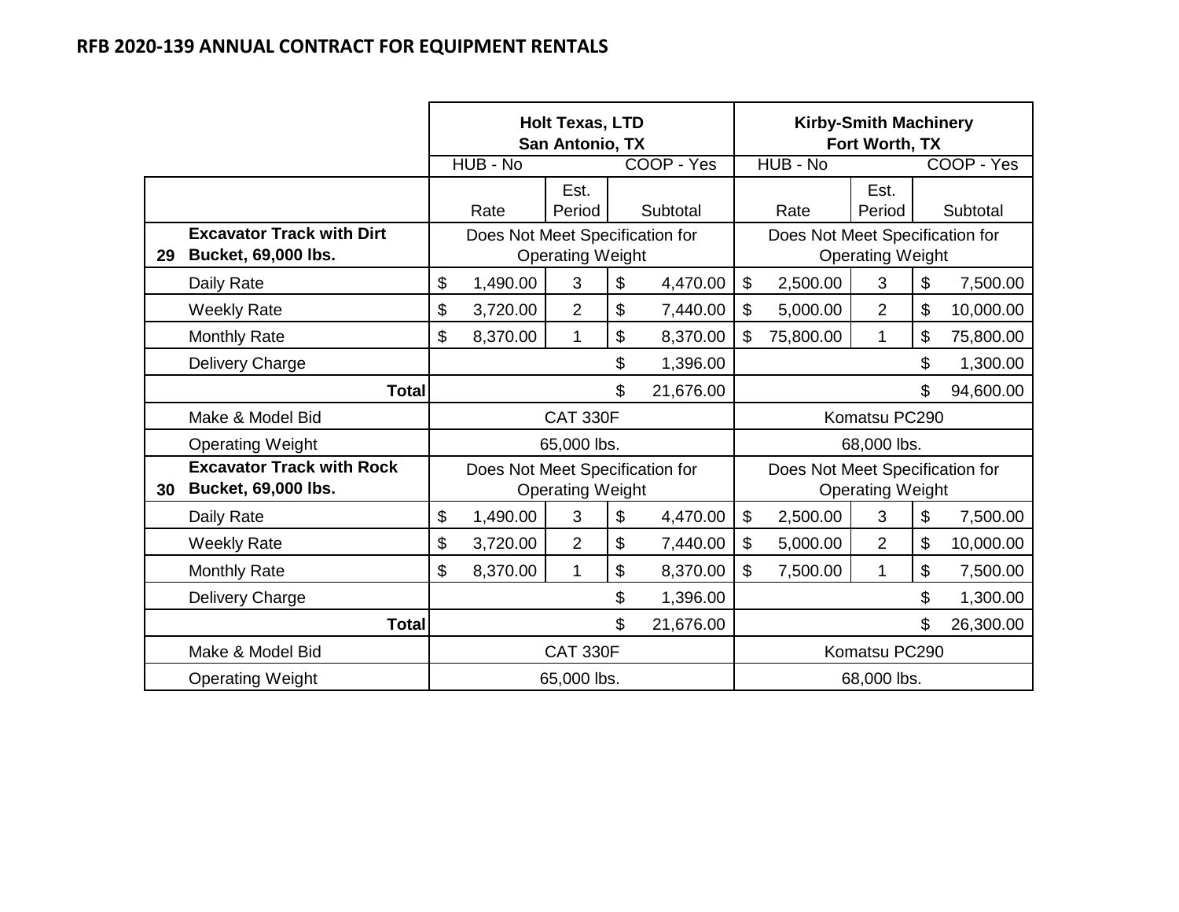## RFB 2020-139 ANNUAL CONTRACT FOR EQUIPMENT RENTALS

| | | Holt Texas, LTD San Antonio, TX | | | Kirby-Smith Machinery Fort Worth, TX | | |
|---|---|---|---|---|---|---|---|
| | | HUB - No | | COOP - Yes | HUB - No | | COOP - Yes |
| | | Rate | Est. Period | Subtotal | Rate | Est. Period | Subtotal |
| 29 | **Excavator Track with Dirt Bucket, 69,000 lbs.** | Does Not Meet Specification for Operating Weight | | | Does Not Meet Specification for Operating Weight | | |
| | Daily Rate | $ 1,490.00 | 3 | $ 4,470.00 | $ 2,500.00 | 3 | $ 7,500.00 |
| | Weekly Rate | $ 3,720.00 | 2 | $ 7,440.00 | $ 5,000.00 | 2 | $ 10,000.00 |
| | Monthly Rate | $ 8,370.00 | 1 | $ 8,370.00 | $ 75,800.00 | 1 | $ 75,800.00 |
| | Delivery Charge | | | $ 1,396.00 | | | $ 1,300.00 |
| | **Total** | | | $ 21,676.00 | | | $ 94,600.00 |
| | Make & Model Bid | CAT 330F | | | Komatsu PC290 | | |
| | Operating Weight | 65,000 lbs. | | | 68,000 lbs. | | |
| 30 | **Excavator Track with Rock Bucket, 69,000 lbs.** | Does Not Meet Specification for Operating Weight | | | Does Not Meet Specification for Operating Weight | | |
| | Daily Rate | $ 1,490.00 | 3 | $ 4,470.00 | $ 2,500.00 | 3 | $ 7,500.00 |
| | Weekly Rate | $ 3,720.00 | 2 | $ 7,440.00 | $ 5,000.00 | 2 | $ 10,000.00 |
| | Monthly Rate | $ 8,370.00 | 1 | $ 8,370.00 | $ 7,500.00 | 1 | $ 7,500.00 |
| | Delivery Charge | | | $ 1,396.00 | | | $ 1,300.00 |
| | **Total** | | | $ 21,676.00 | | | $ 26,300.00 |
| | Make & Model Bid | CAT 330F | | | Komatsu PC290 | | |
| | Operating Weight | 65,000 lbs. | | | 68,000 lbs. | | |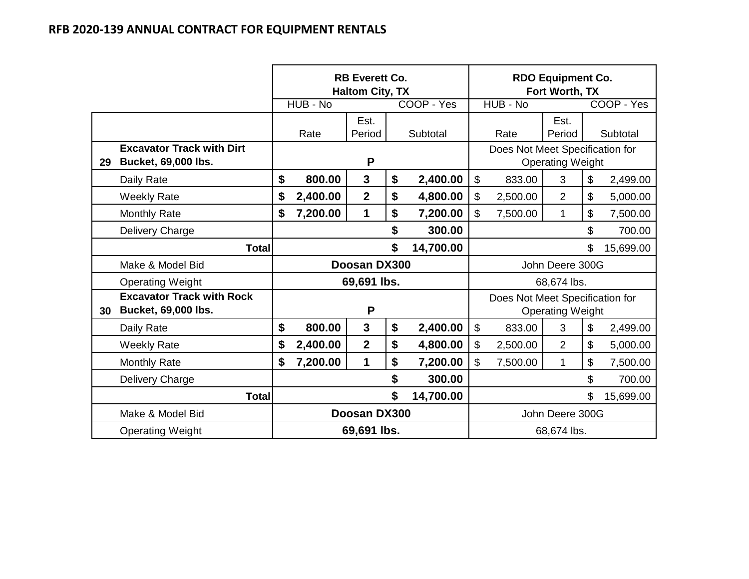## RFB 2020-139 ANNUAL CONTRACT FOR EQUIPMENT RENTALS

| | | RB Everett Co. Haltom City, TX | | | RDO Equipment Co. Fort Worth, TX | | |
|---|---|---|---|---|---|---|---|
| | | HUB - No | | COOP - Yes | HUB - No | | COOP - Yes |
| | | Rate | Est. Period | Subtotal | Rate | Est. Period | Subtotal |
| 29 | **Excavator Track with Dirt Bucket, 69,000 lbs.** | | **P** | | Does Not Meet Specification for Operating Weight | | |
| | Daily Rate | **$ 800.00** | **3** | **$ 2,400.00** | $ 833.00 | 3 | $ 2,499.00 |
| | Weekly Rate | **$ 2,400.00** | **2** | **$ 4,800.00** | $ 2,500.00 | 2 | $ 5,000.00 |
| | Monthly Rate | **$ 7,200.00** | **1** | **$ 7,200.00** | $ 7,500.00 | 1 | $ 7,500.00 |
| | Delivery Charge | | | **$ 300.00** | | | $ 700.00 |
| | **Total** | | | **$ 14,700.00** | | | $ 15,699.00 |
| | Make & Model Bid | **Doosan DX300** | | | John Deere 300G | | |
| | Operating Weight | **69,691 lbs.** | | | 68,674 lbs. | | |
| 30 | **Excavator Track with Rock Bucket, 69,000 lbs.** | | **P** | | Does Not Meet Specification for Operating Weight | | |
| | Daily Rate | **$ 800.00** | **3** | **$ 2,400.00** | $ 833.00 | 3 | $ 2,499.00 |
| | Weekly Rate | **$ 2,400.00** | **2** | **$ 4,800.00** | $ 2,500.00 | 2 | $ 5,000.00 |
| | Monthly Rate | **$ 7,200.00** | **1** | **$ 7,200.00** | $ 7,500.00 | 1 | $ 7,500.00 |
| | Delivery Charge | | | **$ 300.00** | | | $ 700.00 |
| | **Total** | | | **$ 14,700.00** | | | $ 15,699.00 |
| | Make & Model Bid | **Doosan DX300** | | | John Deere 300G | | |
| | Operating Weight | **69,691 lbs.** | | | 68,674 lbs. | | |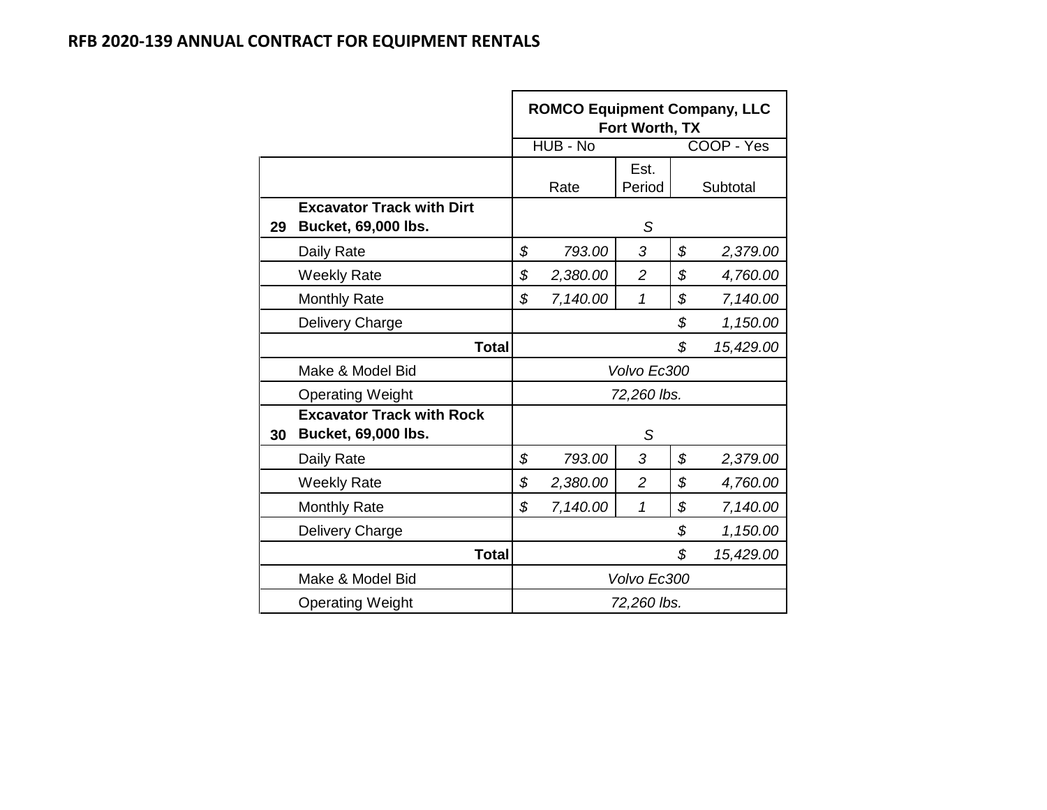## RFB 2020-139 ANNUAL CONTRACT FOR EQUIPMENT RENTALS

| | | ROMCO Equipment Company, LLC Fort Worth, TX | | |
|---|---|---|---|---|
| | | HUB - No | | COOP - Yes |
| | | Rate | Est. Period | Subtotal |
| **29** | **Excavator Track with Dirt Bucket, 69,000 lbs.** | | *S* | |
| | Daily Rate | *$ 793.00* | *3* | *$ 2,379.00* |
| | Weekly Rate | *$ 2,380.00* | *2* | *$ 4,760.00* |
| | Monthly Rate | *$ 7,140.00* | *1* | *$ 7,140.00* |
| | Delivery Charge | | | *$ 1,150.00* |
| | **Total** | | | *$ 15,429.00* |
| | Make & Model Bid | | *Volvo Ec300* | |
| | Operating Weight | | *72,260 lbs.* | |
| **30** | **Excavator Track with Rock Bucket, 69,000 lbs.** | | *S* | |
| | Daily Rate | *$ 793.00* | *3* | *$ 2,379.00* |
| | Weekly Rate | *$ 2,380.00* | *2* | *$ 4,760.00* |
| | Monthly Rate | *$ 7,140.00* | *1* | *$ 7,140.00* |
| | Delivery Charge | | | *$ 1,150.00* |
| | **Total** | | | *$ 15,429.00* |
| | Make & Model Bid | | *Volvo Ec300* | |
| | Operating Weight | | *72,260 lbs.* | |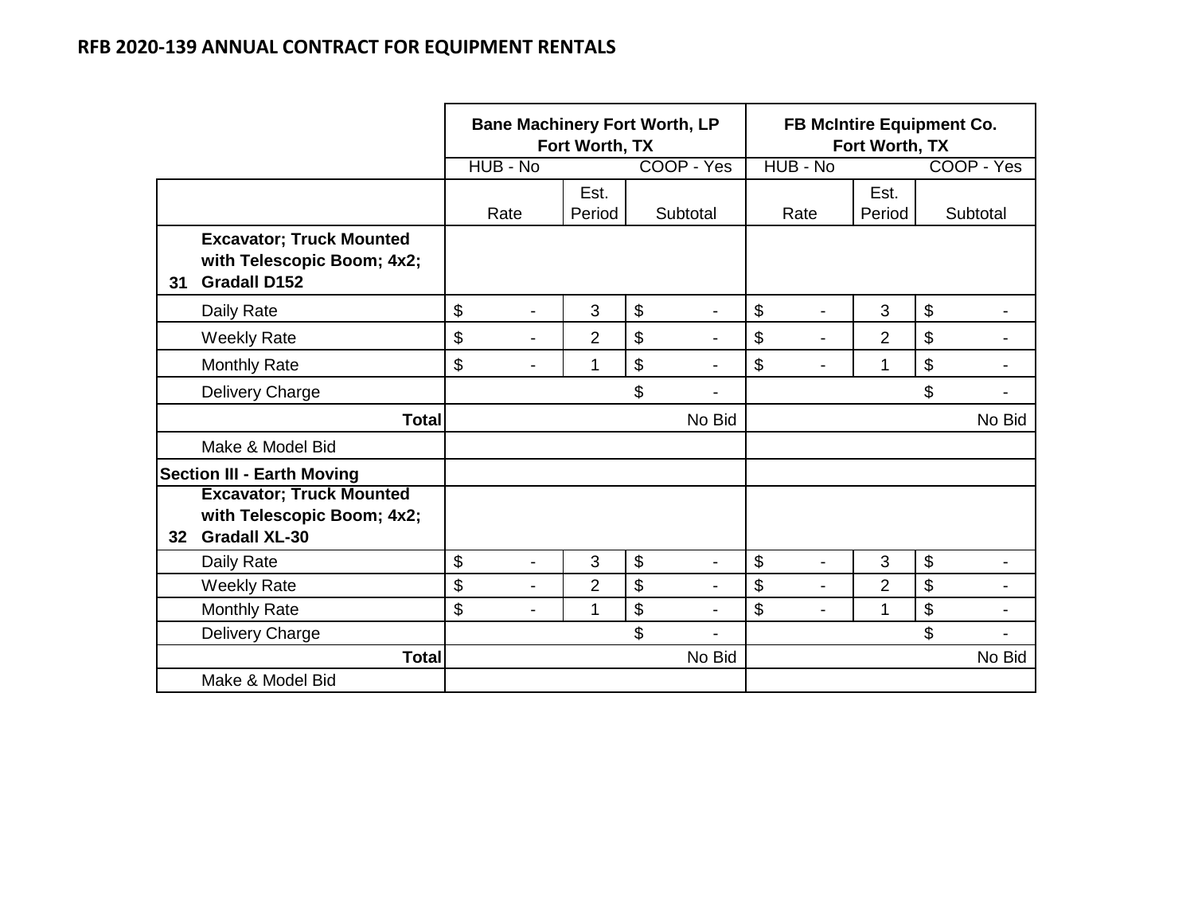## RFB 2020-139 ANNUAL CONTRACT FOR EQUIPMENT RENTALS

| | | Bane Machinery Fort Worth, LP Fort Worth, TX | | | FB McIntire Equipment Co. Fort Worth, TX | | |
|---|---|---|---|---|---|---|---|
| | | HUB - No | | COOP - Yes | HUB - No | | COOP - Yes |
| | | Rate | Est. Period | Subtotal | Rate | Est. Period | Subtotal |
| 31 | **Excavator; Truck Mounted with Telescopic Boom; 4x2; Gradall D152** | | | | | | |
| | Daily Rate | $ - | 3 | $ - | $ - | 3 | $ - |
| | Weekly Rate | $ - | 2 | $ - | $ - | 2 | $ - |
| | Monthly Rate | $ - | 1 | $ - | $ - | 1 | $ - |
| | Delivery Charge | | | $ - | | | $ - |
| | **Total** | | | No Bid | | | No Bid |
| | Make & Model Bid | | | | | | |
| **Section III - Earth Moving** | | | | | | | |
| 32 | **Excavator; Truck Mounted with Telescopic Boom; 4x2; Gradall XL-30** | | | | | | |
| | Daily Rate | $ - | 3 | $ - | $ - | 3 | $ - |
| | Weekly Rate | $ - | 2 | $ - | $ - | 2 | $ - |
| | Monthly Rate | $ - | 1 | $ - | $ - | 1 | $ - |
| | Delivery Charge | | | $ - | | | $ - |
| | **Total** | | | No Bid | | | No Bid |
| | Make & Model Bid | | | | | | |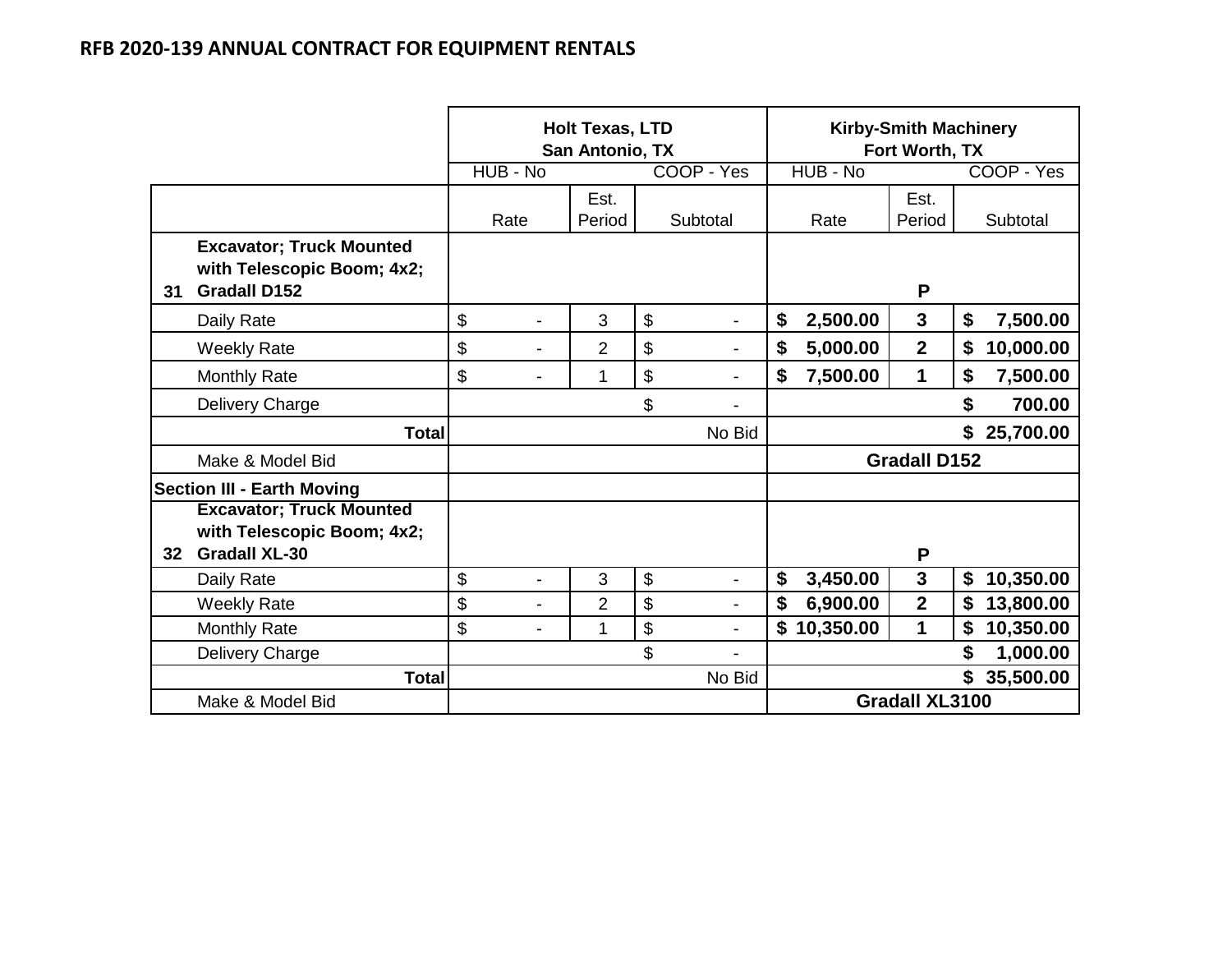## RFB 2020-139 ANNUAL CONTRACT FOR EQUIPMENT RENTALS

| | | Holt Texas, LTD San Antonio, TX | | | Kirby-Smith Machinery Fort Worth, TX | | |
|---|---|---|---|---|---|---|---|
| | | HUB - No | | COOP - Yes | HUB - No | | COOP - Yes |
| | | Rate | Est. Period | Subtotal | Rate | Est. Period | Subtotal |
| 31 | **Excavator; Truck Mounted with Telescopic Boom; 4x2; Gradall D152** | | | | | **P** | |
| | Daily Rate | $ - | 3 | $ - | **$ 2,500.00** | **3** | **$ 7,500.00** |
| | Weekly Rate | $ - | 2 | $ - | **$ 5,000.00** | **2** | **$ 10,000.00** |
| | Monthly Rate | $ - | 1 | $ - | **$ 7,500.00** | **1** | **$ 7,500.00** |
| | Delivery Charge | | | $ - | | | **$ 700.00** |
| | **Total** | | | No Bid | | | **$ 25,700.00** |
| | Make & Model Bid | | | | **Gradall D152** | | |
| **Section III - Earth Moving** | | | | | | | |
| 32 | **Excavator; Truck Mounted with Telescopic Boom; 4x2; Gradall XL-30** | | | | | **P** | |
| | Daily Rate | $ - | 3 | $ - | **$ 3,450.00** | **3** | **$ 10,350.00** |
| | Weekly Rate | $ - | 2 | $ - | **$ 6,900.00** | **2** | **$ 13,800.00** |
| | Monthly Rate | $ - | 1 | $ - | **$ 10,350.00** | **1** | **$ 10,350.00** |
| | Delivery Charge | | | $ - | | | **$ 1,000.00** |
| | **Total** | | | No Bid | | | **$ 35,500.00** |
| | Make & Model Bid | | | | **Gradall XL3100** | | |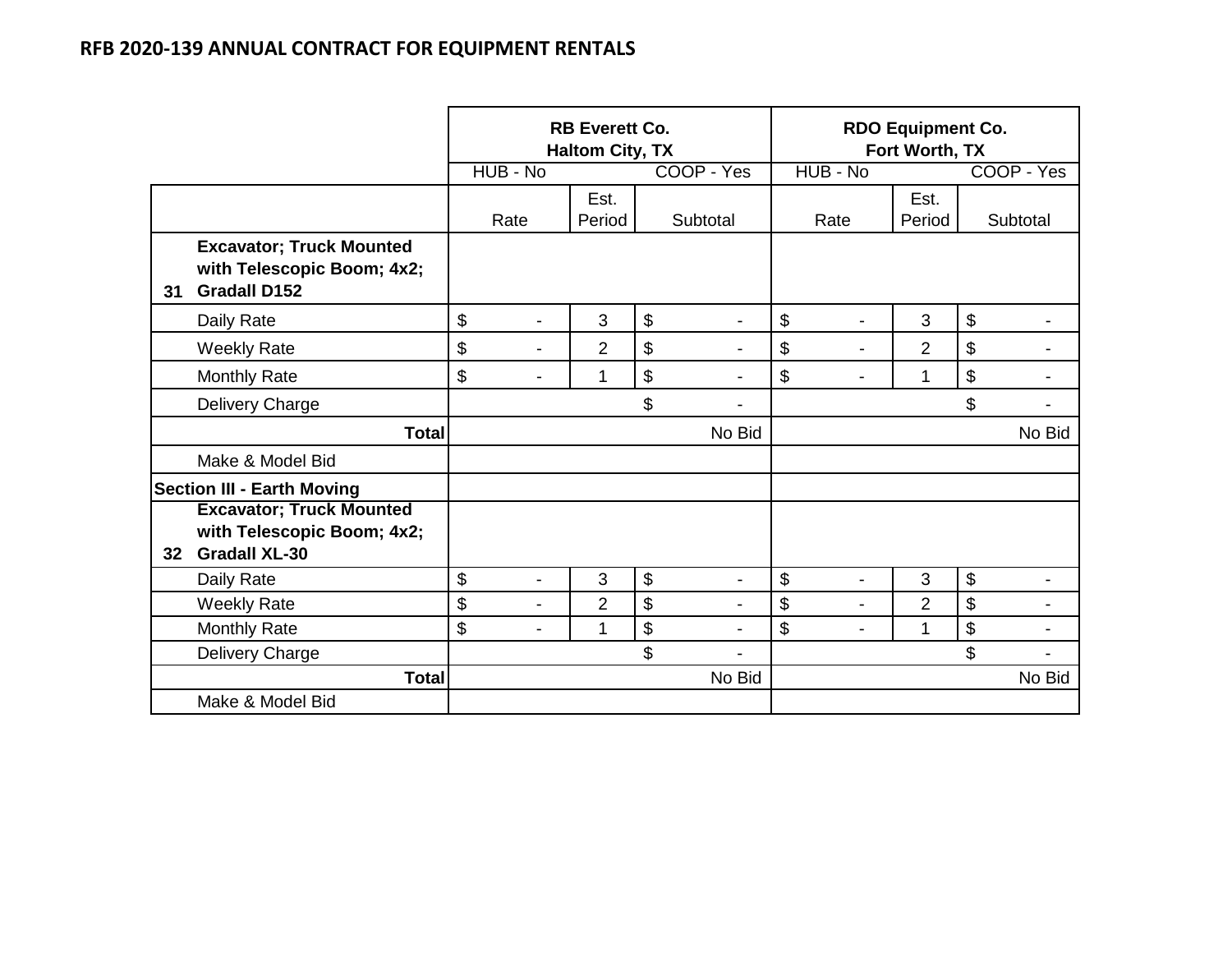## RFB 2020-139 ANNUAL CONTRACT FOR EQUIPMENT RENTALS

| | | RB Everett Co. Haltom City, TX | | | RDO Equipment Co. Fort Worth, TX | | |
|---|---|---|---|---|---|---|---|
| | | HUB - No | | COOP - Yes | HUB - No | | COOP - Yes |
| | | Rate | Est. Period | Subtotal | Rate | Est. Period | Subtotal |
| **31** | **Excavator; Truck Mounted with Telescopic Boom; 4x2; Gradall D152** | | | | | | |
| | Daily Rate | $ - | 3 | $ - | $ - | 3 | $ - |
| | Weekly Rate | $ - | 2 | $ - | $ - | 2 | $ - |
| | Monthly Rate | $ - | 1 | $ - | $ - | 1 | $ - |
| | Delivery Charge | | | $ - | | | $ - |
| | **Total** | | | No Bid | | | No Bid |
| | Make & Model Bid | | | | | | |
| **Section III - Earth Moving** | | | | | | | |
| **32** | **Excavator; Truck Mounted with Telescopic Boom; 4x2; Gradall XL-30** | | | | | | |
| | Daily Rate | $ - | 3 | $ - | $ - | 3 | $ - |
| | Weekly Rate | $ - | 2 | $ - | $ - | 2 | $ - |
| | Monthly Rate | $ - | 1 | $ - | $ - | 1 | $ - |
| | Delivery Charge | | | $ - | | | $ - |
| | **Total** | | | No Bid | | | No Bid |
| | Make & Model Bid | | | | | | |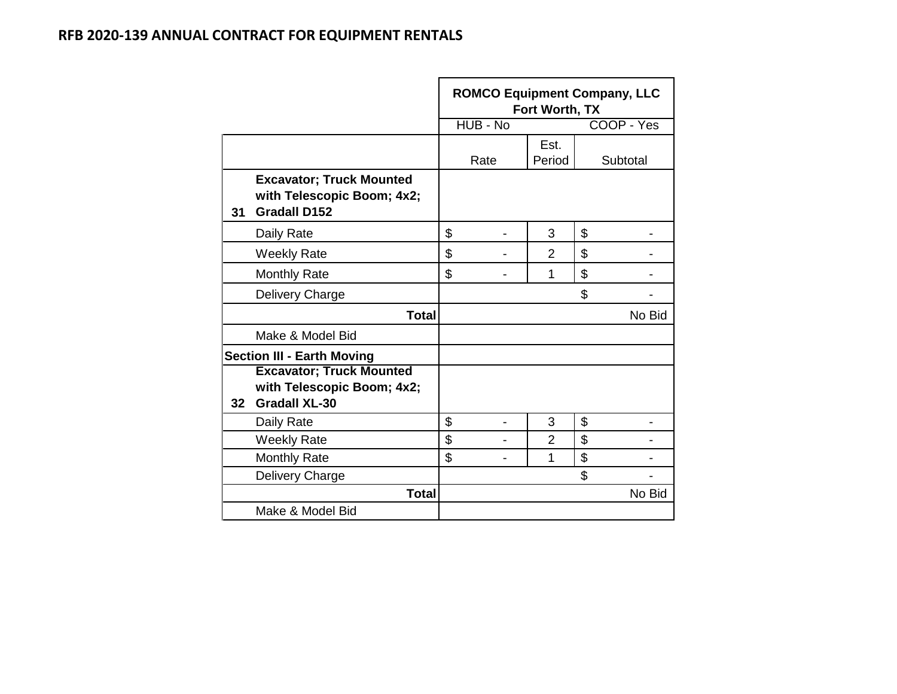## RFB 2020-139 ANNUAL CONTRACT FOR EQUIPMENT RENTALS

| | | ROMCO Equipment Company, LLC Fort Worth, TX | | |
|---|---|---|---|---|
| | | HUB - No | | COOP - Yes |
| | | Rate | Est. Period | Subtotal |
| 31 | **Excavator; Truck Mounted with Telescopic Boom; 4x2; Gradall D152** | | | |
| | Daily Rate | $ - | 3 | $ - |
| | Weekly Rate | $ - | 2 | $ - |
| | Monthly Rate | $ - | 1 | $ - |
| | Delivery Charge | | | $ - |
| | **Total** | | | No Bid |
| | Make & Model Bid | | | |
| **Section III - Earth Moving** | | | | |
| 32 | **Excavator; Truck Mounted with Telescopic Boom; 4x2; Gradall XL-30** | | | |
| | Daily Rate | $ - | 3 | $ - |
| | Weekly Rate | $ - | 2 | $ - |
| | Monthly Rate | $ - | 1 | $ - |
| | Delivery Charge | | | $ - |
| | **Total** | | | No Bid |
| | Make & Model Bid | | | |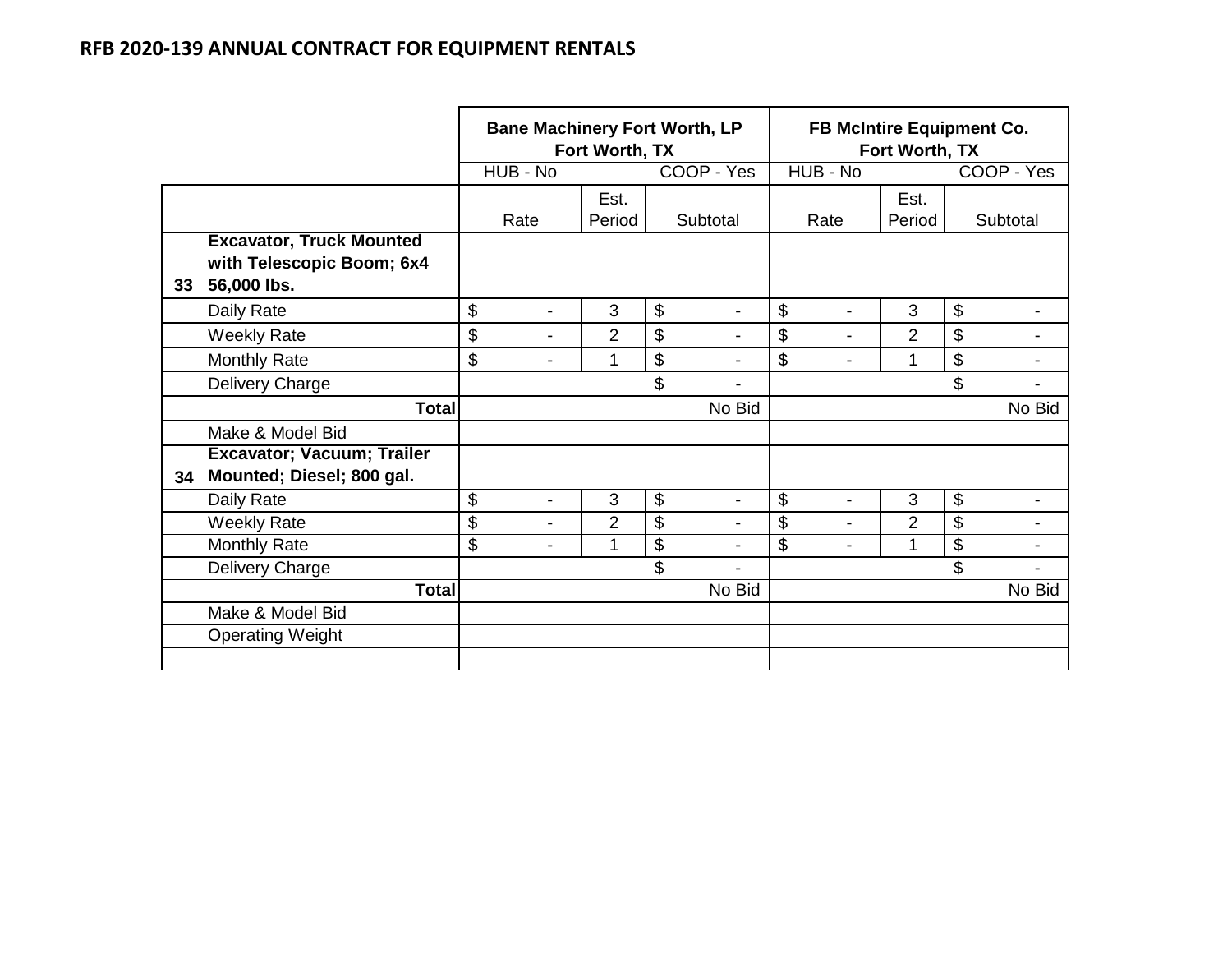## RFB 2020-139 ANNUAL CONTRACT FOR EQUIPMENT RENTALS

| | | Bane Machinery Fort Worth, LP Fort Worth, TX | | | FB McIntire Equipment Co. Fort Worth, TX | | |
|---|---|---|---|---|---|---|---|
| | | HUB - No | | COOP - Yes | HUB - No | | COOP - Yes |
| | | Rate | Est. Period | Subtotal | Rate | Est. Period | Subtotal |
| 33 | **Excavator, Truck Mounted with Telescopic Boom; 6x4 56,000 lbs.** | | | | | | |
| | Daily Rate | $ - | 3 | $ - | $ - | 3 | $ - |
| | Weekly Rate | $ - | 2 | $ - | $ - | 2 | $ - |
| | Monthly Rate | $ - | 1 | $ - | $ - | 1 | $ - |
| | Delivery Charge | | | $ - | | | $ - |
| | **Total** | | | No Bid | | | No Bid |
| | Make & Model Bid | | | | | | |
| 34 | **Excavator; Vacuum; Trailer Mounted; Diesel; 800 gal.** | | | | | | |
| | Daily Rate | $ - | 3 | $ - | $ - | 3 | $ - |
| | Weekly Rate | $ - | 2 | $ - | $ - | 2 | $ - |
| | Monthly Rate | $ - | 1 | $ - | $ - | 1 | $ - |
| | Delivery Charge | | | $ - | | | $ - |
| | **Total** | | | No Bid | | | No Bid |
| | Make & Model Bid | | | | | | |
| | Operating Weight | | | | | | |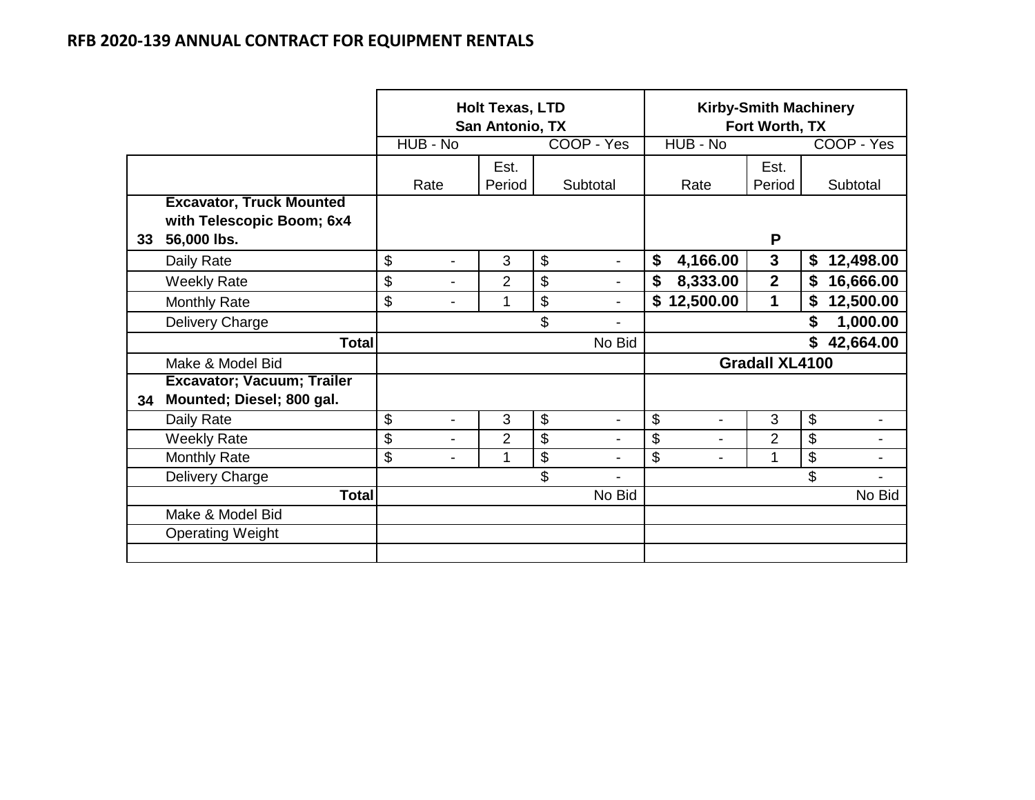## RFB 2020-139 ANNUAL CONTRACT FOR EQUIPMENT RENTALS

| | | Holt Texas, LTD San Antonio, TX | | | Kirby-Smith Machinery Fort Worth, TX | | |
|---|---|---|---|---|---|---|---|
| | | HUB - No | | COOP - Yes | HUB - No | | COOP - Yes |
| | | Rate | Est. Period | Subtotal | Rate | Est. Period | Subtotal |
| 33 | **Excavator, Truck Mounted with Telescopic Boom; 6x4 56,000 lbs.** | | | | | **P** | |
| | Daily Rate | $ - | 3 | $ - | **$ 4,166.00** | **3** | **$ 12,498.00** |
| | Weekly Rate | $ - | 2 | $ - | **$ 8,333.00** | **2** | **$ 16,666.00** |
| | Monthly Rate | $ - | 1 | $ - | **$ 12,500.00** | **1** | **$ 12,500.00** |
| | Delivery Charge | | | $ - | | | **$ 1,000.00** |
| | **Total** | | | No Bid | | | **$ 42,664.00** |
| | Make & Model Bid | | | | **Gradall XL4100** | | |
| 34 | **Excavator; Vacuum; Trailer Mounted; Diesel; 800 gal.** | | | | | | |
| | Daily Rate | $ - | 3 | $ - | $ - | 3 | $ - |
| | Weekly Rate | $ - | 2 | $ - | $ - | 2 | $ - |
| | Monthly Rate | $ - | 1 | $ - | $ - | 1 | $ - |
| | Delivery Charge | | | $ - | | | $ - |
| | **Total** | | | No Bid | | | No Bid |
| | Make & Model Bid | | | | | | |
| | Operating Weight | | | | | | |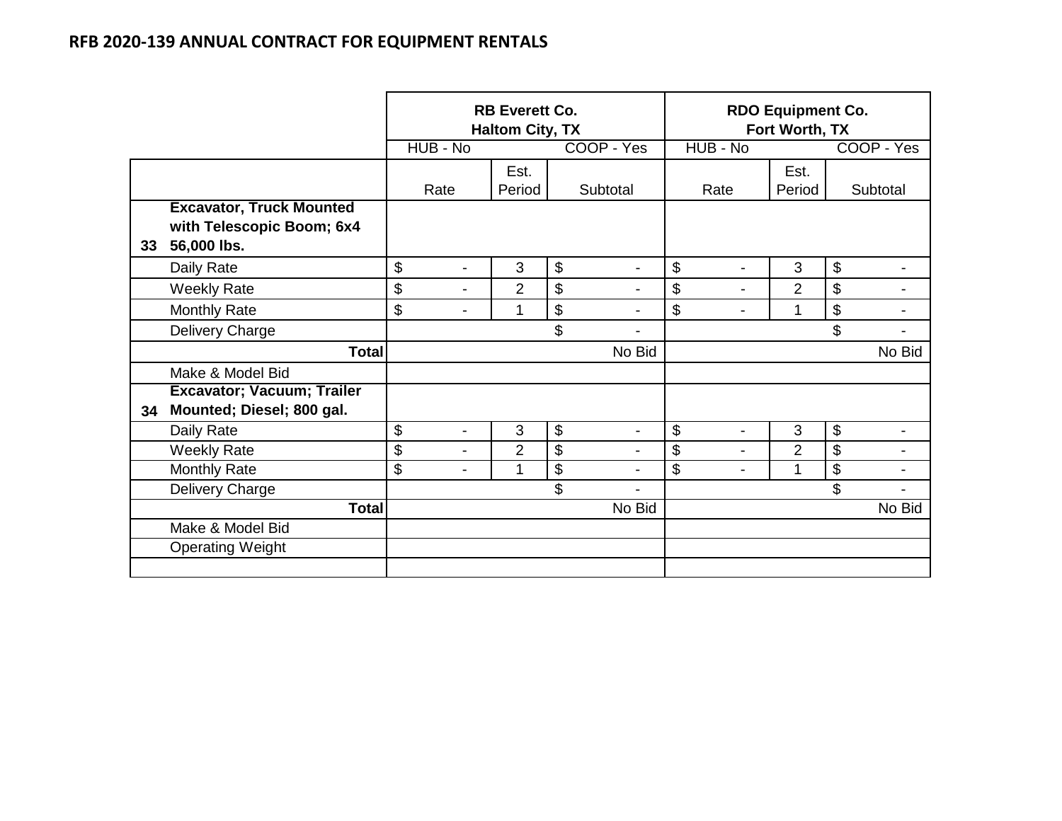## RFB 2020-139 ANNUAL CONTRACT FOR EQUIPMENT RENTALS

| | | RB Everett Co. Haltom City, TX | | | RDO Equipment Co. Fort Worth, TX | | |
|---|---|---|---|---|---|---|---|
| | | HUB - No | | COOP - Yes | HUB - No | | COOP - Yes |
| | | Rate | Est. Period | Subtotal | Rate | Est. Period | Subtotal |
| 33 | **Excavator, Truck Mounted with Telescopic Boom; 6x4 56,000 lbs.** | | | | | | |
| | Daily Rate | $ - | 3 | $ - | $ - | 3 | $ - |
| | Weekly Rate | $ - | 2 | $ - | $ - | 2 | $ - |
| | Monthly Rate | $ - | 1 | $ - | $ - | 1 | $ - |
| | Delivery Charge | | | $ - | | | $ - |
| | **Total** | | | No Bid | | | No Bid |
| | Make & Model Bid | | | | | | |
| 34 | **Excavator; Vacuum; Trailer Mounted; Diesel; 800 gal.** | | | | | | |
| | Daily Rate | $ - | 3 | $ - | $ - | 3 | $ - |
| | Weekly Rate | $ - | 2 | $ - | $ - | 2 | $ - |
| | Monthly Rate | $ - | 1 | $ - | $ - | 1 | $ - |
| | Delivery Charge | | | $ - | | | $ - |
| | **Total** | | | No Bid | | | No Bid |
| | Make & Model Bid | | | | | | |
| | Operating Weight | | | | | | |
| | | | | | | | |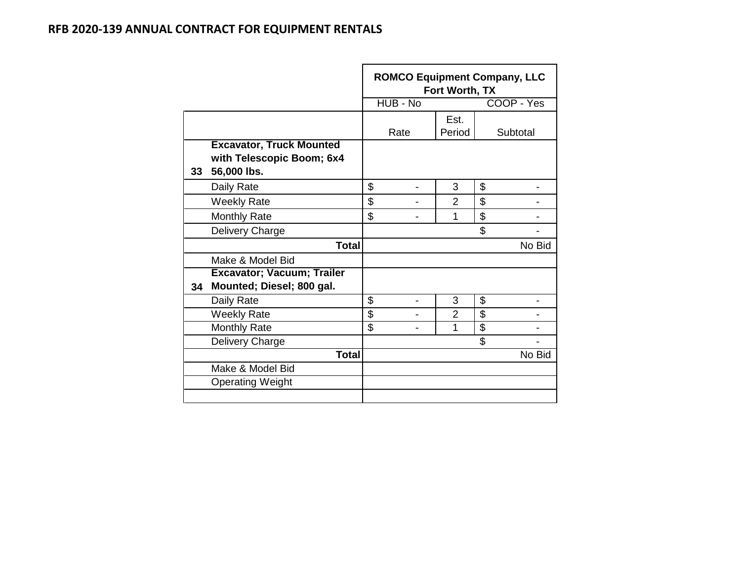# RFB 2020-139 ANNUAL CONTRACT FOR EQUIPMENT RENTALS

| | | ROMCO Equipment Company, LLC Fort Worth, TX | | |
|---|---|---|---|---|
| | | HUB - No | | COOP - Yes |
| | | Rate | Est. Period | Subtotal |
| **33** | **Excavator, Truck Mounted with Telescopic Boom; 6x4 56,000 lbs.** | | | |
| | Daily Rate | $ - | 3 | $ - |
| | Weekly Rate | $ - | 2 | $ - |
| | Monthly Rate | $ - | 1 | $ - |
| | Delivery Charge | | | $ - |
| | **Total** | | | No Bid |
| | Make & Model Bid | | | |
| **34** | **Excavator; Vacuum; Trailer Mounted; Diesel; 800 gal.** | | | |
| | Daily Rate | $ - | 3 | $ - |
| | Weekly Rate | $ - | 2 | $ - |
| | Monthly Rate | $ - | 1 | $ - |
| | Delivery Charge | | | $ - |
| | **Total** | | | No Bid |
| | Make & Model Bid | | | |
| | Operating Weight | | | |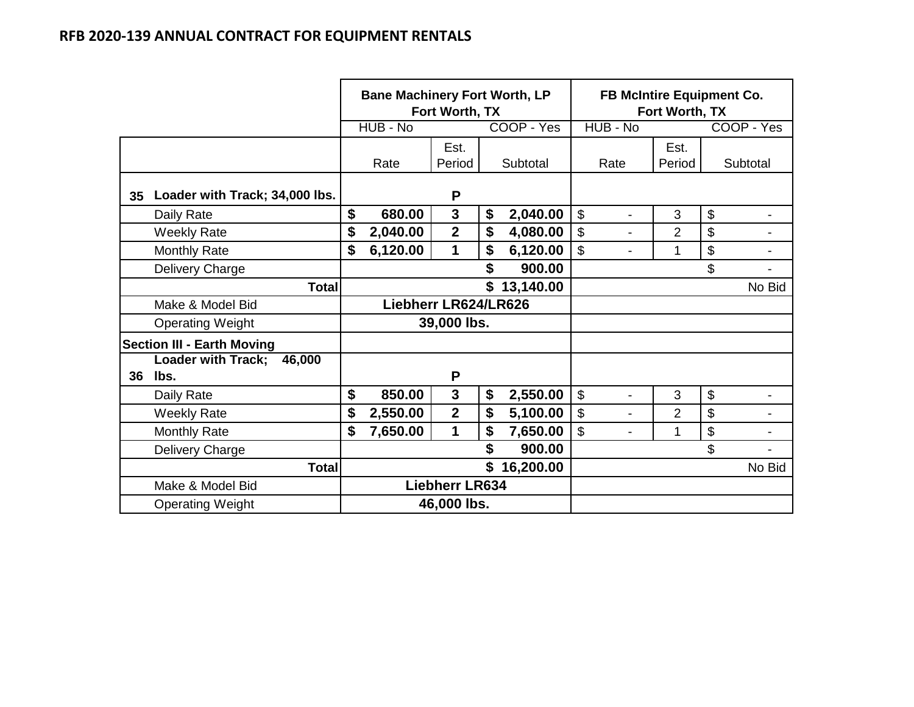## RFB 2020-139 ANNUAL CONTRACT FOR EQUIPMENT RENTALS

| | | Bane Machinery Fort Worth, LP Fort Worth, TX | | | FB McIntire Equipment Co. Fort Worth, TX | | |
|---|---|---|---|---|---|---|---|
| | | HUB - No | | COOP - Yes | HUB - No | | COOP - Yes |
| | | Rate | Est. Period | Subtotal | Rate | Est. Period | Subtotal |
| **35** | **Loader with Track; 34,000 lbs.** | | **P** | | | | |
| | Daily Rate | **$ 680.00** | **3** | **$ 2,040.00** | $ - | 3 | $ - |
| | Weekly Rate | **$ 2,040.00** | **2** | **$ 4,080.00** | $ - | 2 | $ - |
| | Monthly Rate | **$ 6,120.00** | **1** | **$ 6,120.00** | $ - | 1 | $ - |
| | Delivery Charge | | | **$ 900.00** | | | $ - |
| | **Total** | | | **$ 13,140.00** | | | No Bid |
| | Make & Model Bid | **Liebherr LR624/LR626** | | | | | |
| | Operating Weight | **39,000 lbs.** | | | | | |
| **Section III - Earth Moving** | | | | | | | |
| **36** | **Loader with Track; 46,000 lbs.** | | **P** | | | | |
| | Daily Rate | **$ 850.00** | **3** | **$ 2,550.00** | $ - | 3 | $ - |
| | Weekly Rate | **$ 2,550.00** | **2** | **$ 5,100.00** | $ - | 2 | $ - |
| | Monthly Rate | **$ 7,650.00** | **1** | **$ 7,650.00** | $ - | 1 | $ - |
| | Delivery Charge | | | **$ 900.00** | | | $ - |
| | **Total** | | | **$ 16,200.00** | | | No Bid |
| | Make & Model Bid | **Liebherr LR634** | | | | | |
| | Operating Weight | **46,000 lbs.** | | | | | |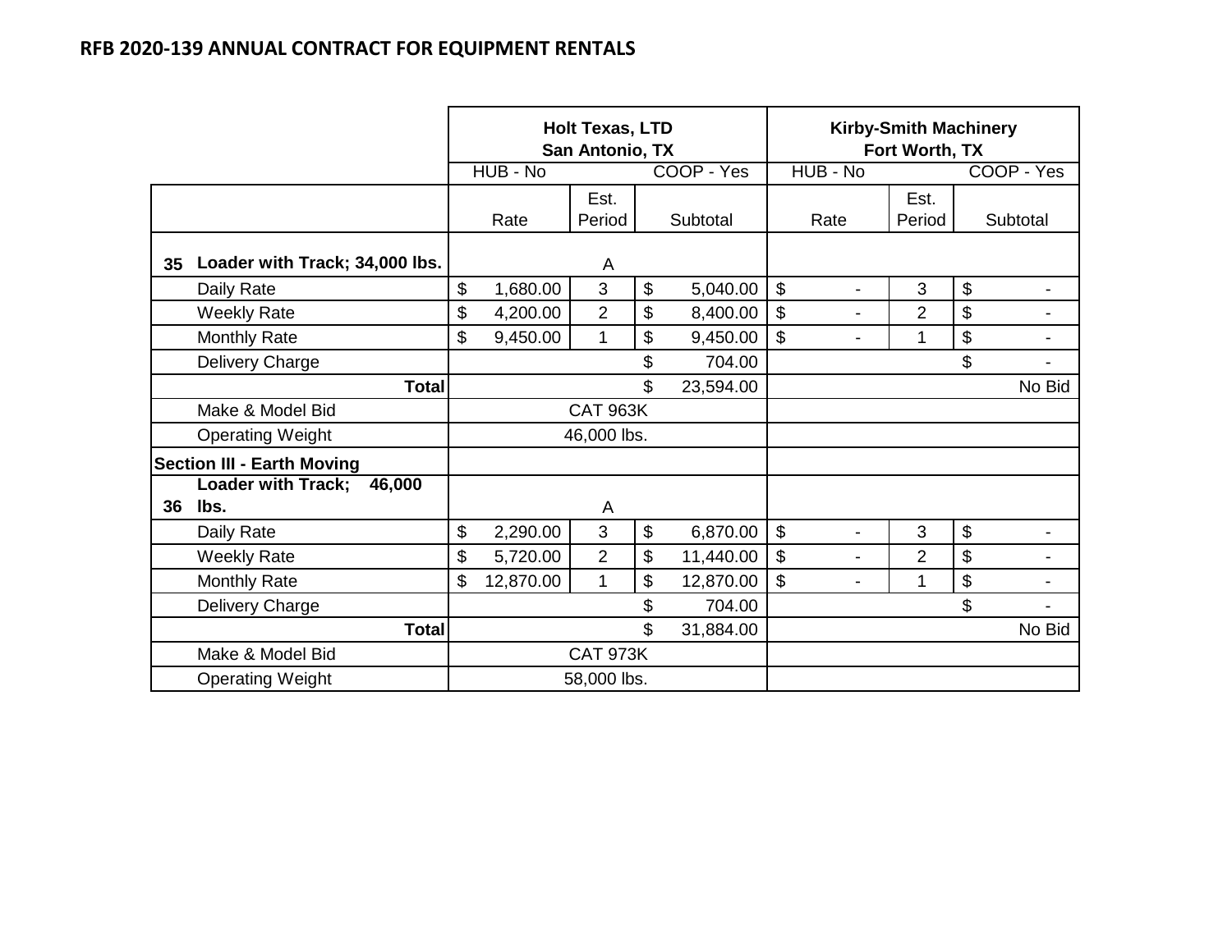## RFB 2020-139 ANNUAL CONTRACT FOR EQUIPMENT RENTALS

| | | Holt Texas, LTD San Antonio, TX | | | Kirby-Smith Machinery Fort Worth, TX | | |
|---|---|---|---|---|---|---|---|
| | | HUB - No | | COOP - Yes | HUB - No | | COOP - Yes |
| | | Rate | Est. Period | Subtotal | Rate | Est. Period | Subtotal |
| 35 | **Loader with Track; 34,000 lbs.** | | A | | | | |
| | Daily Rate | $ 1,680.00 | 3 | $ 5,040.00 | $ - | 3 | $ - |
| | Weekly Rate | $ 4,200.00 | 2 | $ 8,400.00 | $ - | 2 | $ - |
| | Monthly Rate | $ 9,450.00 | 1 | $ 9,450.00 | $ - | 1 | $ - |
| | Delivery Charge | | | $ 704.00 | | | $ - |
| | **Total** | | | $ 23,594.00 | | | No Bid |
| | Make & Model Bid | | CAT 963K | | | | |
| | Operating Weight | | 46,000 lbs. | | | | |
| **Section III - Earth Moving** | | | | | | | |
| 36 | **Loader with Track; 46,000 lbs.** | | A | | | | |
| | Daily Rate | $ 2,290.00 | 3 | $ 6,870.00 | $ - | 3 | $ - |
| | Weekly Rate | $ 5,720.00 | 2 | $ 11,440.00 | $ - | 2 | $ - |
| | Monthly Rate | $ 12,870.00 | 1 | $ 12,870.00 | $ - | 1 | $ - |
| | Delivery Charge | | | $ 704.00 | | | $ - |
| | **Total** | | | $ 31,884.00 | | | No Bid |
| | Make & Model Bid | | CAT 973K | | | | |
| | Operating Weight | | 58,000 lbs. | | | | |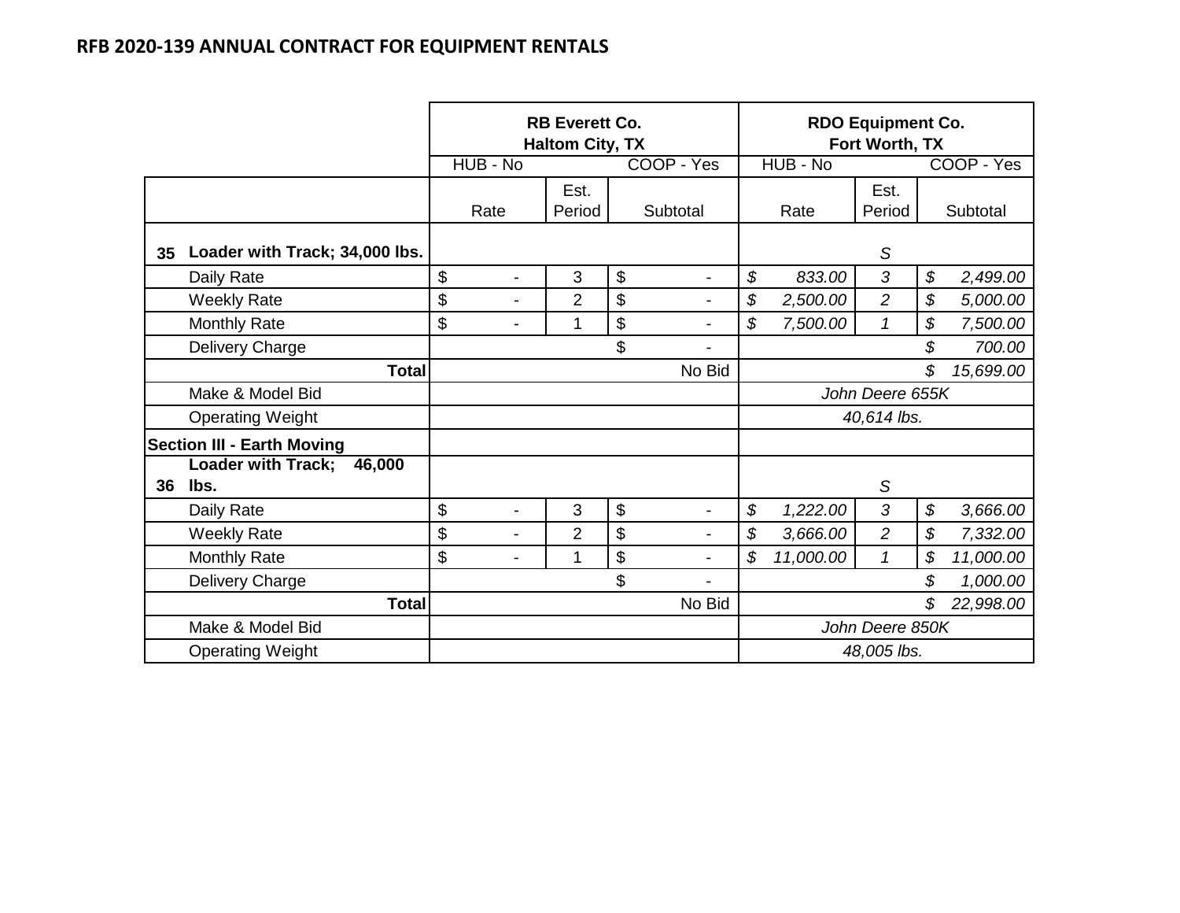## RFB 2020-139 ANNUAL CONTRACT FOR EQUIPMENT RENTALS

| | | RB Everett Co. Haltom City, TX | | | RDO Equipment Co. Fort Worth, TX | | |
|---|---|---|---|---|---|---|---|
| | | HUB - No | | COOP - Yes | HUB - No | | COOP - Yes |
| | | Rate | Est. Period | Subtotal | Rate | Est. Period | Subtotal |
| 35 | Loader with Track; 34,000 lbs. | | | | | *S* | |
| | Daily Rate | $ - | 3 | $ - | *$ 833.00* | *3* | *$ 2,499.00* |
| | Weekly Rate | $ - | 2 | $ - | *$ 2,500.00* | *2* | *$ 5,000.00* |
| | Monthly Rate | $ - | 1 | $ - | *$ 7,500.00* | *1* | *$ 7,500.00* |
| | Delivery Charge | | | $ - | | | *$ 700.00* |
| | **Total** | | | No Bid | | | *$ 15,699.00* |
| | Make & Model Bid | | | | *John Deere 655K* | | |
| | Operating Weight | | | | *40,614 lbs.* | | |
| **Section III - Earth Moving** | | | | | | | |
| 36 | **Loader with Track; 46,000 lbs.** | | | | | *S* | |
| | Daily Rate | $ - | 3 | $ - | *$ 1,222.00* | *3* | *$ 3,666.00* |
| | Weekly Rate | $ - | 2 | $ - | *$ 3,666.00* | *2* | *$ 7,332.00* |
| | Monthly Rate | $ - | 1 | $ - | *$ 11,000.00* | *1* | *$ 11,000.00* |
| | Delivery Charge | | | $ - | | | *$ 1,000.00* |
| | **Total** | | | No Bid | | | *$ 22,998.00* |
| | Make & Model Bid | | | | *John Deere 850K* | | |
| | Operating Weight | | | | *48,005 lbs.* | | |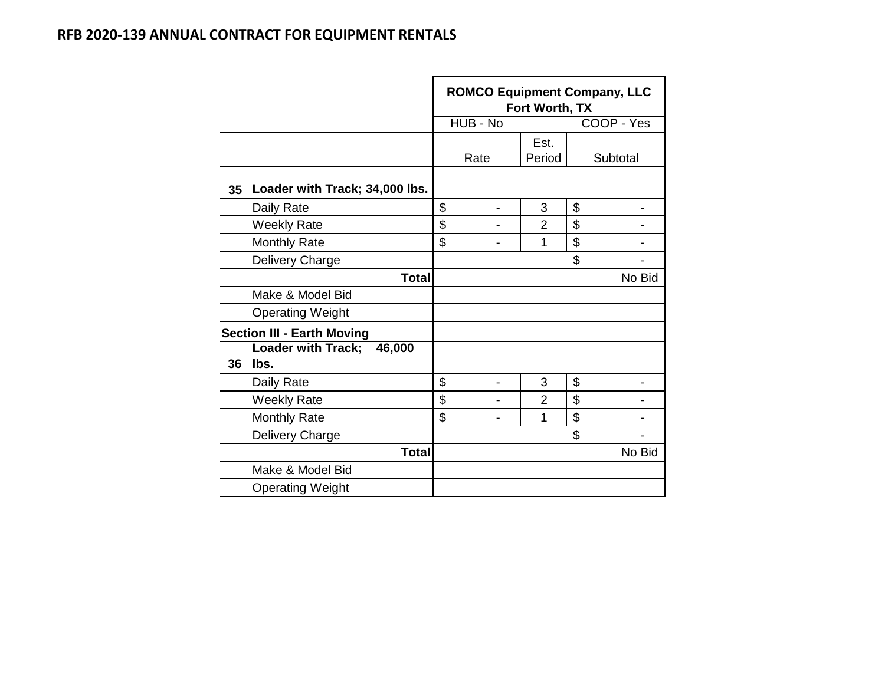# RFB 2020-139 ANNUAL CONTRACT FOR EQUIPMENT RENTALS

| | | ROMCO Equipment Company, LLC Fort Worth, TX | | |
|---|---|---|---|---|
| | | HUB - No | | COOP - Yes |
| | | Rate | Est. Period | Subtotal |
| **35** | **Loader with Track; 34,000 lbs.** | | | |
| | Daily Rate | $ - | 3 | $ - |
| | Weekly Rate | $ - | 2 | $ - |
| | Monthly Rate | $ - | 1 | $ - |
| | Delivery Charge | | | $ - |
| | **Total** | | | No Bid |
| | Make & Model Bid | | | |
| | Operating Weight | | | |
| **Section III - Earth Moving** | | | | |
| **36** | **Loader with Track; 46,000 lbs.** | | | |
| | Daily Rate | $ - | 3 | $ - |
| | Weekly Rate | $ - | 2 | $ - |
| | Monthly Rate | $ - | 1 | $ - |
| | Delivery Charge | | | $ - |
| | **Total** | | | No Bid |
| | Make & Model Bid | | | |
| | Operating Weight | | | |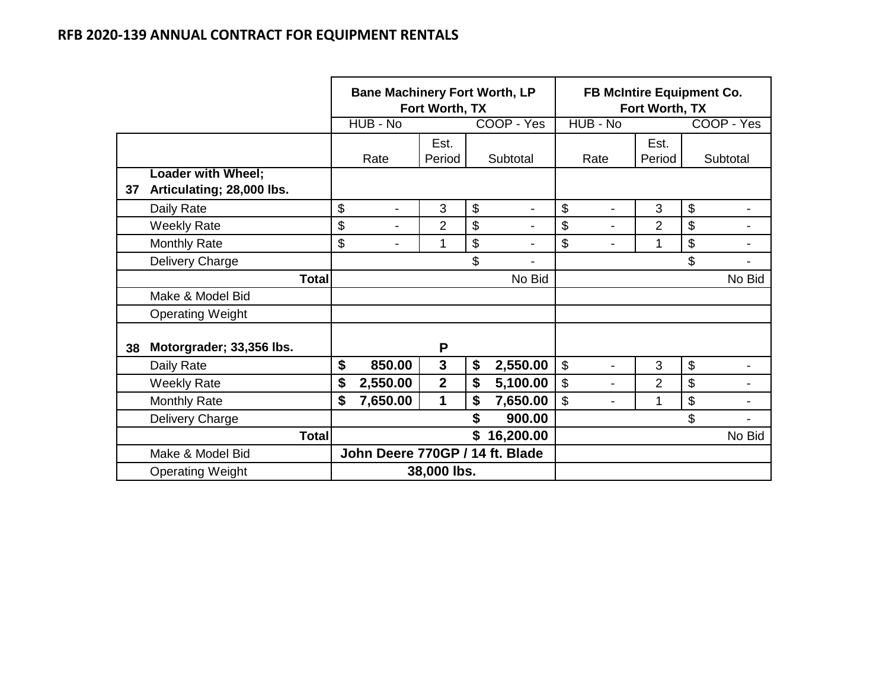## RFB 2020-139 ANNUAL CONTRACT FOR EQUIPMENT RENTALS

| | | Bane Machinery Fort Worth, LP<br>Fort Worth, TX | | | FB McIntire Equipment Co.<br>Fort Worth, TX | | |
|---|---|---|---|---|---|---|---|
| | | HUB - No | | COOP - Yes | HUB - No | | COOP - Yes |
| | | Rate | Est. Period | Subtotal | Rate | Est. Period | Subtotal |
| 37 | Loader with Wheel; Articulating; 28,000 lbs. | | | | | | |
| | Daily Rate | $ - | 3 | $ - | $ - | 3 | $ - |
| | Weekly Rate | $ - | 2 | $ - | $ - | 2 | $ - |
| | Monthly Rate | $ - | 1 | $ - | $ - | 1 | $ - |
| | Delivery Charge | | | $ - | | | $ - |
| | **Total** | | | No Bid | | | No Bid |
| | Make & Model Bid | | | | | | |
| | Operating Weight | | | | | | |
| 38 | **Motorgrader; 33,356 lbs.** | | **P** | | | | |
| | Daily Rate | **$ 850.00** | **3** | **$ 2,550.00** | $ - | 3 | $ - |
| | Weekly Rate | **$ 2,550.00** | **2** | **$ 5,100.00** | $ - | 2 | $ - |
| | Monthly Rate | **$ 7,650.00** | **1** | **$ 7,650.00** | $ - | 1 | $ - |
| | Delivery Charge | | | **$ 900.00** | | | $ - |
| | **Total** | | | **$ 16,200.00** | | | No Bid |
| | Make & Model Bid | **John Deere 770GP / 14 ft. Blade** | | | | | |
| | Operating Weight | **38,000 lbs.** | | | | | |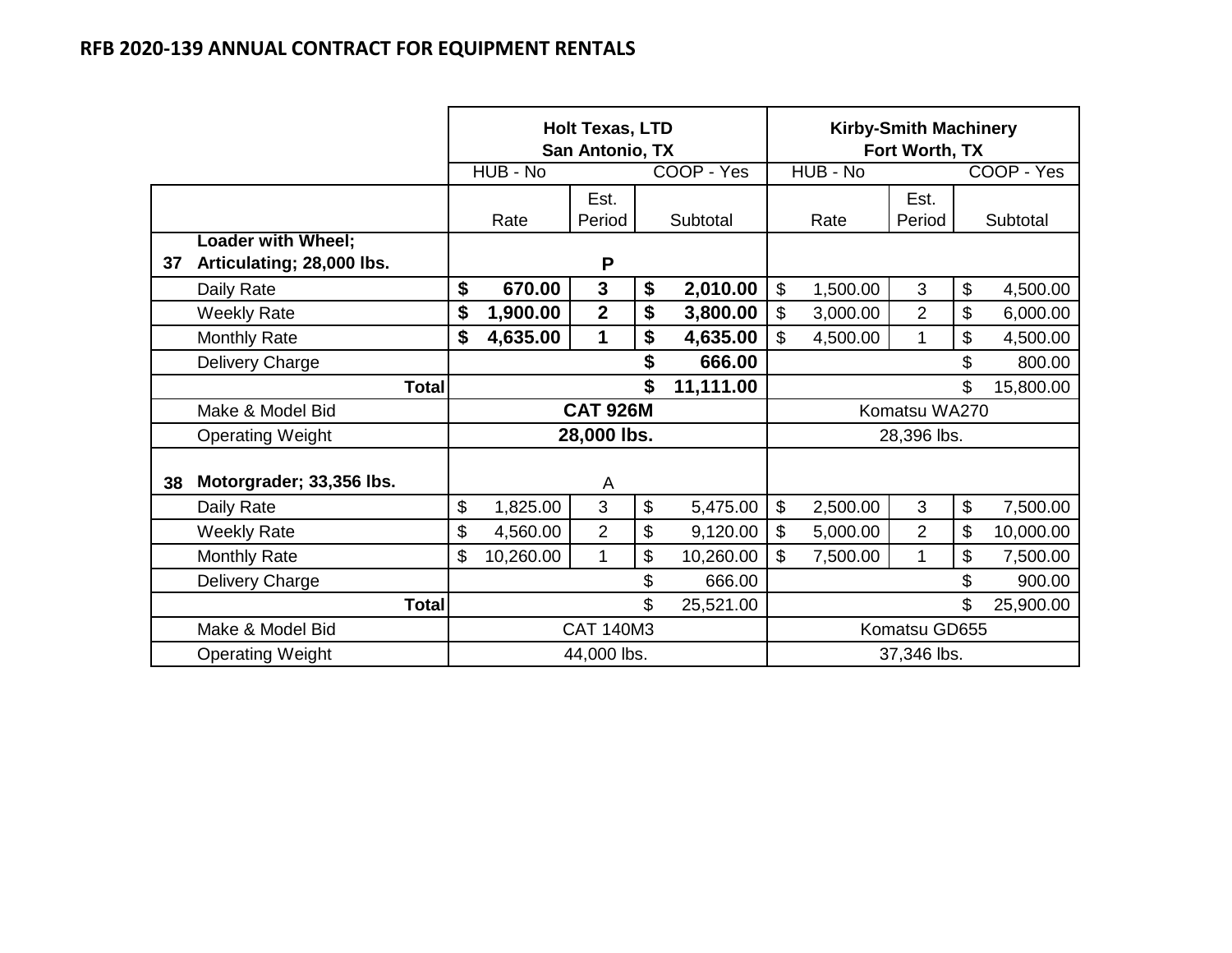# RFB 2020-139 ANNUAL CONTRACT FOR EQUIPMENT RENTALS

| | | Holt Texas, LTD San Antonio, TX | | | Kirby-Smith Machinery Fort Worth, TX | | |
|---|---|---|---|---|---|---|---|
| | | HUB - No | | COOP - Yes | HUB - No | | COOP - Yes |
| | | Rate | Est. Period | Subtotal | Rate | Est. Period | Subtotal |
| 37 | Loader with Wheel; Articulating; 28,000 lbs. | | P | | | | |
| | Daily Rate | $ 670.00 | 3 | $ 2,010.00 | $ 1,500.00 | 3 | $ 4,500.00 |
| | Weekly Rate | $ 1,900.00 | 2 | $ 3,800.00 | $ 3,000.00 | 2 | $ 6,000.00 |
| | Monthly Rate | $ 4,635.00 | 1 | $ 4,635.00 | $ 4,500.00 | 1 | $ 4,500.00 |
| | Delivery Charge | | | $ 666.00 | | | $ 800.00 |
| | Total | | | $ 11,111.00 | | | $ 15,800.00 |
| | Make & Model Bid | | CAT 926M | | | Komatsu WA270 | |
| | Operating Weight | | 28,000 lbs. | | | 28,396 lbs. | |
| 38 | Motorgrader; 33,356 lbs. | | A | | | | |
| | Daily Rate | $ 1,825.00 | 3 | $ 5,475.00 | $ 2,500.00 | 3 | $ 7,500.00 |
| | Weekly Rate | $ 4,560.00 | 2 | $ 9,120.00 | $ 5,000.00 | 2 | $ 10,000.00 |
| | Monthly Rate | $ 10,260.00 | 1 | $ 10,260.00 | $ 7,500.00 | 1 | $ 7,500.00 |
| | Delivery Charge | | | $ 666.00 | | | $ 900.00 |
| | Total | | | $ 25,521.00 | | | $ 25,900.00 |
| | Make & Model Bid | | CAT 140M3 | | | Komatsu GD655 | |
| | Operating Weight | | 44,000 lbs. | | | 37,346 lbs. | |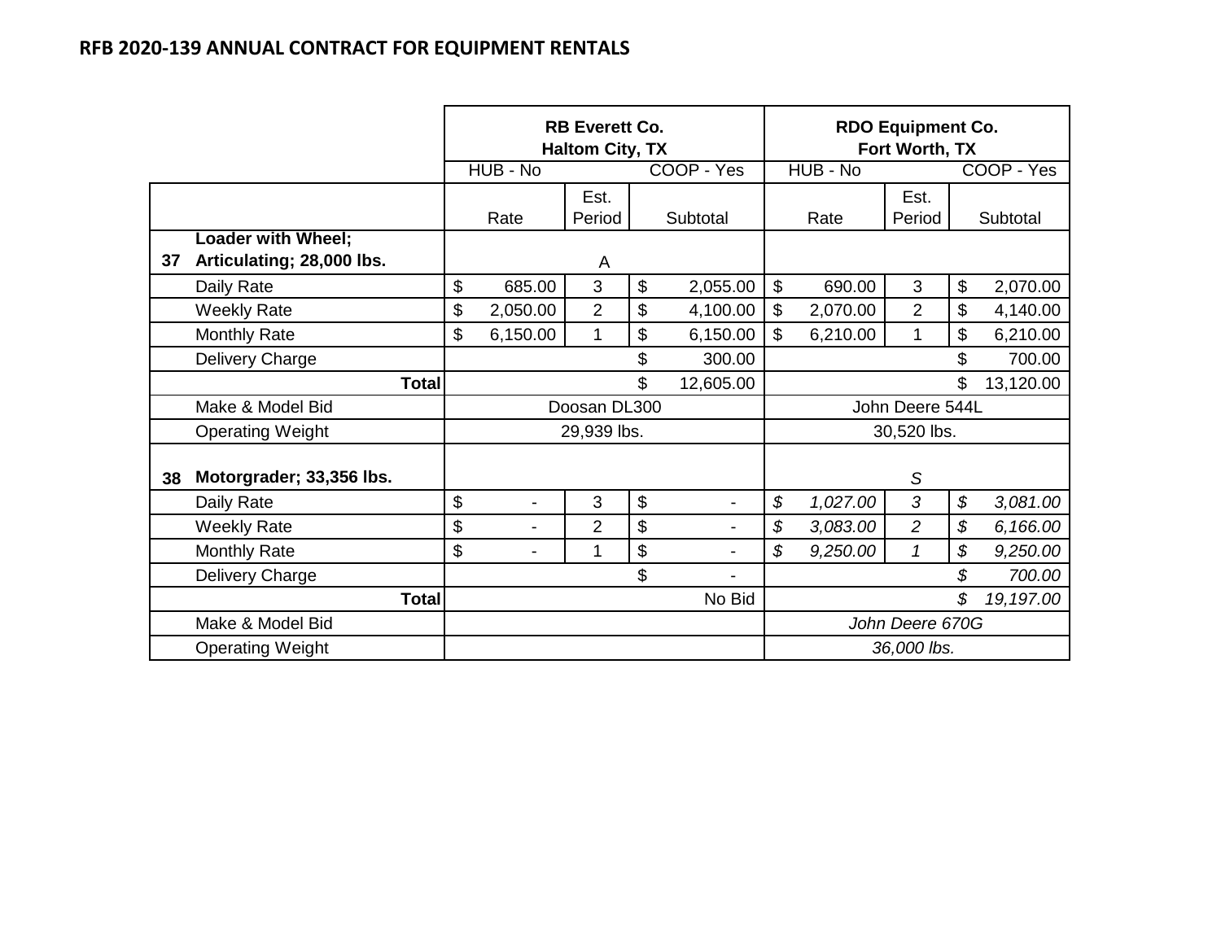**RFB 2020-139 ANNUAL CONTRACT FOR EQUIPMENT RENTALS**

| | | RB Everett Co. Haltom City, TX | | | RDO Equipment Co. Fort Worth, TX | | |
|---|---|---|---|---|---|---|---|
| | | HUB - No | | COOP - Yes | HUB - No | | COOP - Yes |
| | | Rate | Est. Period | Subtotal | Rate | Est. Period | Subtotal |
| **37** | **Loader with Wheel; Articulating; 28,000 lbs.** | | A | | | | |
| | Daily Rate | $ 685.00 | 3 | $ 2,055.00 | $ 690.00 | 3 | $ 2,070.00 |
| | Weekly Rate | $ 2,050.00 | 2 | $ 4,100.00 | $ 2,070.00 | 2 | $ 4,140.00 |
| | Monthly Rate | $ 6,150.00 | 1 | $ 6,150.00 | $ 6,210.00 | 1 | $ 6,210.00 |
| | Delivery Charge | | | $ 300.00 | | | $ 700.00 |
| | **Total** | | | $ 12,605.00 | | | $ 13,120.00 |
| | Make & Model Bid | Doosan DL300 | | | John Deere 544L | | |
| | Operating Weight | 29,939 lbs. | | | 30,520 lbs. | | |
| **38** | **Motorgrader; 33,356 lbs.** | | | | | *S* | |
| | Daily Rate | $ - | 3 | $ - | *$ 1,027.00* | *3* | *$ 3,081.00* |
| | Weekly Rate | $ - | 2 | $ - | *$ 3,083.00* | *2* | *$ 6,166.00* |
| | Monthly Rate | $ - | 1 | $ - | *$ 9,250.00* | *1* | *$ 9,250.00* |
| | Delivery Charge | | | $ - | | | *$ 700.00* |
| | **Total** | | | No Bid | | | *$ 19,197.00* |
| | Make & Model Bid | | | | *John Deere 670G* | | |
| | Operating Weight | | | | *36,000 lbs.* | | |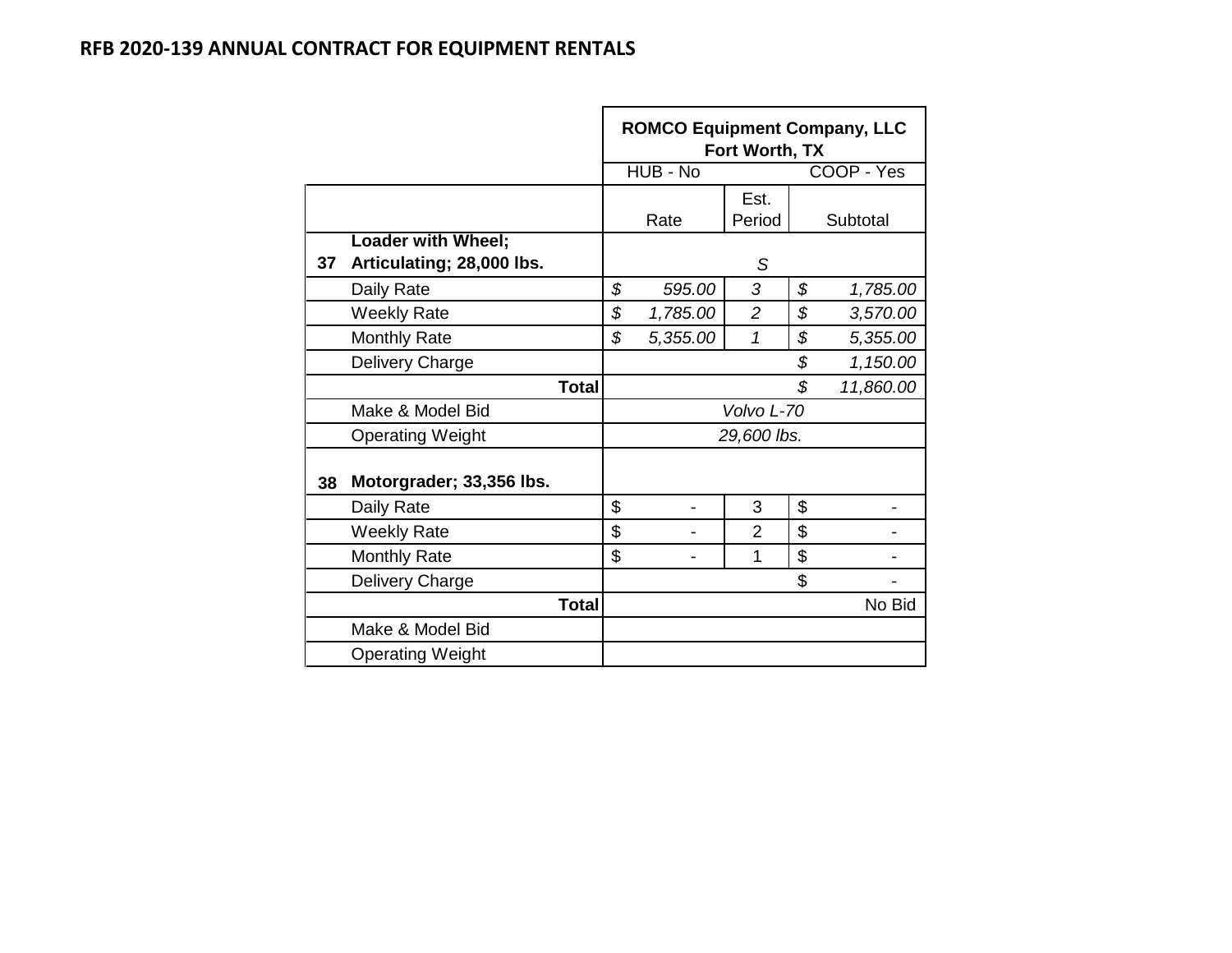## RFB 2020-139 ANNUAL CONTRACT FOR EQUIPMENT RENTALS

| | | ROMCO Equipment Company, LLC Fort Worth, TX | | |
|---|---|---|---|---|
| | | HUB - No | | COOP - Yes |
| | | Rate | Est. Period | Subtotal |
| 37 | **Loader with Wheel; Articulating; 28,000 lbs.** | | *S* | |
| | Daily Rate | *$ 595.00* | *3* | *$ 1,785.00* |
| | Weekly Rate | *$ 1,785.00* | *2* | *$ 3,570.00* |
| | Monthly Rate | *$ 5,355.00* | *1* | *$ 5,355.00* |
| | Delivery Charge | | | *$ 1,150.00* |
| | **Total** | | | *$ 11,860.00* |
| | Make & Model Bid | | *Volvo L-70* | |
| | Operating Weight | | *29,600 lbs.* | |
| 38 | **Motorgrader; 33,356 lbs.** | | | |
| | Daily Rate | $ - | 3 | $ - |
| | Weekly Rate | $ - | 2 | $ - |
| | Monthly Rate | $ - | 1 | $ - |
| | Delivery Charge | | | $ - |
| | **Total** | | | No Bid |
| | Make & Model Bid | | | |
| | Operating Weight | | | |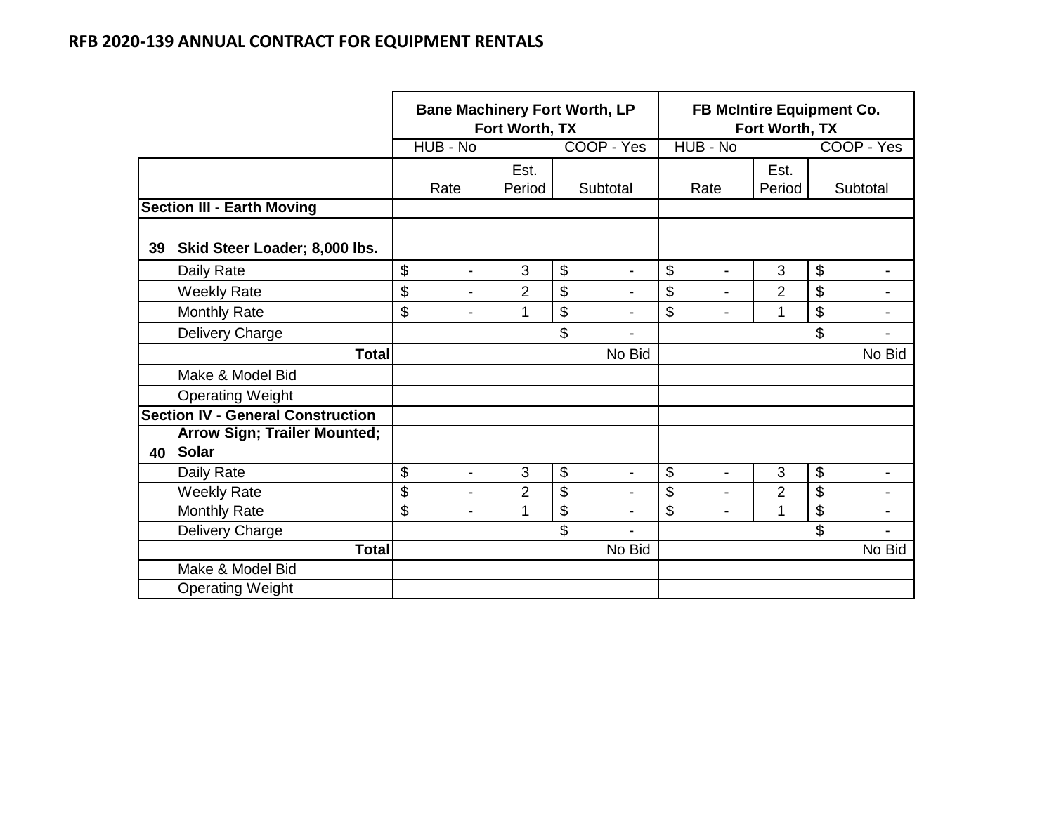## RFB 2020-139 ANNUAL CONTRACT FOR EQUIPMENT RENTALS

| | | Bane Machinery Fort Worth, LP Fort Worth, TX | | | FB McIntire Equipment Co. Fort Worth, TX | | |
|---|---|---|---|---|---|---|---|
| | | HUB - No | | COOP - Yes | HUB - No | | COOP - Yes |
| | | Rate | Est. Period | Subtotal | Rate | Est. Period | Subtotal |
| **Section III - Earth Moving** | | | | | | | |
| **39** | **Skid Steer Loader; 8,000 lbs.** | | | | | | |
| | Daily Rate | $ - | 3 | $ - | $ - | 3 | $ - |
| | Weekly Rate | $ - | 2 | $ - | $ - | 2 | $ - |
| | Monthly Rate | $ - | 1 | $ - | $ - | 1 | $ - |
| | Delivery Charge | | | $ - | | | $ - |
| | **Total** | | | No Bid | | | No Bid |
| | Make & Model Bid | | | | | | |
| | Operating Weight | | | | | | |
| **Section IV - General Construction** | | | | | | | |
| **40** | **Arrow Sign; Trailer Mounted; Solar** | | | | | | |
| | Daily Rate | $ - | 3 | $ - | $ - | 3 | $ - |
| | Weekly Rate | $ - | 2 | $ - | $ - | 2 | $ - |
| | Monthly Rate | $ - | 1 | $ - | $ - | 1 | $ - |
| | Delivery Charge | | | $ - | | | $ - |
| | **Total** | | | No Bid | | | No Bid |
| | Make & Model Bid | | | | | | |
| | Operating Weight | | | | | | |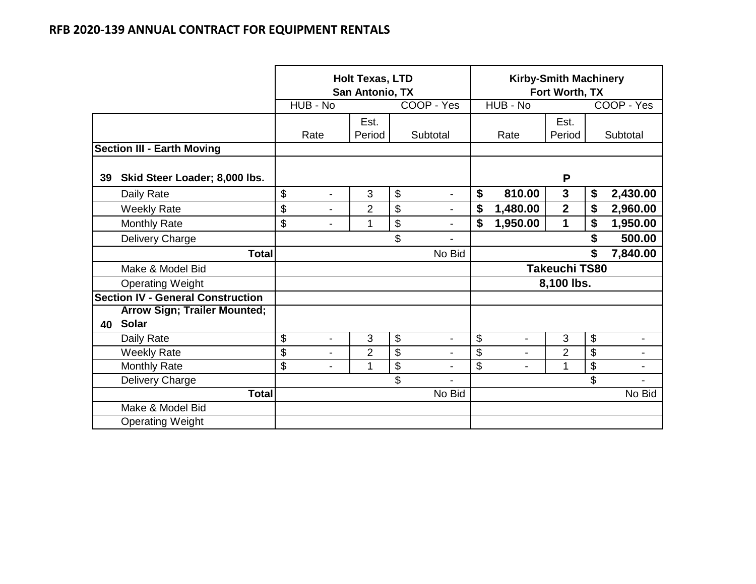## RFB 2020-139 ANNUAL CONTRACT FOR EQUIPMENT RENTALS

| | | Holt Texas, LTD San Antonio, TX | | | Kirby-Smith Machinery Fort Worth, TX | | |
|---|---|---|---|---|---|---|---|
| | | HUB - No | | COOP - Yes | HUB - No | | COOP - Yes |
| | | Rate | Est. Period | Subtotal | Rate | Est. Period | Subtotal |
| **Section III - Earth Moving** | | | | | | | |
| **39** | **Skid Steer Loader; 8,000 lbs.** | | | | | **P** | |
| | Daily Rate | $ - | 3 | $ - | **$ 810.00** | **3** | **$ 2,430.00** |
| | Weekly Rate | $ - | 2 | $ - | **$ 1,480.00** | **2** | **$ 2,960.00** |
| | Monthly Rate | $ - | 1 | $ - | **$ 1,950.00** | **1** | **$ 1,950.00** |
| | Delivery Charge | | | $ - | | | **$ 500.00** |
| | **Total** | | | No Bid | | | **$ 7,840.00** |
| | Make & Model Bid | | | | **Takeuchi TS80** | | |
| | Operating Weight | | | | **8,100 lbs.** | | |
| **Section IV - General Construction** | | | | | | | |
| **40** | **Arrow Sign; Trailer Mounted; Solar** | | | | | | |
| | Daily Rate | $ - | 3 | $ - | $ - | 3 | $ - |
| | Weekly Rate | $ - | 2 | $ - | $ - | 2 | $ - |
| | Monthly Rate | $ - | 1 | $ - | $ - | 1 | $ - |
| | Delivery Charge | | | $ - | | | $ - |
| | **Total** | | | No Bid | | | No Bid |
| | Make & Model Bid | | | | | | |
| | Operating Weight | | | | | | |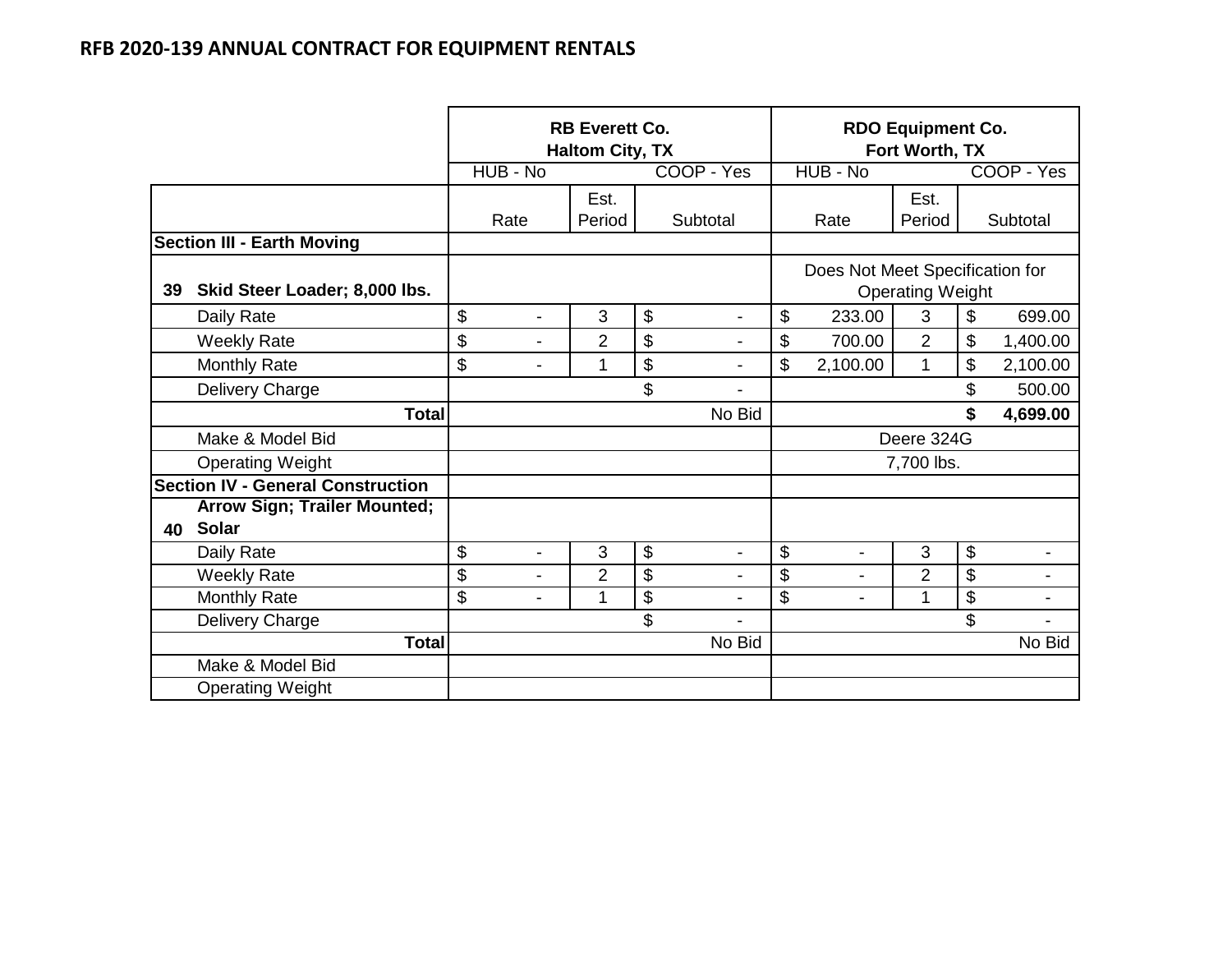## RFB 2020-139 ANNUAL CONTRACT FOR EQUIPMENT RENTALS

| | RB Everett Co. Haltom City, TX | | | RDO Equipment Co. Fort Worth, TX | | |
|---|---|---|---|---|---|---|
| | HUB - No | | COOP - Yes | HUB - No | | COOP - Yes |
| | Rate | Est. Period | Subtotal | Rate | Est. Period | Subtotal |
| **Section III - Earth Moving** | | | | | | |
| **39 Skid Steer Loader; 8,000 lbs.** | | | | Does Not Meet Specification for Operating Weight | | |
| Daily Rate | $ - | 3 | $ - | $ 233.00 | 3 | $ 699.00 |
| Weekly Rate | $ - | 2 | $ - | $ 700.00 | 2 | $ 1,400.00 |
| Monthly Rate | $ - | 1 | $ - | $ 2,100.00 | 1 | $ 2,100.00 |
| Delivery Charge | | | $ - | | | $ 500.00 |
| **Total** | | | No Bid | | | **$ 4,699.00** |
| Make & Model Bid | | | | Deere 324G | | |
| Operating Weight | | | | 7,700 lbs. | | |
| **Section IV - General Construction** | | | | | | |
| **40 Arrow Sign; Trailer Mounted; Solar** | | | | | | |
| Daily Rate | $ - | 3 | $ - | $ - | 3 | $ - |
| Weekly Rate | $ - | 2 | $ - | $ - | 2 | $ - |
| Monthly Rate | $ - | 1 | $ - | $ - | 1 | $ - |
| Delivery Charge | | | $ - | | | $ - |
| **Total** | | | No Bid | | | No Bid |
| Make & Model Bid | | | | | | |
| Operating Weight | | | | | | |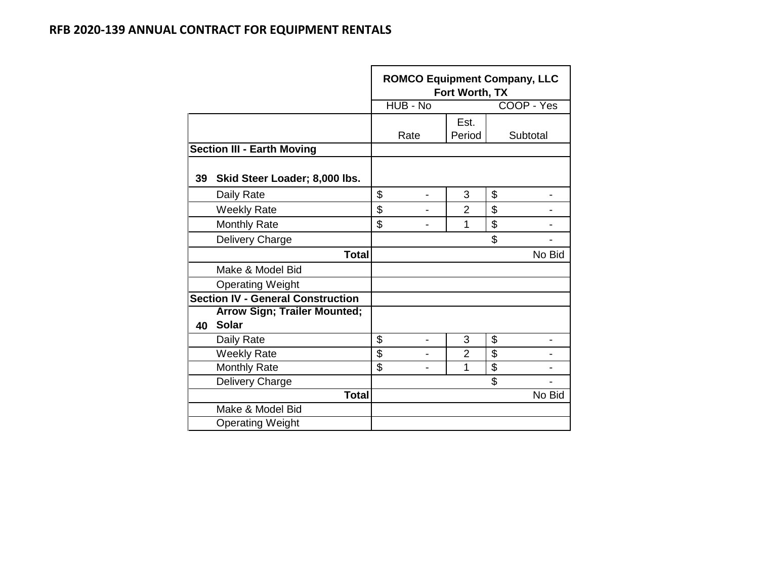## RFB 2020-139 ANNUAL CONTRACT FOR EQUIPMENT RENTALS

| | | ROMCO Equipment Company, LLC Fort Worth, TX | | |
|---|---|---|---|---|
| | | HUB - No | | COOP - Yes |
| | | Rate | Est. Period | Subtotal |
| **Section III - Earth Moving** | | | | |
| **39** | **Skid Steer Loader; 8,000 lbs.** | | | |
| | Daily Rate | $ - | 3 | $ - |
| | Weekly Rate | $ - | 2 | $ - |
| | Monthly Rate | $ - | 1 | $ - |
| | Delivery Charge | | | $ - |
| | **Total** | | | No Bid |
| | Make & Model Bid | | | |
| | Operating Weight | | | |
| **Section IV - General Construction** | | | | |
| **40** | **Arrow Sign; Trailer Mounted; Solar** | | | |
| | Daily Rate | $ - | 3 | $ - |
| | Weekly Rate | $ - | 2 | $ - |
| | Monthly Rate | $ - | 1 | $ - |
| | Delivery Charge | | | $ - |
| | **Total** | | | No Bid |
| | Make & Model Bid | | | |
| | Operating Weight | | | |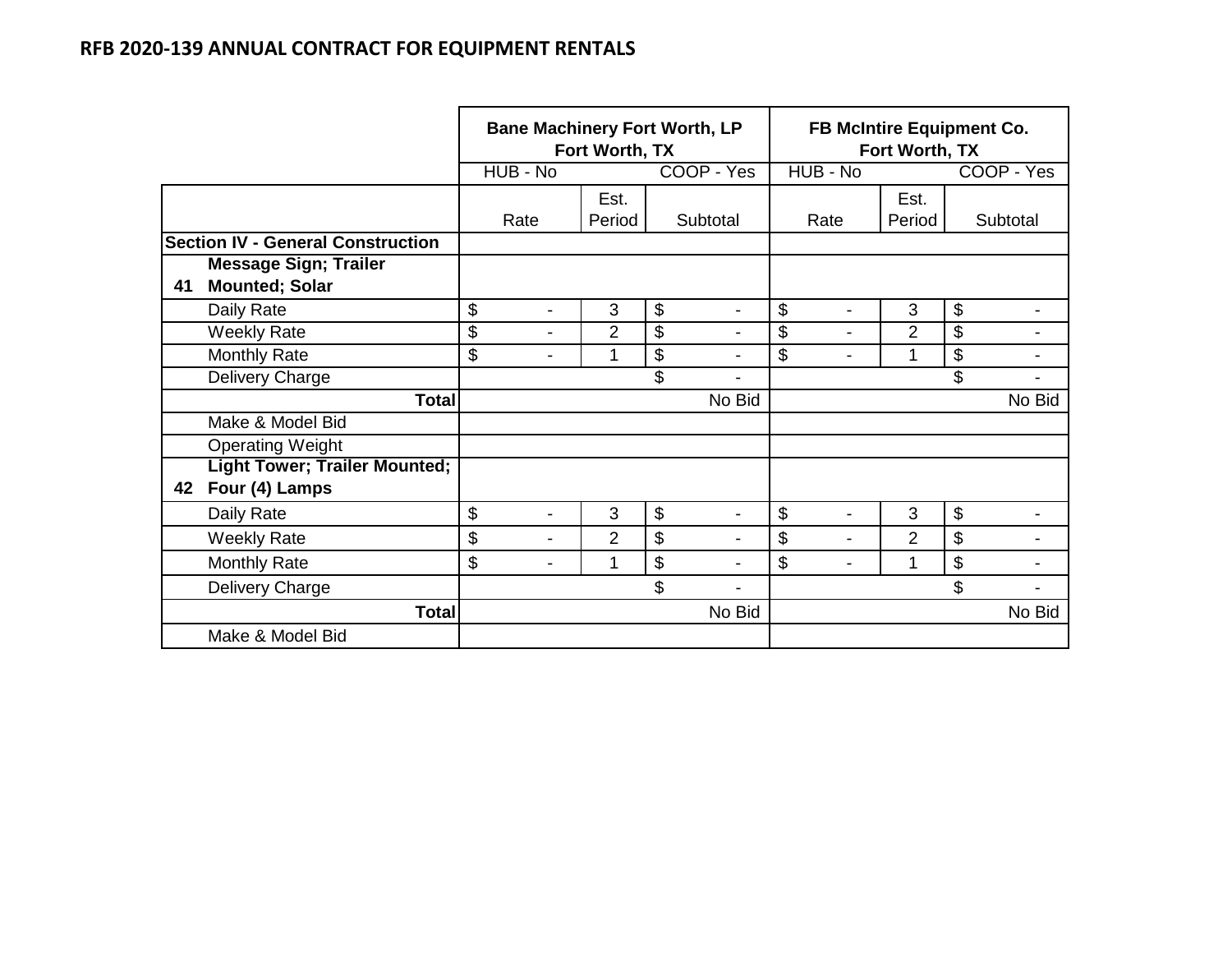## RFB 2020-139 ANNUAL CONTRACT FOR EQUIPMENT RENTALS

| | | Bane Machinery Fort Worth, LP Fort Worth, TX | | | FB McIntire Equipment Co. Fort Worth, TX | | |
|---|---|---|---|---|---|---|---|
| | | HUB - No | | COOP - Yes | HUB - No | | COOP - Yes |
| | | Rate | Est. Period | Subtotal | Rate | Est. Period | Subtotal |
| **Section IV - General Construction** | | | | | | | |
| **41** | **Message Sign; Trailer Mounted; Solar** | | | | | | |
| | Daily Rate | $ - | 3 | $ - | $ - | 3 | $ - |
| | Weekly Rate | $ - | 2 | $ - | $ - | 2 | $ - |
| | Monthly Rate | $ - | 1 | $ - | $ - | 1 | $ - |
| | Delivery Charge | | | $ - | | | $ - |
| | **Total** | | | No Bid | | | No Bid |
| | Make & Model Bid | | | | | | |
| | Operating Weight | | | | | | |
| **42** | **Light Tower; Trailer Mounted; Four (4) Lamps** | | | | | | |
| | Daily Rate | $ - | 3 | $ - | $ - | 3 | $ - |
| | Weekly Rate | $ - | 2 | $ - | $ - | 2 | $ - |
| | Monthly Rate | $ - | 1 | $ - | $ - | 1 | $ - |
| | Delivery Charge | | | $ - | | | $ - |
| | **Total** | | | No Bid | | | No Bid |
| | Make & Model Bid | | | | | | |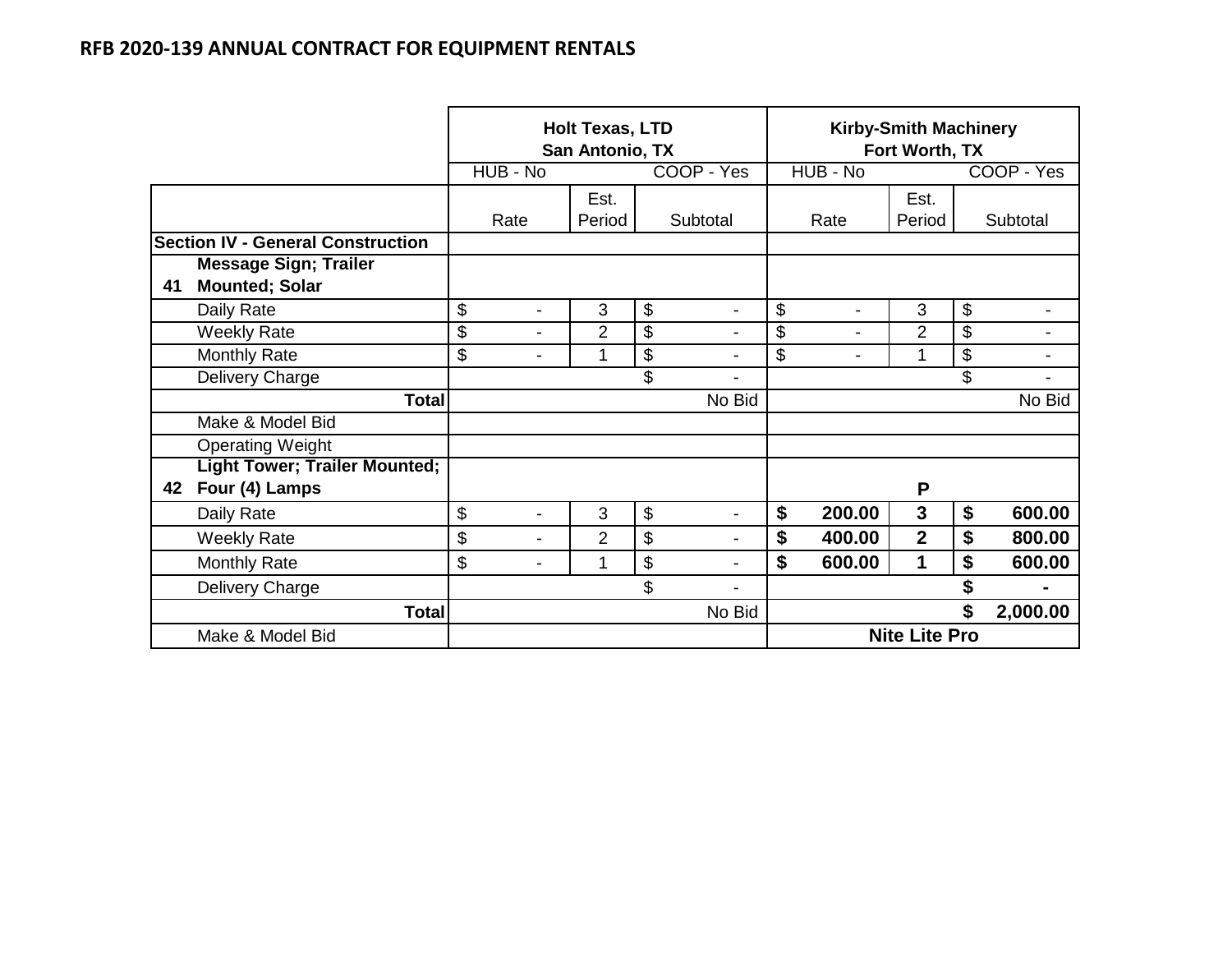## RFB 2020-139 ANNUAL CONTRACT FOR EQUIPMENT RENTALS

| | | Holt Texas, LTD San Antonio, TX | | | Kirby-Smith Machinery Fort Worth, TX | | |
|---|---|---|---|---|---|---|---|
| | | HUB - No | | COOP - Yes | HUB - No | | COOP - Yes |
| | | Rate | Est. Period | Subtotal | Rate | Est. Period | Subtotal |
| **Section IV - General Construction** | | | | | | | |
| **41** | **Message Sign; Trailer Mounted; Solar** | | | | | | |
| | Daily Rate | $ - | 3 | $ - | $ - | 3 | $ - |
| | Weekly Rate | $ - | 2 | $ - | $ - | 2 | $ - |
| | Monthly Rate | $ - | 1 | $ - | $ - | 1 | $ - |
| | Delivery Charge | | | $ - | | | $ - |
| | **Total** | | | No Bid | | | No Bid |
| | Make & Model Bid | | | | | | |
| | Operating Weight | | | | | | |
| **42** | **Light Tower; Trailer Mounted; Four (4) Lamps** | | | | | **P** | |
| | Daily Rate | $ - | 3 | $ - | **$ 200.00** | **3** | **$ 600.00** |
| | Weekly Rate | $ - | 2 | $ - | **$ 400.00** | **2** | **$ 800.00** |
| | Monthly Rate | $ - | 1 | $ - | **$ 600.00** | **1** | **$ 600.00** |
| | Delivery Charge | | | $ - | | | **$ -** |
| | **Total** | | | No Bid | | | **$ 2,000.00** |
| | Make & Model Bid | | | | **Nite Lite Pro** | | |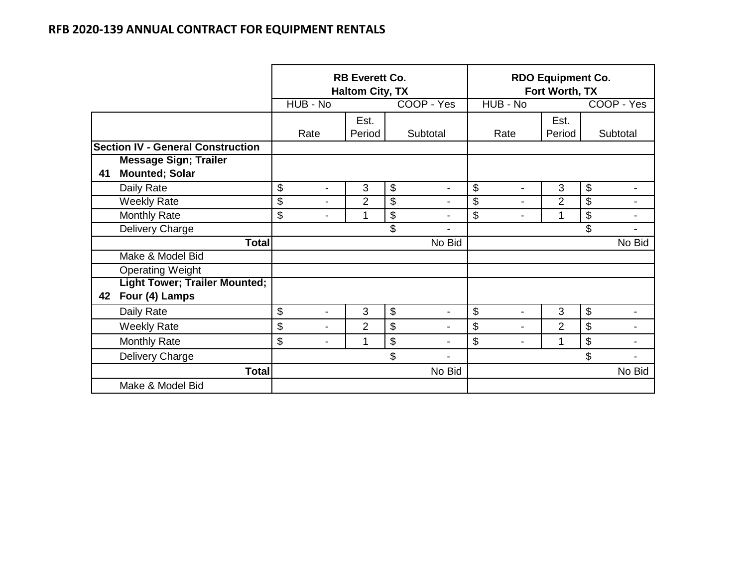## RFB 2020-139 ANNUAL CONTRACT FOR EQUIPMENT RENTALS

| | | RB Everett Co. Haltom City, TX | | | RDO Equipment Co. Fort Worth, TX | | |
|---|---|---|---|---|---|---|---|
| | | HUB - No | | COOP - Yes | HUB - No | | COOP - Yes |
| | | Rate | Est. Period | Subtotal | Rate | Est. Period | Subtotal |
| **Section IV - General Construction** | | | | | | | |
| **41** | **Message Sign; Trailer Mounted; Solar** | | | | | | |
| | Daily Rate | $ - | 3 | $ - | $ - | 3 | $ - |
| | Weekly Rate | $ - | 2 | $ - | $ - | 2 | $ - |
| | Monthly Rate | $ - | 1 | $ - | $ - | 1 | $ - |
| | Delivery Charge | | | $ - | | | $ - |
| | **Total** | | | No Bid | | | No Bid |
| | Make & Model Bid | | | | | | |
| | Operating Weight | | | | | | |
| **42** | **Light Tower; Trailer Mounted; Four (4) Lamps** | | | | | | |
| | Daily Rate | $ - | 3 | $ - | $ - | 3 | $ - |
| | Weekly Rate | $ - | 2 | $ - | $ - | 2 | $ - |
| | Monthly Rate | $ - | 1 | $ - | $ - | 1 | $ - |
| | Delivery Charge | | | $ - | | | $ - |
| | **Total** | | | No Bid | | | No Bid |
| | Make & Model Bid | | | | | | |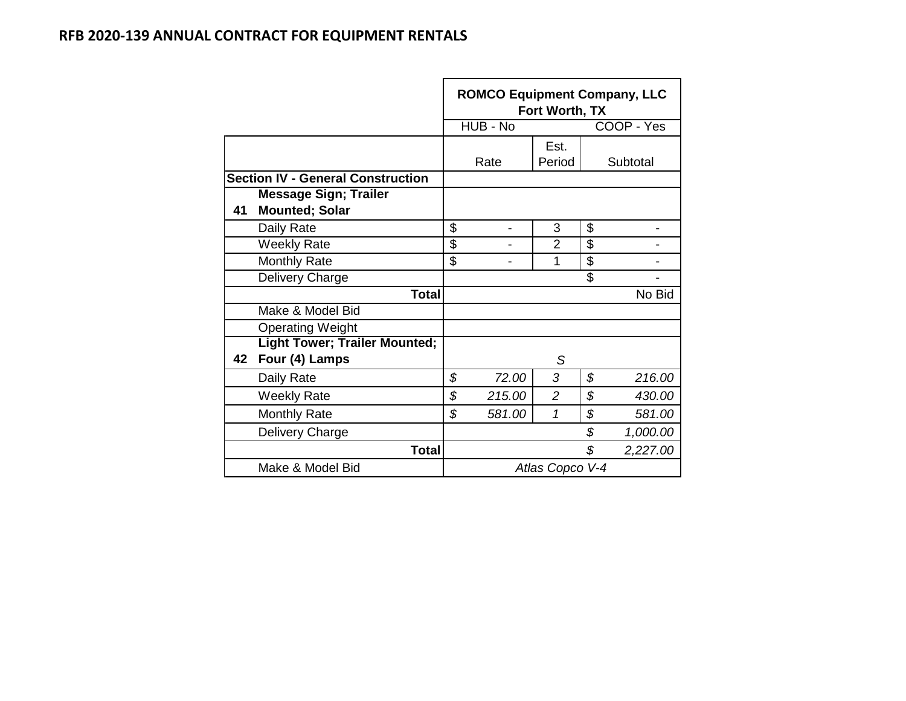## RFB 2020-139 ANNUAL CONTRACT FOR EQUIPMENT RENTALS

| | | ROMCO Equipment Company, LLC Fort Worth, TX | | |
|---|---|---|---|---|
| | | HUB - No | | COOP - Yes |
| | | Rate | Est. Period | Subtotal |
| **Section IV - General Construction** | | | | |
| **41** | **Message Sign; Trailer Mounted; Solar** | | | |
| | Daily Rate | $ - | 3 | $ - |
| | Weekly Rate | $ - | 2 | $ - |
| | Monthly Rate | $ - | 1 | $ - |
| | Delivery Charge | | | $ - |
| | **Total** | | | No Bid |
| | Make & Model Bid | | | |
| | Operating Weight | | | |
| **42** | **Light Tower; Trailer Mounted; Four (4) Lamps** | | *S* | |
| | Daily Rate | *$ 72.00* | *3* | *$ 216.00* |
| | Weekly Rate | *$ 215.00* | *2* | *$ 430.00* |
| | Monthly Rate | *$ 581.00* | *1* | *$ 581.00* |
| | Delivery Charge | | | *$ 1,000.00* |
| | **Total** | | | *$ 2,227.00* |
| | Make & Model Bid | *Atlas Copco V-4* | | |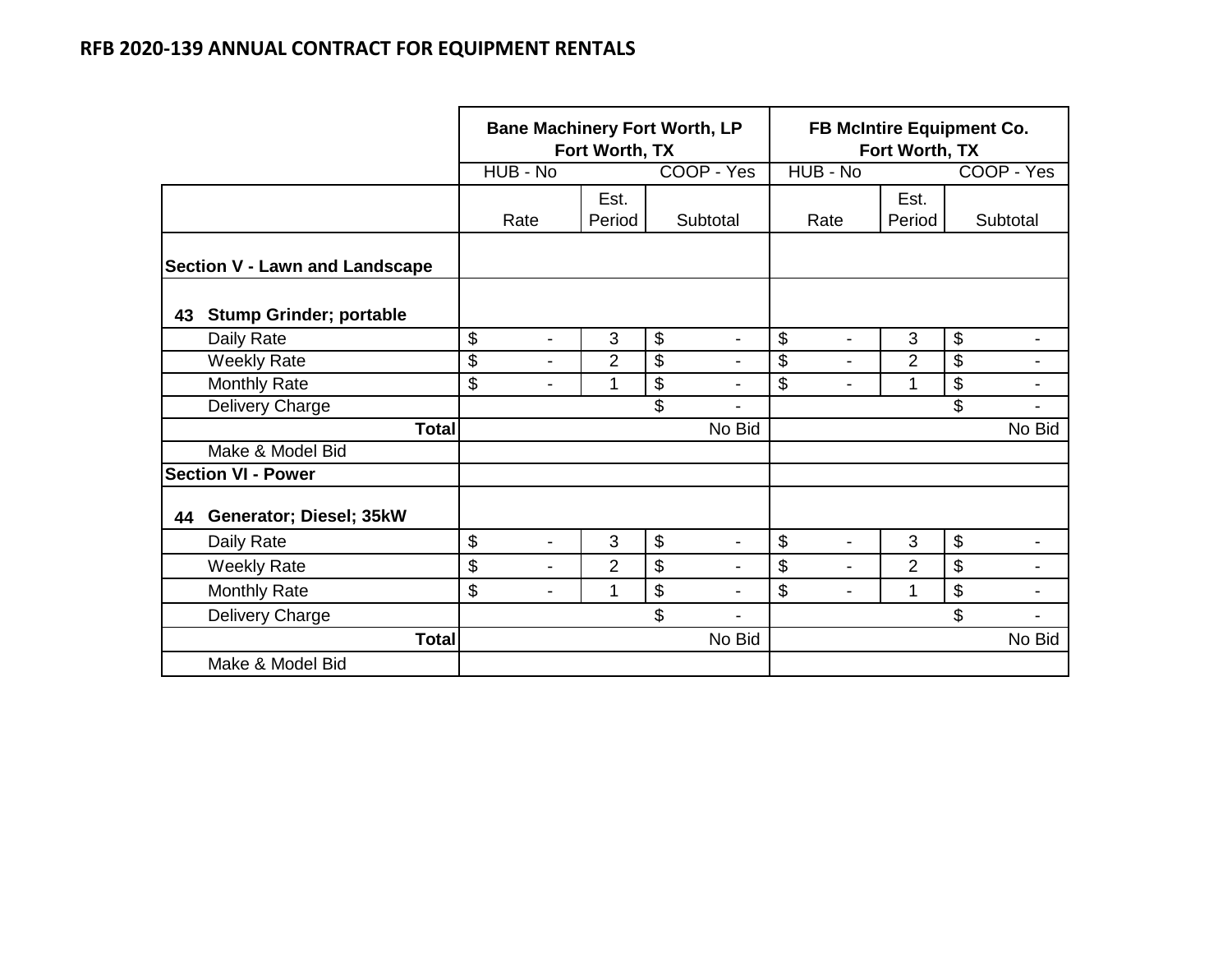# RFB 2020-139 ANNUAL CONTRACT FOR EQUIPMENT RENTALS

| | Bane Machinery Fort Worth, LP Fort Worth, TX | | | FB McIntire Equipment Co. Fort Worth, TX | | |
|---|---|---|---|---|---|---|
| | HUB - No | | COOP - Yes | HUB - No | | COOP - Yes |
| | Rate | Est. Period | Subtotal | Rate | Est. Period | Subtotal |
| **Section V - Lawn and Landscape** | | | | | | |
| **43 Stump Grinder; portable** | | | | | | |
| Daily Rate | $ - | 3 | $ - | $ - | 3 | $ - |
| Weekly Rate | $ - | 2 | $ - | $ - | 2 | $ - |
| Monthly Rate | $ - | 1 | $ - | $ - | 1 | $ - |
| Delivery Charge | | | $ - | | | $ - |
| **Total** | | | No Bid | | | No Bid |
| Make & Model Bid | | | | | | |
| **Section VI - Power** | | | | | | |
| **44 Generator; Diesel; 35kW** | | | | | | |
| Daily Rate | $ - | 3 | $ - | $ - | 3 | $ - |
| Weekly Rate | $ - | 2 | $ - | $ - | 2 | $ - |
| Monthly Rate | $ - | 1 | $ - | $ - | 1 | $ - |
| Delivery Charge | | | $ - | | | $ - |
| **Total** | | | No Bid | | | No Bid |
| Make & Model Bid | | | | | | |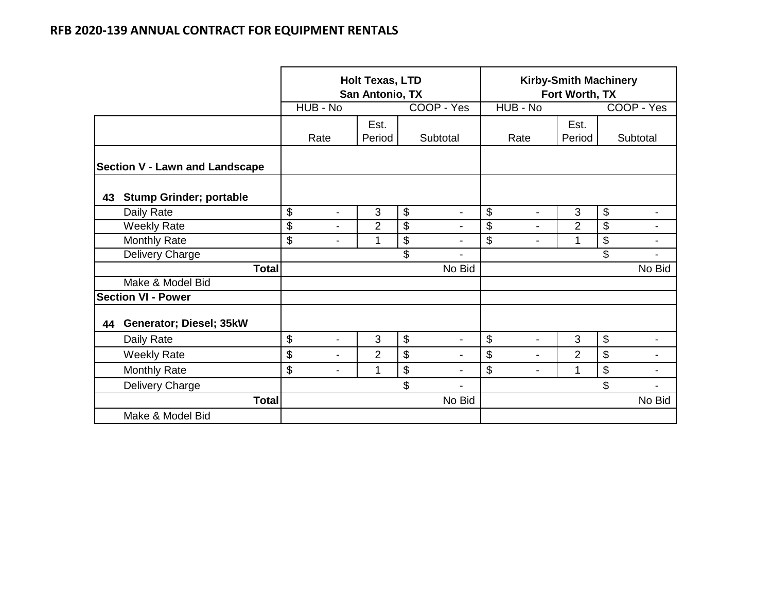## RFB 2020-139 ANNUAL CONTRACT FOR EQUIPMENT RENTALS

| | Holt Texas, LTD San Antonio, TX | | | Kirby-Smith Machinery Fort Worth, TX | | |
|---|---|---|---|---|---|---|
| | HUB - No | | COOP - Yes | HUB - No | | COOP - Yes |
| | Rate | Est. Period | Subtotal | Rate | Est. Period | Subtotal |
| **Section V - Lawn and Landscape** | | | | | | |
| **43 Stump Grinder; portable** | | | | | | |
| Daily Rate | $ - | 3 | $ - | $ - | 3 | $ - |
| Weekly Rate | $ - | 2 | $ - | $ - | 2 | $ - |
| Monthly Rate | $ - | 1 | $ - | $ - | 1 | $ - |
| Delivery Charge | | | $ - | | | $ - |
| **Total** | | | No Bid | | | No Bid |
| Make & Model Bid | | | | | | |
| **Section VI - Power** | | | | | | |
| **44 Generator; Diesel; 35kW** | | | | | | |
| Daily Rate | $ - | 3 | $ - | $ - | 3 | $ - |
| Weekly Rate | $ - | 2 | $ - | $ - | 2 | $ - |
| Monthly Rate | $ - | 1 | $ - | $ - | 1 | $ - |
| Delivery Charge | | | $ - | | | $ - |
| **Total** | | | No Bid | | | No Bid |
| Make & Model Bid | | | | | | |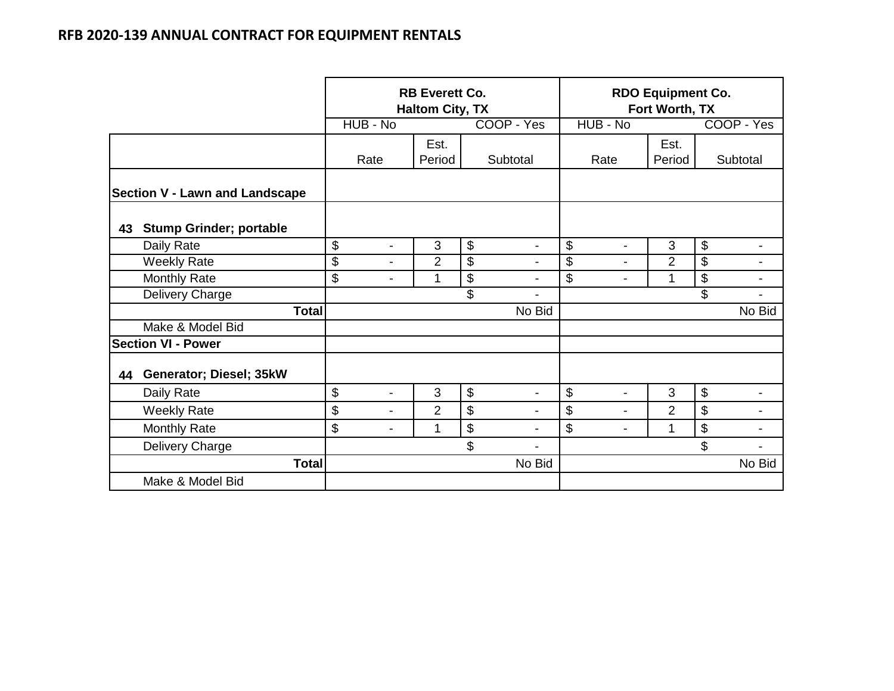# RFB 2020-139 ANNUAL CONTRACT FOR EQUIPMENT RENTALS

| | RB Everett Co. Haltom City, TX | | | RDO Equipment Co. Fort Worth, TX | | |
|---|---|---|---|---|---|---|
| | HUB - No | | COOP - Yes | HUB - No | | COOP - Yes |
| | Rate | Est. Period | Subtotal | Rate | Est. Period | Subtotal |
| **Section V - Lawn and Landscape** | | | | | | |
| **43 Stump Grinder; portable** | | | | | | |
| Daily Rate | $ - | 3 | $ - | $ - | 3 | $ - |
| Weekly Rate | $ - | 2 | $ - | $ - | 2 | $ - |
| Monthly Rate | $ - | 1 | $ - | $ - | 1 | $ - |
| Delivery Charge | | | $ - | | | $ - |
| **Total** | | | No Bid | | | No Bid |
| Make & Model Bid | | | | | | |
| **Section VI - Power** | | | | | | |
| **44 Generator; Diesel; 35kW** | | | | | | |
| Daily Rate | $ - | 3 | $ - | $ - | 3 | $ - |
| Weekly Rate | $ - | 2 | $ - | $ - | 2 | $ - |
| Monthly Rate | $ - | 1 | $ - | $ - | 1 | $ - |
| Delivery Charge | | | $ - | | | $ - |
| **Total** | | | No Bid | | | No Bid |
| Make & Model Bid | | | | | | |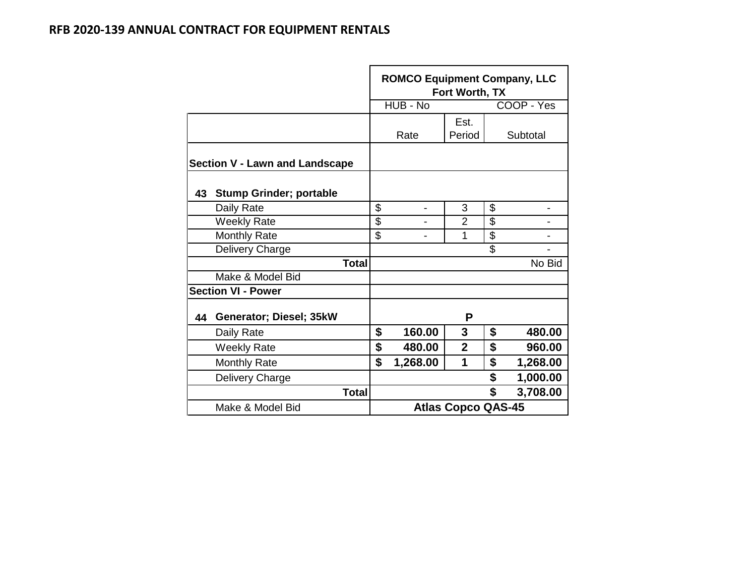# RFB 2020-139 ANNUAL CONTRACT FOR EQUIPMENT RENTALS

| | ROMCO Equipment Company, LLC Fort Worth, TX | | |
|---|---|---|---|
| | HUB - No | | COOP - Yes |
| | Rate | Est. Period | Subtotal |
| **Section V - Lawn and Landscape** | | | |
| **43 Stump Grinder; portable** | | | |
| Daily Rate | $ - | 3 | $ - |
| Weekly Rate | $ - | 2 | $ - |
| Monthly Rate | $ - | 1 | $ - |
| Delivery Charge | | | $ - |
| **Total** | | | No Bid |
| Make & Model Bid | | | |
| **Section VI - Power** | | | |
| **44 Generator; Diesel; 35kW** | | **P** | |
| Daily Rate | **$ 160.00** | **3** | **$ 480.00** |
| Weekly Rate | **$ 480.00** | **2** | **$ 960.00** |
| Monthly Rate | **$ 1,268.00** | **1** | **$ 1,268.00** |
| Delivery Charge | | | **$ 1,000.00** |
| **Total** | | | **$ 3,708.00** |
| Make & Model Bid | **Atlas Copco QAS-45** | | |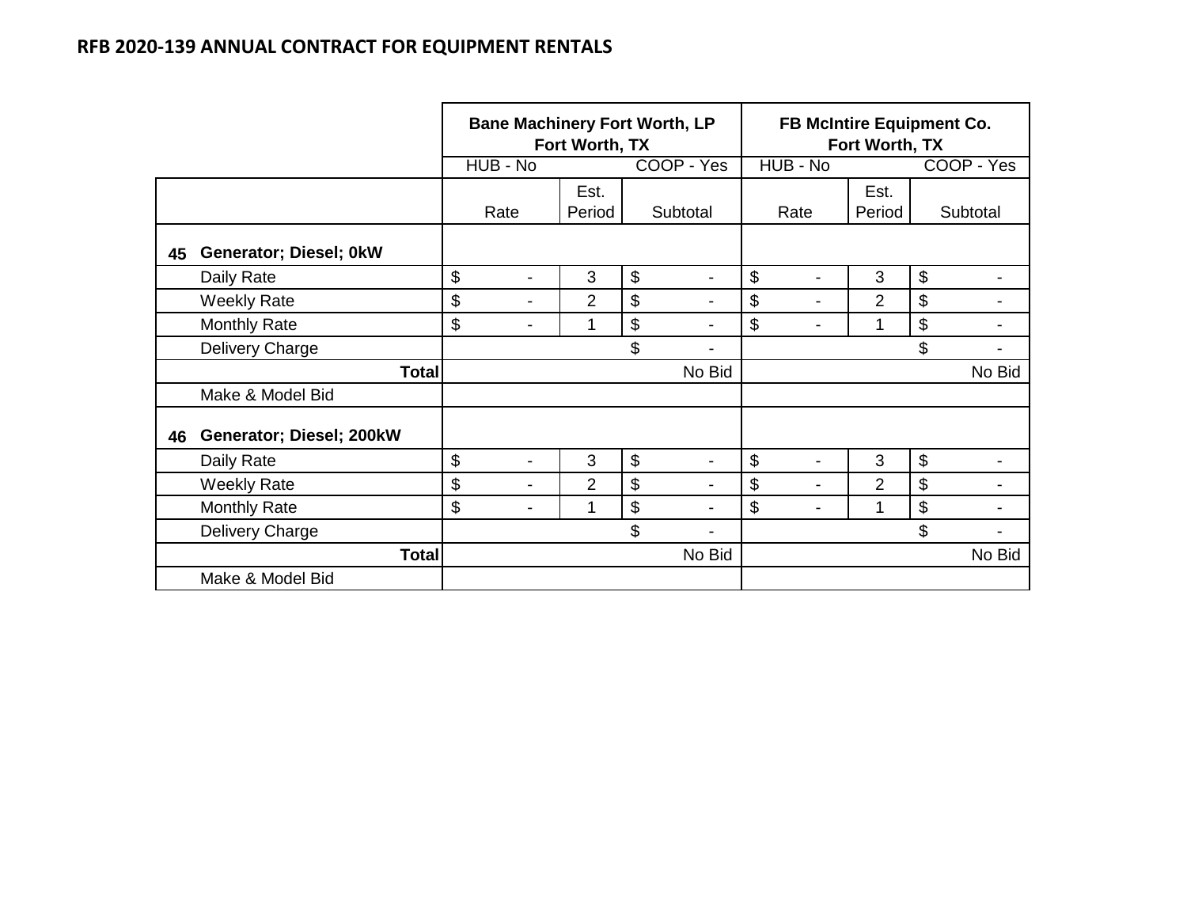## RFB 2020-139 ANNUAL CONTRACT FOR EQUIPMENT RENTALS

| | | Bane Machinery Fort Worth, LP Fort Worth, TX | | | FB McIntire Equipment Co. Fort Worth, TX | | |
|---|---|---|---|---|---|---|---|
| | | HUB - No | | COOP - Yes | HUB - No | | COOP - Yes |
| | | Rate | Est. Period | Subtotal | Rate | Est. Period | Subtotal |
| **45** | **Generator; Diesel; 0kW** | | | | | | |
| | Daily Rate | $ - | 3 | $ - | $ - | 3 | $ - |
| | Weekly Rate | $ - | 2 | $ - | $ - | 2 | $ - |
| | Monthly Rate | $ - | 1 | $ - | $ - | 1 | $ - |
| | Delivery Charge | | | $ - | | | $ - |
| | **Total** | | | No Bid | | | No Bid |
| | Make & Model Bid | | | | | | |
| **46** | **Generator; Diesel; 200kW** | | | | | | |
| | Daily Rate | $ - | 3 | $ - | $ - | 3 | $ - |
| | Weekly Rate | $ - | 2 | $ - | $ - | 2 | $ - |
| | Monthly Rate | $ - | 1 | $ - | $ - | 1 | $ - |
| | Delivery Charge | | | $ - | | | $ - |
| | **Total** | | | No Bid | | | No Bid |
| | Make & Model Bid | | | | | | |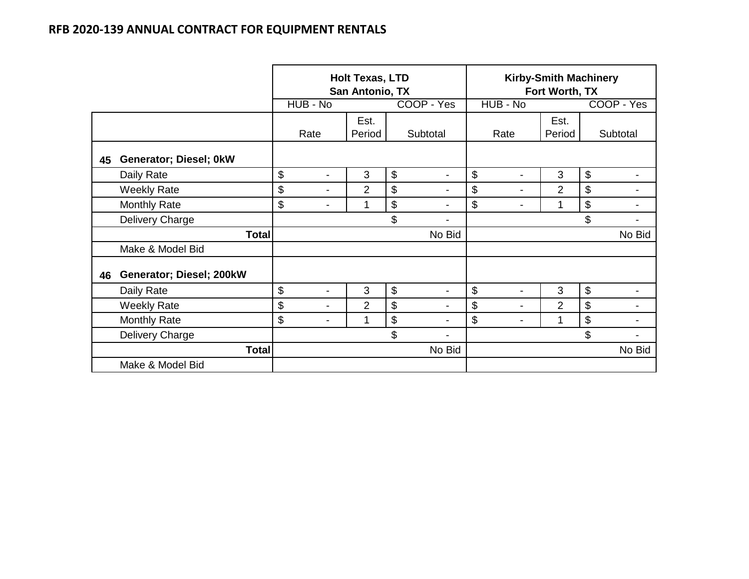## RFB 2020-139 ANNUAL CONTRACT FOR EQUIPMENT RENTALS

| | | Holt Texas, LTD San Antonio, TX | | | Kirby-Smith Machinery Fort Worth, TX | | |
|---|---|---|---|---|---|---|---|
| | | HUB - No | | COOP - Yes | HUB - No | | COOP - Yes |
| | | Rate | Est. Period | Subtotal | Rate | Est. Period | Subtotal |
| **45** | **Generator; Diesel; 0kW** | | | | | | |
| | Daily Rate | $ - | 3 | $ - | $ - | 3 | $ - |
| | Weekly Rate | $ - | 2 | $ - | $ - | 2 | $ - |
| | Monthly Rate | $ - | 1 | $ - | $ - | 1 | $ - |
| | Delivery Charge | | | $ - | | | $ - |
| | **Total** | | | No Bid | | | No Bid |
| | Make & Model Bid | | | | | | |
| **46** | **Generator; Diesel; 200kW** | | | | | | |
| | Daily Rate | $ - | 3 | $ - | $ - | 3 | $ - |
| | Weekly Rate | $ - | 2 | $ - | $ - | 2 | $ - |
| | Monthly Rate | $ - | 1 | $ - | $ - | 1 | $ - |
| | Delivery Charge | | | $ - | | | $ - |
| | **Total** | | | No Bid | | | No Bid |
| | Make & Model Bid | | | | | | |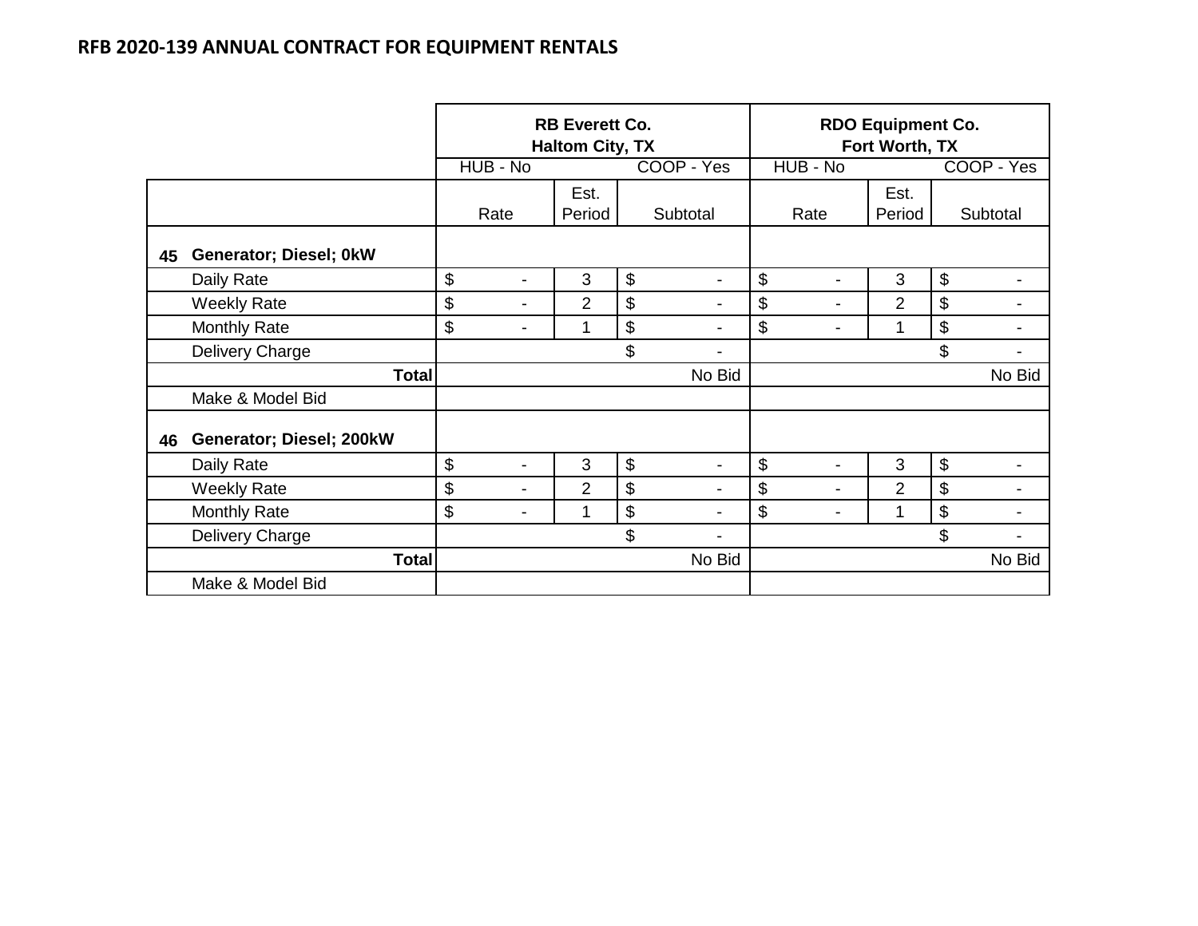# RFB 2020-139 ANNUAL CONTRACT FOR EQUIPMENT RENTALS

| | RB Everett Co. Haltom City, TX | | | RDO Equipment Co. Fort Worth, TX | | |
|---|---|---|---|---|---|---|
| | HUB - No | | COOP - Yes | HUB - No | | COOP - Yes |
| | Rate | Est. Period | Subtotal | Rate | Est. Period | Subtotal |
| **45 Generator; Diesel; 0kW** | | | | | | |
| Daily Rate | $ - | 3 | $ - | $ - | 3 | $ - |
| Weekly Rate | $ - | 2 | $ - | $ - | 2 | $ - |
| Monthly Rate | $ - | 1 | $ - | $ - | 1 | $ - |
| Delivery Charge | | | $ - | | | $ - |
| **Total** | | | No Bid | | | No Bid |
| Make & Model Bid | | | | | | |
| **46 Generator; Diesel; 200kW** | | | | | | |
| Daily Rate | $ - | 3 | $ - | $ - | 3 | $ - |
| Weekly Rate | $ - | 2 | $ - | $ - | 2 | $ - |
| Monthly Rate | $ - | 1 | $ - | $ - | 1 | $ - |
| Delivery Charge | | | $ - | | | $ - |
| **Total** | | | No Bid | | | No Bid |
| Make & Model Bid | | | | | | |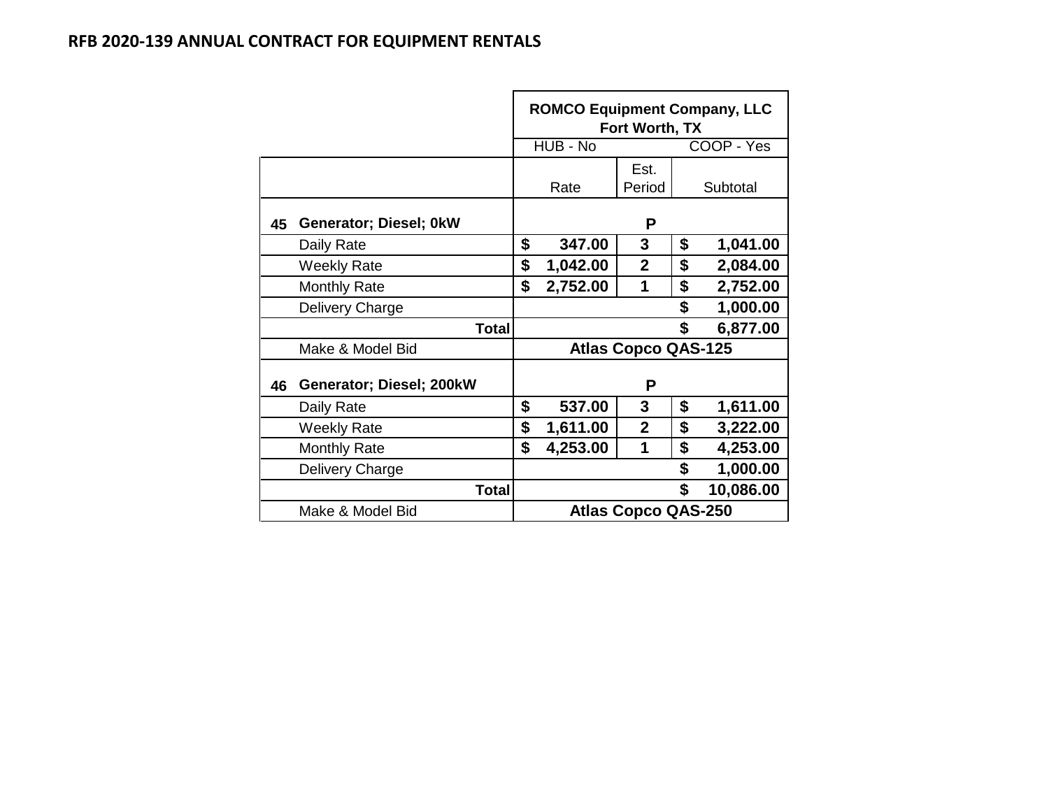**RFB 2020-139 ANNUAL CONTRACT FOR EQUIPMENT RENTALS**

| | | ROMCO Equipment Company, LLC Fort Worth, TX | | |
|---|---|---|---|---|
| | | HUB - No | | COOP - Yes |
| | | Rate | Est. Period | Subtotal |
| **45** | **Generator; Diesel; 0kW** | | **P** | |
| | Daily Rate | **$ 347.00** | **3** | **$ 1,041.00** |
| | Weekly Rate | **$ 1,042.00** | **2** | **$ 2,084.00** |
| | Monthly Rate | **$ 2,752.00** | **1** | **$ 2,752.00** |
| | Delivery Charge | | | **$ 1,000.00** |
| | **Total** | | | **$ 6,877.00** |
| | Make & Model Bid | **Atlas Copco QAS-125** | | |
| **46** | **Generator; Diesel; 200kW** | | **P** | |
| | Daily Rate | **$ 537.00** | **3** | **$ 1,611.00** |
| | Weekly Rate | **$ 1,611.00** | **2** | **$ 3,222.00** |
| | Monthly Rate | **$ 4,253.00** | **1** | **$ 4,253.00** |
| | Delivery Charge | | | **$ 1,000.00** |
| | **Total** | | | **$ 10,086.00** |
| | Make & Model Bid | **Atlas Copco QAS-250** | | |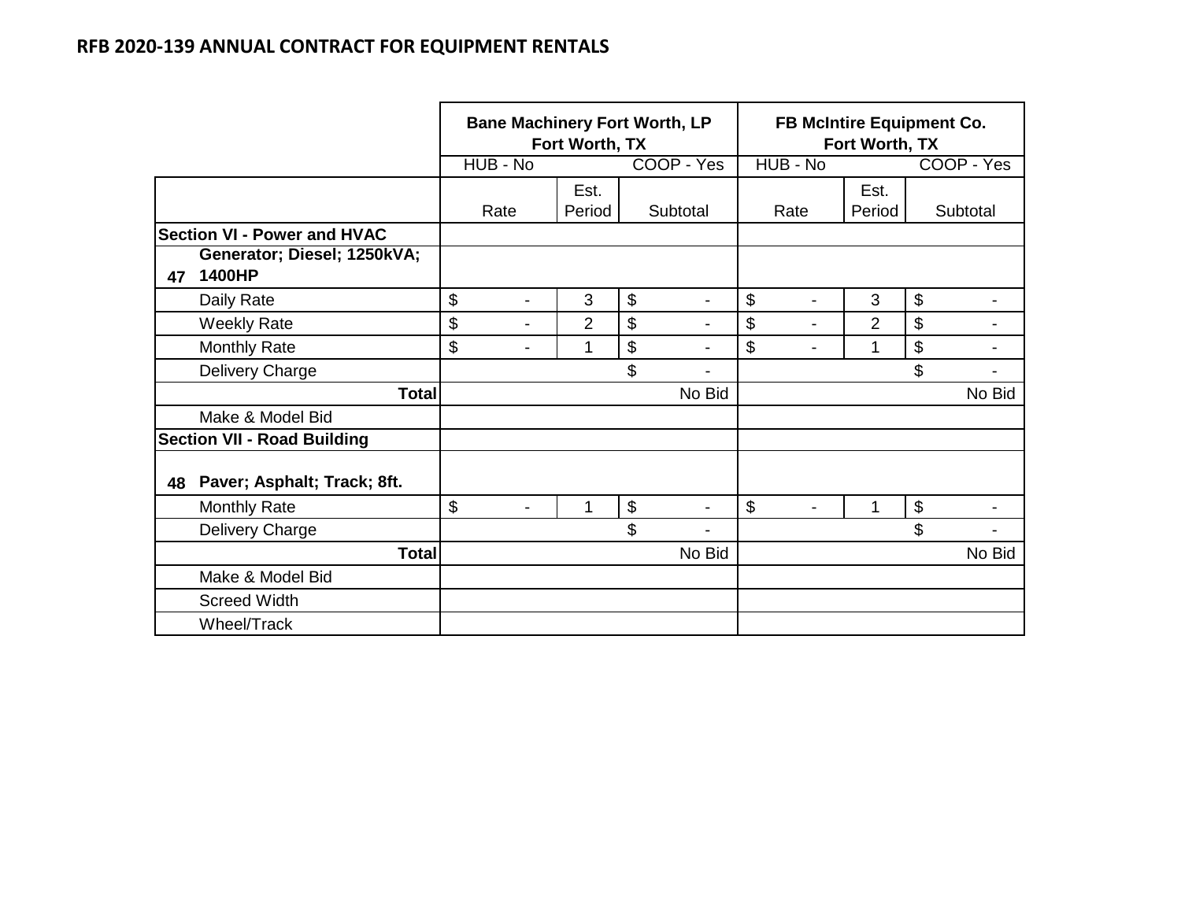## RFB 2020-139 ANNUAL CONTRACT FOR EQUIPMENT RENTALS

| | | Bane Machinery Fort Worth, LP Fort Worth, TX | | | FB McIntire Equipment Co. Fort Worth, TX | | |
|---|---|---|---|---|---|---|---|
| | | HUB - No | | COOP - Yes | HUB - No | | COOP - Yes |
| | | Rate | Est. Period | Subtotal | Rate | Est. Period | Subtotal |
| **Section VI - Power and HVAC** | | | | | | | |
| **47** | **Generator; Diesel; 1250kVA; 1400HP** | | | | | | |
| | Daily Rate | $ - | 3 | $ - | $ - | 3 | $ - |
| | Weekly Rate | $ - | 2 | $ - | $ - | 2 | $ - |
| | Monthly Rate | $ - | 1 | $ - | $ - | 1 | $ - |
| | Delivery Charge | | | $ - | | | $ - |
| | **Total** | | | No Bid | | | No Bid |
| | Make & Model Bid | | | | | | |
| **Section VII - Road Building** | | | | | | | |
| **48** | **Paver; Asphalt; Track; 8ft.** | | | | | | |
| | Monthly Rate | $ - | 1 | $ - | $ - | 1 | $ - |
| | Delivery Charge | | | $ - | | | $ - |
| | **Total** | | | No Bid | | | No Bid |
| | Make & Model Bid | | | | | | |
| | Screed Width | | | | | | |
| | Wheel/Track | | | | | | |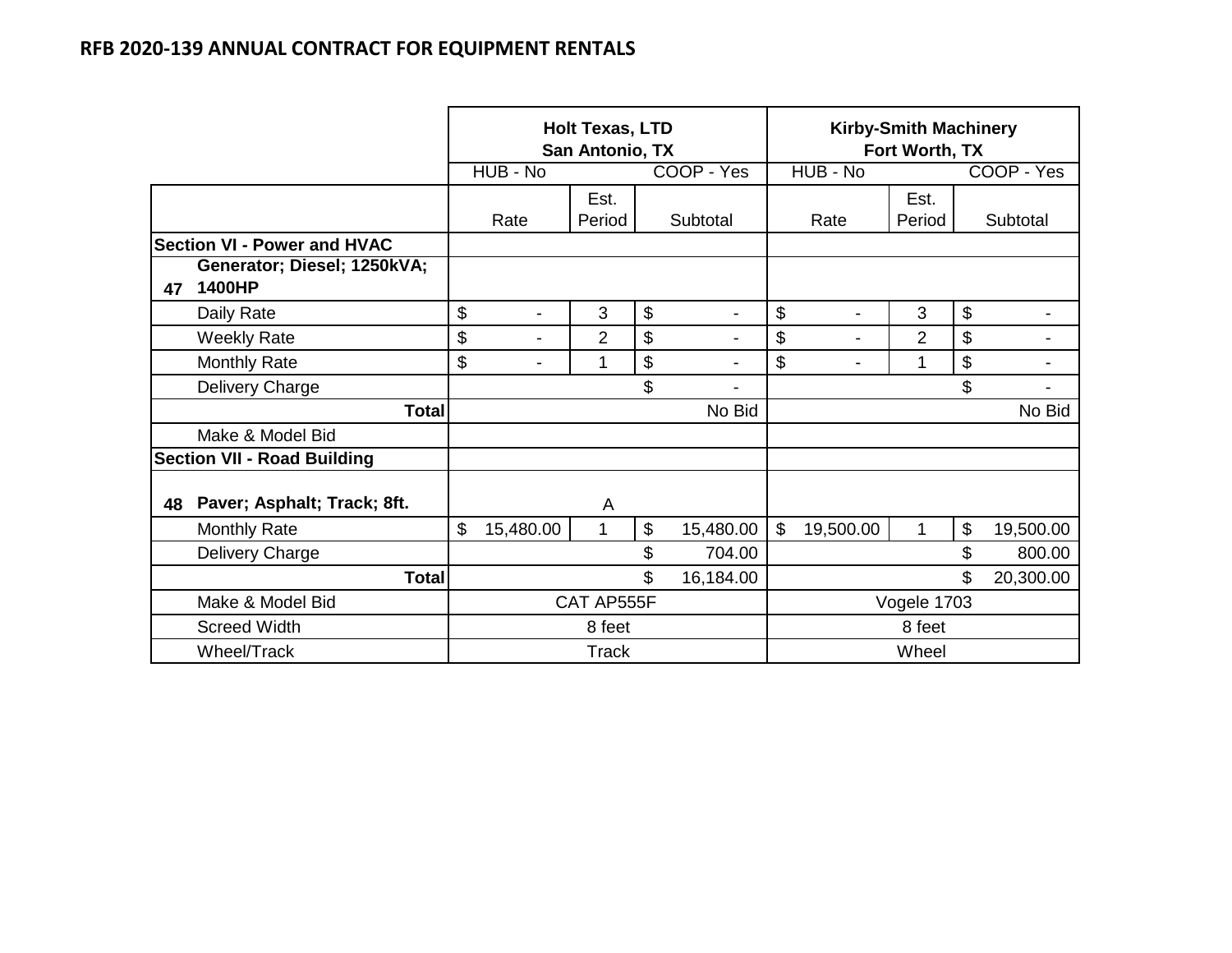## RFB 2020-139 ANNUAL CONTRACT FOR EQUIPMENT RENTALS

| | Holt Texas, LTD San Antonio, TX | | | Kirby-Smith Machinery Fort Worth, TX | | |
|---|---|---|---|---|---|---|
| | HUB - No | | COOP - Yes | HUB - No | | COOP - Yes |
| | Rate | Est. Period | Subtotal | Rate | Est. Period | Subtotal |
| **Section VI - Power and HVAC** | | | | | | |
| **47 Generator; Diesel; 1250kVA; 1400HP** | | | | | | |
| Daily Rate | $ - | 3 | $ - | $ - | 3 | $ - |
| Weekly Rate | $ - | 2 | $ - | $ - | 2 | $ - |
| Monthly Rate | $ - | 1 | $ - | $ - | 1 | $ - |
| Delivery Charge | | | $ - | | | $ - |
| **Total** | | | No Bid | | | No Bid |
| Make & Model Bid | | | | | | |
| **Section VII - Road Building** | | | | | | |
| **48 Paver; Asphalt; Track; 8ft.** | | A | | | | |
| Monthly Rate | $ 15,480.00 | 1 | $ 15,480.00 | $ 19,500.00 | 1 | $ 19,500.00 |
| Delivery Charge | | | $ 704.00 | | | $ 800.00 |
| **Total** | | | $ 16,184.00 | | | $ 20,300.00 |
| Make & Model Bid | | CAT AP555F | | | Vogele 1703 | |
| Screed Width | | 8 feet | | | 8 feet | |
| Wheel/Track | | Track | | | Wheel | |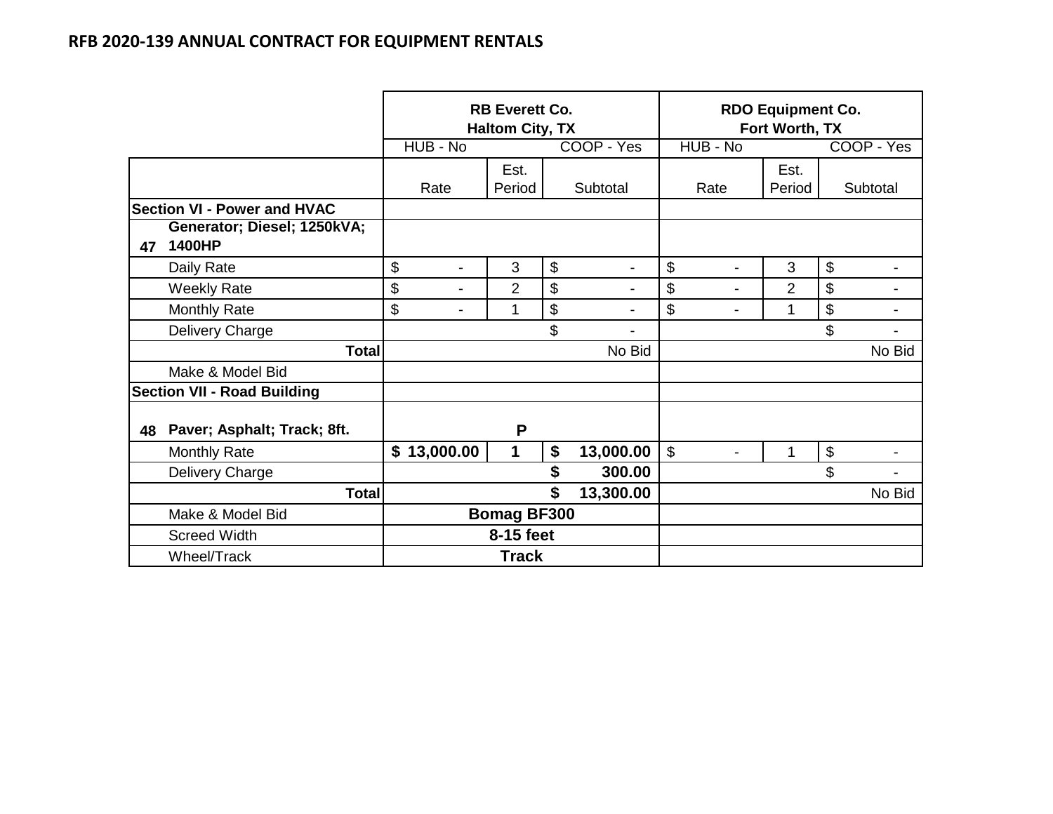## RFB 2020-139 ANNUAL CONTRACT FOR EQUIPMENT RENTALS

| | | RB Everett Co. Haltom City, TX | | | RDO Equipment Co. Fort Worth, TX | | |
|---|---|---|---|---|---|---|---|
| | | HUB - No | | COOP - Yes | HUB - No | | COOP - Yes |
| | | Rate | Est. Period | Subtotal | Rate | Est. Period | Subtotal |
| **Section VI - Power and HVAC** | | | | | | | |
| **47** | **Generator; Diesel; 1250kVA; 1400HP** | | | | | | |
| | Daily Rate | $ - | 3 | $ - | $ - | 3 | $ - |
| | Weekly Rate | $ - | 2 | $ - | $ - | 2 | $ - |
| | Monthly Rate | $ - | 1 | $ - | $ - | 1 | $ - |
| | Delivery Charge | | | $ - | | | $ - |
| | **Total** | | | No Bid | | | No Bid |
| | Make & Model Bid | | | | | | |
| **Section VII - Road Building** | | | | | | | |
| **48** | **Paver; Asphalt; Track; 8ft.** | | **P** | | | | |
| | Monthly Rate | **$ 13,000.00** | **1** | **$ 13,000.00** | $ - | 1 | $ - |
| | Delivery Charge | | | **$ 300.00** | | | $ - |
| | **Total** | | | **$ 13,300.00** | | | No Bid |
| | Make & Model Bid | **Bomag BF300** | | | | | |
| | Screed Width | **8-15 feet** | | | | | |
| | Wheel/Track | **Track** | | | | | |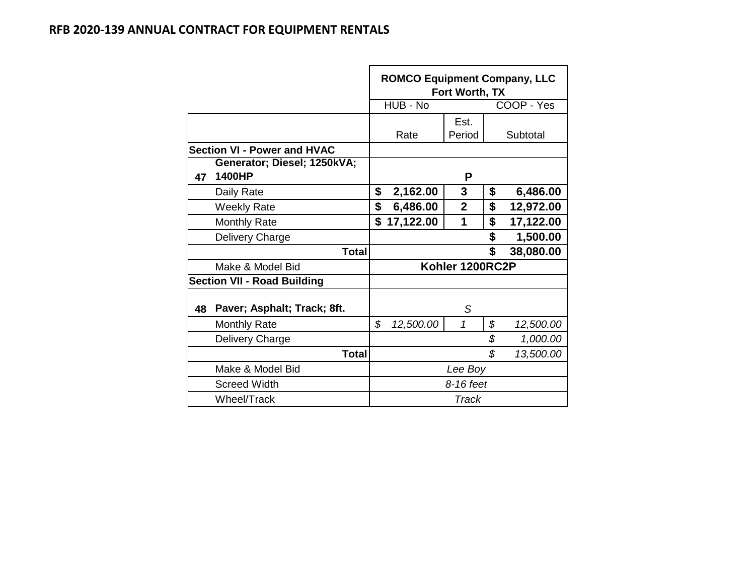## RFB 2020-139 ANNUAL CONTRACT FOR EQUIPMENT RENTALS

| | | ROMCO Equipment Company, LLC Fort Worth, TX | | |
|---|---|---|---|---|
| | | HUB - No | | COOP - Yes |
| | | Rate | Est. Period | Subtotal |
| **Section VI - Power and HVAC** | | | | |
| **47** | **Generator; Diesel; 1250kVA; 1400HP** | | **P** | |
| | Daily Rate | **$ 2,162.00** | **3** | **$ 6,486.00** |
| | Weekly Rate | **$ 6,486.00** | **2** | **$ 12,972.00** |
| | Monthly Rate | **$ 17,122.00** | **1** | **$ 17,122.00** |
| | Delivery Charge | | | **$ 1,500.00** |
| | **Total** | | | **$ 38,080.00** |
| | Make & Model Bid | **Kohler 1200RC2P** | | |
| **Section VII - Road Building** | | | | |
| **48** | **Paver; Asphalt; Track; 8ft.** | | *S* | |
| | Monthly Rate | *$ 12,500.00* | *1* | *$ 12,500.00* |
| | Delivery Charge | | | *$ 1,000.00* |
| | **Total** | | | *$ 13,500.00* |
| | Make & Model Bid | *Lee Boy* | | |
| | Screed Width | *8-16 feet* | | |
| | Wheel/Track | *Track* | | |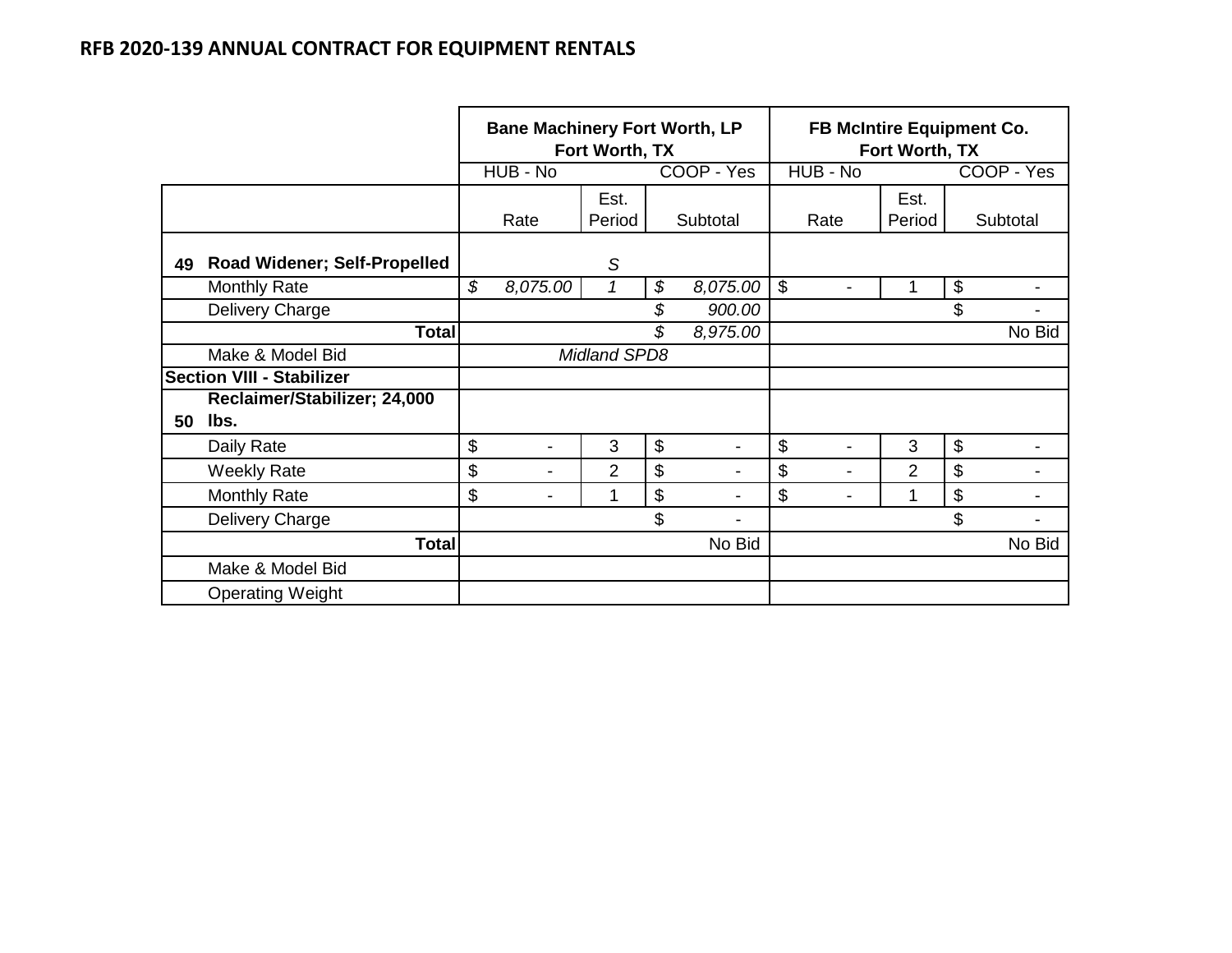## RFB 2020-139 ANNUAL CONTRACT FOR EQUIPMENT RENTALS

| | | Bane Machinery Fort Worth, LP Fort Worth, TX | | | FB McIntire Equipment Co. Fort Worth, TX | | |
|---|---|---|---|---|---|---|---|
| | | HUB - No | | COOP - Yes | HUB - No | | COOP - Yes |
| | | Rate | Est. Period | Subtotal | Rate | Est. Period | Subtotal |
| **49** | **Road Widener; Self-Propelled** | | *S* | | | | |
| | Monthly Rate | *$ 8,075.00* | *1* | *$ 8,075.00* | $ - | 1 | $ - |
| | Delivery Charge | | | *$ 900.00* | | | $ - |
| | **Total** | | | *$ 8,975.00* | | | No Bid |
| | Make & Model Bid | | *Midland SPD8* | | | | |
| **Section VIII - Stabilizer** | | | | | | | |
| **50** | **Reclaimer/Stabilizer; 24,000 lbs.** | | | | | | |
| | Daily Rate | $ - | 3 | $ - | $ - | 3 | $ - |
| | Weekly Rate | $ - | 2 | $ - | $ - | 2 | $ - |
| | Monthly Rate | $ - | 1 | $ - | $ - | 1 | $ - |
| | Delivery Charge | | | $ - | | | $ - |
| | **Total** | | | No Bid | | | No Bid |
| | Make & Model Bid | | | | | | |
| | Operating Weight | | | | | | |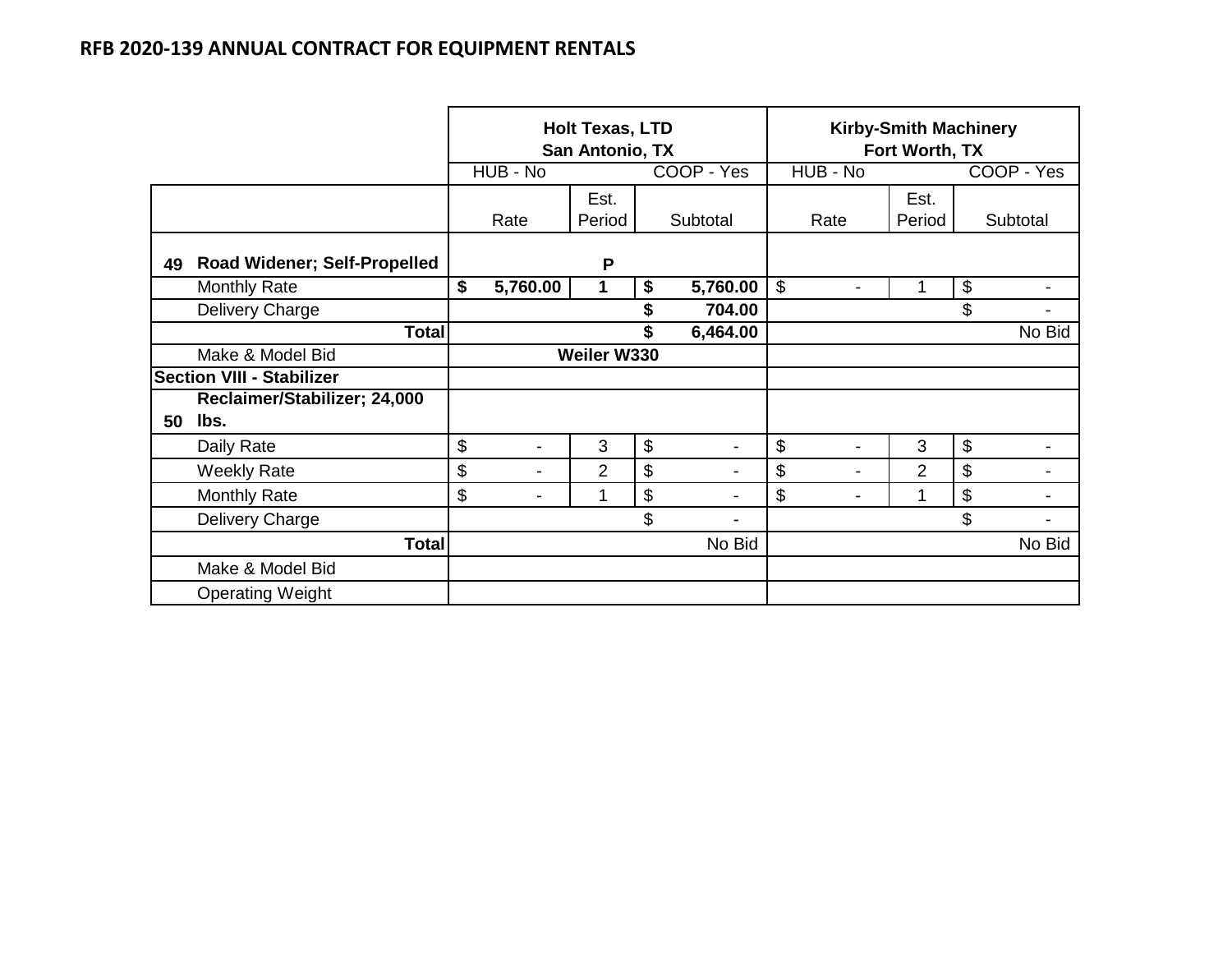## RFB 2020-139 ANNUAL CONTRACT FOR EQUIPMENT RENTALS

| | | Holt Texas, LTD San Antonio, TX | | | Kirby-Smith Machinery Fort Worth, TX | | |
|---|---|---|---|---|---|---|---|
| | | HUB - No | | COOP - Yes | HUB - No | | COOP - Yes |
| | | Rate | Est. Period | Subtotal | Rate | Est. Period | Subtotal |
| 49 | **Road Widener; Self-Propelled** | | **P** | | | | |
| | Monthly Rate | **$ 5,760.00** | **1** | **$ 5,760.00** | $ - | 1 | $ - |
| | Delivery Charge | | | **$ 704.00** | | | $ - |
| | **Total** | | | **$ 6,464.00** | | | No Bid |
| | Make & Model Bid | | **Weiler W330** | | | | |
| **Section VIII - Stabilizer** | | | | | | | |
| 50 | **Reclaimer/Stabilizer; 24,000 lbs.** | | | | | | |
| | Daily Rate | $ - | 3 | $ - | $ - | 3 | $ - |
| | Weekly Rate | $ - | 2 | $ - | $ - | 2 | $ - |
| | Monthly Rate | $ - | 1 | $ - | $ - | 1 | $ - |
| | Delivery Charge | | | $ - | | | $ - |
| | **Total** | | | No Bid | | | No Bid |
| | Make & Model Bid | | | | | | |
| | Operating Weight | | | | | | |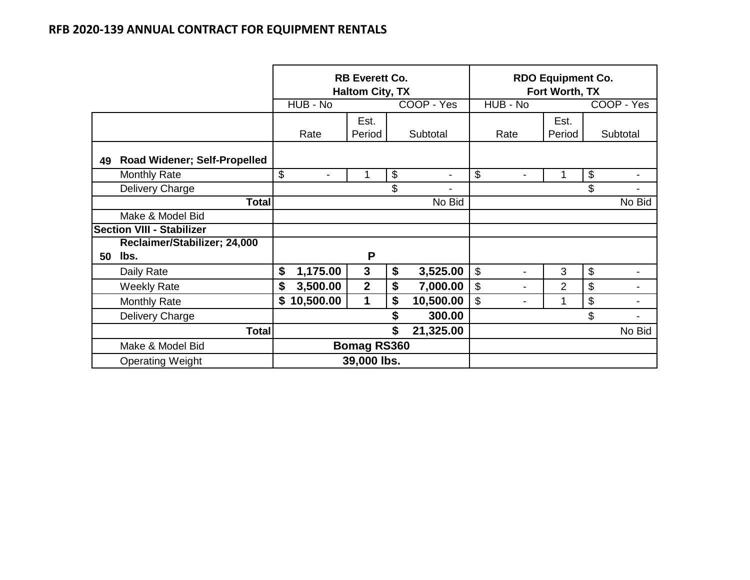## RFB 2020-139 ANNUAL CONTRACT FOR EQUIPMENT RENTALS

| | | RB Everett Co. Haltom City, TX | | | RDO Equipment Co. Fort Worth, TX | | |
|---|---|---|---|---|---|---|---|
| | | HUB - No | | COOP - Yes | HUB - No | | COOP - Yes |
| | | Rate | Est. Period | Subtotal | Rate | Est. Period | Subtotal |
| 49 | Road Widener; Self-Propelled | | | | | | |
| | Monthly Rate | $ - | 1 | $ - | $ - | 1 | $ - |
| | Delivery Charge | | | $ - | | | $ - |
| | Total | | | No Bid | | | No Bid |
| | Make & Model Bid | | | | | | |
| Section VIII - Stabilizer | | | | | | | |
| 50 | Reclaimer/Stabilizer; 24,000 lbs. | | P | | | | |
| | Daily Rate | **$ 1,175.00** | **3** | **$ 3,525.00** | $ - | 3 | $ - |
| | Weekly Rate | **$ 3,500.00** | **2** | **$ 7,000.00** | $ - | 2 | $ - |
| | Monthly Rate | **$ 10,500.00** | **1** | **$ 10,500.00** | $ - | 1 | $ - |
| | Delivery Charge | | | **$ 300.00** | | | $ - |
| | Total | | | **$ 21,325.00** | | | No Bid |
| | Make & Model Bid | **Bomag RS360** | | | | | |
| | Operating Weight | **39,000 lbs.** | | | | | |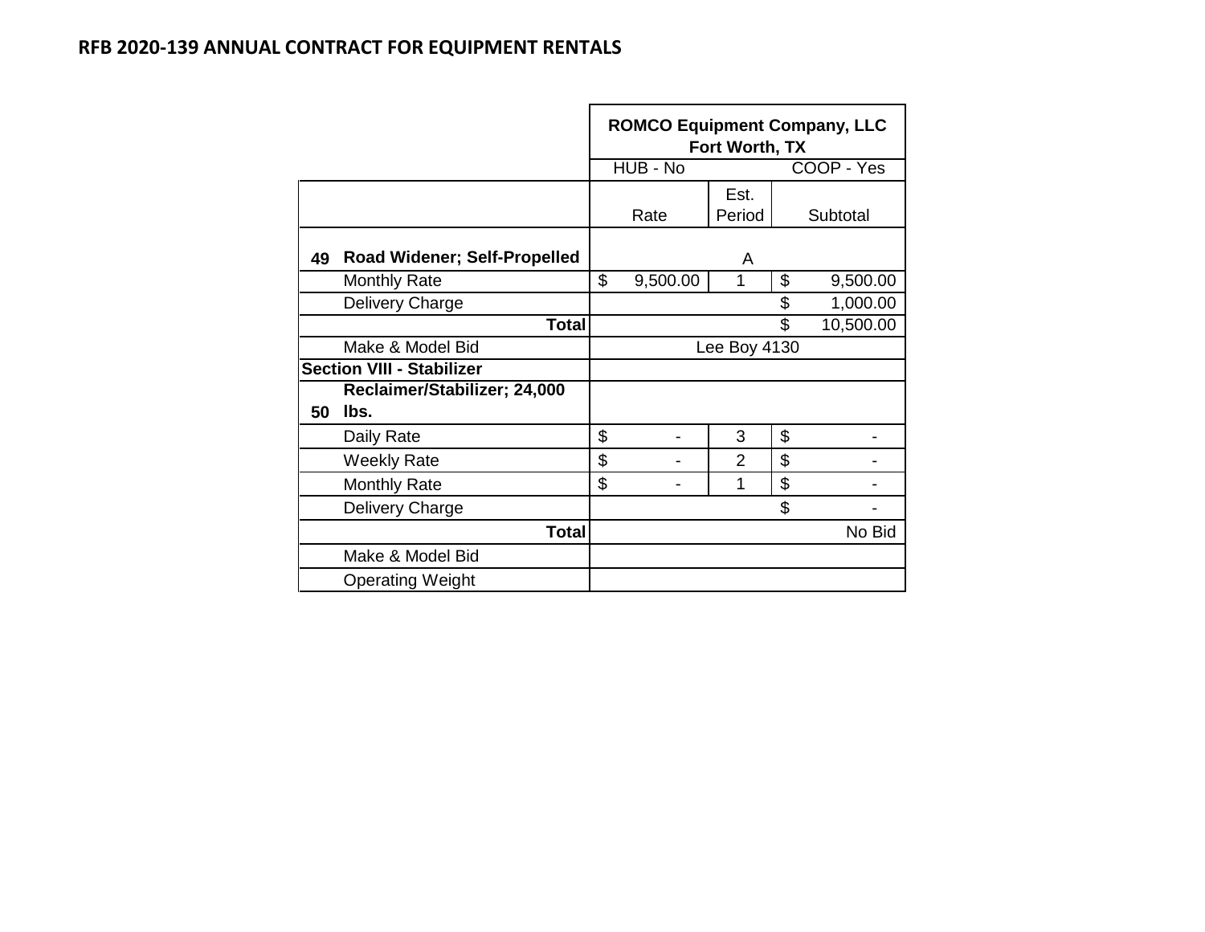# RFB 2020-139 ANNUAL CONTRACT FOR EQUIPMENT RENTALS

| | | ROMCO Equipment Company, LLC Fort Worth, TX | | |
|---|---|---|---|---|
| | | HUB - No | | COOP - Yes |
| | | Rate | Est. Period | Subtotal |
| **49** | **Road Widener; Self-Propelled** | | A | |
| | Monthly Rate | $ 9,500.00 | 1 | $ 9,500.00 |
| | Delivery Charge | | | $ 1,000.00 |
| | **Total** | | | $ 10,500.00 |
| | Make & Model Bid | Lee Boy 4130 | | |
| **Section VIII - Stabilizer** | | | | |
| **50** | **Reclaimer/Stabilizer; 24,000 lbs.** | | | |
| | Daily Rate | $ - | 3 | $ - |
| | Weekly Rate | $ - | 2 | $ - |
| | Monthly Rate | $ - | 1 | $ - |
| | Delivery Charge | | | $ - |
| | **Total** | | | No Bid |
| | Make & Model Bid | | | |
| | Operating Weight | | | |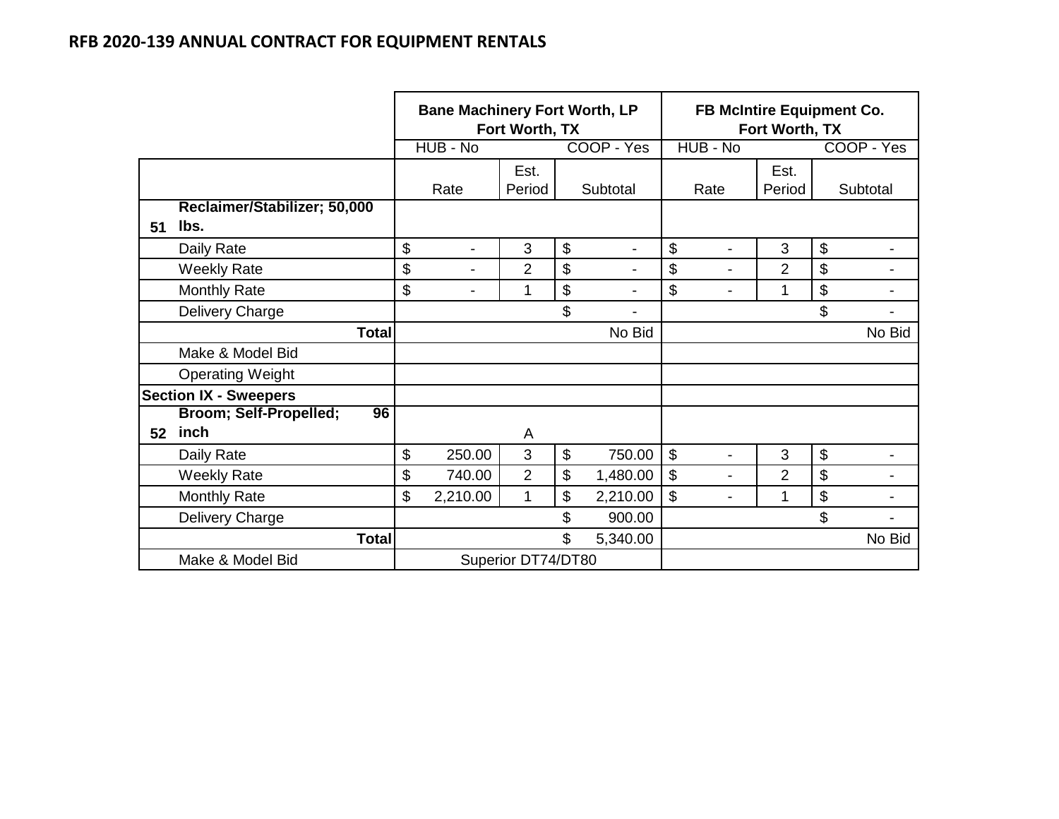## RFB 2020-139 ANNUAL CONTRACT FOR EQUIPMENT RENTALS

| | | Bane Machinery Fort Worth, LP Fort Worth, TX | | | FB McIntire Equipment Co. Fort Worth, TX | | |
|---|---|---|---|---|---|---|---|
| | | HUB - No | | COOP - Yes | HUB - No | | COOP - Yes |
| | | Rate | Est. Period | Subtotal | Rate | Est. Period | Subtotal |
| 51 | **Reclaimer/Stabilizer; 50,000 lbs.** | | | | | | |
| | Daily Rate | $ - | 3 | $ - | $ - | 3 | $ - |
| | Weekly Rate | $ - | 2 | $ - | $ - | 2 | $ - |
| | Monthly Rate | $ - | 1 | $ - | $ - | 1 | $ - |
| | Delivery Charge | | | $ - | | | $ - |
| | **Total** | | | No Bid | | | No Bid |
| | Make & Model Bid | | | | | | |
| | Operating Weight | | | | | | |
| **Section IX - Sweepers** | | | | | | | |
| 52 | **Broom; Self-Propelled; 96 inch** | | A | | | | |
| | Daily Rate | $ 250.00 | 3 | $ 750.00 | $ - | 3 | $ - |
| | Weekly Rate | $ 740.00 | 2 | $ 1,480.00 | $ - | 2 | $ - |
| | Monthly Rate | $ 2,210.00 | 1 | $ 2,210.00 | $ - | 1 | $ - |
| | Delivery Charge | | | $ 900.00 | | | $ - |
| | **Total** | | | $ 5,340.00 | | | No Bid |
| | Make & Model Bid | Superior DT74/DT80 | | | | | |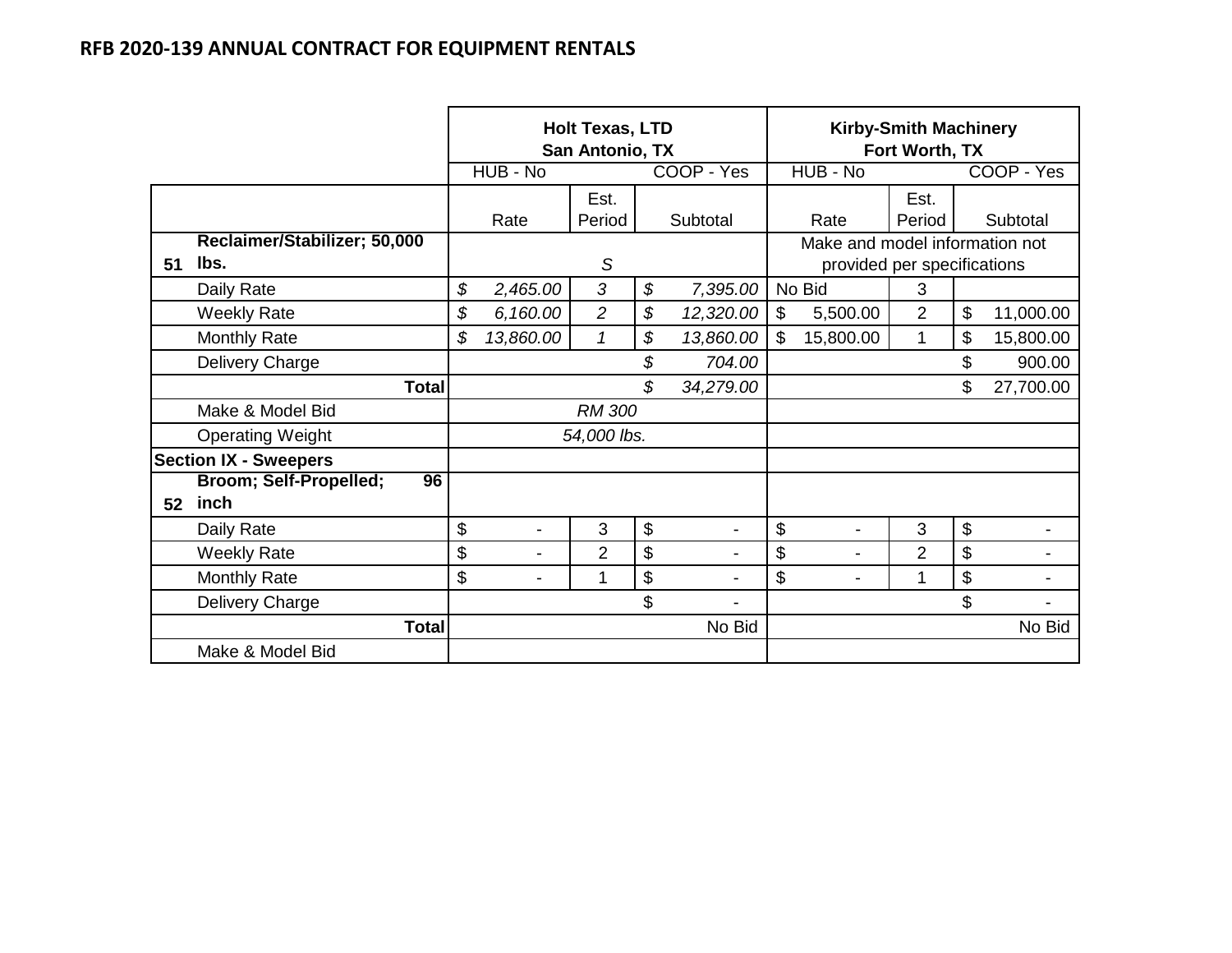# RFB 2020-139 ANNUAL CONTRACT FOR EQUIPMENT RENTALS

| | | Holt Texas, LTD San Antonio, TX | | | Kirby-Smith Machinery Fort Worth, TX | | |
|---|---|---|---|---|---|---|---|
| | | HUB - No | | COOP - Yes | HUB - No | | COOP - Yes |
| | | Rate | Est. Period | Subtotal | Rate | Est. Period | Subtotal |
| 51 | Reclaimer/Stabilizer; 50,000 lbs. | | S | | Make and model information not provided per specifications | | |
| | Daily Rate | $ 2,465.00 | 3 | $ 7,395.00 | No Bid | 3 | |
| | Weekly Rate | $ 6,160.00 | 2 | $ 12,320.00 | $ 5,500.00 | 2 | $ 11,000.00 |
| | Monthly Rate | $ 13,860.00 | 1 | $ 13,860.00 | $ 15,800.00 | 1 | $ 15,800.00 |
| | Delivery Charge | | | $ 704.00 | | | $ 900.00 |
| | **Total** | | | $ 34,279.00 | | | $ 27,700.00 |
| | Make & Model Bid | | RM 300 | | | | |
| | Operating Weight | | 54,000 lbs. | | | | |
| **Section IX - Sweepers** | | | | | | | |
| 52 | **Broom; Self-Propelled; 96 inch** | | | | | | |
| | Daily Rate | $ - | 3 | $ - | $ - | 3 | $ - |
| | Weekly Rate | $ - | 2 | $ - | $ - | 2 | $ - |
| | Monthly Rate | $ - | 1 | $ - | $ - | 1 | $ - |
| | Delivery Charge | | | $ - | | | $ - |
| | **Total** | | | No Bid | | | No Bid |
| | Make & Model Bid | | | | | | |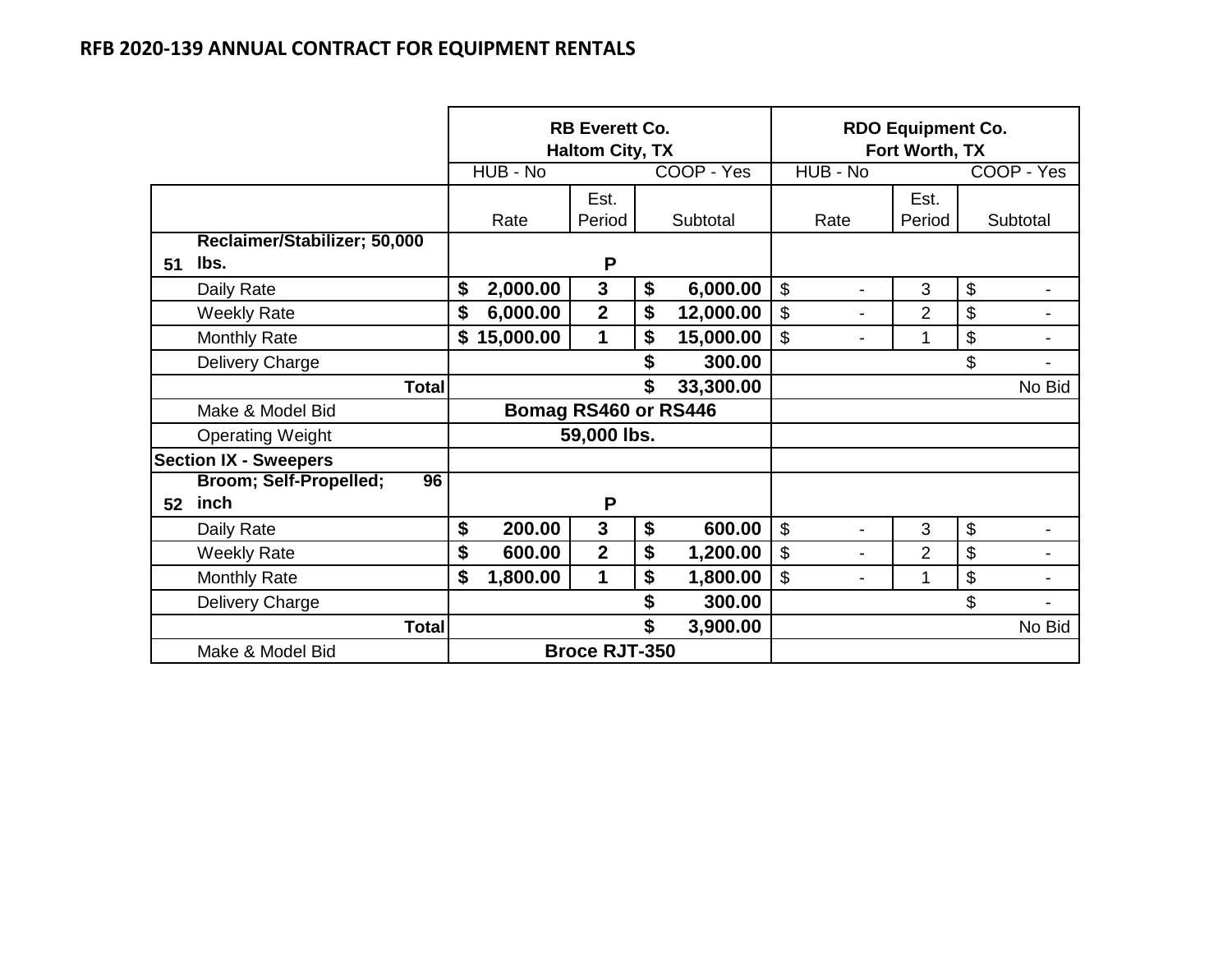# RFB 2020-139 ANNUAL CONTRACT FOR EQUIPMENT RENTALS

| | | RB Everett Co. Haltom City, TX | | | RDO Equipment Co. Fort Worth, TX | | |
|---|---|---|---|---|---|---|---|
| | | HUB - No | | COOP - Yes | HUB - No | | COOP - Yes |
| | | Rate | Est. Period | Subtotal | Rate | Est. Period | Subtotal |
| 51 | Reclaimer/Stabilizer; 50,000 lbs. | | P | | | | |
| | Daily Rate | $ 2,000.00 | 3 | $ 6,000.00 | $ - | 3 | $ - |
| | Weekly Rate | $ 6,000.00 | 2 | $ 12,000.00 | $ - | 2 | $ - |
| | Monthly Rate | $ 15,000.00 | 1 | $ 15,000.00 | $ - | 1 | $ - |
| | Delivery Charge | | | $ 300.00 | | | $ - |
| | **Total** | | | $ 33,300.00 | | | No Bid |
| | Make & Model Bid | Bomag RS460 or RS446 | | | | | |
| | Operating Weight | 59,000 lbs. | | | | | |
| **Section IX - Sweepers** | | | | | | | |
| 52 | Broom; Self-Propelled; 96 inch | | P | | | | |
| | Daily Rate | $ 200.00 | 3 | $ 600.00 | $ - | 3 | $ - |
| | Weekly Rate | $ 600.00 | 2 | $ 1,200.00 | $ - | 2 | $ - |
| | Monthly Rate | $ 1,800.00 | 1 | $ 1,800.00 | $ - | 1 | $ - |
| | Delivery Charge | | | $ 300.00 | | | $ - |
| | **Total** | | | $ 3,900.00 | | | No Bid |
| | Make & Model Bid | Broce RJT-350 | | | | | |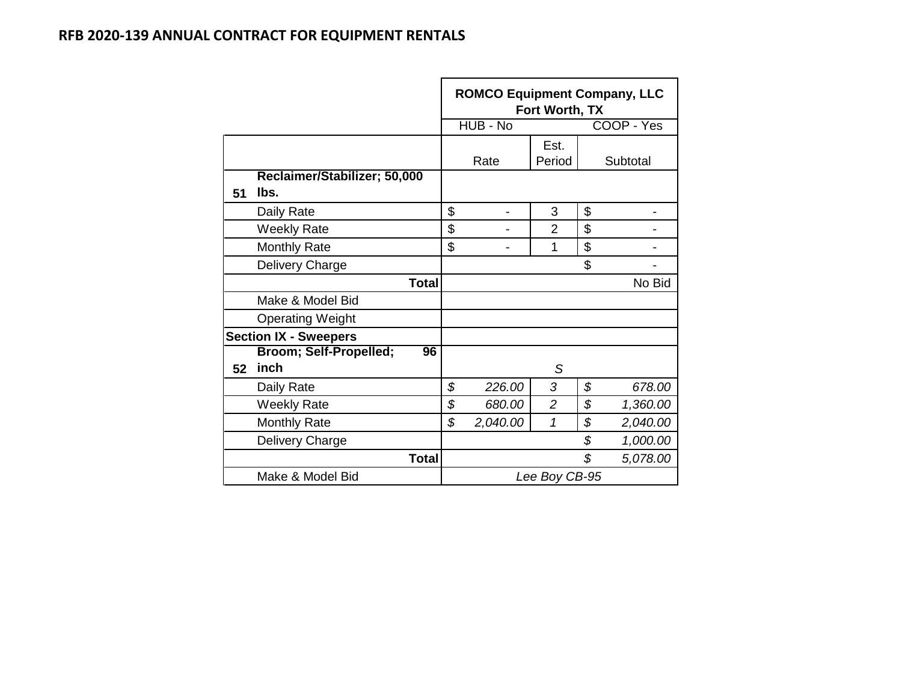# RFB 2020-139 ANNUAL CONTRACT FOR EQUIPMENT RENTALS

| | | ROMCO Equipment Company, LLC Fort Worth, TX | | |
|---|---|---|---|---|
| | | HUB - No | | COOP - Yes |
| | | Rate | Est. Period | Subtotal |
| 51 | **Reclaimer/Stabilizer; 50,000 lbs.** | | | |
| | Daily Rate | $ - | 3 | $ - |
| | Weekly Rate | $ - | 2 | $ - |
| | Monthly Rate | $ - | 1 | $ - |
| | Delivery Charge | | | $ - |
| | **Total** | | | No Bid |
| | Make & Model Bid | | | |
| | Operating Weight | | | |
| **Section IX - Sweepers** | | | | |
| 52 | **Broom; Self-Propelled; 96 inch** | | *S* | |
| | Daily Rate | *$ 226.00* | *3* | *$ 678.00* |
| | Weekly Rate | *$ 680.00* | *2* | *$ 1,360.00* |
| | Monthly Rate | *$ 2,040.00* | *1* | *$ 2,040.00* |
| | Delivery Charge | | | *$ 1,000.00* |
| | **Total** | | | *$ 5,078.00* |
| | Make & Model Bid | | *Lee Boy CB-95* | |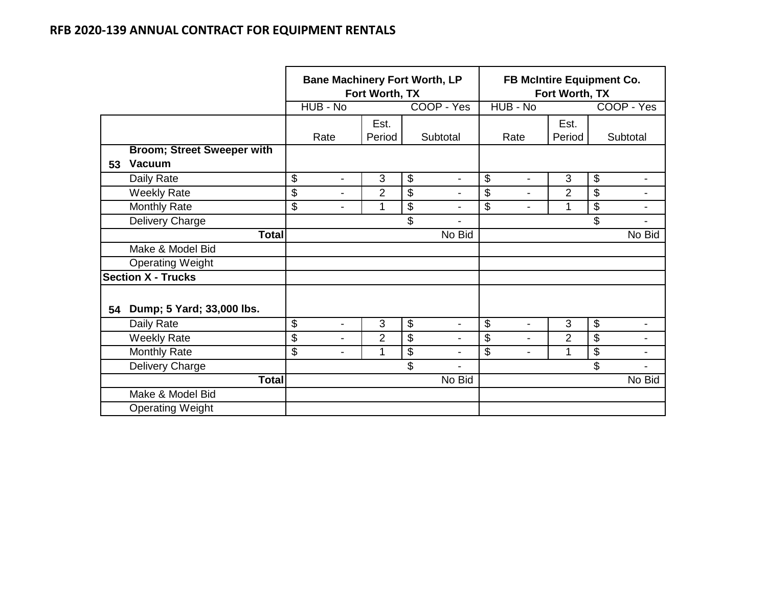**RFB 2020-139 ANNUAL CONTRACT FOR EQUIPMENT RENTALS**

| | | Bane Machinery Fort Worth, LP Fort Worth, TX | | | FB McIntire Equipment Co. Fort Worth, TX | | |
|---|---|---|---|---|---|---|---|
| | | HUB - No | | COOP - Yes | HUB - No | | COOP - Yes |
| | | Rate | Est. Period | Subtotal | Rate | Est. Period | Subtotal |
| **53** | **Broom; Street Sweeper with Vacuum** | | | | | | |
| | Daily Rate | $ - | 3 | $ - | $ - | 3 | $ - |
| | Weekly Rate | $ - | 2 | $ - | $ - | 2 | $ - |
| | Monthly Rate | $ - | 1 | $ - | $ - | 1 | $ - |
| | Delivery Charge | | | $ - | | | $ - |
| | **Total** | | | No Bid | | | No Bid |
| | Make & Model Bid | | | | | | |
| | Operating Weight | | | | | | |
| **Section X - Trucks** | | | | | | | |
| **54** | **Dump; 5 Yard; 33,000 lbs.** | | | | | | |
| | Daily Rate | $ - | 3 | $ - | $ - | 3 | $ - |
| | Weekly Rate | $ - | 2 | $ - | $ - | 2 | $ - |
| | Monthly Rate | $ - | 1 | $ - | $ - | 1 | $ - |
| | Delivery Charge | | | $ - | | | $ - |
| | **Total** | | | No Bid | | | No Bid |
| | Make & Model Bid | | | | | | |
| | Operating Weight | | | | | | |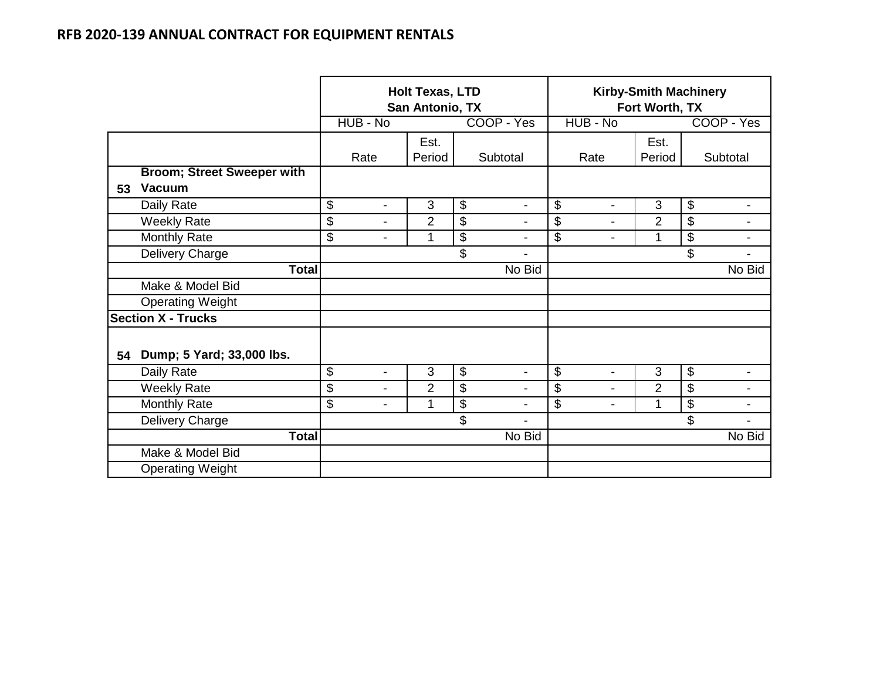## RFB 2020-139 ANNUAL CONTRACT FOR EQUIPMENT RENTALS

| | | Holt Texas, LTD San Antonio, TX | | | | | Kirby-Smith Machinery Fort Worth, TX | | | | |
|---|---|---|---|---|---|---|---|---|---|---|---|
| | | HUB - No | | | | COOP - Yes | HUB - No | | | | COOP - Yes |
| | | Rate | | Est. Period | Subtotal | | Rate | | Est. Period | Subtotal | |
| **53** | **Broom; Street Sweeper with Vacuum** | | | | | | | | | | |
| | Daily Rate | $ | - | 3 | $ | - | $ | - | 3 | $ | - |
| | Weekly Rate | $ | - | 2 | $ | - | $ | - | 2 | $ | - |
| | Monthly Rate | $ | - | 1 | $ | - | $ | - | 1 | $ | - |
| | Delivery Charge | | | | $ | - | | | | $ | - |
| | **Total** | | | | | No Bid | | | | | No Bid |
| | Make & Model Bid | | | | | | | | | | |
| | Operating Weight | | | | | | | | | | |
| **Section X - Trucks** | | | | | | | | | | | |
| **54** | **Dump; 5 Yard; 33,000 lbs.** | | | | | | | | | | |
| | Daily Rate | $ | - | 3 | $ | - | $ | - | 3 | $ | - |
| | Weekly Rate | $ | - | 2 | $ | - | $ | - | 2 | $ | - |
| | Monthly Rate | $ | - | 1 | $ | - | $ | - | 1 | $ | - |
| | Delivery Charge | | | | $ | - | | | | $ | - |
| | **Total** | | | | | No Bid | | | | | No Bid |
| | Make & Model Bid | | | | | | | | | | |
| | Operating Weight | | | | | | | | | | |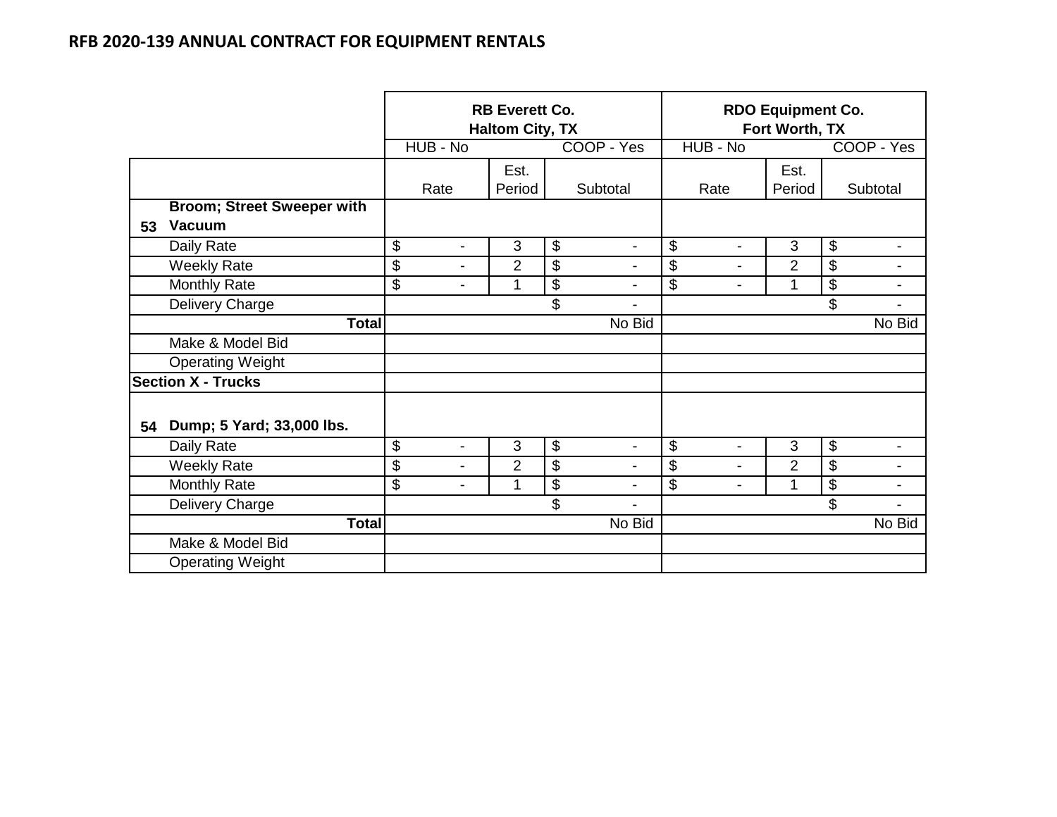## RFB 2020-139 ANNUAL CONTRACT FOR EQUIPMENT RENTALS

| | | RB Everett Co. Haltom City, TX | | | RDO Equipment Co. Fort Worth, TX | | |
|---|---|---|---|---|---|---|---|
| | | HUB - No | | COOP - Yes | HUB - No | | COOP - Yes |
| | | Rate | Est. Period | Subtotal | Rate | Est. Period | Subtotal |
| 53 | **Broom; Street Sweeper with Vacuum** | | | | | | |
| | Daily Rate | $ - | 3 | $ - | $ - | 3 | $ - |
| | Weekly Rate | $ - | 2 | $ - | $ - | 2 | $ - |
| | Monthly Rate | $ - | 1 | $ - | $ - | 1 | $ - |
| | Delivery Charge | | | $ - | | | $ - |
| | **Total** | | | No Bid | | | No Bid |
| | Make & Model Bid | | | | | | |
| | Operating Weight | | | | | | |
| **Section X - Trucks** | | | | | | | |
| 54 | **Dump; 5 Yard; 33,000 lbs.** | | | | | | |
| | Daily Rate | $ - | 3 | $ - | $ - | 3 | $ - |
| | Weekly Rate | $ - | 2 | $ - | $ - | 2 | $ - |
| | Monthly Rate | $ - | 1 | $ - | $ - | 1 | $ - |
| | Delivery Charge | | | $ - | | | $ - |
| | **Total** | | | No Bid | | | No Bid |
| | Make & Model Bid | | | | | | |
| | Operating Weight | | | | | | |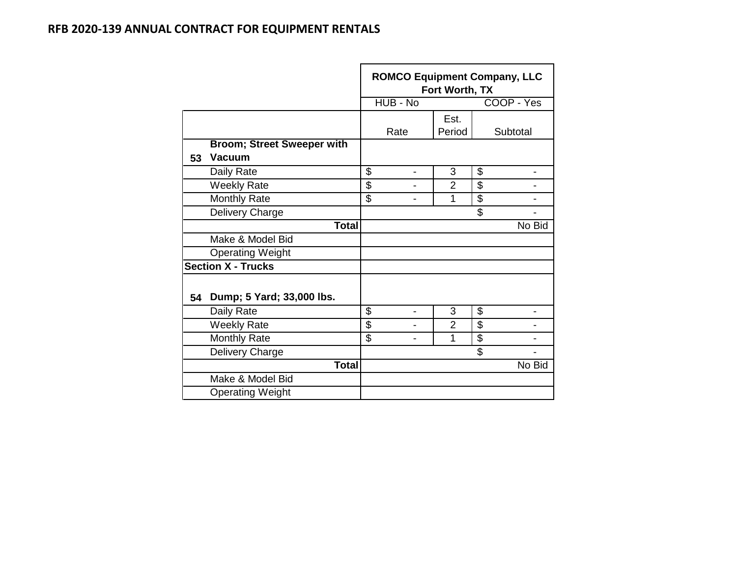# RFB 2020-139 ANNUAL CONTRACT FOR EQUIPMENT RENTALS

| | | ROMCO Equipment Company, LLC Fort Worth, TX | | |
|---|---|---|---|---|
| | | HUB - No | | COOP - Yes |
| | | Rate | Est. Period | Subtotal |
| **53** | **Broom; Street Sweeper with Vacuum** | | | |
| | Daily Rate | $ - | 3 | $ - |
| | Weekly Rate | $ - | 2 | $ - |
| | Monthly Rate | $ - | 1 | $ - |
| | Delivery Charge | | | $ - |
| | **Total** | | | No Bid |
| | Make & Model Bid | | | |
| | Operating Weight | | | |
| **Section X - Trucks** | | | | |
| **54** | **Dump; 5 Yard; 33,000 lbs.** | | | |
| | Daily Rate | $ - | 3 | $ - |
| | Weekly Rate | $ - | 2 | $ - |
| | Monthly Rate | $ - | 1 | $ - |
| | Delivery Charge | | | $ - |
| | **Total** | | | No Bid |
| | Make & Model Bid | | | |
| | Operating Weight | | | |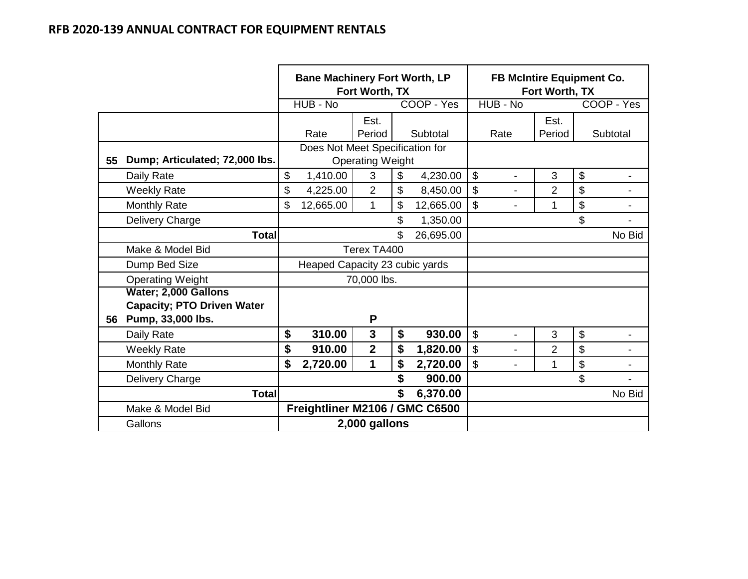## RFB 2020-139 ANNUAL CONTRACT FOR EQUIPMENT RENTALS

| | | Bane Machinery Fort Worth, LP Fort Worth, TX | | | FB McIntire Equipment Co. Fort Worth, TX | | |
|---|---|---|---|---|---|---|---|
| | | HUB - No | | COOP - Yes | HUB - No | | COOP - Yes |
| | | Rate | Est. Period | Subtotal | Rate | Est. Period | Subtotal |
| **55** | **Dump; Articulated; 72,000 lbs.** | Does Not Meet Specification for Operating Weight | | | | | |
| | Daily Rate | $ 1,410.00 | 3 | $ 4,230.00 | $ - | 3 | $ - |
| | Weekly Rate | $ 4,225.00 | 2 | $ 8,450.00 | $ - | 2 | $ - |
| | Monthly Rate | $ 12,665.00 | 1 | $ 12,665.00 | $ - | 1 | $ - |
| | Delivery Charge | | | $ 1,350.00 | | | $ - |
| | **Total** | | | $ 26,695.00 | | | No Bid |
| | Make & Model Bid | Terex TA400 | | | | | |
| | Dump Bed Size | Heaped Capacity 23 cubic yards | | | | | |
| | Operating Weight | 70,000 lbs. | | | | | |
| **56** | **Water; 2,000 Gallons Capacity; PTO Driven Water Pump, 33,000 lbs.** | | **P** | | | | |
| | Daily Rate | **$ 310.00** | **3** | **$ 930.00** | $ - | 3 | $ - |
| | Weekly Rate | **$ 910.00** | **2** | **$ 1,820.00** | $ - | 2 | $ - |
| | Monthly Rate | **$ 2,720.00** | **1** | **$ 2,720.00** | $ - | 1 | $ - |
| | Delivery Charge | | | **$ 900.00** | | | $ - |
| | **Total** | | | **$ 6,370.00** | | | No Bid |
| | Make & Model Bid | **Freightliner M2106 / GMC C6500** | | | | | |
| | Gallons | **2,000 gallons** | | | | | |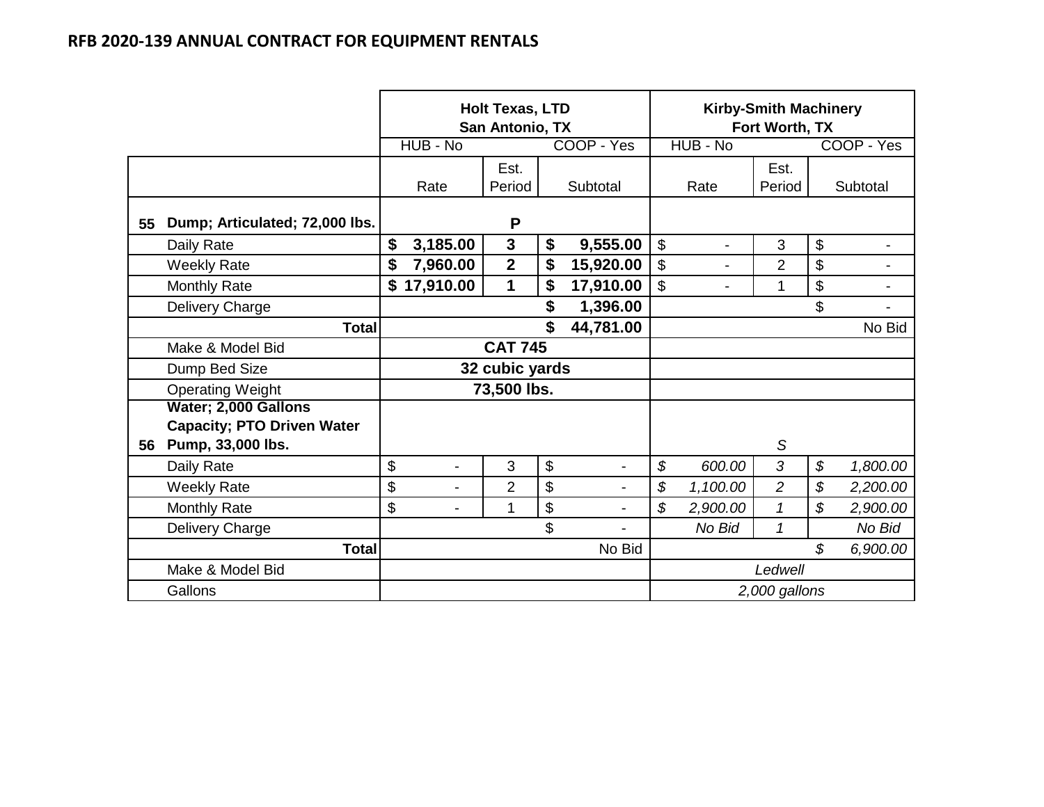**RFB 2020-139 ANNUAL CONTRACT FOR EQUIPMENT RENTALS**

| | | Holt Texas, LTD San Antonio, TX | | | Kirby-Smith Machinery Fort Worth, TX | | |
|---|---|---|---|---|---|---|---|
| | | HUB - No | | COOP - Yes | HUB - No | | COOP - Yes |
| | | Rate | Est. Period | Subtotal | Rate | Est. Period | Subtotal |
| 55 | **Dump; Articulated; 72,000 lbs.** | | **P** | | | | |
| | Daily Rate | **$ 3,185.00** | **3** | **$ 9,555.00** | $ - | 3 | $ - |
| | Weekly Rate | **$ 7,960.00** | **2** | **$ 15,920.00** | $ - | 2 | $ - |
| | Monthly Rate | **$ 17,910.00** | **1** | **$ 17,910.00** | $ - | 1 | $ - |
| | Delivery Charge | | | **$ 1,396.00** | | | $ - |
| | **Total** | | | **$ 44,781.00** | | | No Bid |
| | Make & Model Bid | | **CAT 745** | | | | |
| | Dump Bed Size | | **32 cubic yards** | | | | |
| | Operating Weight | | **73,500 lbs.** | | | | |
| 56 | **Water; 2,000 Gallons Capacity; PTO Driven Water Pump, 33,000 lbs.** | | | | | *S* | |
| | Daily Rate | $ - | 3 | $ - | *$ 600.00* | *3* | *$ 1,800.00* |
| | Weekly Rate | $ - | 2 | $ - | *$ 1,100.00* | *2* | *$ 2,200.00* |
| | Monthly Rate | $ - | 1 | $ - | *$ 2,900.00* | *1* | *$ 2,900.00* |
| | Delivery Charge | | | $ - | *No Bid* | *1* | *No Bid* |
| | **Total** | | | No Bid | | | *$ 6,900.00* |
| | Make & Model Bid | | | | | *Ledwell* | |
| | Gallons | | | | | *2,000 gallons* | |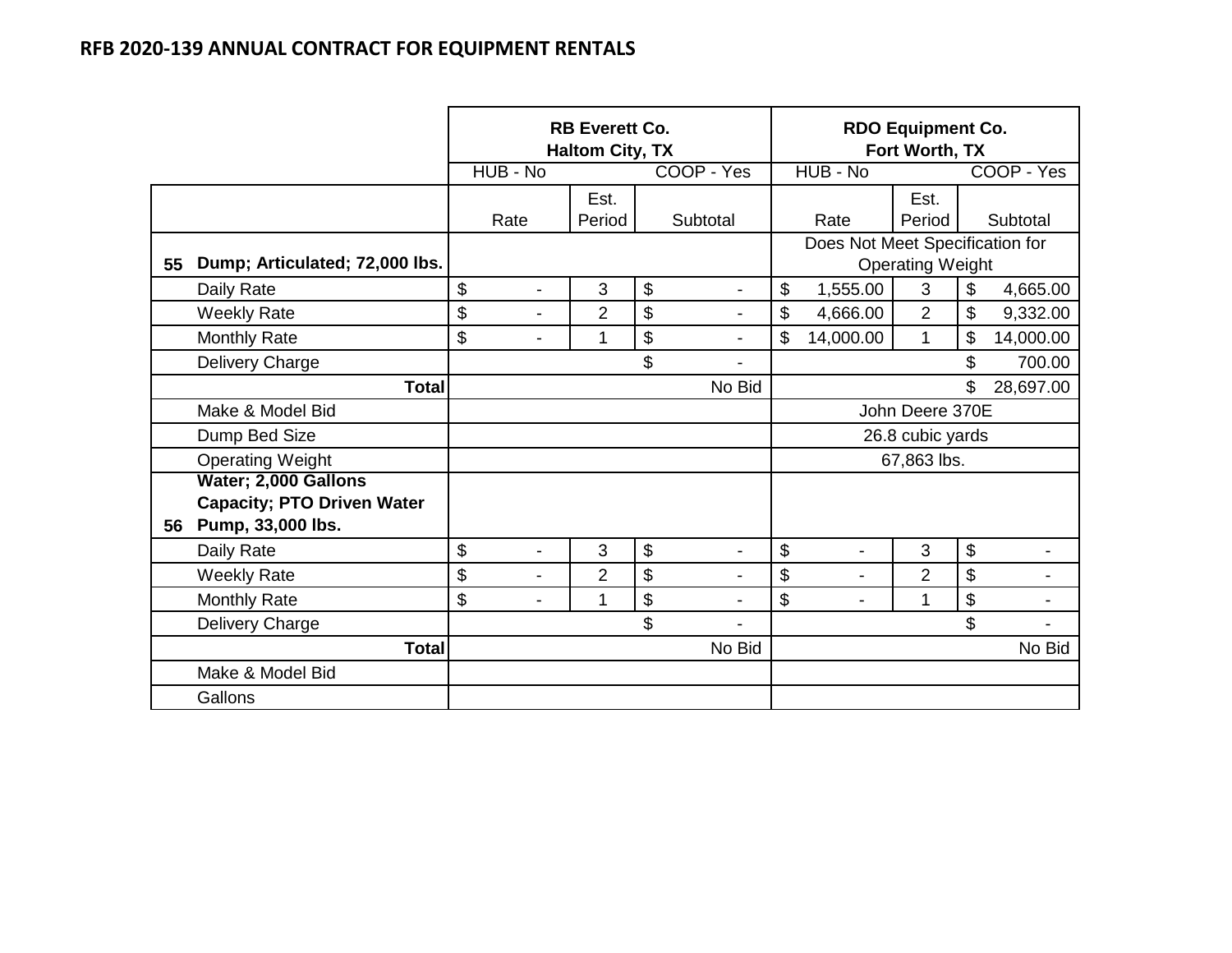## RFB 2020-139 ANNUAL CONTRACT FOR EQUIPMENT RENTALS

| | | RB Everett Co. Haltom City, TX | | | RDO Equipment Co. Fort Worth, TX | | |
|---|---|---|---|---|---|---|---|
| | | HUB - No | | COOP - Yes | HUB - No | | COOP - Yes |
| | | Rate | Est. Period | Subtotal | Rate | Est. Period | Subtotal |
| 55 | **Dump; Articulated; 72,000 lbs.** | | | | Does Not Meet Specification for Operating Weight | | |
| | Daily Rate | $ - | 3 | $ - | $ 1,555.00 | 3 | $ 4,665.00 |
| | Weekly Rate | $ - | 2 | $ - | $ 4,666.00 | 2 | $ 9,332.00 |
| | Monthly Rate | $ - | 1 | $ - | $ 14,000.00 | 1 | $ 14,000.00 |
| | Delivery Charge | | | $ - | | | $ 700.00 |
| | **Total** | | | No Bid | | | $ 28,697.00 |
| | Make & Model Bid | | | | John Deere 370E | | |
| | Dump Bed Size | | | | 26.8 cubic yards | | |
| | Operating Weight | | | | 67,863 lbs. | | |
| 56 | **Water; 2,000 Gallons Capacity; PTO Driven Water Pump, 33,000 lbs.** | | | | | | |
| | Daily Rate | $ - | 3 | $ - | $ - | 3 | $ - |
| | Weekly Rate | $ - | 2 | $ - | $ - | 2 | $ - |
| | Monthly Rate | $ - | 1 | $ - | $ - | 1 | $ - |
| | Delivery Charge | | | $ - | | | $ - |
| | **Total** | | | No Bid | | | No Bid |
| | Make & Model Bid | | | | | | |
| | Gallons | | | | | | |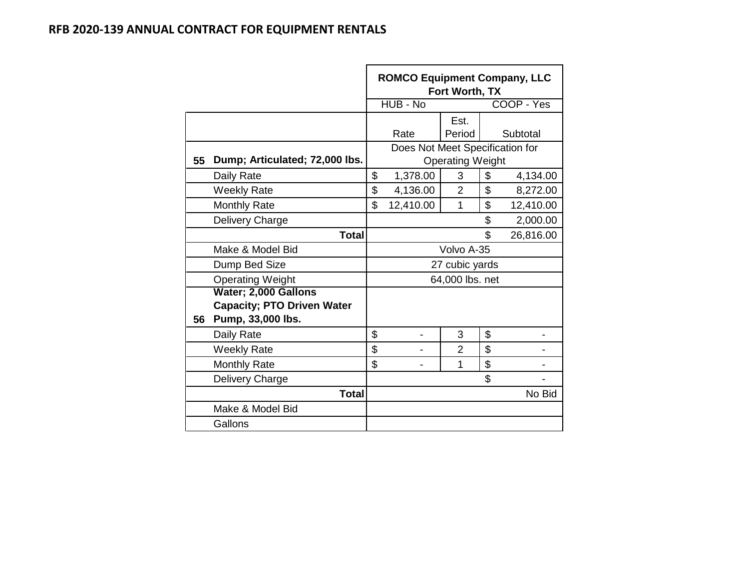# RFB 2020-139 ANNUAL CONTRACT FOR EQUIPMENT RENTALS

| | | ROMCO Equipment Company, LLC Fort Worth, TX | | |
|---|---|---|---|---|
| | | HUB - No | | COOP - Yes |
| | | Rate | Est. Period | Subtotal |
| 55 | Dump; Articulated; 72,000 lbs. | Does Not Meet Specification for Operating Weight | | |
| | Daily Rate | $ 1,378.00 | 3 | $ 4,134.00 |
| | Weekly Rate | $ 4,136.00 | 2 | $ 8,272.00 |
| | Monthly Rate | $ 12,410.00 | 1 | $ 12,410.00 |
| | Delivery Charge | | | $ 2,000.00 |
| | Total | | | $ 26,816.00 |
| | Make & Model Bid | Volvo A-35 | | |
| | Dump Bed Size | 27 cubic yards | | |
| | Operating Weight | 64,000 lbs. net | | |
| 56 | Water; 2,000 Gallons Capacity; PTO Driven Water Pump, 33,000 lbs. | | | |
| | Daily Rate | $ - | 3 | $ - |
| | Weekly Rate | $ - | 2 | $ - |
| | Monthly Rate | $ - | 1 | $ - |
| | Delivery Charge | | | $ - |
| | Total | | | No Bid |
| | Make & Model Bid | | | |
| | Gallons | | | |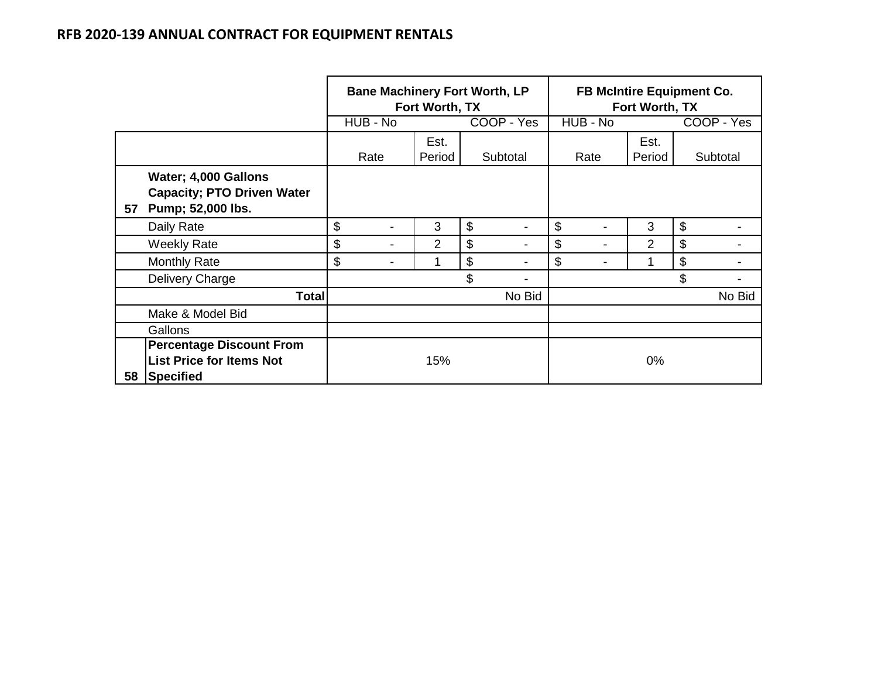## RFB 2020-139 ANNUAL CONTRACT FOR EQUIPMENT RENTALS

| | | Bane Machinery Fort Worth, LP Fort Worth, TX | | | FB McIntire Equipment Co. Fort Worth, TX | | |
|---|---|---|---|---|---|---|---|
| | | HUB - No | | COOP - Yes | HUB - No | | COOP - Yes |
| | | Rate | Est. Period | Subtotal | Rate | Est. Period | Subtotal |
| 57 | **Water; 4,000 Gallons Capacity; PTO Driven Water Pump; 52,000 lbs.** | | | | | | |
| | Daily Rate | $ - | 3 | $ - | $ - | 3 | $ - |
| | Weekly Rate | $ - | 2 | $ - | $ - | 2 | $ - |
| | Monthly Rate | $ - | 1 | $ - | $ - | 1 | $ - |
| | Delivery Charge | | | $ - | | | $ - |
| | **Total** | | | No Bid | | | No Bid |
| | Make & Model Bid | | | | | | |
| | Gallons | | | | | | |
| 58 | **Percentage Discount From List Price for Items Not Specified** | 15% | | | 0% | | |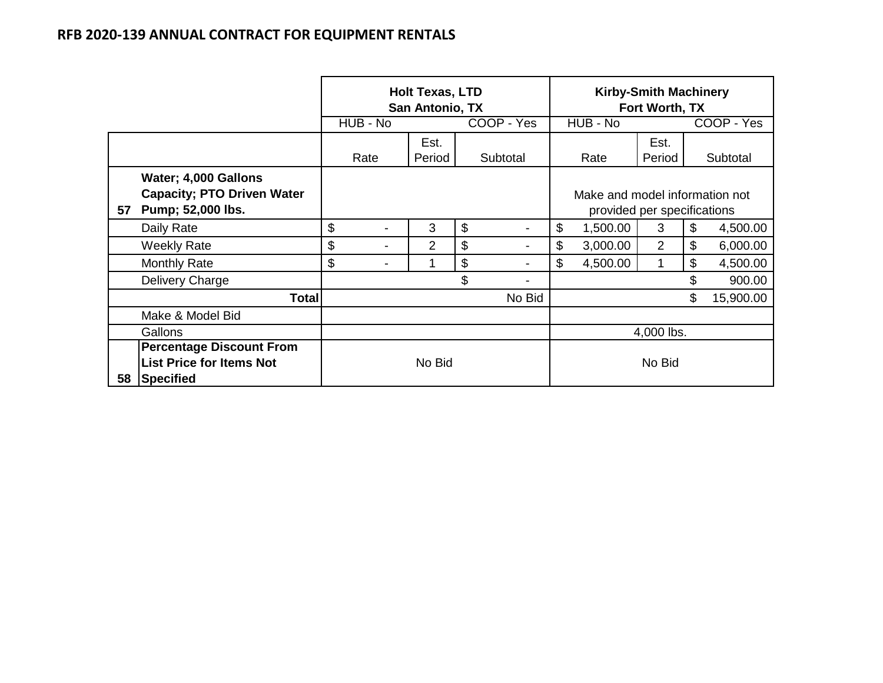## RFB 2020-139 ANNUAL CONTRACT FOR EQUIPMENT RENTALS

| | | Holt Texas, LTD San Antonio, TX | | | Kirby-Smith Machinery Fort Worth, TX | | |
|---|---|---|---|---|---|---|---|
| | | HUB - No | | COOP - Yes | HUB - No | | COOP - Yes |
| | | Rate | Est. Period | Subtotal | Rate | Est. Period | Subtotal |
| 57 | **Water; 4,000 Gallons Capacity; PTO Driven Water Pump; 52,000 lbs.** | | | | Make and model information not provided per specifications | | |
| | Daily Rate | $ - | 3 | $ - | $ 1,500.00 | 3 | $ 4,500.00 |
| | Weekly Rate | $ - | 2 | $ - | $ 3,000.00 | 2 | $ 6,000.00 |
| | Monthly Rate | $ - | 1 | $ - | $ 4,500.00 | 1 | $ 4,500.00 |
| | Delivery Charge | | | $ - | | | $ 900.00 |
| | **Total** | | | No Bid | | | $ 15,900.00 |
| | Make & Model Bid | | | | | | |
| | Gallons | | | | 4,000 lbs. | | |
| 58 | **Percentage Discount From List Price for Items Not Specified** | No Bid | | | No Bid | | |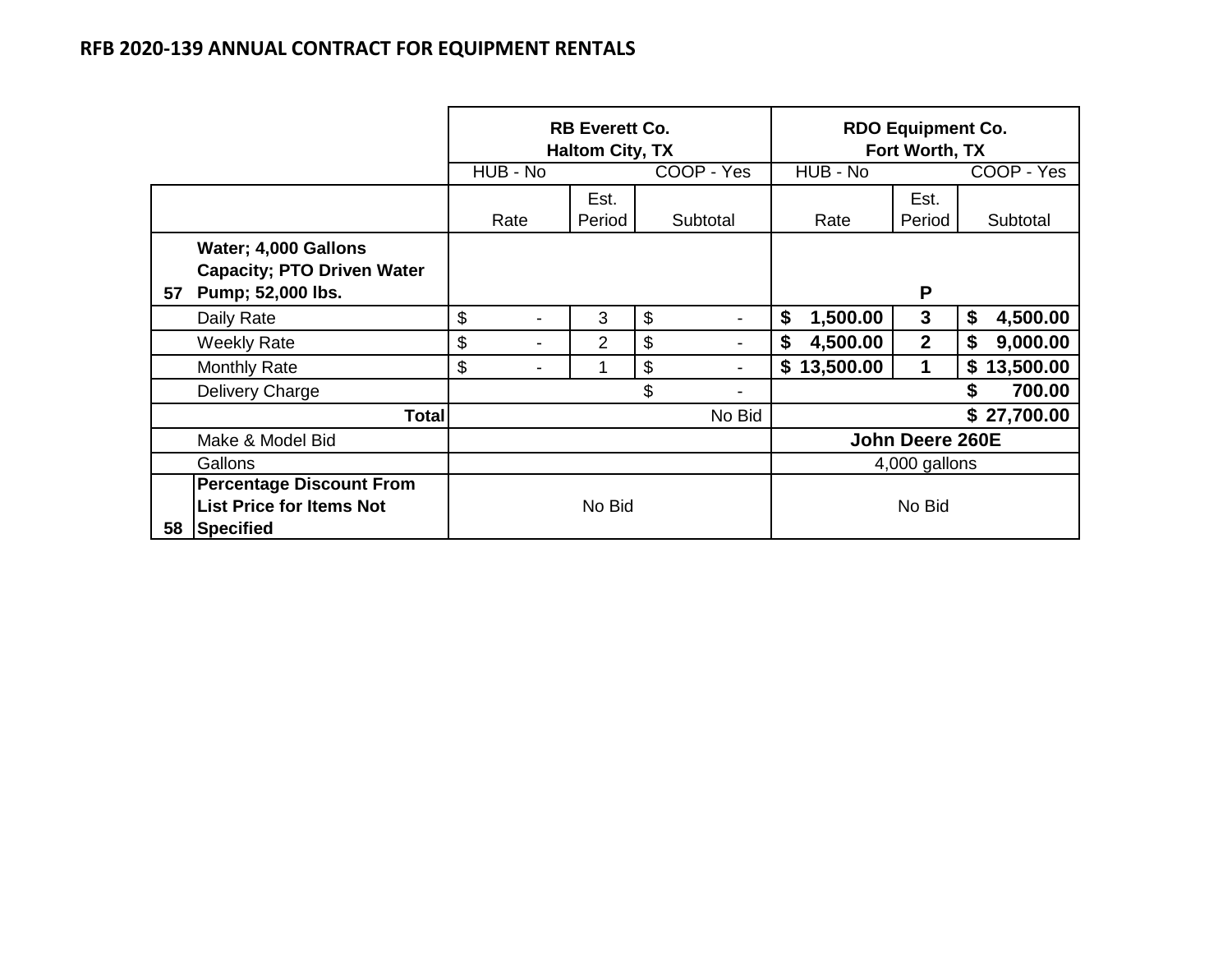## RFB 2020-139 ANNUAL CONTRACT FOR EQUIPMENT RENTALS

| | | RB Everett Co. Haltom City, TX | | | RDO Equipment Co. Fort Worth, TX | | |
|---|---|---|---|---|---|---|---|
| | | HUB - No | | COOP - Yes | HUB - No | | COOP - Yes |
| | | Rate | Est. Period | Subtotal | Rate | Est. Period | Subtotal |
| 57 | **Water; 4,000 Gallons Capacity; PTO Driven Water Pump; 52,000 lbs.** | | | | | **P** | |
| | Daily Rate | $ - | 3 | $ - | **$ 1,500.00** | **3** | **$ 4,500.00** |
| | Weekly Rate | $ - | 2 | $ - | **$ 4,500.00** | **2** | **$ 9,000.00** |
| | Monthly Rate | $ - | 1 | $ - | **$ 13,500.00** | **1** | **$ 13,500.00** |
| | Delivery Charge | | | $ - | | | **$ 700.00** |
| | **Total** | | | No Bid | | | **$ 27,700.00** |
| | Make & Model Bid | | | | **John Deere 260E** | | |
| | Gallons | | | | 4,000 gallons | | |
| 58 | **Percentage Discount From List Price for Items Not Specified** | No Bid | | | No Bid | | |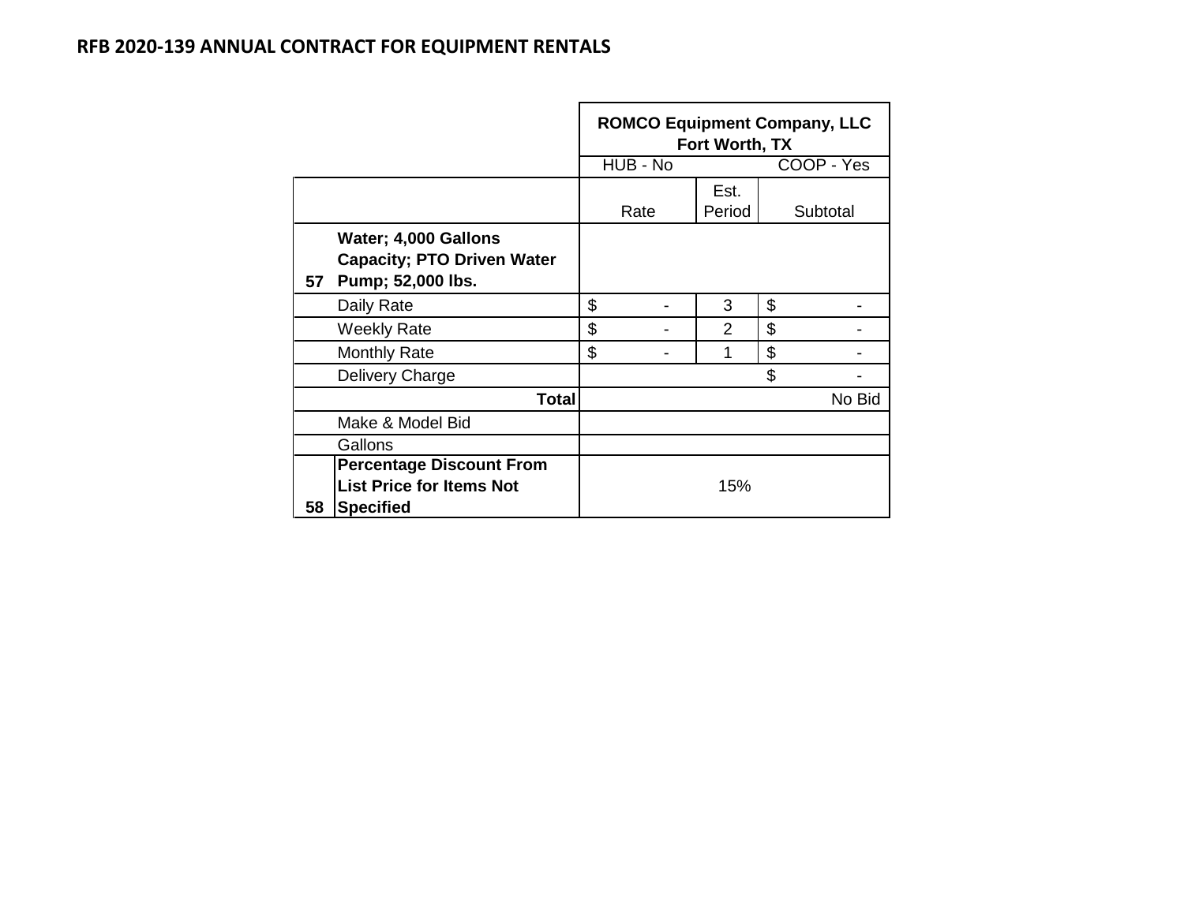## RFB 2020-139 ANNUAL CONTRACT FOR EQUIPMENT RENTALS

| | | ROMCO Equipment Company, LLC Fort Worth, TX | | |
|---|---|---|---|---|
| | | HUB - No | | COOP - Yes |
| | | Rate | Est. Period | Subtotal |
| 57 | **Water; 4,000 Gallons Capacity; PTO Driven Water Pump; 52,000 lbs.** | | | |
| | Daily Rate | $ - | 3 | $ - |
| | Weekly Rate | $ - | 2 | $ - |
| | Monthly Rate | $ - | 1 | $ - |
| | Delivery Charge | | | $ - |
| | **Total** | | | No Bid |
| | Make & Model Bid | | | |
| | Gallons | | | |
| 58 | **Percentage Discount From List Price for Items Not Specified** | 15% | | |